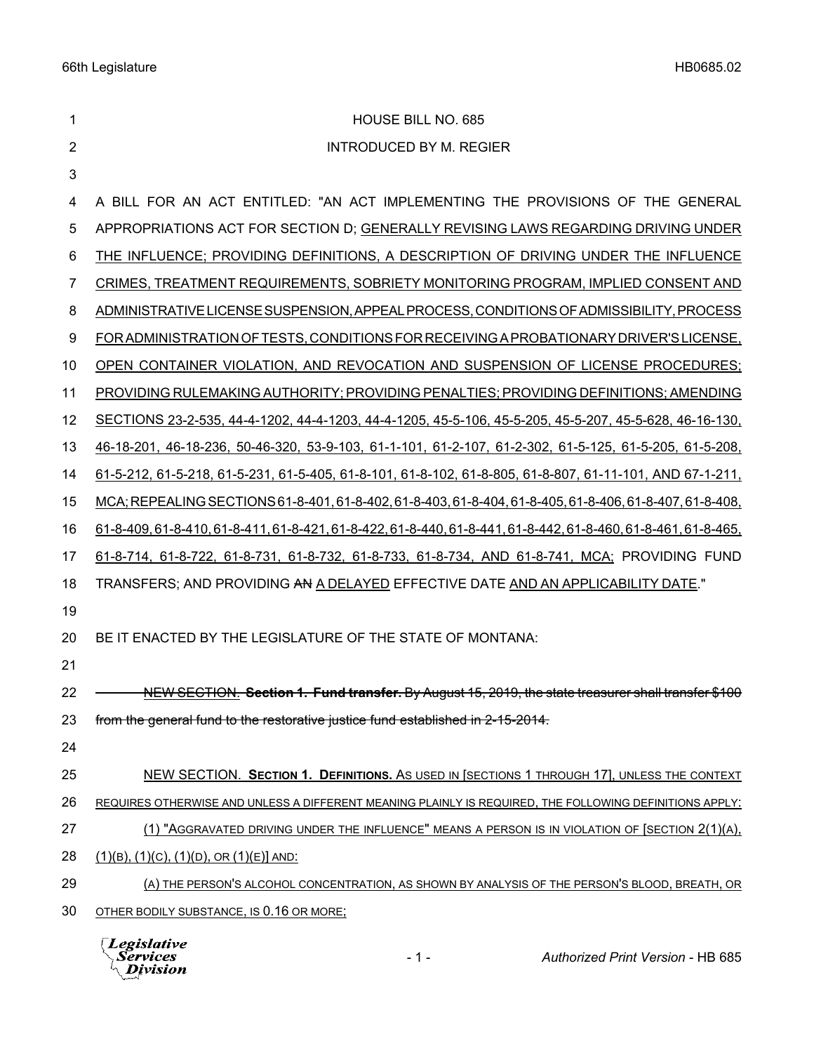HOUSE BILL NO. 685

INTRODUCED BY M. REGIER

A BILL FOR AN ACT ENTITLED: "AN ACT IMPLEMENTING THE PROVISIONS OF THE GENERAL APPROPRIATIONS ACT FOR SECTION D; GENERALLY REVISING LAWS REGARDING DRIVING UNDER THE INFLUENCE; PROVIDING DEFINITIONS, A DESCRIPTION OF DRIVING UNDER THE INFLUENCE CRIMES, TREATMENT REQUIREMENTS, SOBRIETY MONITORING PROGRAM, IMPLIED CONSENT AND ADMINISTRATIVE LICENSE SUSPENSION, APPEAL PROCESS, CONDITIONS OF ADMISSIBILITY, PROCESS FOR ADMINISTRATION OF TESTS, CONDITIONS FOR RECEIVING A PROBATIONARY DRIVER'S LICENSE, OPEN CONTAINER VIOLATION, AND REVOCATION AND SUSPENSION OF LICENSE PROCEDURES; PROVIDING RULEMAKING AUTHORITY; PROVIDING PENALTIES; PROVIDING DEFINITIONS; AMENDING SECTIONS 23-2-535, 44-4-1202, 44-4-1203, 44-4-1205, 45-5-106, 45-5-205, 45-5-207, 45-5-628, 46-16-130, 46-18-201, 46-18-236, 50-46-320, 53-9-103, 61-1-101, 61-2-107, 61-2-302, 61-5-125, 61-5-205, 61-5-208, 61-5-212, 61-5-218, 61-5-231, 61-5-405, 61-8-101, 61-8-102, 61-8-805, 61-8-807, 61-11-101, AND 67-1-211, MCA; REPEALING SECTIONS 61-8-401, 61-8-402, 61-8-403, 61-8-404, 61-8-405, 61-8-406, 61-8-407, 61-8-408, 61-8-409, 61-8-410, 61-8-411, 61-8-421, 61-8-422, 61-8-440, 61-8-441, 61-8-442, 61-8-460, 61-8-461, 61-8-465, 61-8-714, 61-8-722, 61-8-731, 61-8-732, 61-8-733, 61-8-734, AND 61-8-741, MCA; PROVIDING FUND TRANSFERS; AND PROVIDING ~~AN~~ A DELAYED EFFECTIVE DATE AND AN APPLICABILITY DATE."

BE IT ENACTED BY THE LEGISLATURE OF THE STATE OF MONTANA:

~~NEW SECTION. **Section 1. Fund transfer.** By August 15, 2019, the state treasurer shall transfer $100 from the general fund to the restorative justice fund established in 2-15-2014.~~

NEW SECTION. **Section 1. Definitions.** As used in [sections 1 through 17], unless the context requires otherwise and unless a different meaning plainly is required, the following definitions apply:

(1) "Aggravated driving under the influence" means a person is in violation of [section 2(1)(a), (1)(b), (1)(c), (1)(d), or (1)(e)] and:

(a) the person's alcohol concentration, as shown by analysis of the person's blood, breath, or other bodily substance, is 0.16 or more;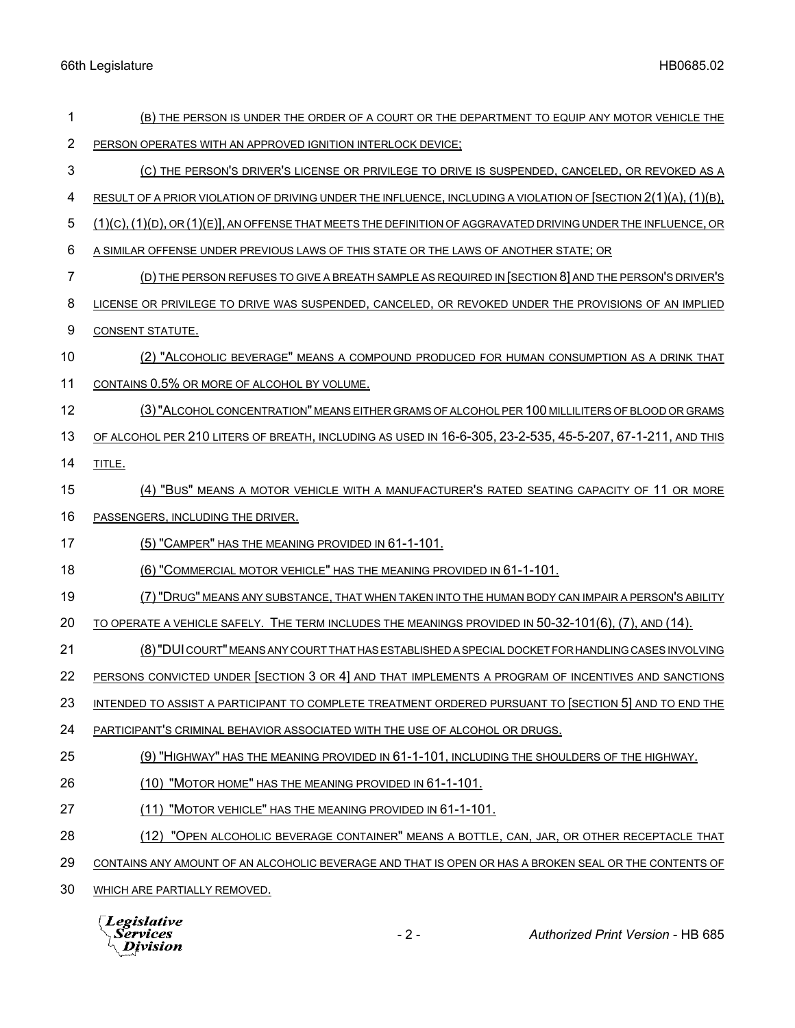(B) THE PERSON IS UNDER THE ORDER OF A COURT OR THE DEPARTMENT TO EQUIP ANY MOTOR VEHICLE THE PERSON OPERATES WITH AN APPROVED IGNITION INTERLOCK DEVICE;

(C) THE PERSON'S DRIVER'S LICENSE OR PRIVILEGE TO DRIVE IS SUSPENDED, CANCELED, OR REVOKED AS A RESULT OF A PRIOR VIOLATION OF DRIVING UNDER THE INFLUENCE, INCLUDING A VIOLATION OF [SECTION 2(1)(A), (1)(B), (1)(C), (1)(D), OR (1)(E)], AN OFFENSE THAT MEETS THE DEFINITION OF AGGRAVATED DRIVING UNDER THE INFLUENCE, OR A SIMILAR OFFENSE UNDER PREVIOUS LAWS OF THIS STATE OR THE LAWS OF ANOTHER STATE; OR

(D) THE PERSON REFUSES TO GIVE A BREATH SAMPLE AS REQUIRED IN [SECTION 8] AND THE PERSON'S DRIVER'S LICENSE OR PRIVILEGE TO DRIVE WAS SUSPENDED, CANCELED, OR REVOKED UNDER THE PROVISIONS OF AN IMPLIED CONSENT STATUTE.

(2) "ALCOHOLIC BEVERAGE" MEANS A COMPOUND PRODUCED FOR HUMAN CONSUMPTION AS A DRINK THAT CONTAINS 0.5% OR MORE OF ALCOHOL BY VOLUME.

(3) "ALCOHOL CONCENTRATION" MEANS EITHER GRAMS OF ALCOHOL PER 100 MILLILITERS OF BLOOD OR GRAMS OF ALCOHOL PER 210 LITERS OF BREATH, INCLUDING AS USED IN 16-6-305, 23-2-535, 45-5-207, 67-1-211, AND THIS TITLE.

(4) "BUS" MEANS A MOTOR VEHICLE WITH A MANUFACTURER'S RATED SEATING CAPACITY OF 11 OR MORE PASSENGERS, INCLUDING THE DRIVER.

(5) "CAMPER" HAS THE MEANING PROVIDED IN 61-1-101.

(6) "COMMERCIAL MOTOR VEHICLE" HAS THE MEANING PROVIDED IN 61-1-101.

(7) "DRUG" MEANS ANY SUBSTANCE, THAT WHEN TAKEN INTO THE HUMAN BODY CAN IMPAIR A PERSON'S ABILITY TO OPERATE A VEHICLE SAFELY. THE TERM INCLUDES THE MEANINGS PROVIDED IN 50-32-101(6), (7), AND (14).

(8) "DUI COURT" MEANS ANY COURT THAT HAS ESTABLISHED A SPECIAL DOCKET FOR HANDLING CASES INVOLVING PERSONS CONVICTED UNDER [SECTION 3 OR 4] AND THAT IMPLEMENTS A PROGRAM OF INCENTIVES AND SANCTIONS INTENDED TO ASSIST A PARTICIPANT TO COMPLETE TREATMENT ORDERED PURSUANT TO [SECTION 5] AND TO END THE PARTICIPANT'S CRIMINAL BEHAVIOR ASSOCIATED WITH THE USE OF ALCOHOL OR DRUGS.

(9) "HIGHWAY" HAS THE MEANING PROVIDED IN 61-1-101, INCLUDING THE SHOULDERS OF THE HIGHWAY.

(10) "MOTOR HOME" HAS THE MEANING PROVIDED IN 61-1-101.

(11) "MOTOR VEHICLE" HAS THE MEANING PROVIDED IN 61-1-101.

(12) "OPEN ALCOHOLIC BEVERAGE CONTAINER" MEANS A BOTTLE, CAN, JAR, OR OTHER RECEPTACLE THAT CONTAINS ANY AMOUNT OF AN ALCOHOLIC BEVERAGE AND THAT IS OPEN OR HAS A BROKEN SEAL OR THE CONTENTS OF WHICH ARE PARTIALLY REMOVED.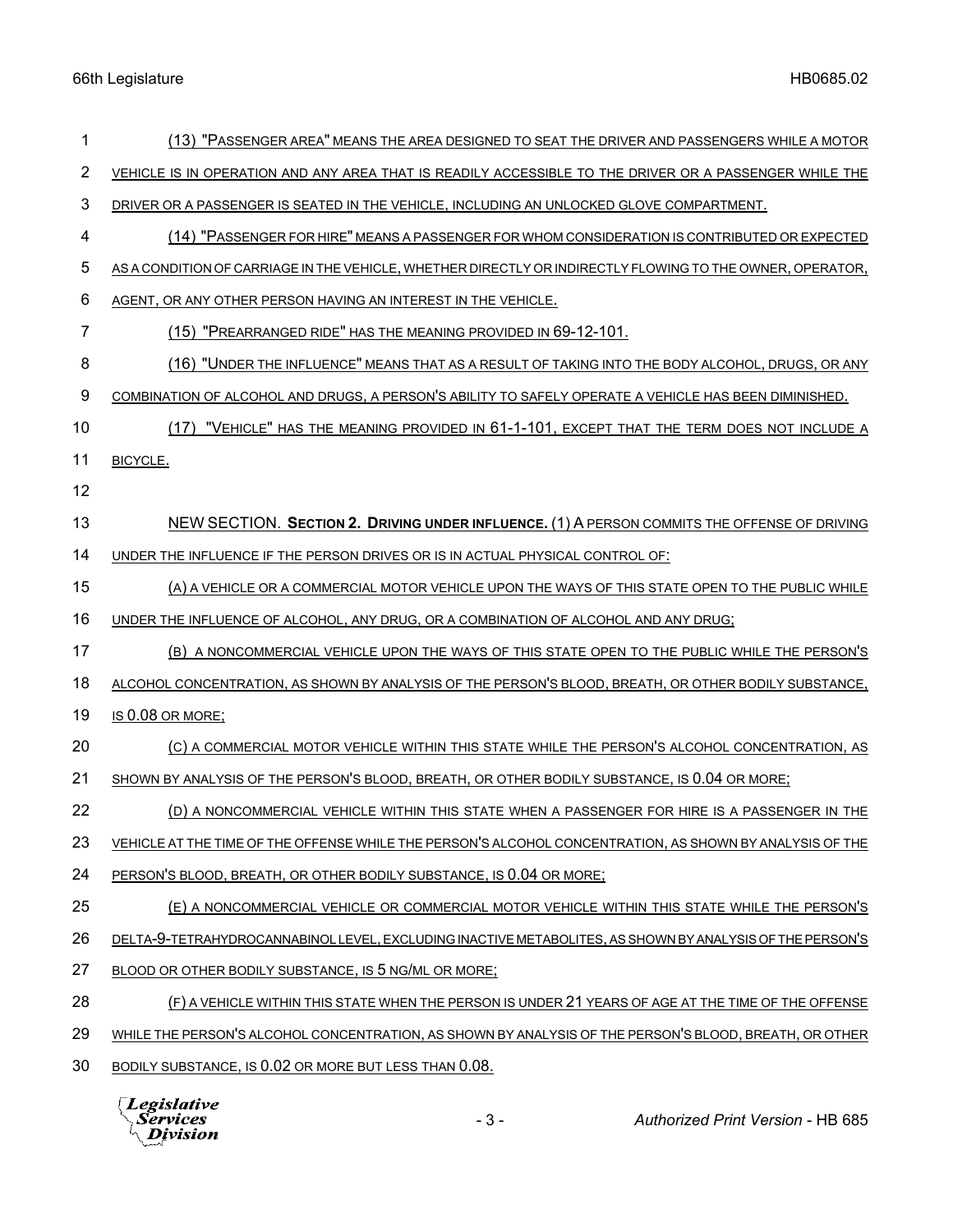(13) "PASSENGER AREA" MEANS THE AREA DESIGNED TO SEAT THE DRIVER AND PASSENGERS WHILE A MOTOR VEHICLE IS IN OPERATION AND ANY AREA THAT IS READILY ACCESSIBLE TO THE DRIVER OR A PASSENGER WHILE THE DRIVER OR A PASSENGER IS SEATED IN THE VEHICLE, INCLUDING AN UNLOCKED GLOVE COMPARTMENT.

(14) "PASSENGER FOR HIRE" MEANS A PASSENGER FOR WHOM CONSIDERATION IS CONTRIBUTED OR EXPECTED AS A CONDITION OF CARRIAGE IN THE VEHICLE, WHETHER DIRECTLY OR INDIRECTLY FLOWING TO THE OWNER, OPERATOR, AGENT, OR ANY OTHER PERSON HAVING AN INTEREST IN THE VEHICLE.

(15) "PREARRANGED RIDE" HAS THE MEANING PROVIDED IN 69-12-101.

(16) "UNDER THE INFLUENCE" MEANS THAT AS A RESULT OF TAKING INTO THE BODY ALCOHOL, DRUGS, OR ANY COMBINATION OF ALCOHOL AND DRUGS, A PERSON'S ABILITY TO SAFELY OPERATE A VEHICLE HAS BEEN DIMINISHED.

(17) "VEHICLE" HAS THE MEANING PROVIDED IN 61-1-101, EXCEPT THAT THE TERM DOES NOT INCLUDE A BICYCLE.

NEW SECTION. **SECTION 2. DRIVING UNDER INFLUENCE.** (1) A PERSON COMMITS THE OFFENSE OF DRIVING UNDER THE INFLUENCE IF THE PERSON DRIVES OR IS IN ACTUAL PHYSICAL CONTROL OF:

(A) A VEHICLE OR A COMMERCIAL MOTOR VEHICLE UPON THE WAYS OF THIS STATE OPEN TO THE PUBLIC WHILE UNDER THE INFLUENCE OF ALCOHOL, ANY DRUG, OR A COMBINATION OF ALCOHOL AND ANY DRUG;

(B) A NONCOMMERCIAL VEHICLE UPON THE WAYS OF THIS STATE OPEN TO THE PUBLIC WHILE THE PERSON'S ALCOHOL CONCENTRATION, AS SHOWN BY ANALYSIS OF THE PERSON'S BLOOD, BREATH, OR OTHER BODILY SUBSTANCE, IS 0.08 OR MORE;

(C) A COMMERCIAL MOTOR VEHICLE WITHIN THIS STATE WHILE THE PERSON'S ALCOHOL CONCENTRATION, AS SHOWN BY ANALYSIS OF THE PERSON'S BLOOD, BREATH, OR OTHER BODILY SUBSTANCE, IS 0.04 OR MORE;

(D) A NONCOMMERCIAL VEHICLE WITHIN THIS STATE WHEN A PASSENGER FOR HIRE IS A PASSENGER IN THE VEHICLE AT THE TIME OF THE OFFENSE WHILE THE PERSON'S ALCOHOL CONCENTRATION, AS SHOWN BY ANALYSIS OF THE PERSON'S BLOOD, BREATH, OR OTHER BODILY SUBSTANCE, IS 0.04 OR MORE;

(E) A NONCOMMERCIAL VEHICLE OR COMMERCIAL MOTOR VEHICLE WITHIN THIS STATE WHILE THE PERSON'S DELTA-9-TETRAHYDROCANNABINOL LEVEL, EXCLUDING INACTIVE METABOLITES, AS SHOWN BY ANALYSIS OF THE PERSON'S BLOOD OR OTHER BODILY SUBSTANCE, IS 5 NG/ML OR MORE;

(F) A VEHICLE WITHIN THIS STATE WHEN THE PERSON IS UNDER 21 YEARS OF AGE AT THE TIME OF THE OFFENSE WHILE THE PERSON'S ALCOHOL CONCENTRATION, AS SHOWN BY ANALYSIS OF THE PERSON'S BLOOD, BREATH, OR OTHER BODILY SUBSTANCE, IS 0.02 OR MORE BUT LESS THAN 0.08.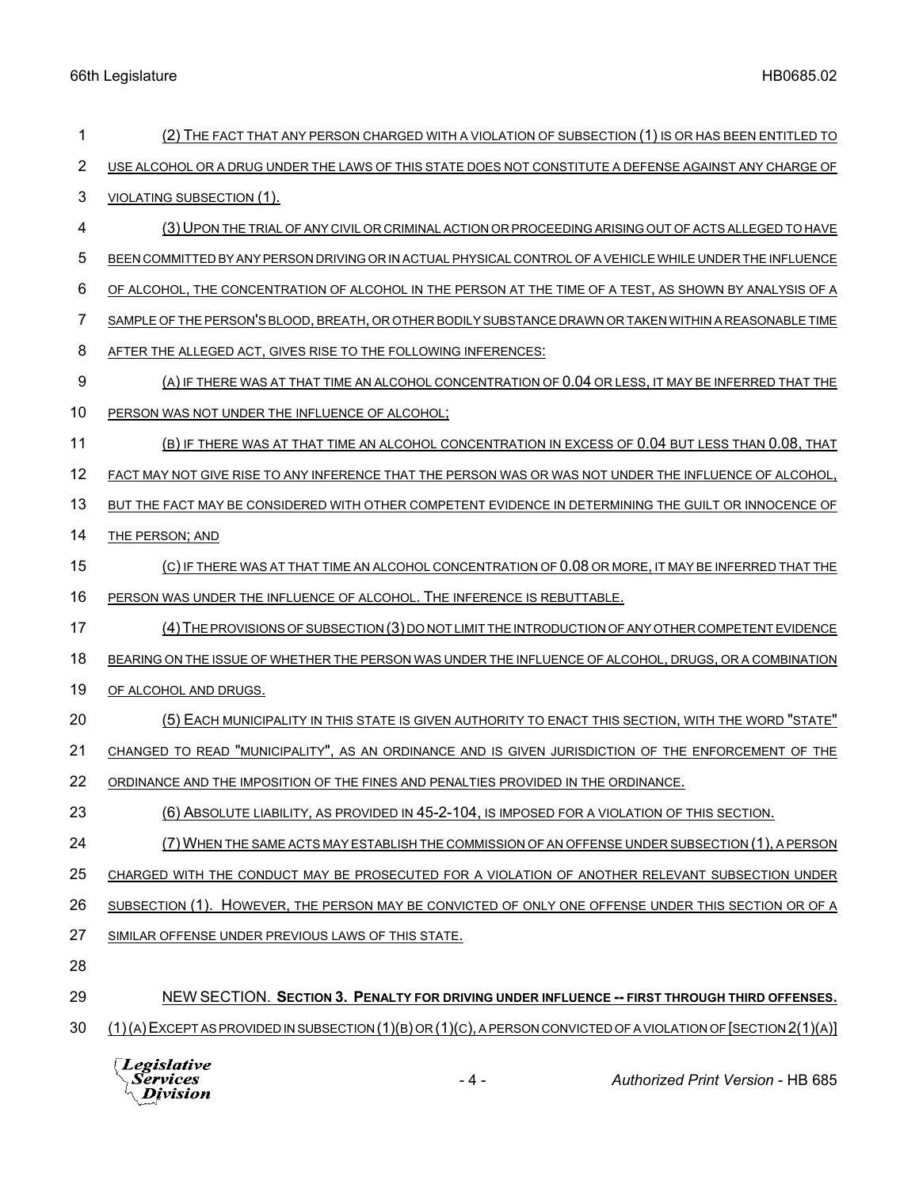(2) THE FACT THAT ANY PERSON CHARGED WITH A VIOLATION OF SUBSECTION (1) IS OR HAS BEEN ENTITLED TO USE ALCOHOL OR A DRUG UNDER THE LAWS OF THIS STATE DOES NOT CONSTITUTE A DEFENSE AGAINST ANY CHARGE OF VIOLATING SUBSECTION (1).

(3) UPON THE TRIAL OF ANY CIVIL OR CRIMINAL ACTION OR PROCEEDING ARISING OUT OF ACTS ALLEGED TO HAVE BEEN COMMITTED BY ANY PERSON DRIVING OR IN ACTUAL PHYSICAL CONTROL OF A VEHICLE WHILE UNDER THE INFLUENCE OF ALCOHOL, THE CONCENTRATION OF ALCOHOL IN THE PERSON AT THE TIME OF A TEST, AS SHOWN BY ANALYSIS OF A SAMPLE OF THE PERSON'S BLOOD, BREATH, OR OTHER BODILY SUBSTANCE DRAWN OR TAKEN WITHIN A REASONABLE TIME AFTER THE ALLEGED ACT, GIVES RISE TO THE FOLLOWING INFERENCES:

(A) IF THERE WAS AT THAT TIME AN ALCOHOL CONCENTRATION OF 0.04 OR LESS, IT MAY BE INFERRED THAT THE PERSON WAS NOT UNDER THE INFLUENCE OF ALCOHOL;

(B) IF THERE WAS AT THAT TIME AN ALCOHOL CONCENTRATION IN EXCESS OF 0.04 BUT LESS THAN 0.08, THAT FACT MAY NOT GIVE RISE TO ANY INFERENCE THAT THE PERSON WAS OR WAS NOT UNDER THE INFLUENCE OF ALCOHOL, BUT THE FACT MAY BE CONSIDERED WITH OTHER COMPETENT EVIDENCE IN DETERMINING THE GUILT OR INNOCENCE OF THE PERSON; AND

(C) IF THERE WAS AT THAT TIME AN ALCOHOL CONCENTRATION OF 0.08 OR MORE, IT MAY BE INFERRED THAT THE PERSON WAS UNDER THE INFLUENCE OF ALCOHOL. THE INFERENCE IS REBUTTABLE.

(4) THE PROVISIONS OF SUBSECTION (3) DO NOT LIMIT THE INTRODUCTION OF ANY OTHER COMPETENT EVIDENCE BEARING ON THE ISSUE OF WHETHER THE PERSON WAS UNDER THE INFLUENCE OF ALCOHOL, DRUGS, OR A COMBINATION OF ALCOHOL AND DRUGS.

(5) EACH MUNICIPALITY IN THIS STATE IS GIVEN AUTHORITY TO ENACT THIS SECTION, WITH THE WORD "STATE" CHANGED TO READ "MUNICIPALITY", AS AN ORDINANCE AND IS GIVEN JURISDICTION OF THE ENFORCEMENT OF THE ORDINANCE AND THE IMPOSITION OF THE FINES AND PENALTIES PROVIDED IN THE ORDINANCE.

(6) ABSOLUTE LIABILITY, AS PROVIDED IN 45-2-104, IS IMPOSED FOR A VIOLATION OF THIS SECTION.

(7) WHEN THE SAME ACTS MAY ESTABLISH THE COMMISSION OF AN OFFENSE UNDER SUBSECTION (1), A PERSON CHARGED WITH THE CONDUCT MAY BE PROSECUTED FOR A VIOLATION OF ANOTHER RELEVANT SUBSECTION UNDER SUBSECTION (1). HOWEVER, THE PERSON MAY BE CONVICTED OF ONLY ONE OFFENSE UNDER THIS SECTION OR OF A SIMILAR OFFENSE UNDER PREVIOUS LAWS OF THIS STATE.

NEW SECTION. **SECTION 3. PENALTY FOR DRIVING UNDER INFLUENCE -- FIRST THROUGH THIRD OFFENSES.** (1) (A) EXCEPT AS PROVIDED IN SUBSECTION (1)(B) OR (1)(C), A PERSON CONVICTED OF A VIOLATION OF [SECTION 2(1)(A)]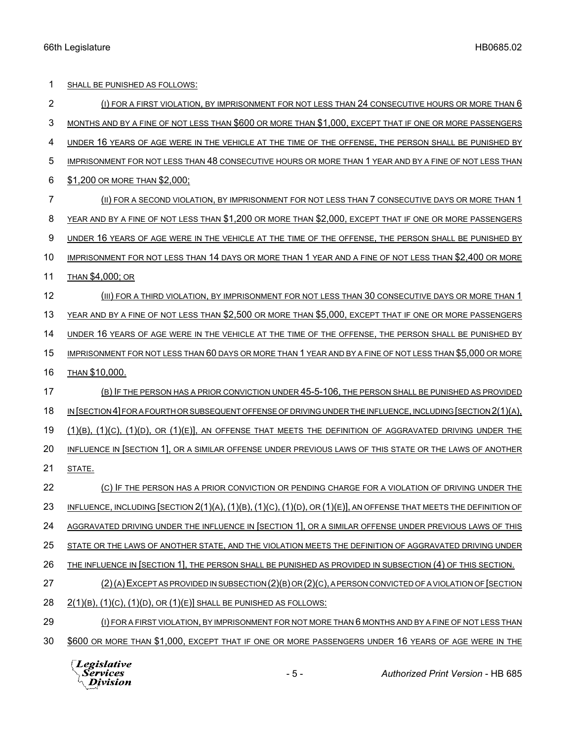SHALL BE PUNISHED AS FOLLOWS:

(I) FOR A FIRST VIOLATION, BY IMPRISONMENT FOR NOT LESS THAN 24 CONSECUTIVE HOURS OR MORE THAN 6 MONTHS AND BY A FINE OF NOT LESS THAN $600 OR MORE THAN $1,000, EXCEPT THAT IF ONE OR MORE PASSENGERS UNDER 16 YEARS OF AGE WERE IN THE VEHICLE AT THE TIME OF THE OFFENSE, THE PERSON SHALL BE PUNISHED BY IMPRISONMENT FOR NOT LESS THAN 48 CONSECUTIVE HOURS OR MORE THAN 1 YEAR AND BY A FINE OF NOT LESS THAN $1,200 OR MORE THAN $2,000;

(II) FOR A SECOND VIOLATION, BY IMPRISONMENT FOR NOT LESS THAN 7 CONSECUTIVE DAYS OR MORE THAN 1 YEAR AND BY A FINE OF NOT LESS THAN $1,200 OR MORE THAN $2,000, EXCEPT THAT IF ONE OR MORE PASSENGERS UNDER 16 YEARS OF AGE WERE IN THE VEHICLE AT THE TIME OF THE OFFENSE, THE PERSON SHALL BE PUNISHED BY IMPRISONMENT FOR NOT LESS THAN 14 DAYS OR MORE THAN 1 YEAR AND A FINE OF NOT LESS THAN $2,400 OR MORE THAN $4,000; OR

(III) FOR A THIRD VIOLATION, BY IMPRISONMENT FOR NOT LESS THAN 30 CONSECUTIVE DAYS OR MORE THAN 1 YEAR AND BY A FINE OF NOT LESS THAN $2,500 OR MORE THAN $5,000, EXCEPT THAT IF ONE OR MORE PASSENGERS UNDER 16 YEARS OF AGE WERE IN THE VEHICLE AT THE TIME OF THE OFFENSE, THE PERSON SHALL BE PUNISHED BY IMPRISONMENT FOR NOT LESS THAN 60 DAYS OR MORE THAN 1 YEAR AND BY A FINE OF NOT LESS THAN $5,000 OR MORE THAN $10,000.

(B) IF THE PERSON HAS A PRIOR CONVICTION UNDER 45-5-106, THE PERSON SHALL BE PUNISHED AS PROVIDED IN [SECTION 4] FOR A FOURTH OR SUBSEQUENT OFFENSE OF DRIVING UNDER THE INFLUENCE, INCLUDING [SECTION 2(1)(A), (1)(B), (1)(C), (1)(D), OR (1)(E)], AN OFFENSE THAT MEETS THE DEFINITION OF AGGRAVATED DRIVING UNDER THE INFLUENCE IN [SECTION 1], OR A SIMILAR OFFENSE UNDER PREVIOUS LAWS OF THIS STATE OR THE LAWS OF ANOTHER STATE.

(C) IF THE PERSON HAS A PRIOR CONVICTION OR PENDING CHARGE FOR A VIOLATION OF DRIVING UNDER THE INFLUENCE, INCLUDING [SECTION 2(1)(A), (1)(B), (1)(C), (1)(D), OR (1)(E)], AN OFFENSE THAT MEETS THE DEFINITION OF AGGRAVATED DRIVING UNDER THE INFLUENCE IN [SECTION 1], OR A SIMILAR OFFENSE UNDER PREVIOUS LAWS OF THIS STATE OR THE LAWS OF ANOTHER STATE, AND THE VIOLATION MEETS THE DEFINITION OF AGGRAVATED DRIVING UNDER THE INFLUENCE IN [SECTION 1], THE PERSON SHALL BE PUNISHED AS PROVIDED IN SUBSECTION (4) OF THIS SECTION.

(2) (A) EXCEPT AS PROVIDED IN SUBSECTION (2)(B) OR (2)(C), A PERSON CONVICTED OF A VIOLATION OF [SECTION 2(1)(B), (1)(C), (1)(D), OR (1)(E)] SHALL BE PUNISHED AS FOLLOWS:

(I) FOR A FIRST VIOLATION, BY IMPRISONMENT FOR NOT MORE THAN 6 MONTHS AND BY A FINE OF NOT LESS THAN $600 OR MORE THAN $1,000, EXCEPT THAT IF ONE OR MORE PASSENGERS UNDER 16 YEARS OF AGE WERE IN THE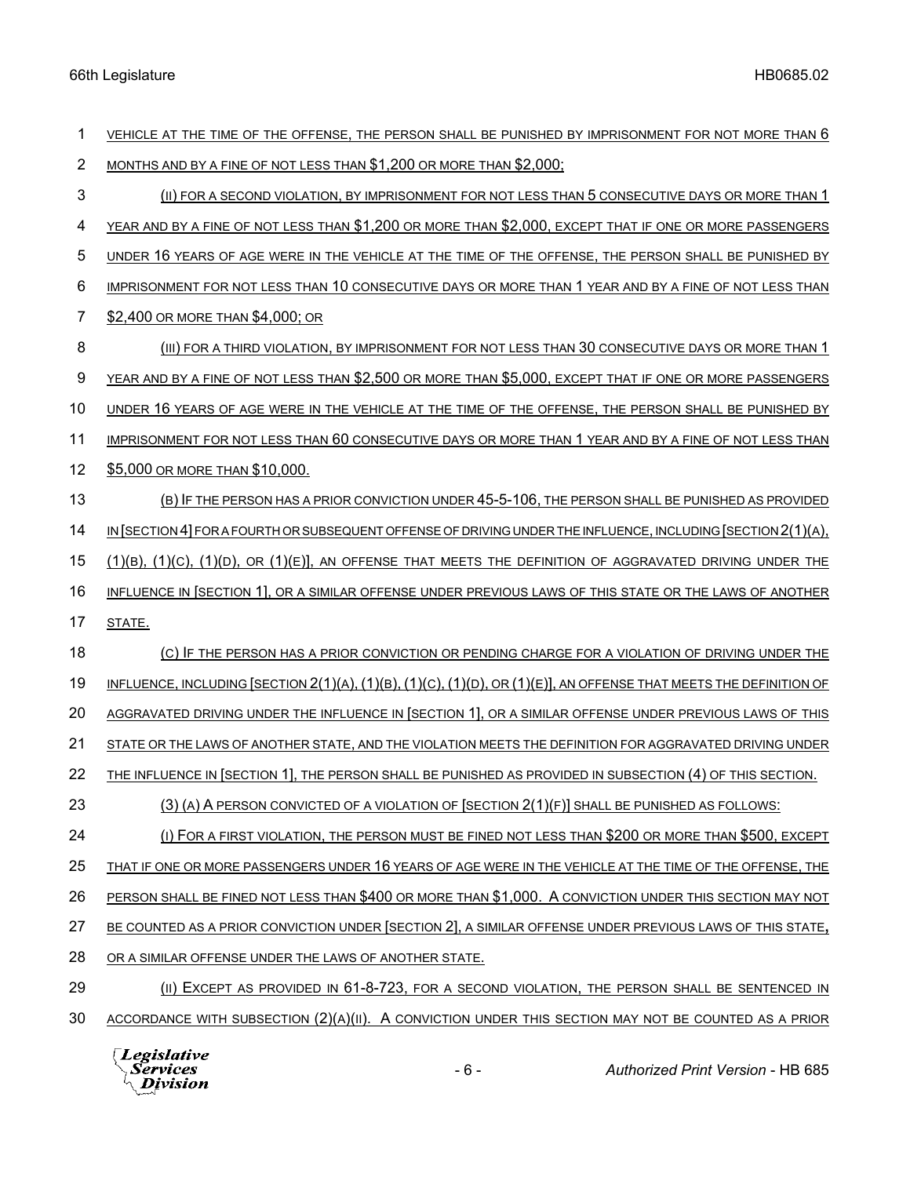VEHICLE AT THE TIME OF THE OFFENSE, THE PERSON SHALL BE PUNISHED BY IMPRISONMENT FOR NOT MORE THAN 6 MONTHS AND BY A FINE OF NOT LESS THAN $1,200 OR MORE THAN $2,000;

(II) FOR A SECOND VIOLATION, BY IMPRISONMENT FOR NOT LESS THAN 5 CONSECUTIVE DAYS OR MORE THAN 1 YEAR AND BY A FINE OF NOT LESS THAN $1,200 OR MORE THAN $2,000, EXCEPT THAT IF ONE OR MORE PASSENGERS UNDER 16 YEARS OF AGE WERE IN THE VEHICLE AT THE TIME OF THE OFFENSE, THE PERSON SHALL BE PUNISHED BY IMPRISONMENT FOR NOT LESS THAN 10 CONSECUTIVE DAYS OR MORE THAN 1 YEAR AND BY A FINE OF NOT LESS THAN $2,400 OR MORE THAN $4,000; OR

(III) FOR A THIRD VIOLATION, BY IMPRISONMENT FOR NOT LESS THAN 30 CONSECUTIVE DAYS OR MORE THAN 1 YEAR AND BY A FINE OF NOT LESS THAN $2,500 OR MORE THAN $5,000, EXCEPT THAT IF ONE OR MORE PASSENGERS UNDER 16 YEARS OF AGE WERE IN THE VEHICLE AT THE TIME OF THE OFFENSE, THE PERSON SHALL BE PUNISHED BY IMPRISONMENT FOR NOT LESS THAN 60 CONSECUTIVE DAYS OR MORE THAN 1 YEAR AND BY A FINE OF NOT LESS THAN $5,000 OR MORE THAN $10,000.

(B) IF THE PERSON HAS A PRIOR CONVICTION UNDER 45-5-106, THE PERSON SHALL BE PUNISHED AS PROVIDED IN [SECTION 4] FOR A FOURTH OR SUBSEQUENT OFFENSE OF DRIVING UNDER THE INFLUENCE, INCLUDING [SECTION 2(1)(A), (1)(B), (1)(C), (1)(D), OR (1)(E)], AN OFFENSE THAT MEETS THE DEFINITION OF AGGRAVATED DRIVING UNDER THE INFLUENCE IN [SECTION 1], OR A SIMILAR OFFENSE UNDER PREVIOUS LAWS OF THIS STATE OR THE LAWS OF ANOTHER STATE.

(C) IF THE PERSON HAS A PRIOR CONVICTION OR PENDING CHARGE FOR A VIOLATION OF DRIVING UNDER THE INFLUENCE, INCLUDING [SECTION 2(1)(A), (1)(B), (1)(C), (1)(D), OR (1)(E)], AN OFFENSE THAT MEETS THE DEFINITION OF AGGRAVATED DRIVING UNDER THE INFLUENCE IN [SECTION 1], OR A SIMILAR OFFENSE UNDER PREVIOUS LAWS OF THIS STATE OR THE LAWS OF ANOTHER STATE, AND THE VIOLATION MEETS THE DEFINITION FOR AGGRAVATED DRIVING UNDER THE INFLUENCE IN [SECTION 1], THE PERSON SHALL BE PUNISHED AS PROVIDED IN SUBSECTION (4) OF THIS SECTION.

(3) (A) A PERSON CONVICTED OF A VIOLATION OF [SECTION 2(1)(F)] SHALL BE PUNISHED AS FOLLOWS:

(I) FOR A FIRST VIOLATION, THE PERSON MUST BE FINED NOT LESS THAN $200 OR MORE THAN $500, EXCEPT THAT IF ONE OR MORE PASSENGERS UNDER 16 YEARS OF AGE WERE IN THE VEHICLE AT THE TIME OF THE OFFENSE, THE PERSON SHALL BE FINED NOT LESS THAN $400 OR MORE THAN $1,000. A CONVICTION UNDER THIS SECTION MAY NOT BE COUNTED AS A PRIOR CONVICTION UNDER [SECTION 2], A SIMILAR OFFENSE UNDER PREVIOUS LAWS OF THIS STATE, OR A SIMILAR OFFENSE UNDER THE LAWS OF ANOTHER STATE.

(II) EXCEPT AS PROVIDED IN 61-8-723, FOR A SECOND VIOLATION, THE PERSON SHALL BE SENTENCED IN ACCORDANCE WITH SUBSECTION (2)(A)(II). A CONVICTION UNDER THIS SECTION MAY NOT BE COUNTED AS A PRIOR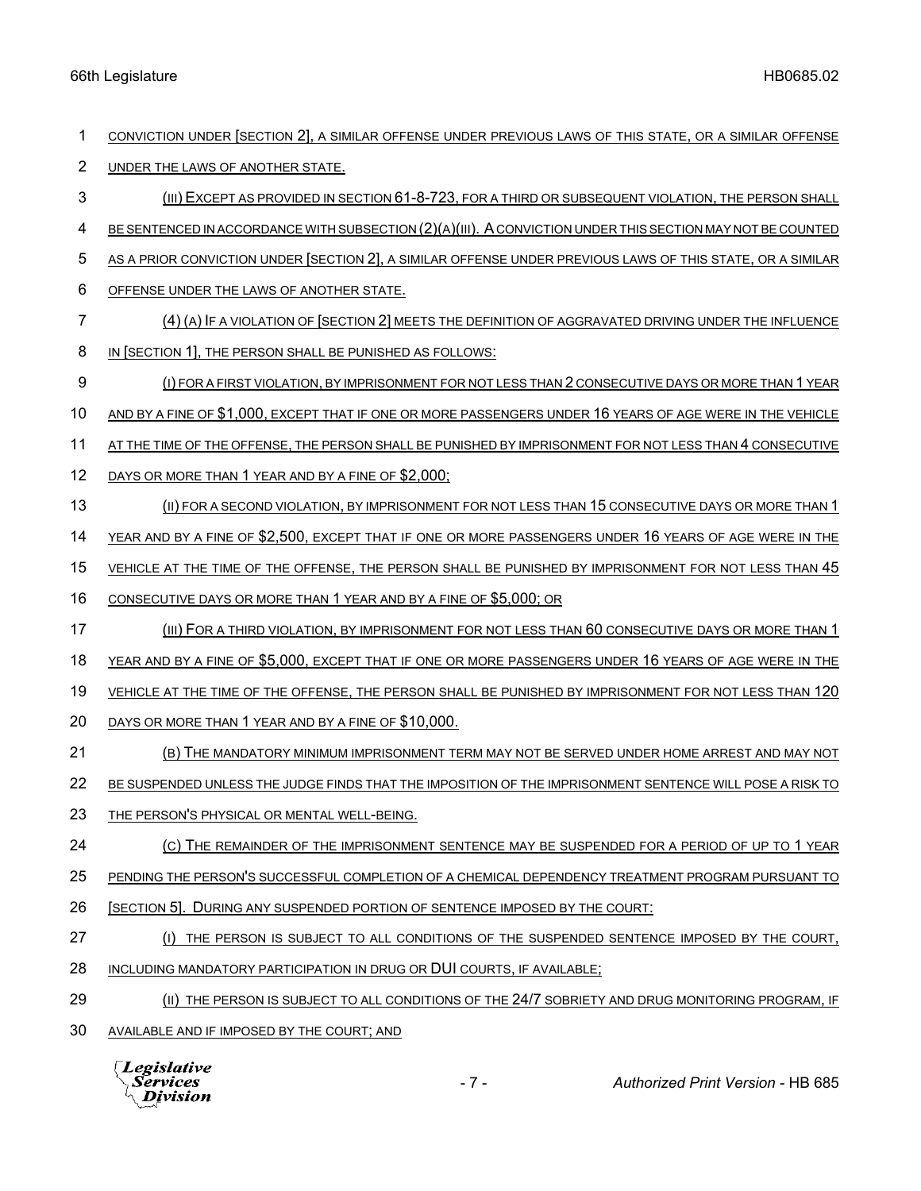CONVICTION UNDER [SECTION 2], A SIMILAR OFFENSE UNDER PREVIOUS LAWS OF THIS STATE, OR A SIMILAR OFFENSE UNDER THE LAWS OF ANOTHER STATE.

(III) EXCEPT AS PROVIDED IN SECTION 61-8-723, FOR A THIRD OR SUBSEQUENT VIOLATION, THE PERSON SHALL BE SENTENCED IN ACCORDANCE WITH SUBSECTION (2)(A)(III). A CONVICTION UNDER THIS SECTION MAY NOT BE COUNTED AS A PRIOR CONVICTION UNDER [SECTION 2], A SIMILAR OFFENSE UNDER PREVIOUS LAWS OF THIS STATE, OR A SIMILAR OFFENSE UNDER THE LAWS OF ANOTHER STATE.

(4) (A) IF A VIOLATION OF [SECTION 2] MEETS THE DEFINITION OF AGGRAVATED DRIVING UNDER THE INFLUENCE IN [SECTION 1], THE PERSON SHALL BE PUNISHED AS FOLLOWS:

(I) FOR A FIRST VIOLATION, BY IMPRISONMENT FOR NOT LESS THAN 2 CONSECUTIVE DAYS OR MORE THAN 1 YEAR AND BY A FINE OF $1,000, EXCEPT THAT IF ONE OR MORE PASSENGERS UNDER 16 YEARS OF AGE WERE IN THE VEHICLE AT THE TIME OF THE OFFENSE, THE PERSON SHALL BE PUNISHED BY IMPRISONMENT FOR NOT LESS THAN 4 CONSECUTIVE DAYS OR MORE THAN 1 YEAR AND BY A FINE OF $2,000;

(II) FOR A SECOND VIOLATION, BY IMPRISONMENT FOR NOT LESS THAN 15 CONSECUTIVE DAYS OR MORE THAN 1 YEAR AND BY A FINE OF $2,500, EXCEPT THAT IF ONE OR MORE PASSENGERS UNDER 16 YEARS OF AGE WERE IN THE VEHICLE AT THE TIME OF THE OFFENSE, THE PERSON SHALL BE PUNISHED BY IMPRISONMENT FOR NOT LESS THAN 45 CONSECUTIVE DAYS OR MORE THAN 1 YEAR AND BY A FINE OF $5,000; OR

(III) FOR A THIRD VIOLATION, BY IMPRISONMENT FOR NOT LESS THAN 60 CONSECUTIVE DAYS OR MORE THAN 1 YEAR AND BY A FINE OF $5,000, EXCEPT THAT IF ONE OR MORE PASSENGERS UNDER 16 YEARS OF AGE WERE IN THE VEHICLE AT THE TIME OF THE OFFENSE, THE PERSON SHALL BE PUNISHED BY IMPRISONMENT FOR NOT LESS THAN 120 DAYS OR MORE THAN 1 YEAR AND BY A FINE OF $10,000.

(B) THE MANDATORY MINIMUM IMPRISONMENT TERM MAY NOT BE SERVED UNDER HOME ARREST AND MAY NOT BE SUSPENDED UNLESS THE JUDGE FINDS THAT THE IMPOSITION OF THE IMPRISONMENT SENTENCE WILL POSE A RISK TO THE PERSON'S PHYSICAL OR MENTAL WELL-BEING.

(C) THE REMAINDER OF THE IMPRISONMENT SENTENCE MAY BE SUSPENDED FOR A PERIOD OF UP TO 1 YEAR PENDING THE PERSON'S SUCCESSFUL COMPLETION OF A CHEMICAL DEPENDENCY TREATMENT PROGRAM PURSUANT TO [SECTION 5]. DURING ANY SUSPENDED PORTION OF SENTENCE IMPOSED BY THE COURT:

(I) THE PERSON IS SUBJECT TO ALL CONDITIONS OF THE SUSPENDED SENTENCE IMPOSED BY THE COURT, INCLUDING MANDATORY PARTICIPATION IN DRUG OR DUI COURTS, IF AVAILABLE;

(II) THE PERSON IS SUBJECT TO ALL CONDITIONS OF THE 24/7 SOBRIETY AND DRUG MONITORING PROGRAM, IF AVAILABLE AND IF IMPOSED BY THE COURT; AND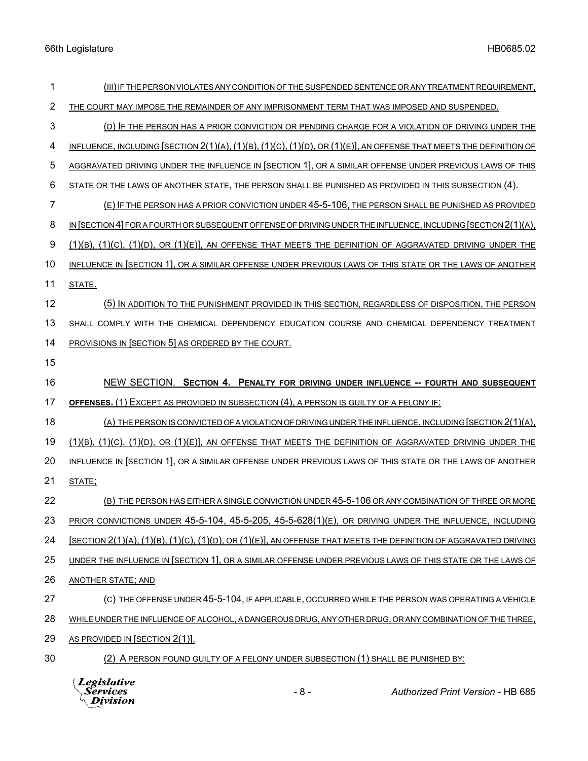(III) IF THE PERSON VIOLATES ANY CONDITION OF THE SUSPENDED SENTENCE OR ANY TREATMENT REQUIREMENT, THE COURT MAY IMPOSE THE REMAINDER OF ANY IMPRISONMENT TERM THAT WAS IMPOSED AND SUSPENDED.

(D) IF THE PERSON HAS A PRIOR CONVICTION OR PENDING CHARGE FOR A VIOLATION OF DRIVING UNDER THE INFLUENCE, INCLUDING [SECTION 2(1)(A), (1)(B), (1)(C), (1)(D), OR (1)(E)], AN OFFENSE THAT MEETS THE DEFINITION OF AGGRAVATED DRIVING UNDER THE INFLUENCE IN [SECTION 1], OR A SIMILAR OFFENSE UNDER PREVIOUS LAWS OF THIS STATE OR THE LAWS OF ANOTHER STATE, THE PERSON SHALL BE PUNISHED AS PROVIDED IN THIS SUBSECTION (4).

(E) IF THE PERSON HAS A PRIOR CONVICTION UNDER 45-5-106, THE PERSON SHALL BE PUNISHED AS PROVIDED IN [SECTION 4] FOR A FOURTH OR SUBSEQUENT OFFENSE OF DRIVING UNDER THE INFLUENCE, INCLUDING [SECTION 2(1)(A), (1)(B), (1)(C), (1)(D), OR (1)(E)], AN OFFENSE THAT MEETS THE DEFINITION OF AGGRAVATED DRIVING UNDER THE INFLUENCE IN [SECTION 1], OR A SIMILAR OFFENSE UNDER PREVIOUS LAWS OF THIS STATE OR THE LAWS OF ANOTHER STATE.

(5) IN ADDITION TO THE PUNISHMENT PROVIDED IN THIS SECTION, REGARDLESS OF DISPOSITION, THE PERSON SHALL COMPLY WITH THE CHEMICAL DEPENDENCY EDUCATION COURSE AND CHEMICAL DEPENDENCY TREATMENT PROVISIONS IN [SECTION 5] AS ORDERED BY THE COURT.

NEW SECTION. **SECTION 4. PENALTY FOR DRIVING UNDER INFLUENCE -- FOURTH AND SUBSEQUENT OFFENSES.** (1) EXCEPT AS PROVIDED IN SUBSECTION (4), A PERSON IS GUILTY OF A FELONY IF:

(A) THE PERSON IS CONVICTED OF A VIOLATION OF DRIVING UNDER THE INFLUENCE, INCLUDING [SECTION 2(1)(A), (1)(B), (1)(C), (1)(D), OR (1)(E)], AN OFFENSE THAT MEETS THE DEFINITION OF AGGRAVATED DRIVING UNDER THE INFLUENCE IN [SECTION 1], OR A SIMILAR OFFENSE UNDER PREVIOUS LAWS OF THIS STATE OR THE LAWS OF ANOTHER STATE;

(B) THE PERSON HAS EITHER A SINGLE CONVICTION UNDER 45-5-106 OR ANY COMBINATION OF THREE OR MORE PRIOR CONVICTIONS UNDER 45-5-104, 45-5-205, 45-5-628(1)(E), OR DRIVING UNDER THE INFLUENCE, INCLUDING [SECTION 2(1)(A), (1)(B), (1)(C), (1)(D), OR (1)(E)], AN OFFENSE THAT MEETS THE DEFINITION OF AGGRAVATED DRIVING UNDER THE INFLUENCE IN [SECTION 1], OR A SIMILAR OFFENSE UNDER PREVIOUS LAWS OF THIS STATE OR THE LAWS OF ANOTHER STATE; AND

(C) THE OFFENSE UNDER 45-5-104, IF APPLICABLE, OCCURRED WHILE THE PERSON WAS OPERATING A VEHICLE WHILE UNDER THE INFLUENCE OF ALCOHOL, A DANGEROUS DRUG, ANY OTHER DRUG, OR ANY COMBINATION OF THE THREE, AS PROVIDED IN [SECTION 2(1)].

(2) A PERSON FOUND GUILTY OF A FELONY UNDER SUBSECTION (1) SHALL BE PUNISHED BY: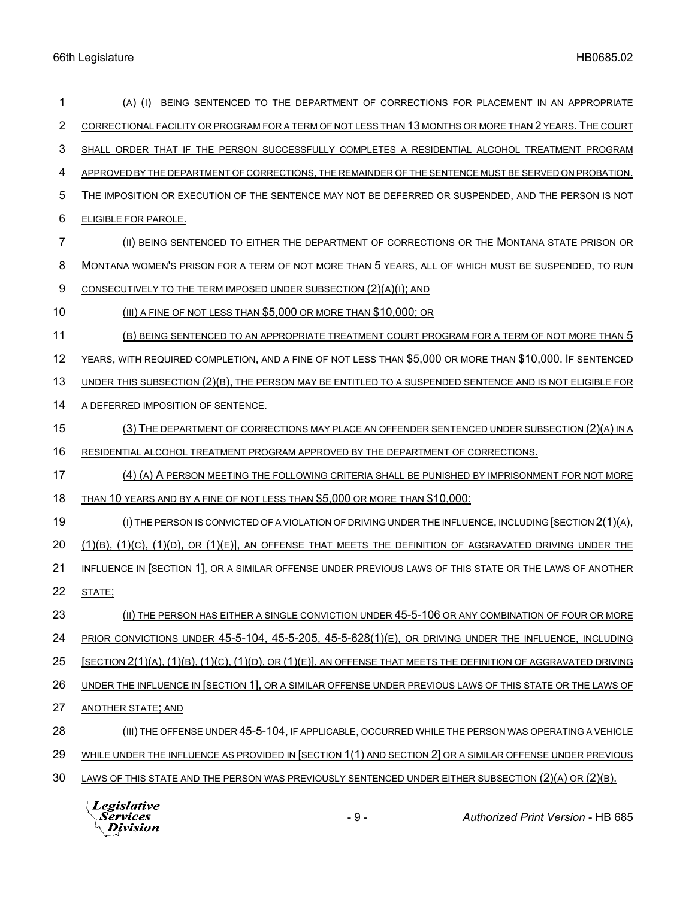(A) (I) BEING SENTENCED TO THE DEPARTMENT OF CORRECTIONS FOR PLACEMENT IN AN APPROPRIATE CORRECTIONAL FACILITY OR PROGRAM FOR A TERM OF NOT LESS THAN 13 MONTHS OR MORE THAN 2 YEARS. THE COURT SHALL ORDER THAT IF THE PERSON SUCCESSFULLY COMPLETES A RESIDENTIAL ALCOHOL TREATMENT PROGRAM APPROVED BY THE DEPARTMENT OF CORRECTIONS, THE REMAINDER OF THE SENTENCE MUST BE SERVED ON PROBATION. THE IMPOSITION OR EXECUTION OF THE SENTENCE MAY NOT BE DEFERRED OR SUSPENDED, AND THE PERSON IS NOT ELIGIBLE FOR PAROLE.

(II) BEING SENTENCED TO EITHER THE DEPARTMENT OF CORRECTIONS OR THE MONTANA STATE PRISON OR MONTANA WOMEN'S PRISON FOR A TERM OF NOT MORE THAN 5 YEARS, ALL OF WHICH MUST BE SUSPENDED, TO RUN CONSECUTIVELY TO THE TERM IMPOSED UNDER SUBSECTION (2)(A)(I); AND

(III) A FINE OF NOT LESS THAN $5,000 OR MORE THAN $10,000; OR

(B) BEING SENTENCED TO AN APPROPRIATE TREATMENT COURT PROGRAM FOR A TERM OF NOT MORE THAN 5 YEARS, WITH REQUIRED COMPLETION, AND A FINE OF NOT LESS THAN $5,000 OR MORE THAN $10,000. IF SENTENCED UNDER THIS SUBSECTION (2)(B), THE PERSON MAY BE ENTITLED TO A SUSPENDED SENTENCE AND IS NOT ELIGIBLE FOR A DEFERRED IMPOSITION OF SENTENCE.

(3) THE DEPARTMENT OF CORRECTIONS MAY PLACE AN OFFENDER SENTENCED UNDER SUBSECTION (2)(A) IN A RESIDENTIAL ALCOHOL TREATMENT PROGRAM APPROVED BY THE DEPARTMENT OF CORRECTIONS.

(4) (A) A PERSON MEETING THE FOLLOWING CRITERIA SHALL BE PUNISHED BY IMPRISONMENT FOR NOT MORE THAN 10 YEARS AND BY A FINE OF NOT LESS THAN $5,000 OR MORE THAN $10,000:

(I) THE PERSON IS CONVICTED OF A VIOLATION OF DRIVING UNDER THE INFLUENCE, INCLUDING [SECTION 2(1)(A), (1)(B), (1)(C), (1)(D), OR (1)(E)], AN OFFENSE THAT MEETS THE DEFINITION OF AGGRAVATED DRIVING UNDER THE INFLUENCE IN [SECTION 1], OR A SIMILAR OFFENSE UNDER PREVIOUS LAWS OF THIS STATE OR THE LAWS OF ANOTHER STATE;

(II) THE PERSON HAS EITHER A SINGLE CONVICTION UNDER 45-5-106 OR ANY COMBINATION OF FOUR OR MORE PRIOR CONVICTIONS UNDER 45-5-104, 45-5-205, 45-5-628(1)(E), OR DRIVING UNDER THE INFLUENCE, INCLUDING [SECTION 2(1)(A), (1)(B), (1)(C), (1)(D), OR (1)(E)], AN OFFENSE THAT MEETS THE DEFINITION OF AGGRAVATED DRIVING UNDER THE INFLUENCE IN [SECTION 1], OR A SIMILAR OFFENSE UNDER PREVIOUS LAWS OF THIS STATE OR THE LAWS OF ANOTHER STATE; AND

(III) THE OFFENSE UNDER 45-5-104, IF APPLICABLE, OCCURRED WHILE THE PERSON WAS OPERATING A VEHICLE WHILE UNDER THE INFLUENCE AS PROVIDED IN [SECTION 1(1) AND SECTION 2] OR A SIMILAR OFFENSE UNDER PREVIOUS LAWS OF THIS STATE AND THE PERSON WAS PREVIOUSLY SENTENCED UNDER EITHER SUBSECTION (2)(A) OR (2)(B).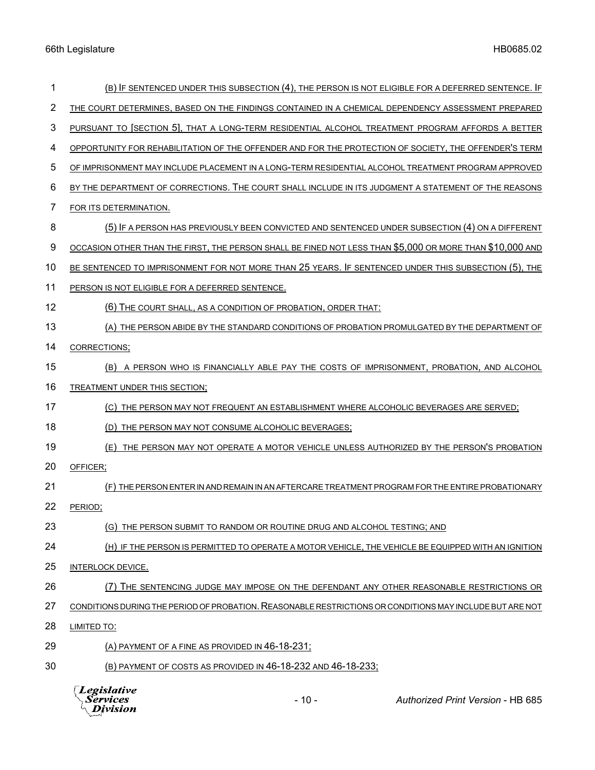(b) If sentenced under this subsection (4), the person is not eligible for a deferred sentence. If the court determines, based on the findings contained in a chemical dependency assessment prepared pursuant to [section 5], that a long-term residential alcohol treatment program affords a better opportunity for rehabilitation of the offender and for the protection of society, the offender's term of imprisonment may include placement in a long-term residential alcohol treatment program approved by the department of corrections. The court shall include in its judgment a statement of the reasons for its determination.

(5) If a person has previously been convicted and sentenced under subsection (4) on a different occasion other than the first, the person shall be fined not less than $5,000 or more than $10,000 and be sentenced to imprisonment for not more than 25 years. If sentenced under this subsection (5), the person is not eligible for a deferred sentence.

(6) The court shall, as a condition of probation, order that:

(a) the person abide by the standard conditions of probation promulgated by the department of corrections;

(b) a person who is financially able pay the costs of imprisonment, probation, and alcohol treatment under this section;

(c) the person may not frequent an establishment where alcoholic beverages are served;

(d) the person may not consume alcoholic beverages;

(e) the person may not operate a motor vehicle unless authorized by the person's probation officer;

(f) the person enter in and remain in an aftercare treatment program for the entire probationary period;

(g) the person submit to random or routine drug and alcohol testing; and

(h) if the person is permitted to operate a motor vehicle, the vehicle be equipped with an ignition interlock device.

(7) The sentencing judge may impose on the defendant any other reasonable restrictions or conditions during the period of probation. Reasonable restrictions or conditions may include but are not limited to:

(a) payment of a fine as provided in 46-18-231;

(b) payment of costs as provided in 46-18-232 and 46-18-233;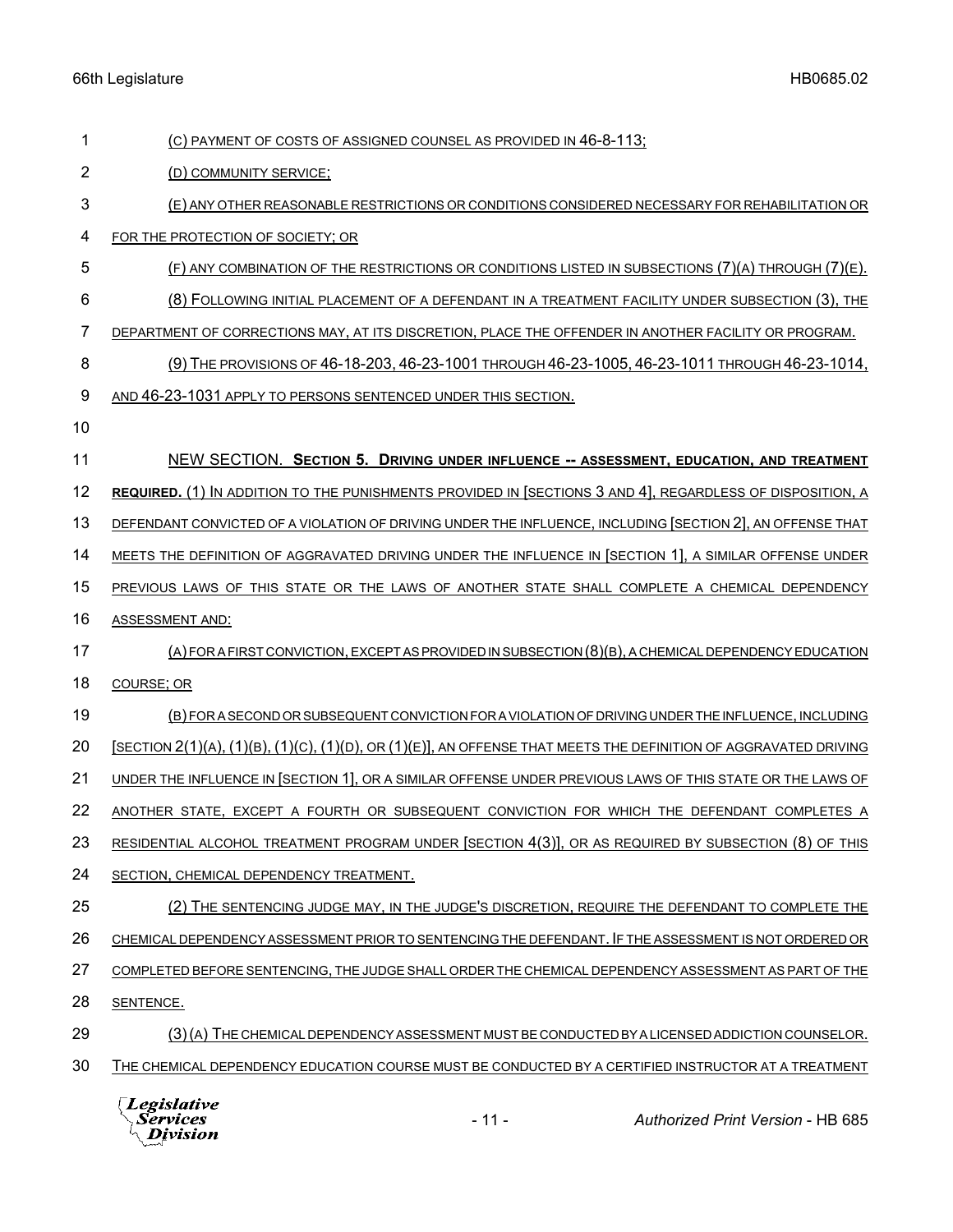(C) PAYMENT OF COSTS OF ASSIGNED COUNSEL AS PROVIDED IN 46-8-113;

(D) COMMUNITY SERVICE;

(E) ANY OTHER REASONABLE RESTRICTIONS OR CONDITIONS CONSIDERED NECESSARY FOR REHABILITATION OR FOR THE PROTECTION OF SOCIETY; OR

(F) ANY COMBINATION OF THE RESTRICTIONS OR CONDITIONS LISTED IN SUBSECTIONS (7)(A) THROUGH (7)(E).

(8) FOLLOWING INITIAL PLACEMENT OF A DEFENDANT IN A TREATMENT FACILITY UNDER SUBSECTION (3), THE DEPARTMENT OF CORRECTIONS MAY, AT ITS DISCRETION, PLACE THE OFFENDER IN ANOTHER FACILITY OR PROGRAM.

(9) THE PROVISIONS OF 46-18-203, 46-23-1001 THROUGH 46-23-1005, 46-23-1011 THROUGH 46-23-1014, AND 46-23-1031 APPLY TO PERSONS SENTENCED UNDER THIS SECTION.

NEW SECTION. **SECTION 5. DRIVING UNDER INFLUENCE -- ASSESSMENT, EDUCATION, AND TREATMENT REQUIRED.** (1) IN ADDITION TO THE PUNISHMENTS PROVIDED IN [SECTIONS 3 AND 4], REGARDLESS OF DISPOSITION, A DEFENDANT CONVICTED OF A VIOLATION OF DRIVING UNDER THE INFLUENCE, INCLUDING [SECTION 2], AN OFFENSE THAT MEETS THE DEFINITION OF AGGRAVATED DRIVING UNDER THE INFLUENCE IN [SECTION 1], A SIMILAR OFFENSE UNDER PREVIOUS LAWS OF THIS STATE OR THE LAWS OF ANOTHER STATE SHALL COMPLETE A CHEMICAL DEPENDENCY ASSESSMENT AND:

(A) FOR A FIRST CONVICTION, EXCEPT AS PROVIDED IN SUBSECTION (8)(B), A CHEMICAL DEPENDENCY EDUCATION COURSE; OR

(B) FOR A SECOND OR SUBSEQUENT CONVICTION FOR A VIOLATION OF DRIVING UNDER THE INFLUENCE, INCLUDING [SECTION 2(1)(A), (1)(B), (1)(C), (1)(D), OR (1)(E)], AN OFFENSE THAT MEETS THE DEFINITION OF AGGRAVATED DRIVING UNDER THE INFLUENCE IN [SECTION 1], OR A SIMILAR OFFENSE UNDER PREVIOUS LAWS OF THIS STATE OR THE LAWS OF ANOTHER STATE, EXCEPT A FOURTH OR SUBSEQUENT CONVICTION FOR WHICH THE DEFENDANT COMPLETES A RESIDENTIAL ALCOHOL TREATMENT PROGRAM UNDER [SECTION 4(3)], OR AS REQUIRED BY SUBSECTION (8) OF THIS SECTION, CHEMICAL DEPENDENCY TREATMENT.

(2) THE SENTENCING JUDGE MAY, IN THE JUDGE'S DISCRETION, REQUIRE THE DEFENDANT TO COMPLETE THE CHEMICAL DEPENDENCY ASSESSMENT PRIOR TO SENTENCING THE DEFENDANT. IF THE ASSESSMENT IS NOT ORDERED OR COMPLETED BEFORE SENTENCING, THE JUDGE SHALL ORDER THE CHEMICAL DEPENDENCY ASSESSMENT AS PART OF THE SENTENCE.

(3) (A) THE CHEMICAL DEPENDENCY ASSESSMENT MUST BE CONDUCTED BY A LICENSED ADDICTION COUNSELOR. THE CHEMICAL DEPENDENCY EDUCATION COURSE MUST BE CONDUCTED BY A CERTIFIED INSTRUCTOR AT A TREATMENT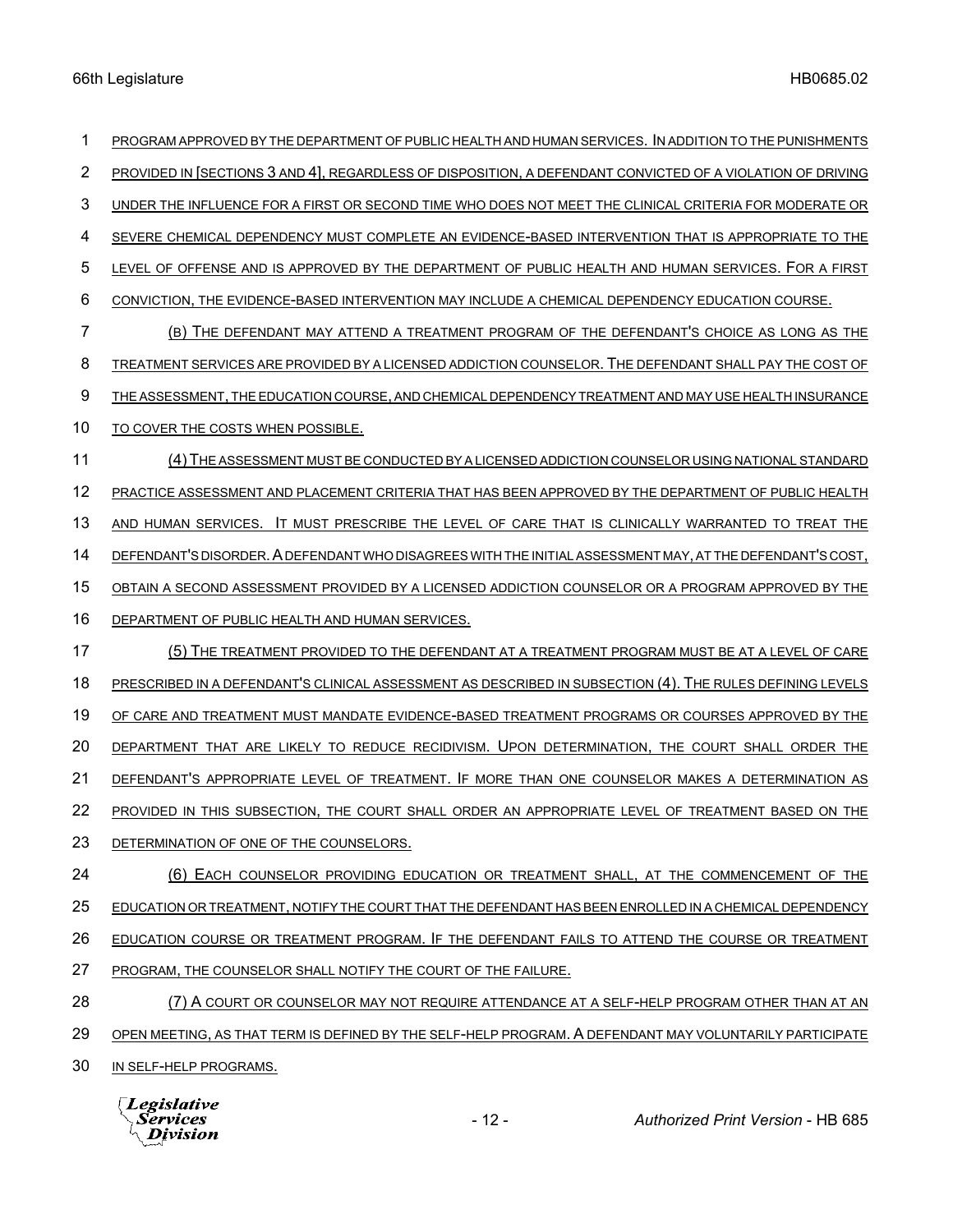PROGRAM APPROVED BY THE DEPARTMENT OF PUBLIC HEALTH AND HUMAN SERVICES. IN ADDITION TO THE PUNISHMENTS PROVIDED IN [SECTIONS 3 AND 4], REGARDLESS OF DISPOSITION, A DEFENDANT CONVICTED OF A VIOLATION OF DRIVING UNDER THE INFLUENCE FOR A FIRST OR SECOND TIME WHO DOES NOT MEET THE CLINICAL CRITERIA FOR MODERATE OR SEVERE CHEMICAL DEPENDENCY MUST COMPLETE AN EVIDENCE-BASED INTERVENTION THAT IS APPROPRIATE TO THE LEVEL OF OFFENSE AND IS APPROVED BY THE DEPARTMENT OF PUBLIC HEALTH AND HUMAN SERVICES. FOR A FIRST CONVICTION, THE EVIDENCE-BASED INTERVENTION MAY INCLUDE A CHEMICAL DEPENDENCY EDUCATION COURSE.

(B) THE DEFENDANT MAY ATTEND A TREATMENT PROGRAM OF THE DEFENDANT'S CHOICE AS LONG AS THE TREATMENT SERVICES ARE PROVIDED BY A LICENSED ADDICTION COUNSELOR. THE DEFENDANT SHALL PAY THE COST OF THE ASSESSMENT, THE EDUCATION COURSE, AND CHEMICAL DEPENDENCY TREATMENT AND MAY USE HEALTH INSURANCE TO COVER THE COSTS WHEN POSSIBLE.

(4) THE ASSESSMENT MUST BE CONDUCTED BY A LICENSED ADDICTION COUNSELOR USING NATIONAL STANDARD PRACTICE ASSESSMENT AND PLACEMENT CRITERIA THAT HAS BEEN APPROVED BY THE DEPARTMENT OF PUBLIC HEALTH AND HUMAN SERVICES. IT MUST PRESCRIBE THE LEVEL OF CARE THAT IS CLINICALLY WARRANTED TO TREAT THE DEFENDANT'S DISORDER. A DEFENDANT WHO DISAGREES WITH THE INITIAL ASSESSMENT MAY, AT THE DEFENDANT'S COST, OBTAIN A SECOND ASSESSMENT PROVIDED BY A LICENSED ADDICTION COUNSELOR OR A PROGRAM APPROVED BY THE DEPARTMENT OF PUBLIC HEALTH AND HUMAN SERVICES.

(5) THE TREATMENT PROVIDED TO THE DEFENDANT AT A TREATMENT PROGRAM MUST BE AT A LEVEL OF CARE PRESCRIBED IN A DEFENDANT'S CLINICAL ASSESSMENT AS DESCRIBED IN SUBSECTION (4). THE RULES DEFINING LEVELS OF CARE AND TREATMENT MUST MANDATE EVIDENCE-BASED TREATMENT PROGRAMS OR COURSES APPROVED BY THE DEPARTMENT THAT ARE LIKELY TO REDUCE RECIDIVISM. UPON DETERMINATION, THE COURT SHALL ORDER THE DEFENDANT'S APPROPRIATE LEVEL OF TREATMENT. IF MORE THAN ONE COUNSELOR MAKES A DETERMINATION AS PROVIDED IN THIS SUBSECTION, THE COURT SHALL ORDER AN APPROPRIATE LEVEL OF TREATMENT BASED ON THE DETERMINATION OF ONE OF THE COUNSELORS.

(6) EACH COUNSELOR PROVIDING EDUCATION OR TREATMENT SHALL, AT THE COMMENCEMENT OF THE EDUCATION OR TREATMENT, NOTIFY THE COURT THAT THE DEFENDANT HAS BEEN ENROLLED IN A CHEMICAL DEPENDENCY EDUCATION COURSE OR TREATMENT PROGRAM. IF THE DEFENDANT FAILS TO ATTEND THE COURSE OR TREATMENT PROGRAM, THE COUNSELOR SHALL NOTIFY THE COURT OF THE FAILURE.

(7) A COURT OR COUNSELOR MAY NOT REQUIRE ATTENDANCE AT A SELF-HELP PROGRAM OTHER THAN AT AN OPEN MEETING, AS THAT TERM IS DEFINED BY THE SELF-HELP PROGRAM. A DEFENDANT MAY VOLUNTARILY PARTICIPATE IN SELF-HELP PROGRAMS.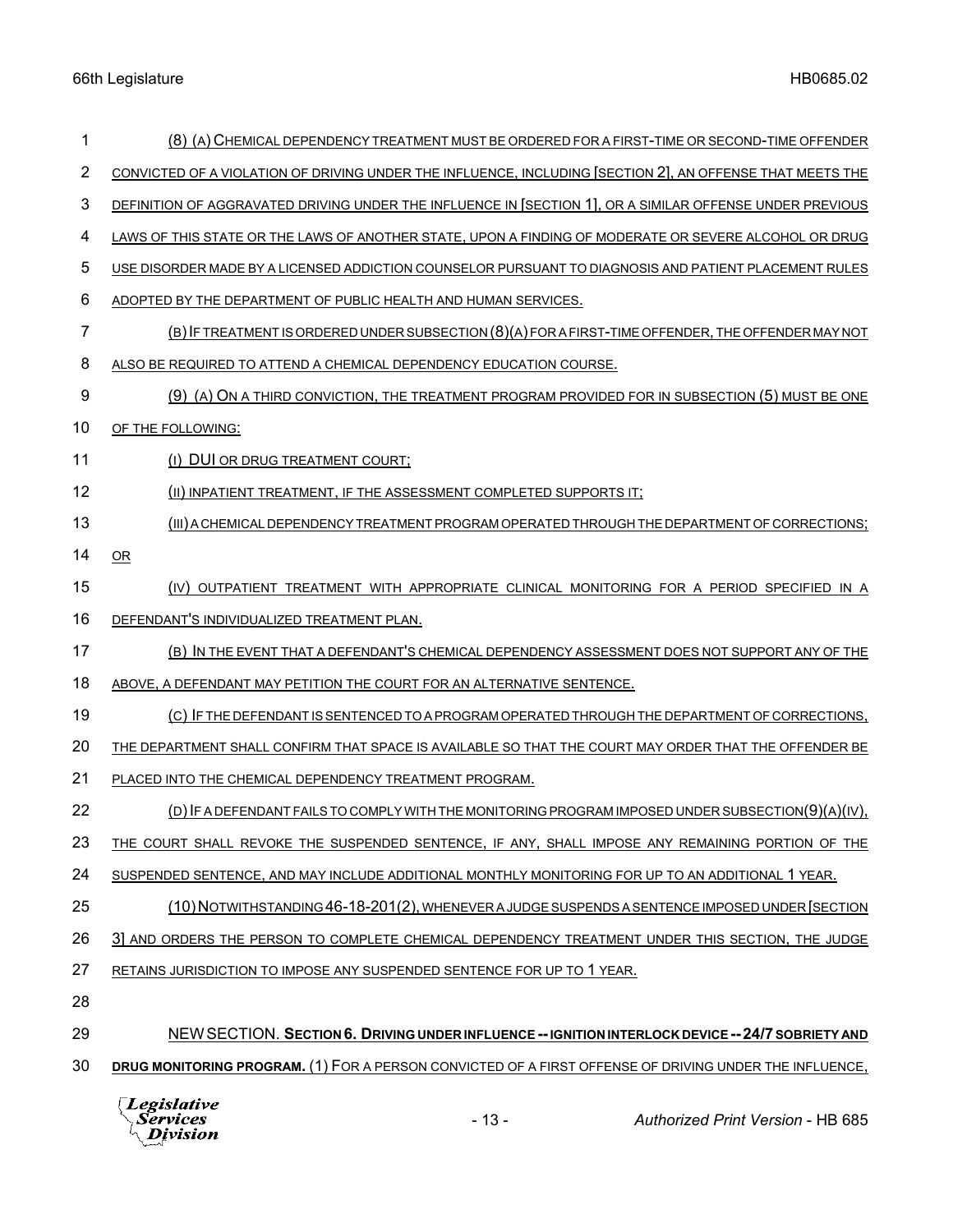(8) (A) CHEMICAL DEPENDENCY TREATMENT MUST BE ORDERED FOR A FIRST-TIME OR SECOND-TIME OFFENDER CONVICTED OF A VIOLATION OF DRIVING UNDER THE INFLUENCE, INCLUDING [SECTION 2], AN OFFENSE THAT MEETS THE DEFINITION OF AGGRAVATED DRIVING UNDER THE INFLUENCE IN [SECTION 1], OR A SIMILAR OFFENSE UNDER PREVIOUS LAWS OF THIS STATE OR THE LAWS OF ANOTHER STATE, UPON A FINDING OF MODERATE OR SEVERE ALCOHOL OR DRUG USE DISORDER MADE BY A LICENSED ADDICTION COUNSELOR PURSUANT TO DIAGNOSIS AND PATIENT PLACEMENT RULES ADOPTED BY THE DEPARTMENT OF PUBLIC HEALTH AND HUMAN SERVICES.

(B) IF TREATMENT IS ORDERED UNDER SUBSECTION (8)(A) FOR A FIRST-TIME OFFENDER, THE OFFENDER MAY NOT ALSO BE REQUIRED TO ATTEND A CHEMICAL DEPENDENCY EDUCATION COURSE.

(9) (A) ON A THIRD CONVICTION, THE TREATMENT PROGRAM PROVIDED FOR IN SUBSECTION (5) MUST BE ONE OF THE FOLLOWING:

(I) DUI OR DRUG TREATMENT COURT;

(II) INPATIENT TREATMENT, IF THE ASSESSMENT COMPLETED SUPPORTS IT;

(III) A CHEMICAL DEPENDENCY TREATMENT PROGRAM OPERATED THROUGH THE DEPARTMENT OF CORRECTIONS; OR

(IV) OUTPATIENT TREATMENT WITH APPROPRIATE CLINICAL MONITORING FOR A PERIOD SPECIFIED IN A DEFENDANT'S INDIVIDUALIZED TREATMENT PLAN.

(B) IN THE EVENT THAT A DEFENDANT'S CHEMICAL DEPENDENCY ASSESSMENT DOES NOT SUPPORT ANY OF THE ABOVE, A DEFENDANT MAY PETITION THE COURT FOR AN ALTERNATIVE SENTENCE.

(C) IF THE DEFENDANT IS SENTENCED TO A PROGRAM OPERATED THROUGH THE DEPARTMENT OF CORRECTIONS, THE DEPARTMENT SHALL CONFIRM THAT SPACE IS AVAILABLE SO THAT THE COURT MAY ORDER THAT THE OFFENDER BE PLACED INTO THE CHEMICAL DEPENDENCY TREATMENT PROGRAM.

(D) IF A DEFENDANT FAILS TO COMPLY WITH THE MONITORING PROGRAM IMPOSED UNDER SUBSECTION(9)(A)(IV), THE COURT SHALL REVOKE THE SUSPENDED SENTENCE, IF ANY, SHALL IMPOSE ANY REMAINING PORTION OF THE SUSPENDED SENTENCE, AND MAY INCLUDE ADDITIONAL MONTHLY MONITORING FOR UP TO AN ADDITIONAL 1 YEAR.

(10) NOTWITHSTANDING 46-18-201(2), WHENEVER A JUDGE SUSPENDS A SENTENCE IMPOSED UNDER [SECTION 3] AND ORDERS THE PERSON TO COMPLETE CHEMICAL DEPENDENCY TREATMENT UNDER THIS SECTION, THE JUDGE RETAINS JURISDICTION TO IMPOSE ANY SUSPENDED SENTENCE FOR UP TO 1 YEAR.

NEW SECTION. **SECTION 6. DRIVING UNDER INFLUENCE -- IGNITION INTERLOCK DEVICE -- 24/7 SOBRIETY AND DRUG MONITORING PROGRAM.** (1) FOR A PERSON CONVICTED OF A FIRST OFFENSE OF DRIVING UNDER THE INFLUENCE,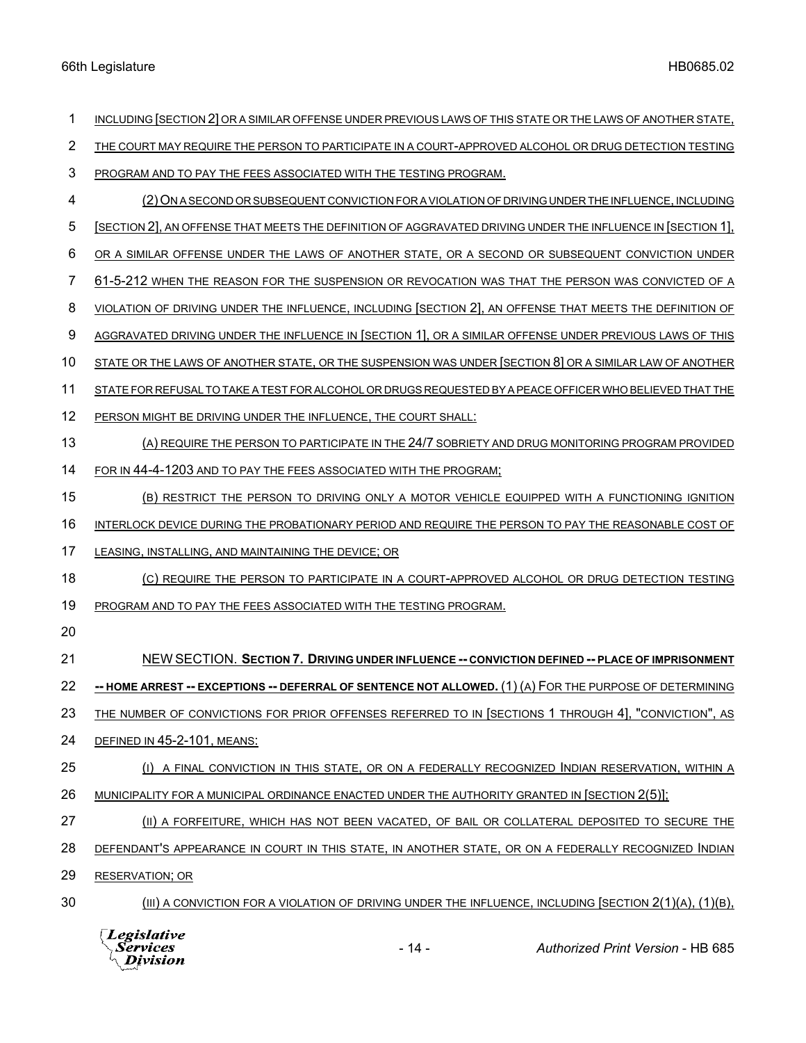INCLUDING [SECTION 2] OR A SIMILAR OFFENSE UNDER PREVIOUS LAWS OF THIS STATE OR THE LAWS OF ANOTHER STATE, THE COURT MAY REQUIRE THE PERSON TO PARTICIPATE IN A COURT-APPROVED ALCOHOL OR DRUG DETECTION TESTING PROGRAM AND TO PAY THE FEES ASSOCIATED WITH THE TESTING PROGRAM.

(2) ON A SECOND OR SUBSEQUENT CONVICTION FOR A VIOLATION OF DRIVING UNDER THE INFLUENCE, INCLUDING [SECTION 2], AN OFFENSE THAT MEETS THE DEFINITION OF AGGRAVATED DRIVING UNDER THE INFLUENCE IN [SECTION 1], OR A SIMILAR OFFENSE UNDER THE LAWS OF ANOTHER STATE, OR A SECOND OR SUBSEQUENT CONVICTION UNDER 61-5-212 WHEN THE REASON FOR THE SUSPENSION OR REVOCATION WAS THAT THE PERSON WAS CONVICTED OF A VIOLATION OF DRIVING UNDER THE INFLUENCE, INCLUDING [SECTION 2], AN OFFENSE THAT MEETS THE DEFINITION OF AGGRAVATED DRIVING UNDER THE INFLUENCE IN [SECTION 1], OR A SIMILAR OFFENSE UNDER PREVIOUS LAWS OF THIS STATE OR THE LAWS OF ANOTHER STATE, OR THE SUSPENSION WAS UNDER [SECTION 8] OR A SIMILAR LAW OF ANOTHER STATE FOR REFUSAL TO TAKE A TEST FOR ALCOHOL OR DRUGS REQUESTED BY A PEACE OFFICER WHO BELIEVED THAT THE PERSON MIGHT BE DRIVING UNDER THE INFLUENCE, THE COURT SHALL:

(A) REQUIRE THE PERSON TO PARTICIPATE IN THE 24/7 SOBRIETY AND DRUG MONITORING PROGRAM PROVIDED FOR IN 44-4-1203 AND TO PAY THE FEES ASSOCIATED WITH THE PROGRAM;

(B) RESTRICT THE PERSON TO DRIVING ONLY A MOTOR VEHICLE EQUIPPED WITH A FUNCTIONING IGNITION INTERLOCK DEVICE DURING THE PROBATIONARY PERIOD AND REQUIRE THE PERSON TO PAY THE REASONABLE COST OF LEASING, INSTALLING, AND MAINTAINING THE DEVICE; OR

(C) REQUIRE THE PERSON TO PARTICIPATE IN A COURT-APPROVED ALCOHOL OR DRUG DETECTION TESTING PROGRAM AND TO PAY THE FEES ASSOCIATED WITH THE TESTING PROGRAM.

NEW SECTION. **SECTION 7. DRIVING UNDER INFLUENCE -- CONVICTION DEFINED -- PLACE OF IMPRISONMENT -- HOME ARREST -- EXCEPTIONS -- DEFERRAL OF SENTENCE NOT ALLOWED.** (1) (A) FOR THE PURPOSE OF DETERMINING THE NUMBER OF CONVICTIONS FOR PRIOR OFFENSES REFERRED TO IN [SECTIONS 1 THROUGH 4], "CONVICTION", AS DEFINED IN 45-2-101, MEANS:

(I) A FINAL CONVICTION IN THIS STATE, OR ON A FEDERALLY RECOGNIZED INDIAN RESERVATION, WITHIN A MUNICIPALITY FOR A MUNICIPAL ORDINANCE ENACTED UNDER THE AUTHORITY GRANTED IN [SECTION 2(5)];

(II) A FORFEITURE, WHICH HAS NOT BEEN VACATED, OF BAIL OR COLLATERAL DEPOSITED TO SECURE THE DEFENDANT'S APPEARANCE IN COURT IN THIS STATE, IN ANOTHER STATE, OR ON A FEDERALLY RECOGNIZED INDIAN RESERVATION; OR

(III) A CONVICTION FOR A VIOLATION OF DRIVING UNDER THE INFLUENCE, INCLUDING [SECTION 2(1)(A), (1)(B),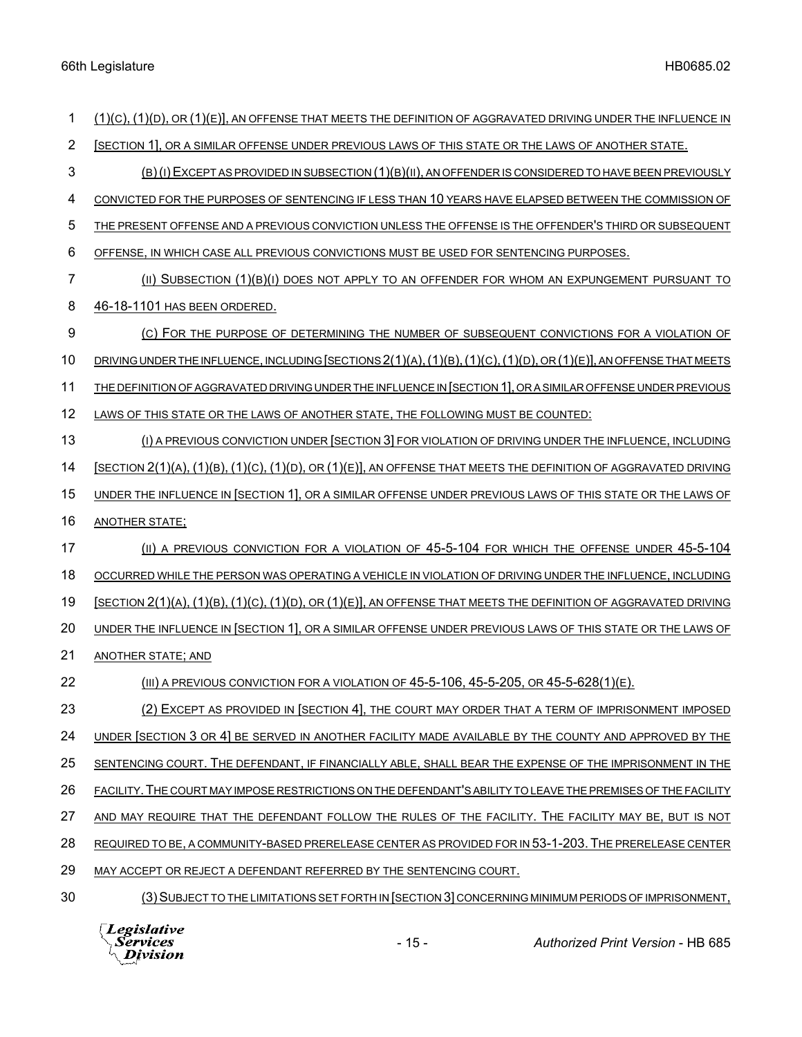(1)(C), (1)(D), OR (1)(E)], AN OFFENSE THAT MEETS THE DEFINITION OF AGGRAVATED DRIVING UNDER THE INFLUENCE IN [SECTION 1], OR A SIMILAR OFFENSE UNDER PREVIOUS LAWS OF THIS STATE OR THE LAWS OF ANOTHER STATE.

(B) (I) EXCEPT AS PROVIDED IN SUBSECTION (1)(B)(II), AN OFFENDER IS CONSIDERED TO HAVE BEEN PREVIOUSLY CONVICTED FOR THE PURPOSES OF SENTENCING IF LESS THAN 10 YEARS HAVE ELAPSED BETWEEN THE COMMISSION OF THE PRESENT OFFENSE AND A PREVIOUS CONVICTION UNLESS THE OFFENSE IS THE OFFENDER'S THIRD OR SUBSEQUENT OFFENSE, IN WHICH CASE ALL PREVIOUS CONVICTIONS MUST BE USED FOR SENTENCING PURPOSES.

(II) SUBSECTION (1)(B)(I) DOES NOT APPLY TO AN OFFENDER FOR WHOM AN EXPUNGEMENT PURSUANT TO 46-18-1101 HAS BEEN ORDERED.

(C) FOR THE PURPOSE OF DETERMINING THE NUMBER OF SUBSEQUENT CONVICTIONS FOR A VIOLATION OF DRIVING UNDER THE INFLUENCE, INCLUDING [SECTIONS 2(1)(A), (1)(B), (1)(C), (1)(D), OR (1)(E)], AN OFFENSE THAT MEETS THE DEFINITION OF AGGRAVATED DRIVING UNDER THE INFLUENCE IN [SECTION 1], OR A SIMILAR OFFENSE UNDER PREVIOUS LAWS OF THIS STATE OR THE LAWS OF ANOTHER STATE, THE FOLLOWING MUST BE COUNTED:

(I) A PREVIOUS CONVICTION UNDER [SECTION 3] FOR VIOLATION OF DRIVING UNDER THE INFLUENCE, INCLUDING [SECTION 2(1)(A), (1)(B), (1)(C), (1)(D), OR (1)(E)], AN OFFENSE THAT MEETS THE DEFINITION OF AGGRAVATED DRIVING UNDER THE INFLUENCE IN [SECTION 1], OR A SIMILAR OFFENSE UNDER PREVIOUS LAWS OF THIS STATE OR THE LAWS OF ANOTHER STATE;

(II) A PREVIOUS CONVICTION FOR A VIOLATION OF 45-5-104 FOR WHICH THE OFFENSE UNDER 45-5-104 OCCURRED WHILE THE PERSON WAS OPERATING A VEHICLE IN VIOLATION OF DRIVING UNDER THE INFLUENCE, INCLUDING [SECTION 2(1)(A), (1)(B), (1)(C), (1)(D), OR (1)(E)], AN OFFENSE THAT MEETS THE DEFINITION OF AGGRAVATED DRIVING UNDER THE INFLUENCE IN [SECTION 1], OR A SIMILAR OFFENSE UNDER PREVIOUS LAWS OF THIS STATE OR THE LAWS OF ANOTHER STATE; AND

(III) A PREVIOUS CONVICTION FOR A VIOLATION OF 45-5-106, 45-5-205, OR 45-5-628(1)(E).

(2) EXCEPT AS PROVIDED IN [SECTION 4], THE COURT MAY ORDER THAT A TERM OF IMPRISONMENT IMPOSED UNDER [SECTION 3 OR 4] BE SERVED IN ANOTHER FACILITY MADE AVAILABLE BY THE COUNTY AND APPROVED BY THE SENTENCING COURT. THE DEFENDANT, IF FINANCIALLY ABLE, SHALL BEAR THE EXPENSE OF THE IMPRISONMENT IN THE FACILITY. THE COURT MAY IMPOSE RESTRICTIONS ON THE DEFENDANT'S ABILITY TO LEAVE THE PREMISES OF THE FACILITY AND MAY REQUIRE THAT THE DEFENDANT FOLLOW THE RULES OF THE FACILITY. THE FACILITY MAY BE, BUT IS NOT REQUIRED TO BE, A COMMUNITY-BASED PRERELEASE CENTER AS PROVIDED FOR IN 53-1-203. THE PRERELEASE CENTER MAY ACCEPT OR REJECT A DEFENDANT REFERRED BY THE SENTENCING COURT.

(3) SUBJECT TO THE LIMITATIONS SET FORTH IN [SECTION 3] CONCERNING MINIMUM PERIODS OF IMPRISONMENT,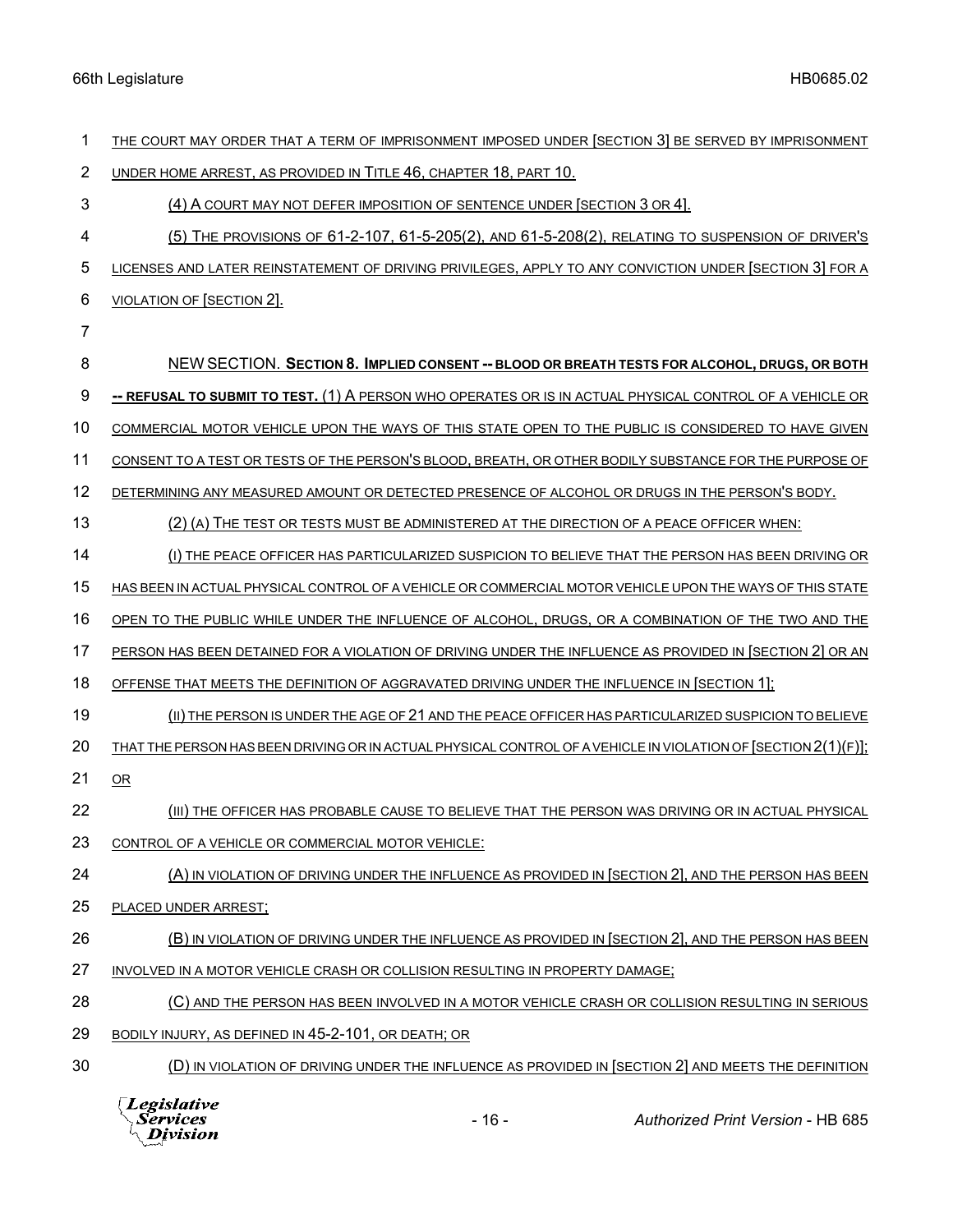THE COURT MAY ORDER THAT A TERM OF IMPRISONMENT IMPOSED UNDER [SECTION 3] BE SERVED BY IMPRISONMENT UNDER HOME ARREST, AS PROVIDED IN TITLE 46, CHAPTER 18, PART 10.

(4) A COURT MAY NOT DEFER IMPOSITION OF SENTENCE UNDER [SECTION 3 OR 4].

(5) THE PROVISIONS OF 61-2-107, 61-5-205(2), AND 61-5-208(2), RELATING TO SUSPENSION OF DRIVER'S LICENSES AND LATER REINSTATEMENT OF DRIVING PRIVILEGES, APPLY TO ANY CONVICTION UNDER [SECTION 3] FOR A VIOLATION OF [SECTION 2].

NEW SECTION. **SECTION 8. IMPLIED CONSENT -- BLOOD OR BREATH TESTS FOR ALCOHOL, DRUGS, OR BOTH -- REFUSAL TO SUBMIT TO TEST.** (1) A PERSON WHO OPERATES OR IS IN ACTUAL PHYSICAL CONTROL OF A VEHICLE OR COMMERCIAL MOTOR VEHICLE UPON THE WAYS OF THIS STATE OPEN TO THE PUBLIC IS CONSIDERED TO HAVE GIVEN CONSENT TO A TEST OR TESTS OF THE PERSON'S BLOOD, BREATH, OR OTHER BODILY SUBSTANCE FOR THE PURPOSE OF DETERMINING ANY MEASURED AMOUNT OR DETECTED PRESENCE OF ALCOHOL OR DRUGS IN THE PERSON'S BODY.

(2) (A) THE TEST OR TESTS MUST BE ADMINISTERED AT THE DIRECTION OF A PEACE OFFICER WHEN:

(I) THE PEACE OFFICER HAS PARTICULARIZED SUSPICION TO BELIEVE THAT THE PERSON HAS BEEN DRIVING OR HAS BEEN IN ACTUAL PHYSICAL CONTROL OF A VEHICLE OR COMMERCIAL MOTOR VEHICLE UPON THE WAYS OF THIS STATE OPEN TO THE PUBLIC WHILE UNDER THE INFLUENCE OF ALCOHOL, DRUGS, OR A COMBINATION OF THE TWO AND THE PERSON HAS BEEN DETAINED FOR A VIOLATION OF DRIVING UNDER THE INFLUENCE AS PROVIDED IN [SECTION 2] OR AN OFFENSE THAT MEETS THE DEFINITION OF AGGRAVATED DRIVING UNDER THE INFLUENCE IN [SECTION 1];

(II) THE PERSON IS UNDER THE AGE OF 21 AND THE PEACE OFFICER HAS PARTICULARIZED SUSPICION TO BELIEVE THAT THE PERSON HAS BEEN DRIVING OR IN ACTUAL PHYSICAL CONTROL OF A VEHICLE IN VIOLATION OF [SECTION 2(1)(F)]; OR

(III) THE OFFICER HAS PROBABLE CAUSE TO BELIEVE THAT THE PERSON WAS DRIVING OR IN ACTUAL PHYSICAL CONTROL OF A VEHICLE OR COMMERCIAL MOTOR VEHICLE:

(A) IN VIOLATION OF DRIVING UNDER THE INFLUENCE AS PROVIDED IN [SECTION 2], AND THE PERSON HAS BEEN PLACED UNDER ARREST;

(B) IN VIOLATION OF DRIVING UNDER THE INFLUENCE AS PROVIDED IN [SECTION 2], AND THE PERSON HAS BEEN INVOLVED IN A MOTOR VEHICLE CRASH OR COLLISION RESULTING IN PROPERTY DAMAGE;

(C) AND THE PERSON HAS BEEN INVOLVED IN A MOTOR VEHICLE CRASH OR COLLISION RESULTING IN SERIOUS BODILY INJURY, AS DEFINED IN 45-2-101, OR DEATH; OR

(D) IN VIOLATION OF DRIVING UNDER THE INFLUENCE AS PROVIDED IN [SECTION 2] AND MEETS THE DEFINITION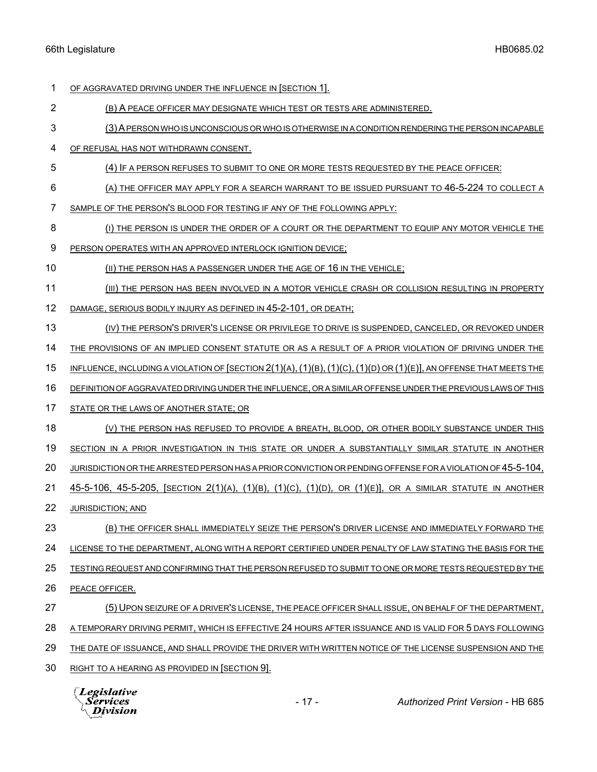OF AGGRAVATED DRIVING UNDER THE INFLUENCE IN [SECTION 1].

(B) A PEACE OFFICER MAY DESIGNATE WHICH TEST OR TESTS ARE ADMINISTERED.

(3) A PERSON WHO IS UNCONSCIOUS OR WHO IS OTHERWISE IN A CONDITION RENDERING THE PERSON INCAPABLE OF REFUSAL HAS NOT WITHDRAWN CONSENT.

(4) IF A PERSON REFUSES TO SUBMIT TO ONE OR MORE TESTS REQUESTED BY THE PEACE OFFICER:

(A) THE OFFICER MAY APPLY FOR A SEARCH WARRANT TO BE ISSUED PURSUANT TO 46-5-224 TO COLLECT A SAMPLE OF THE PERSON'S BLOOD FOR TESTING IF ANY OF THE FOLLOWING APPLY:

(I) THE PERSON IS UNDER THE ORDER OF A COURT OR THE DEPARTMENT TO EQUIP ANY MOTOR VEHICLE THE PERSON OPERATES WITH AN APPROVED INTERLOCK IGNITION DEVICE;

(II) THE PERSON HAS A PASSENGER UNDER THE AGE OF 16 IN THE VEHICLE;

(III) THE PERSON HAS BEEN INVOLVED IN A MOTOR VEHICLE CRASH OR COLLISION RESULTING IN PROPERTY DAMAGE, SERIOUS BODILY INJURY AS DEFINED IN 45-2-101, OR DEATH;

(IV) THE PERSON'S DRIVER'S LICENSE OR PRIVILEGE TO DRIVE IS SUSPENDED, CANCELED, OR REVOKED UNDER THE PROVISIONS OF AN IMPLIED CONSENT STATUTE OR AS A RESULT OF A PRIOR VIOLATION OF DRIVING UNDER THE INFLUENCE, INCLUDING A VIOLATION OF [SECTION 2(1)(A), (1)(B), (1)(C), (1)(D) OR (1)(E)], AN OFFENSE THAT MEETS THE DEFINITION OF AGGRAVATED DRIVING UNDER THE INFLUENCE, OR A SIMILAR OFFENSE UNDER THE PREVIOUS LAWS OF THIS STATE OR THE LAWS OF ANOTHER STATE; OR

(V) THE PERSON HAS REFUSED TO PROVIDE A BREATH, BLOOD, OR OTHER BODILY SUBSTANCE UNDER THIS SECTION IN A PRIOR INVESTIGATION IN THIS STATE OR UNDER A SUBSTANTIALLY SIMILAR STATUTE IN ANOTHER JURISDICTION OR THE ARRESTED PERSON HAS A PRIOR CONVICTION OR PENDING OFFENSE FOR A VIOLATION OF 45-5-104, 45-5-106, 45-5-205, [SECTION 2(1)(A), (1)(B), (1)(C), (1)(D), OR (1)(E)], OR A SIMILAR STATUTE IN ANOTHER JURISDICTION; AND

(B) THE OFFICER SHALL IMMEDIATELY SEIZE THE PERSON'S DRIVER LICENSE AND IMMEDIATELY FORWARD THE LICENSE TO THE DEPARTMENT, ALONG WITH A REPORT CERTIFIED UNDER PENALTY OF LAW STATING THE BASIS FOR THE TESTING REQUEST AND CONFIRMING THAT THE PERSON REFUSED TO SUBMIT TO ONE OR MORE TESTS REQUESTED BY THE PEACE OFFICER.

(5) UPON SEIZURE OF A DRIVER'S LICENSE, THE PEACE OFFICER SHALL ISSUE, ON BEHALF OF THE DEPARTMENT, A TEMPORARY DRIVING PERMIT, WHICH IS EFFECTIVE 24 HOURS AFTER ISSUANCE AND IS VALID FOR 5 DAYS FOLLOWING THE DATE OF ISSUANCE, AND SHALL PROVIDE THE DRIVER WITH WRITTEN NOTICE OF THE LICENSE SUSPENSION AND THE RIGHT TO A HEARING AS PROVIDED IN [SECTION 9].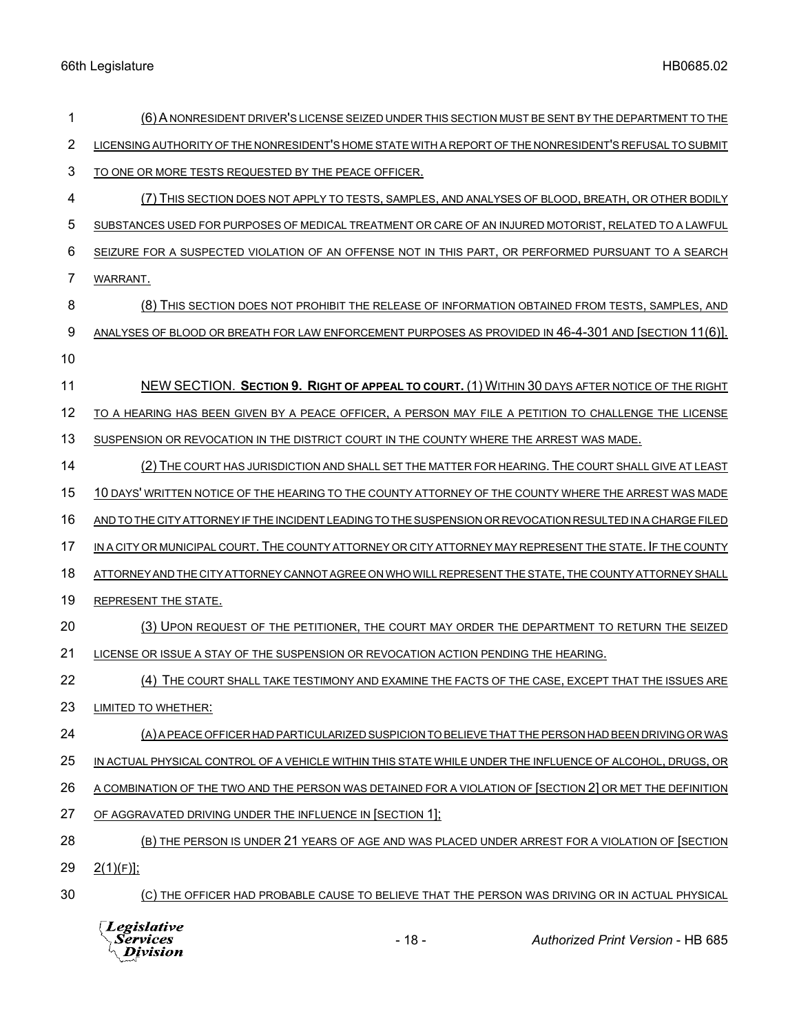(6) A NONRESIDENT DRIVER'S LICENSE SEIZED UNDER THIS SECTION MUST BE SENT BY THE DEPARTMENT TO THE LICENSING AUTHORITY OF THE NONRESIDENT'S HOME STATE WITH A REPORT OF THE NONRESIDENT'S REFUSAL TO SUBMIT TO ONE OR MORE TESTS REQUESTED BY THE PEACE OFFICER.

(7) THIS SECTION DOES NOT APPLY TO TESTS, SAMPLES, AND ANALYSES OF BLOOD, BREATH, OR OTHER BODILY SUBSTANCES USED FOR PURPOSES OF MEDICAL TREATMENT OR CARE OF AN INJURED MOTORIST, RELATED TO A LAWFUL SEIZURE FOR A SUSPECTED VIOLATION OF AN OFFENSE NOT IN THIS PART, OR PERFORMED PURSUANT TO A SEARCH WARRANT.

(8) THIS SECTION DOES NOT PROHIBIT THE RELEASE OF INFORMATION OBTAINED FROM TESTS, SAMPLES, AND ANALYSES OF BLOOD OR BREATH FOR LAW ENFORCEMENT PURPOSES AS PROVIDED IN 46-4-301 AND [SECTION 11(6)].

NEW SECTION. **SECTION 9. RIGHT OF APPEAL TO COURT.** (1) WITHIN 30 DAYS AFTER NOTICE OF THE RIGHT TO A HEARING HAS BEEN GIVEN BY A PEACE OFFICER, A PERSON MAY FILE A PETITION TO CHALLENGE THE LICENSE SUSPENSION OR REVOCATION IN THE DISTRICT COURT IN THE COUNTY WHERE THE ARREST WAS MADE.

(2) THE COURT HAS JURISDICTION AND SHALL SET THE MATTER FOR HEARING. THE COURT SHALL GIVE AT LEAST 10 DAYS' WRITTEN NOTICE OF THE HEARING TO THE COUNTY ATTORNEY OF THE COUNTY WHERE THE ARREST WAS MADE AND TO THE CITY ATTORNEY IF THE INCIDENT LEADING TO THE SUSPENSION OR REVOCATION RESULTED IN A CHARGE FILED IN A CITY OR MUNICIPAL COURT. THE COUNTY ATTORNEY OR CITY ATTORNEY MAY REPRESENT THE STATE. IF THE COUNTY ATTORNEY AND THE CITY ATTORNEY CANNOT AGREE ON WHO WILL REPRESENT THE STATE, THE COUNTY ATTORNEY SHALL REPRESENT THE STATE.

(3) UPON REQUEST OF THE PETITIONER, THE COURT MAY ORDER THE DEPARTMENT TO RETURN THE SEIZED LICENSE OR ISSUE A STAY OF THE SUSPENSION OR REVOCATION ACTION PENDING THE HEARING.

(4) THE COURT SHALL TAKE TESTIMONY AND EXAMINE THE FACTS OF THE CASE, EXCEPT THAT THE ISSUES ARE LIMITED TO WHETHER:

(A) A PEACE OFFICER HAD PARTICULARIZED SUSPICION TO BELIEVE THAT THE PERSON HAD BEEN DRIVING OR WAS IN ACTUAL PHYSICAL CONTROL OF A VEHICLE WITHIN THIS STATE WHILE UNDER THE INFLUENCE OF ALCOHOL, DRUGS, OR A COMBINATION OF THE TWO AND THE PERSON WAS DETAINED FOR A VIOLATION OF [SECTION 2] OR MET THE DEFINITION OF AGGRAVATED DRIVING UNDER THE INFLUENCE IN [SECTION 1];

(B) THE PERSON IS UNDER 21 YEARS OF AGE AND WAS PLACED UNDER ARREST FOR A VIOLATION OF [SECTION 2(1)(F)];

(C) THE OFFICER HAD PROBABLE CAUSE TO BELIEVE THAT THE PERSON WAS DRIVING OR IN ACTUAL PHYSICAL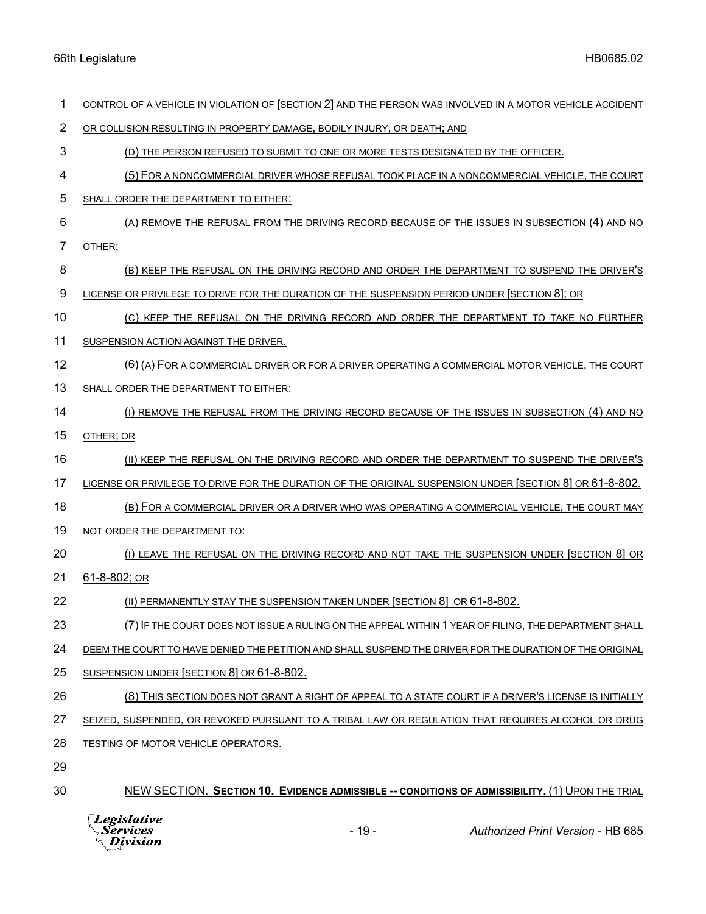CONTROL OF A VEHICLE IN VIOLATION OF [SECTION 2] AND THE PERSON WAS INVOLVED IN A MOTOR VEHICLE ACCIDENT OR COLLISION RESULTING IN PROPERTY DAMAGE, BODILY INJURY, OR DEATH; AND

(D) THE PERSON REFUSED TO SUBMIT TO ONE OR MORE TESTS DESIGNATED BY THE OFFICER.

(5) FOR A NONCOMMERCIAL DRIVER WHOSE REFUSAL TOOK PLACE IN A NONCOMMERCIAL VEHICLE, THE COURT SHALL ORDER THE DEPARTMENT TO EITHER:

(A) REMOVE THE REFUSAL FROM THE DRIVING RECORD BECAUSE OF THE ISSUES IN SUBSECTION (4) AND NO OTHER;

(B) KEEP THE REFUSAL ON THE DRIVING RECORD AND ORDER THE DEPARTMENT TO SUSPEND THE DRIVER'S LICENSE OR PRIVILEGE TO DRIVE FOR THE DURATION OF THE SUSPENSION PERIOD UNDER [SECTION 8]; OR

(C) KEEP THE REFUSAL ON THE DRIVING RECORD AND ORDER THE DEPARTMENT TO TAKE NO FURTHER SUSPENSION ACTION AGAINST THE DRIVER.

(6) (A) FOR A COMMERCIAL DRIVER OR FOR A DRIVER OPERATING A COMMERCIAL MOTOR VEHICLE, THE COURT SHALL ORDER THE DEPARTMENT TO EITHER:

(I) REMOVE THE REFUSAL FROM THE DRIVING RECORD BECAUSE OF THE ISSUES IN SUBSECTION (4) AND NO OTHER; OR

(II) KEEP THE REFUSAL ON THE DRIVING RECORD AND ORDER THE DEPARTMENT TO SUSPEND THE DRIVER'S LICENSE OR PRIVILEGE TO DRIVE FOR THE DURATION OF THE ORIGINAL SUSPENSION UNDER [SECTION 8] OR 61-8-802.

(B) FOR A COMMERCIAL DRIVER OR A DRIVER WHO WAS OPERATING A COMMERCIAL VEHICLE, THE COURT MAY NOT ORDER THE DEPARTMENT TO:

(I) LEAVE THE REFUSAL ON THE DRIVING RECORD AND NOT TAKE THE SUSPENSION UNDER [SECTION 8] OR 61-8-802; OR

(II) PERMANENTLY STAY THE SUSPENSION TAKEN UNDER [SECTION 8] OR 61-8-802.

(7) IF THE COURT DOES NOT ISSUE A RULING ON THE APPEAL WITHIN 1 YEAR OF FILING, THE DEPARTMENT SHALL DEEM THE COURT TO HAVE DENIED THE PETITION AND SHALL SUSPEND THE DRIVER FOR THE DURATION OF THE ORIGINAL SUSPENSION UNDER [SECTION 8] OR 61-8-802.

(8) THIS SECTION DOES NOT GRANT A RIGHT OF APPEAL TO A STATE COURT IF A DRIVER'S LICENSE IS INITIALLY SEIZED, SUSPENDED, OR REVOKED PURSUANT TO A TRIBAL LAW OR REGULATION THAT REQUIRES ALCOHOL OR DRUG TESTING OF MOTOR VEHICLE OPERATORS.

NEW SECTION. **Section 10. Evidence admissible -- conditions of admissibility.** (1) UPON THE TRIAL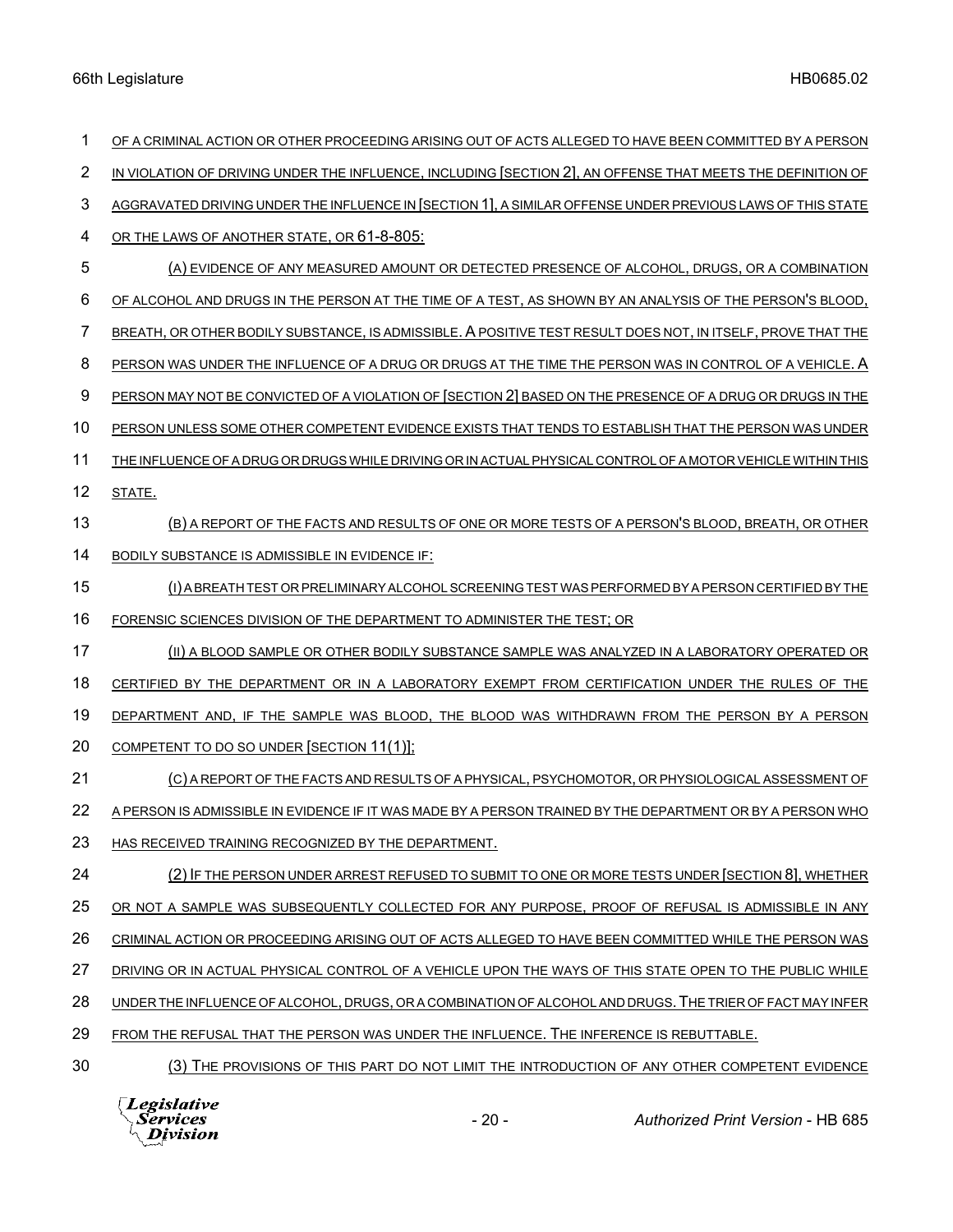OF A CRIMINAL ACTION OR OTHER PROCEEDING ARISING OUT OF ACTS ALLEGED TO HAVE BEEN COMMITTED BY A PERSON IN VIOLATION OF DRIVING UNDER THE INFLUENCE, INCLUDING [SECTION 2], AN OFFENSE THAT MEETS THE DEFINITION OF AGGRAVATED DRIVING UNDER THE INFLUENCE IN [SECTION 1], A SIMILAR OFFENSE UNDER PREVIOUS LAWS OF THIS STATE OR THE LAWS OF ANOTHER STATE, OR 61-8-805:

(A) EVIDENCE OF ANY MEASURED AMOUNT OR DETECTED PRESENCE OF ALCOHOL, DRUGS, OR A COMBINATION OF ALCOHOL AND DRUGS IN THE PERSON AT THE TIME OF A TEST, AS SHOWN BY AN ANALYSIS OF THE PERSON'S BLOOD, BREATH, OR OTHER BODILY SUBSTANCE, IS ADMISSIBLE. A POSITIVE TEST RESULT DOES NOT, IN ITSELF, PROVE THAT THE PERSON WAS UNDER THE INFLUENCE OF A DRUG OR DRUGS AT THE TIME THE PERSON WAS IN CONTROL OF A VEHICLE. A PERSON MAY NOT BE CONVICTED OF A VIOLATION OF [SECTION 2] BASED ON THE PRESENCE OF A DRUG OR DRUGS IN THE PERSON UNLESS SOME OTHER COMPETENT EVIDENCE EXISTS THAT TENDS TO ESTABLISH THAT THE PERSON WAS UNDER THE INFLUENCE OF A DRUG OR DRUGS WHILE DRIVING OR IN ACTUAL PHYSICAL CONTROL OF A MOTOR VEHICLE WITHIN THIS STATE.

(B) A REPORT OF THE FACTS AND RESULTS OF ONE OR MORE TESTS OF A PERSON'S BLOOD, BREATH, OR OTHER BODILY SUBSTANCE IS ADMISSIBLE IN EVIDENCE IF:

(I) A BREATH TEST OR PRELIMINARY ALCOHOL SCREENING TEST WAS PERFORMED BY A PERSON CERTIFIED BY THE FORENSIC SCIENCES DIVISION OF THE DEPARTMENT TO ADMINISTER THE TEST; OR

(II) A BLOOD SAMPLE OR OTHER BODILY SUBSTANCE SAMPLE WAS ANALYZED IN A LABORATORY OPERATED OR CERTIFIED BY THE DEPARTMENT OR IN A LABORATORY EXEMPT FROM CERTIFICATION UNDER THE RULES OF THE DEPARTMENT AND, IF THE SAMPLE WAS BLOOD, THE BLOOD WAS WITHDRAWN FROM THE PERSON BY A PERSON COMPETENT TO DO SO UNDER [SECTION 11(1)];

(C) A REPORT OF THE FACTS AND RESULTS OF A PHYSICAL, PSYCHOMOTOR, OR PHYSIOLOGICAL ASSESSMENT OF A PERSON IS ADMISSIBLE IN EVIDENCE IF IT WAS MADE BY A PERSON TRAINED BY THE DEPARTMENT OR BY A PERSON WHO HAS RECEIVED TRAINING RECOGNIZED BY THE DEPARTMENT.

(2) IF THE PERSON UNDER ARREST REFUSED TO SUBMIT TO ONE OR MORE TESTS UNDER [SECTION 8], WHETHER OR NOT A SAMPLE WAS SUBSEQUENTLY COLLECTED FOR ANY PURPOSE, PROOF OF REFUSAL IS ADMISSIBLE IN ANY CRIMINAL ACTION OR PROCEEDING ARISING OUT OF ACTS ALLEGED TO HAVE BEEN COMMITTED WHILE THE PERSON WAS DRIVING OR IN ACTUAL PHYSICAL CONTROL OF A VEHICLE UPON THE WAYS OF THIS STATE OPEN TO THE PUBLIC WHILE UNDER THE INFLUENCE OF ALCOHOL, DRUGS, OR A COMBINATION OF ALCOHOL AND DRUGS. THE TRIER OF FACT MAY INFER FROM THE REFUSAL THAT THE PERSON WAS UNDER THE INFLUENCE. THE INFERENCE IS REBUTTABLE.

(3) THE PROVISIONS OF THIS PART DO NOT LIMIT THE INTRODUCTION OF ANY OTHER COMPETENT EVIDENCE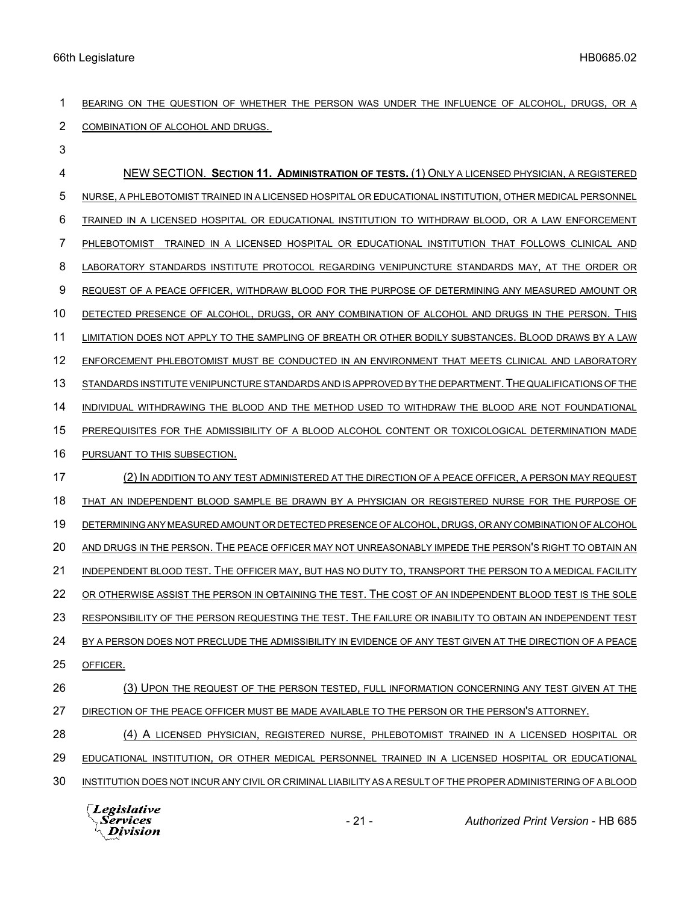BEARING ON THE QUESTION OF WHETHER THE PERSON WAS UNDER THE INFLUENCE OF ALCOHOL, DRUGS, OR A COMBINATION OF ALCOHOL AND DRUGS.

NEW SECTION. **Section 11. Administration of tests.** (1) ONLY A LICENSED PHYSICIAN, A REGISTERED NURSE, A PHLEBOTOMIST TRAINED IN A LICENSED HOSPITAL OR EDUCATIONAL INSTITUTION, OTHER MEDICAL PERSONNEL TRAINED IN A LICENSED HOSPITAL OR EDUCATIONAL INSTITUTION TO WITHDRAW BLOOD, OR A LAW ENFORCEMENT PHLEBOTOMIST TRAINED IN A LICENSED HOSPITAL OR EDUCATIONAL INSTITUTION THAT FOLLOWS CLINICAL AND LABORATORY STANDARDS INSTITUTE PROTOCOL REGARDING VENIPUNCTURE STANDARDS MAY, AT THE ORDER OR REQUEST OF A PEACE OFFICER, WITHDRAW BLOOD FOR THE PURPOSE OF DETERMINING ANY MEASURED AMOUNT OR DETECTED PRESENCE OF ALCOHOL, DRUGS, OR ANY COMBINATION OF ALCOHOL AND DRUGS IN THE PERSON. THIS LIMITATION DOES NOT APPLY TO THE SAMPLING OF BREATH OR OTHER BODILY SUBSTANCES. BLOOD DRAWS BY A LAW ENFORCEMENT PHLEBOTOMIST MUST BE CONDUCTED IN AN ENVIRONMENT THAT MEETS CLINICAL AND LABORATORY STANDARDS INSTITUTE VENIPUNCTURE STANDARDS AND IS APPROVED BY THE DEPARTMENT. THE QUALIFICATIONS OF THE INDIVIDUAL WITHDRAWING THE BLOOD AND THE METHOD USED TO WITHDRAW THE BLOOD ARE NOT FOUNDATIONAL PREREQUISITES FOR THE ADMISSIBILITY OF A BLOOD ALCOHOL CONTENT OR TOXICOLOGICAL DETERMINATION MADE PURSUANT TO THIS SUBSECTION.

(2) IN ADDITION TO ANY TEST ADMINISTERED AT THE DIRECTION OF A PEACE OFFICER, A PERSON MAY REQUEST THAT AN INDEPENDENT BLOOD SAMPLE BE DRAWN BY A PHYSICIAN OR REGISTERED NURSE FOR THE PURPOSE OF DETERMINING ANY MEASURED AMOUNT OR DETECTED PRESENCE OF ALCOHOL, DRUGS, OR ANY COMBINATION OF ALCOHOL AND DRUGS IN THE PERSON. THE PEACE OFFICER MAY NOT UNREASONABLY IMPEDE THE PERSON'S RIGHT TO OBTAIN AN INDEPENDENT BLOOD TEST. THE OFFICER MAY, BUT HAS NO DUTY TO, TRANSPORT THE PERSON TO A MEDICAL FACILITY OR OTHERWISE ASSIST THE PERSON IN OBTAINING THE TEST. THE COST OF AN INDEPENDENT BLOOD TEST IS THE SOLE RESPONSIBILITY OF THE PERSON REQUESTING THE TEST. THE FAILURE OR INABILITY TO OBTAIN AN INDEPENDENT TEST BY A PERSON DOES NOT PRECLUDE THE ADMISSIBILITY IN EVIDENCE OF ANY TEST GIVEN AT THE DIRECTION OF A PEACE OFFICER.

(3) UPON THE REQUEST OF THE PERSON TESTED, FULL INFORMATION CONCERNING ANY TEST GIVEN AT THE DIRECTION OF THE PEACE OFFICER MUST BE MADE AVAILABLE TO THE PERSON OR THE PERSON'S ATTORNEY.

(4) A LICENSED PHYSICIAN, REGISTERED NURSE, PHLEBOTOMIST TRAINED IN A LICENSED HOSPITAL OR EDUCATIONAL INSTITUTION, OR OTHER MEDICAL PERSONNEL TRAINED IN A LICENSED HOSPITAL OR EDUCATIONAL INSTITUTION DOES NOT INCUR ANY CIVIL OR CRIMINAL LIABILITY AS A RESULT OF THE PROPER ADMINISTERING OF A BLOOD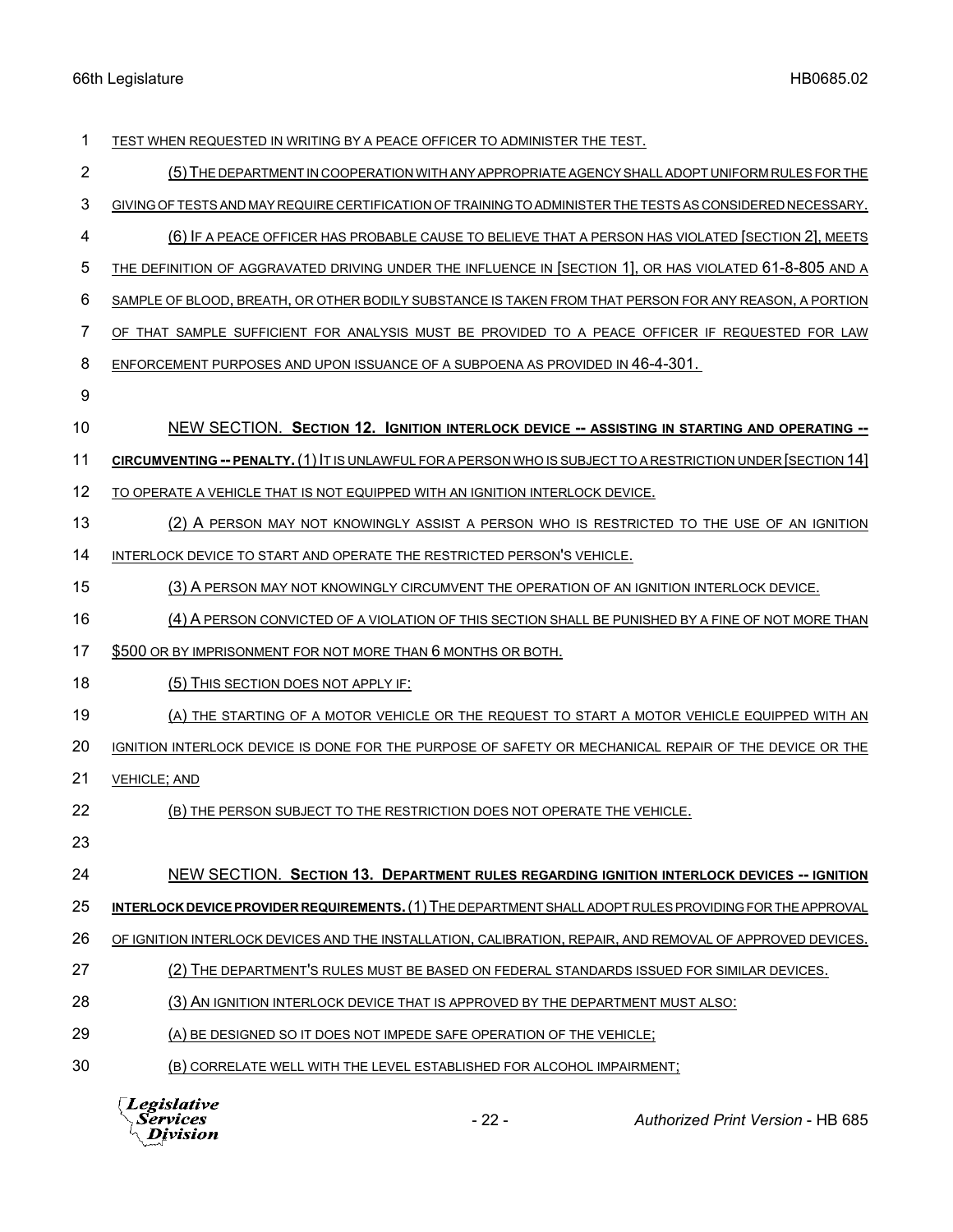TEST WHEN REQUESTED IN WRITING BY A PEACE OFFICER TO ADMINISTER THE TEST.

(5) THE DEPARTMENT IN COOPERATION WITH ANY APPROPRIATE AGENCY SHALL ADOPT UNIFORM RULES FOR THE GIVING OF TESTS AND MAY REQUIRE CERTIFICATION OF TRAINING TO ADMINISTER THE TESTS AS CONSIDERED NECESSARY.

(6) IF A PEACE OFFICER HAS PROBABLE CAUSE TO BELIEVE THAT A PERSON HAS VIOLATED [SECTION 2], MEETS THE DEFINITION OF AGGRAVATED DRIVING UNDER THE INFLUENCE IN [SECTION 1], OR HAS VIOLATED 61-8-805 AND A SAMPLE OF BLOOD, BREATH, OR OTHER BODILY SUBSTANCE IS TAKEN FROM THAT PERSON FOR ANY REASON, A PORTION OF THAT SAMPLE SUFFICIENT FOR ANALYSIS MUST BE PROVIDED TO A PEACE OFFICER IF REQUESTED FOR LAW ENFORCEMENT PURPOSES AND UPON ISSUANCE OF A SUBPOENA AS PROVIDED IN 46-4-301.

NEW SECTION. **SECTION 12. IGNITION INTERLOCK DEVICE -- ASSISTING IN STARTING AND OPERATING -- CIRCUMVENTING -- PENALTY.** (1) IT IS UNLAWFUL FOR A PERSON WHO IS SUBJECT TO A RESTRICTION UNDER [SECTION 14] TO OPERATE A VEHICLE THAT IS NOT EQUIPPED WITH AN IGNITION INTERLOCK DEVICE.

(2) A PERSON MAY NOT KNOWINGLY ASSIST A PERSON WHO IS RESTRICTED TO THE USE OF AN IGNITION INTERLOCK DEVICE TO START AND OPERATE THE RESTRICTED PERSON'S VEHICLE.

(3) A PERSON MAY NOT KNOWINGLY CIRCUMVENT THE OPERATION OF AN IGNITION INTERLOCK DEVICE.

(4) A PERSON CONVICTED OF A VIOLATION OF THIS SECTION SHALL BE PUNISHED BY A FINE OF NOT MORE THAN $500 OR BY IMPRISONMENT FOR NOT MORE THAN 6 MONTHS OR BOTH.

(5) THIS SECTION DOES NOT APPLY IF:

(A) THE STARTING OF A MOTOR VEHICLE OR THE REQUEST TO START A MOTOR VEHICLE EQUIPPED WITH AN IGNITION INTERLOCK DEVICE IS DONE FOR THE PURPOSE OF SAFETY OR MECHANICAL REPAIR OF THE DEVICE OR THE VEHICLE; AND

(B) THE PERSON SUBJECT TO THE RESTRICTION DOES NOT OPERATE THE VEHICLE.

NEW SECTION. **SECTION 13. DEPARTMENT RULES REGARDING IGNITION INTERLOCK DEVICES -- IGNITION INTERLOCK DEVICE PROVIDER REQUIREMENTS.** (1) THE DEPARTMENT SHALL ADOPT RULES PROVIDING FOR THE APPROVAL OF IGNITION INTERLOCK DEVICES AND THE INSTALLATION, CALIBRATION, REPAIR, AND REMOVAL OF APPROVED DEVICES.

(2) THE DEPARTMENT'S RULES MUST BE BASED ON FEDERAL STANDARDS ISSUED FOR SIMILAR DEVICES.

(3) AN IGNITION INTERLOCK DEVICE THAT IS APPROVED BY THE DEPARTMENT MUST ALSO:

(A) BE DESIGNED SO IT DOES NOT IMPEDE SAFE OPERATION OF THE VEHICLE;

(B) CORRELATE WELL WITH THE LEVEL ESTABLISHED FOR ALCOHOL IMPAIRMENT;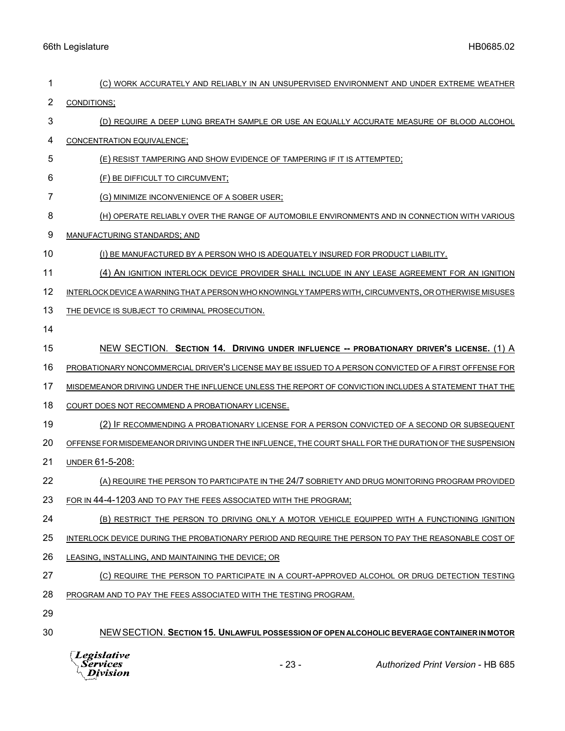(C) WORK ACCURATELY AND RELIABLY IN AN UNSUPERVISED ENVIRONMENT AND UNDER EXTREME WEATHER CONDITIONS;

(D) REQUIRE A DEEP LUNG BREATH SAMPLE OR USE AN EQUALLY ACCURATE MEASURE OF BLOOD ALCOHOL CONCENTRATION EQUIVALENCE;

(E) RESIST TAMPERING AND SHOW EVIDENCE OF TAMPERING IF IT IS ATTEMPTED;

(F) BE DIFFICULT TO CIRCUMVENT;

(G) MINIMIZE INCONVENIENCE OF A SOBER USER;

(H) OPERATE RELIABLY OVER THE RANGE OF AUTOMOBILE ENVIRONMENTS AND IN CONNECTION WITH VARIOUS MANUFACTURING STANDARDS; AND

(I) BE MANUFACTURED BY A PERSON WHO IS ADEQUATELY INSURED FOR PRODUCT LIABILITY.

(4) AN IGNITION INTERLOCK DEVICE PROVIDER SHALL INCLUDE IN ANY LEASE AGREEMENT FOR AN IGNITION INTERLOCK DEVICE A WARNING THAT A PERSON WHO KNOWINGLY TAMPERS WITH, CIRCUMVENTS, OR OTHERWISE MISUSES THE DEVICE IS SUBJECT TO CRIMINAL PROSECUTION.

NEW SECTION. **SECTION 14. DRIVING UNDER INFLUENCE -- PROBATIONARY DRIVER'S LICENSE.** (1) A PROBATIONARY NONCOMMERCIAL DRIVER'S LICENSE MAY BE ISSUED TO A PERSON CONVICTED OF A FIRST OFFENSE FOR MISDEMEANOR DRIVING UNDER THE INFLUENCE UNLESS THE REPORT OF CONVICTION INCLUDES A STATEMENT THAT THE COURT DOES NOT RECOMMEND A PROBATIONARY LICENSE.

(2) IF RECOMMENDING A PROBATIONARY LICENSE FOR A PERSON CONVICTED OF A SECOND OR SUBSEQUENT OFFENSE FOR MISDEMEANOR DRIVING UNDER THE INFLUENCE, THE COURT SHALL FOR THE DURATION OF THE SUSPENSION UNDER 61-5-208:

(A) REQUIRE THE PERSON TO PARTICIPATE IN THE 24/7 SOBRIETY AND DRUG MONITORING PROGRAM PROVIDED FOR IN 44-4-1203 AND TO PAY THE FEES ASSOCIATED WITH THE PROGRAM;

(B) RESTRICT THE PERSON TO DRIVING ONLY A MOTOR VEHICLE EQUIPPED WITH A FUNCTIONING IGNITION INTERLOCK DEVICE DURING THE PROBATIONARY PERIOD AND REQUIRE THE PERSON TO PAY THE REASONABLE COST OF LEASING, INSTALLING, AND MAINTAINING THE DEVICE; OR

(C) REQUIRE THE PERSON TO PARTICIPATE IN A COURT-APPROVED ALCOHOL OR DRUG DETECTION TESTING PROGRAM AND TO PAY THE FEES ASSOCIATED WITH THE TESTING PROGRAM.

NEW SECTION. **SECTION 15. UNLAWFUL POSSESSION OF OPEN ALCOHOLIC BEVERAGE CONTAINER IN MOTOR**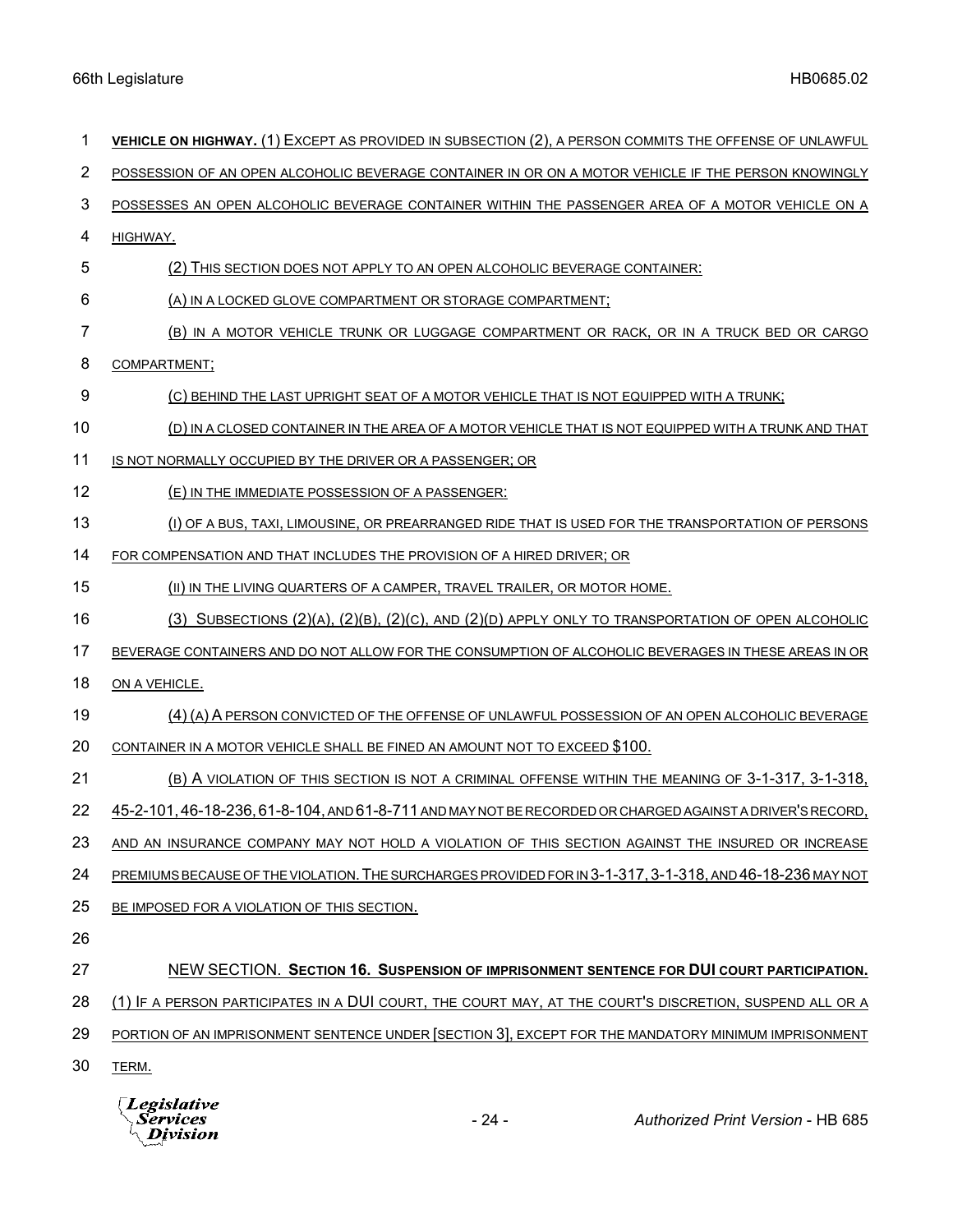**VEHICLE ON HIGHWAY.** (1) EXCEPT AS PROVIDED IN SUBSECTION (2), A PERSON COMMITS THE OFFENSE OF UNLAWFUL POSSESSION OF AN OPEN ALCOHOLIC BEVERAGE CONTAINER IN OR ON A MOTOR VEHICLE IF THE PERSON KNOWINGLY POSSESSES AN OPEN ALCOHOLIC BEVERAGE CONTAINER WITHIN THE PASSENGER AREA OF A MOTOR VEHICLE ON A HIGHWAY.

(2) THIS SECTION DOES NOT APPLY TO AN OPEN ALCOHOLIC BEVERAGE CONTAINER:

(A) IN A LOCKED GLOVE COMPARTMENT OR STORAGE COMPARTMENT;

(B) IN A MOTOR VEHICLE TRUNK OR LUGGAGE COMPARTMENT OR RACK, OR IN A TRUCK BED OR CARGO COMPARTMENT;

(C) BEHIND THE LAST UPRIGHT SEAT OF A MOTOR VEHICLE THAT IS NOT EQUIPPED WITH A TRUNK;

(D) IN A CLOSED CONTAINER IN THE AREA OF A MOTOR VEHICLE THAT IS NOT EQUIPPED WITH A TRUNK AND THAT IS NOT NORMALLY OCCUPIED BY THE DRIVER OR A PASSENGER; OR

(E) IN THE IMMEDIATE POSSESSION OF A PASSENGER:

(I) OF A BUS, TAXI, LIMOUSINE, OR PREARRANGED RIDE THAT IS USED FOR THE TRANSPORTATION OF PERSONS FOR COMPENSATION AND THAT INCLUDES THE PROVISION OF A HIRED DRIVER; OR

(II) IN THE LIVING QUARTERS OF A CAMPER, TRAVEL TRAILER, OR MOTOR HOME.

(3) SUBSECTIONS (2)(A), (2)(B), (2)(C), AND (2)(D) APPLY ONLY TO TRANSPORTATION OF OPEN ALCOHOLIC BEVERAGE CONTAINERS AND DO NOT ALLOW FOR THE CONSUMPTION OF ALCOHOLIC BEVERAGES IN THESE AREAS IN OR ON A VEHICLE.

(4) (A) A PERSON CONVICTED OF THE OFFENSE OF UNLAWFUL POSSESSION OF AN OPEN ALCOHOLIC BEVERAGE CONTAINER IN A MOTOR VEHICLE SHALL BE FINED AN AMOUNT NOT TO EXCEED $100.

(B) A VIOLATION OF THIS SECTION IS NOT A CRIMINAL OFFENSE WITHIN THE MEANING OF 3-1-317, 3-1-318, 45-2-101, 46-18-236, 61-8-104, AND 61-8-711 AND MAY NOT BE RECORDED OR CHARGED AGAINST A DRIVER'S RECORD, AND AN INSURANCE COMPANY MAY NOT HOLD A VIOLATION OF THIS SECTION AGAINST THE INSURED OR INCREASE PREMIUMS BECAUSE OF THE VIOLATION. THE SURCHARGES PROVIDED FOR IN 3-1-317, 3-1-318, AND 46-18-236 MAY NOT BE IMPOSED FOR A VIOLATION OF THIS SECTION.

NEW SECTION. **SECTION 16. SUSPENSION OF IMPRISONMENT SENTENCE FOR DUI COURT PARTICIPATION.** (1) IF A PERSON PARTICIPATES IN A DUI COURT, THE COURT MAY, AT THE COURT'S DISCRETION, SUSPEND ALL OR A PORTION OF AN IMPRISONMENT SENTENCE UNDER [SECTION 3], EXCEPT FOR THE MANDATORY MINIMUM IMPRISONMENT TERM.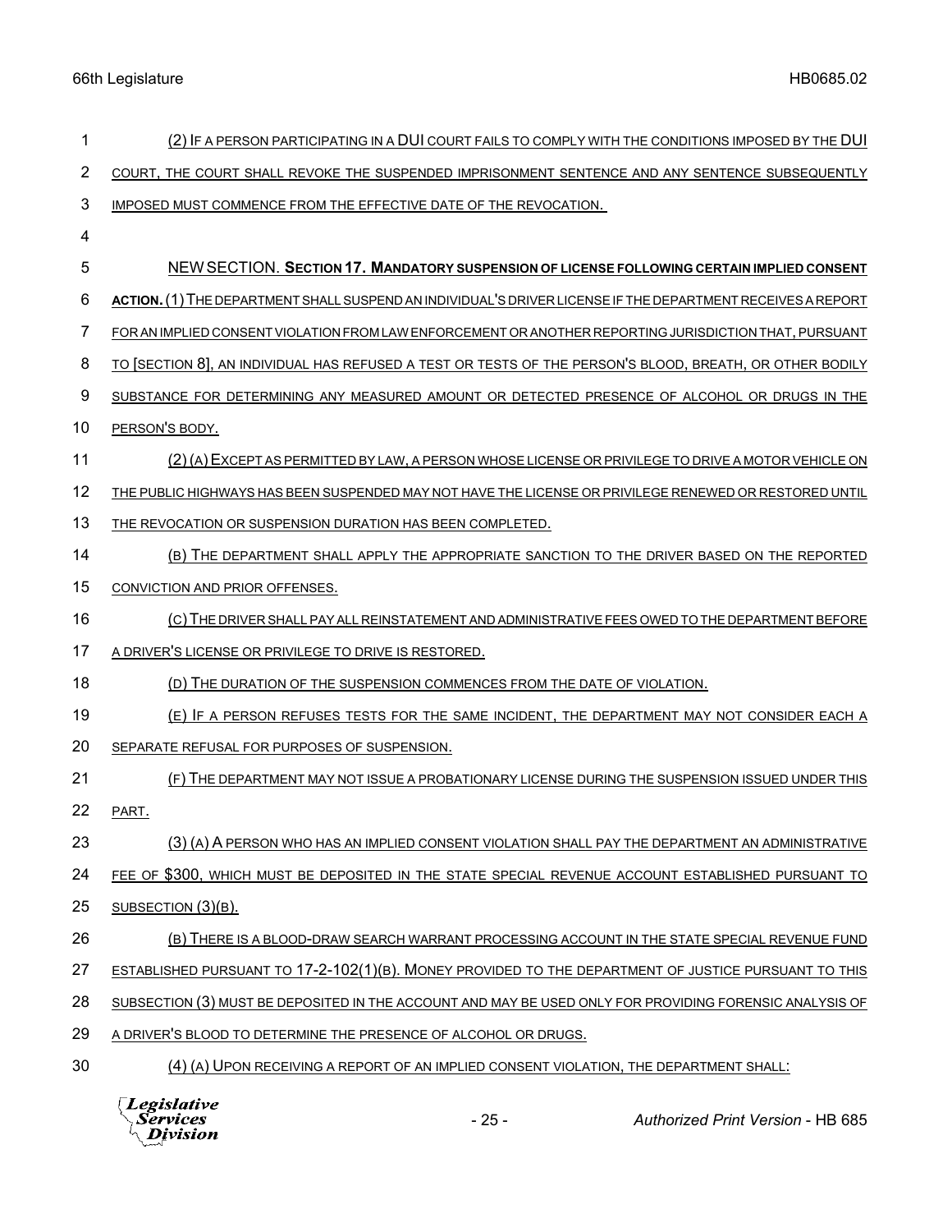(2) IF A PERSON PARTICIPATING IN A DUI COURT FAILS TO COMPLY WITH THE CONDITIONS IMPOSED BY THE DUI COURT, THE COURT SHALL REVOKE THE SUSPENDED IMPRISONMENT SENTENCE AND ANY SENTENCE SUBSEQUENTLY IMPOSED MUST COMMENCE FROM THE EFFECTIVE DATE OF THE REVOCATION.

NEW SECTION. **SECTION 17. MANDATORY SUSPENSION OF LICENSE FOLLOWING CERTAIN IMPLIED CONSENT ACTION.** (1) THE DEPARTMENT SHALL SUSPEND AN INDIVIDUAL'S DRIVER LICENSE IF THE DEPARTMENT RECEIVES A REPORT FOR AN IMPLIED CONSENT VIOLATION FROM LAW ENFORCEMENT OR ANOTHER REPORTING JURISDICTION THAT, PURSUANT TO [SECTION 8], AN INDIVIDUAL HAS REFUSED A TEST OR TESTS OF THE PERSON'S BLOOD, BREATH, OR OTHER BODILY SUBSTANCE FOR DETERMINING ANY MEASURED AMOUNT OR DETECTED PRESENCE OF ALCOHOL OR DRUGS IN THE PERSON'S BODY.

(2) (A) EXCEPT AS PERMITTED BY LAW, A PERSON WHOSE LICENSE OR PRIVILEGE TO DRIVE A MOTOR VEHICLE ON THE PUBLIC HIGHWAYS HAS BEEN SUSPENDED MAY NOT HAVE THE LICENSE OR PRIVILEGE RENEWED OR RESTORED UNTIL THE REVOCATION OR SUSPENSION DURATION HAS BEEN COMPLETED.

(B) THE DEPARTMENT SHALL APPLY THE APPROPRIATE SANCTION TO THE DRIVER BASED ON THE REPORTED CONVICTION AND PRIOR OFFENSES.

(C) THE DRIVER SHALL PAY ALL REINSTATEMENT AND ADMINISTRATIVE FEES OWED TO THE DEPARTMENT BEFORE A DRIVER'S LICENSE OR PRIVILEGE TO DRIVE IS RESTORED.

(D) THE DURATION OF THE SUSPENSION COMMENCES FROM THE DATE OF VIOLATION.

(E) IF A PERSON REFUSES TESTS FOR THE SAME INCIDENT, THE DEPARTMENT MAY NOT CONSIDER EACH A SEPARATE REFUSAL FOR PURPOSES OF SUSPENSION.

(F) THE DEPARTMENT MAY NOT ISSUE A PROBATIONARY LICENSE DURING THE SUSPENSION ISSUED UNDER THIS PART.

(3) (A) A PERSON WHO HAS AN IMPLIED CONSENT VIOLATION SHALL PAY THE DEPARTMENT AN ADMINISTRATIVE FEE OF $300, WHICH MUST BE DEPOSITED IN THE STATE SPECIAL REVENUE ACCOUNT ESTABLISHED PURSUANT TO SUBSECTION (3)(B).

(B) THERE IS A BLOOD-DRAW SEARCH WARRANT PROCESSING ACCOUNT IN THE STATE SPECIAL REVENUE FUND ESTABLISHED PURSUANT TO 17-2-102(1)(B). MONEY PROVIDED TO THE DEPARTMENT OF JUSTICE PURSUANT TO THIS SUBSECTION (3) MUST BE DEPOSITED IN THE ACCOUNT AND MAY BE USED ONLY FOR PROVIDING FORENSIC ANALYSIS OF A DRIVER'S BLOOD TO DETERMINE THE PRESENCE OF ALCOHOL OR DRUGS.

(4) (A) UPON RECEIVING A REPORT OF AN IMPLIED CONSENT VIOLATION, THE DEPARTMENT SHALL: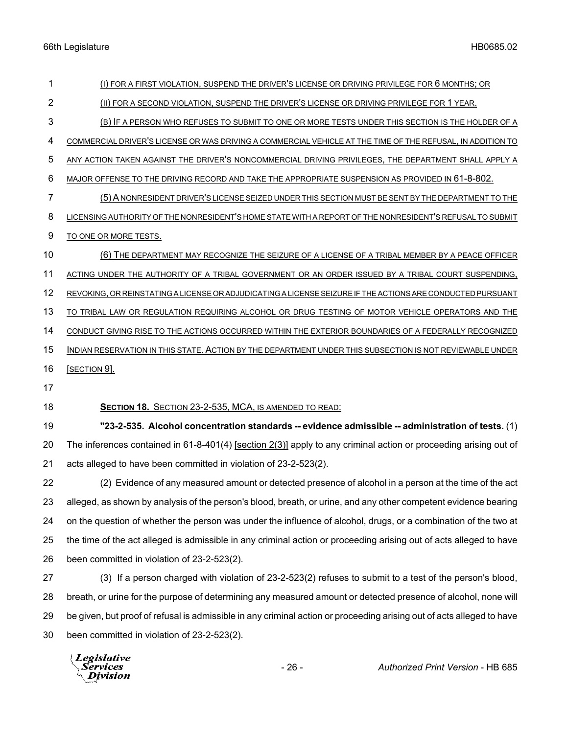(I) FOR A FIRST VIOLATION, SUSPEND THE DRIVER'S LICENSE OR DRIVING PRIVILEGE FOR 6 MONTHS; OR

(II) FOR A SECOND VIOLATION, SUSPEND THE DRIVER'S LICENSE OR DRIVING PRIVILEGE FOR 1 YEAR.

(B) IF A PERSON WHO REFUSES TO SUBMIT TO ONE OR MORE TESTS UNDER THIS SECTION IS THE HOLDER OF A COMMERCIAL DRIVER'S LICENSE OR WAS DRIVING A COMMERCIAL VEHICLE AT THE TIME OF THE REFUSAL, IN ADDITION TO ANY ACTION TAKEN AGAINST THE DRIVER'S NONCOMMERCIAL DRIVING PRIVILEGES, THE DEPARTMENT SHALL APPLY A MAJOR OFFENSE TO THE DRIVING RECORD AND TAKE THE APPROPRIATE SUSPENSION AS PROVIDED IN 61-8-802.

(5) A NONRESIDENT DRIVER'S LICENSE SEIZED UNDER THIS SECTION MUST BE SENT BY THE DEPARTMENT TO THE LICENSING AUTHORITY OF THE NONRESIDENT'S HOME STATE WITH A REPORT OF THE NONRESIDENT'S REFUSAL TO SUBMIT TO ONE OR MORE TESTS.

(6) THE DEPARTMENT MAY RECOGNIZE THE SEIZURE OF A LICENSE OF A TRIBAL MEMBER BY A PEACE OFFICER ACTING UNDER THE AUTHORITY OF A TRIBAL GOVERNMENT OR AN ORDER ISSUED BY A TRIBAL COURT SUSPENDING, REVOKING, OR REINSTATING A LICENSE OR ADJUDICATING A LICENSE SEIZURE IF THE ACTIONS ARE CONDUCTED PURSUANT TO TRIBAL LAW OR REGULATION REQUIRING ALCOHOL OR DRUG TESTING OF MOTOR VEHICLE OPERATORS AND THE CONDUCT GIVING RISE TO THE ACTIONS OCCURRED WITHIN THE EXTERIOR BOUNDARIES OF A FEDERALLY RECOGNIZED INDIAN RESERVATION IN THIS STATE. ACTION BY THE DEPARTMENT UNDER THIS SUBSECTION IS NOT REVIEWABLE UNDER [SECTION 9].

**SECTION 18.** SECTION 23-2-535, MCA, IS AMENDED TO READ:

**"23-2-535. Alcohol concentration standards -- evidence admissible -- administration of tests.** (1) The inferences contained in ~~61-8-401(4)~~ [section 2(3)] apply to any criminal action or proceeding arising out of acts alleged to have been committed in violation of 23-2-523(2).

(2) Evidence of any measured amount or detected presence of alcohol in a person at the time of the act alleged, as shown by analysis of the person's blood, breath, or urine, and any other competent evidence bearing on the question of whether the person was under the influence of alcohol, drugs, or a combination of the two at the time of the act alleged is admissible in any criminal action or proceeding arising out of acts alleged to have been committed in violation of 23-2-523(2).

(3) If a person charged with violation of 23-2-523(2) refuses to submit to a test of the person's blood, breath, or urine for the purpose of determining any measured amount or detected presence of alcohol, none will be given, but proof of refusal is admissible in any criminal action or proceeding arising out of acts alleged to have been committed in violation of 23-2-523(2).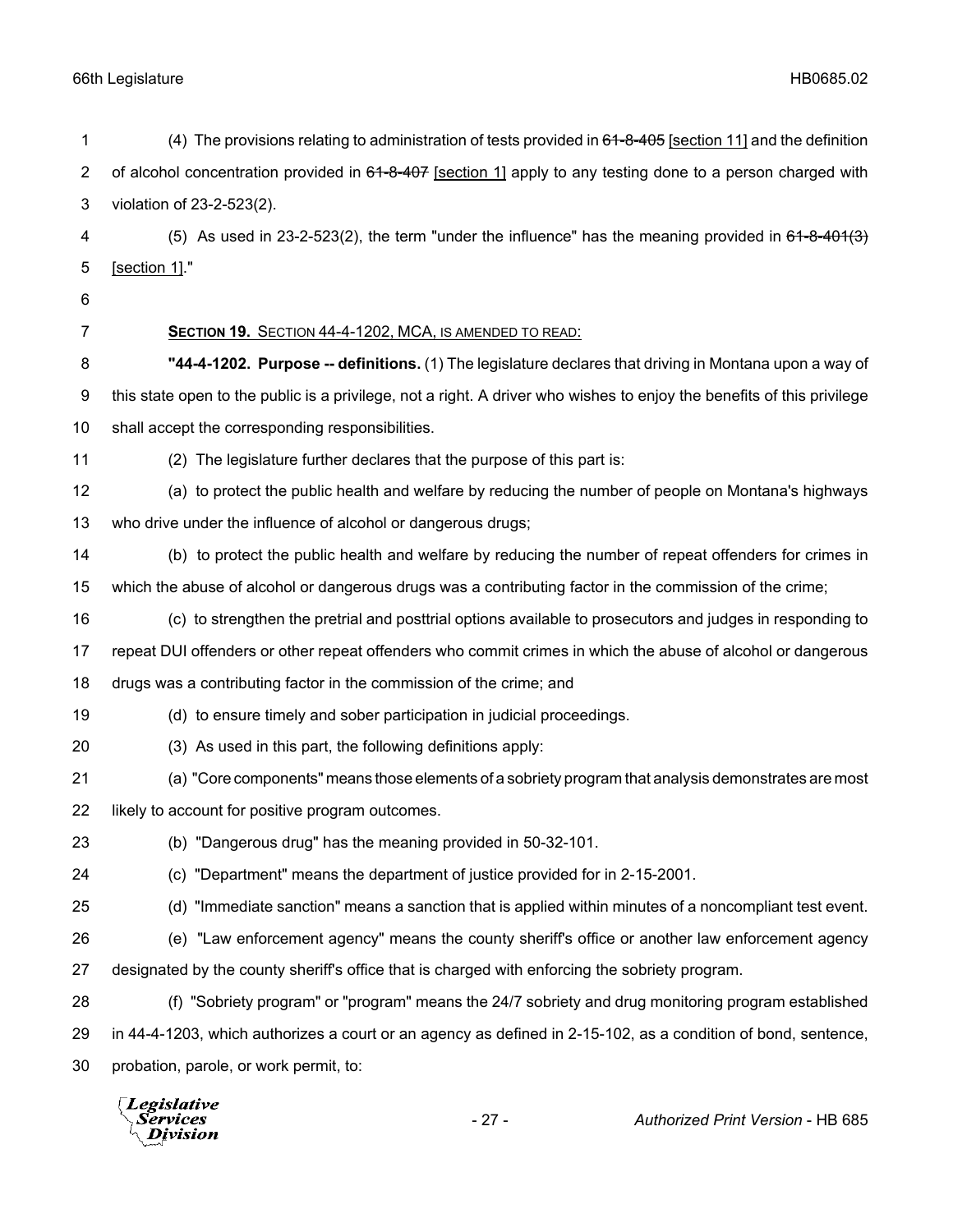(4) The provisions relating to administration of tests provided in ~~61-8-405~~ [section 11] and the definition of alcohol concentration provided in ~~61-8-407~~ [section 1] apply to any testing done to a person charged with violation of 23-2-523(2).

(5) As used in 23-2-523(2), the term "under the influence" has the meaning provided in ~~61-8-401(3)~~ [section 1]."

**SECTION 19.** SECTION 44-4-1202, MCA, IS AMENDED TO READ:

**"44-4-1202. Purpose -- definitions.** (1) The legislature declares that driving in Montana upon a way of this state open to the public is a privilege, not a right. A driver who wishes to enjoy the benefits of this privilege shall accept the corresponding responsibilities.

(2) The legislature further declares that the purpose of this part is:

(a) to protect the public health and welfare by reducing the number of people on Montana's highways who drive under the influence of alcohol or dangerous drugs;

(b) to protect the public health and welfare by reducing the number of repeat offenders for crimes in which the abuse of alcohol or dangerous drugs was a contributing factor in the commission of the crime;

(c) to strengthen the pretrial and posttrial options available to prosecutors and judges in responding to repeat DUI offenders or other repeat offenders who commit crimes in which the abuse of alcohol or dangerous drugs was a contributing factor in the commission of the crime; and

(d) to ensure timely and sober participation in judicial proceedings.

(3) As used in this part, the following definitions apply:

(a) "Core components" means those elements of a sobriety program that analysis demonstrates are most likely to account for positive program outcomes.

(b) "Dangerous drug" has the meaning provided in 50-32-101.

(c) "Department" means the department of justice provided for in 2-15-2001.

(d) "Immediate sanction" means a sanction that is applied within minutes of a noncompliant test event.

(e) "Law enforcement agency" means the county sheriff's office or another law enforcement agency designated by the county sheriff's office that is charged with enforcing the sobriety program.

(f) "Sobriety program" or "program" means the 24/7 sobriety and drug monitoring program established in 44-4-1203, which authorizes a court or an agency as defined in 2-15-102, as a condition of bond, sentence, probation, parole, or work permit, to: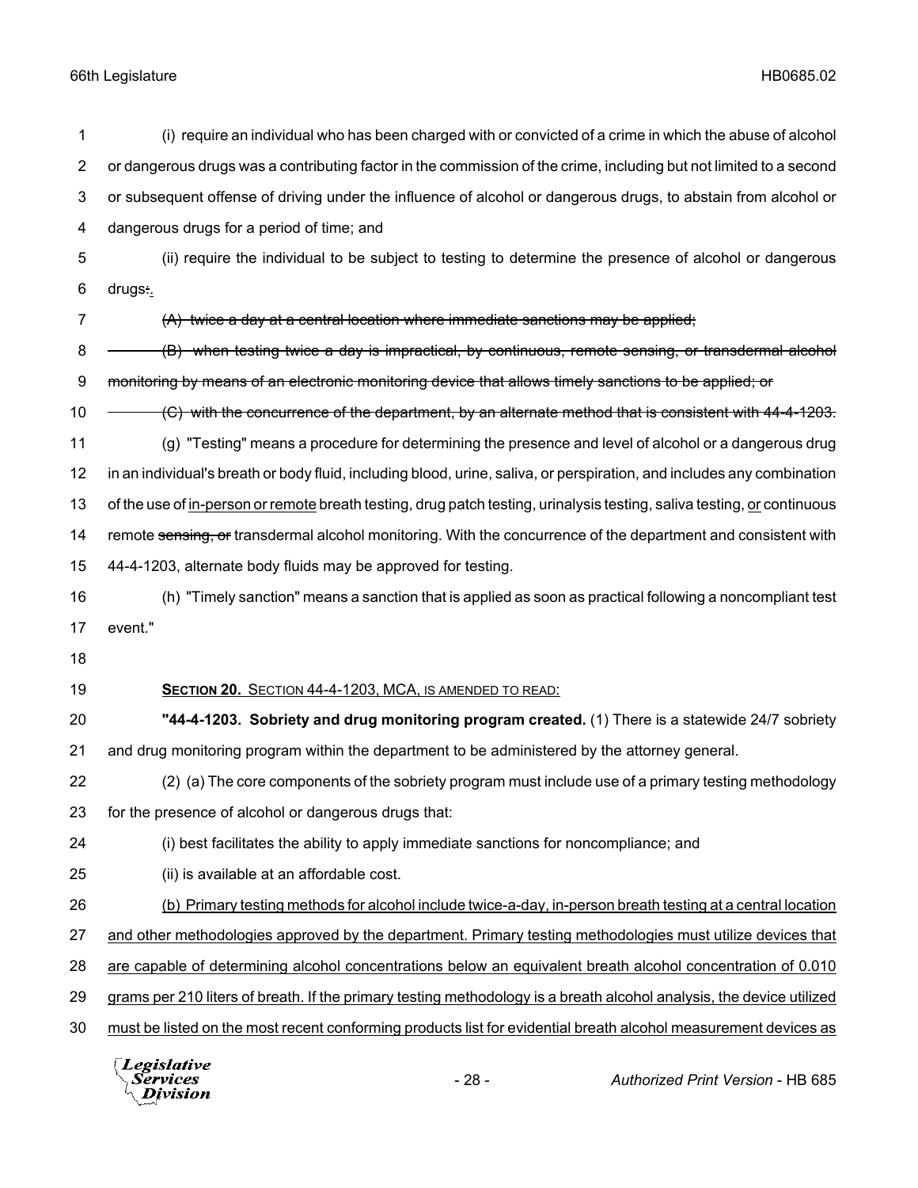(i) require an individual who has been charged with or convicted of a crime in which the abuse of alcohol or dangerous drugs was a contributing factor in the commission of the crime, including but not limited to a second or subsequent offense of driving under the influence of alcohol or dangerous drugs, to abstain from alcohol or dangerous drugs for a period of time; and

(ii) require the individual to be subject to testing to determine the presence of alcohol or dangerous drugs~~:~~.

~~(A) twice a day at a central location where immediate sanctions may be applied;~~

~~(B) when testing twice a day is impractical, by continuous, remote sensing, or transdermal alcohol monitoring by means of an electronic monitoring device that allows timely sanctions to be applied; or~~

~~(C) with the concurrence of the department, by an alternate method that is consistent with 44-4-1203.~~

(g) "Testing" means a procedure for determining the presence and level of alcohol or a dangerous drug in an individual's breath or body fluid, including blood, urine, saliva, or perspiration, and includes any combination of the use of <u>in-person or remote</u> breath testing, drug patch testing, urinalysis testing, saliva testing, <u>or</u> continuous remote ~~sensing, or~~ transdermal alcohol monitoring. With the concurrence of the department and consistent with 44-4-1203, alternate body fluids may be approved for testing.

(h) "Timely sanction" means a sanction that is applied as soon as practical following a noncompliant test event."

**<u>SECTION 20.</u>** <u>SECTION 44-4-1203, MCA, IS AMENDED TO READ:</u>

**"44-4-1203. Sobriety and drug monitoring program created.** (1) There is a statewide 24/7 sobriety and drug monitoring program within the department to be administered by the attorney general.

(2) (a) The core components of the sobriety program must include use of a primary testing methodology for the presence of alcohol or dangerous drugs that:

(i) best facilitates the ability to apply immediate sanctions for noncompliance; and

(ii) is available at an affordable cost.

<u>(b) Primary testing methods for alcohol include twice-a-day, in-person breath testing at a central location and other methodologies approved by the department. Primary testing methodologies must utilize devices that are capable of determining alcohol concentrations below an equivalent breath alcohol concentration of 0.010 grams per 210 liters of breath. If the primary testing methodology is a breath alcohol analysis, the device utilized must be listed on the most recent conforming products list for evidential breath alcohol measurement devices as</u>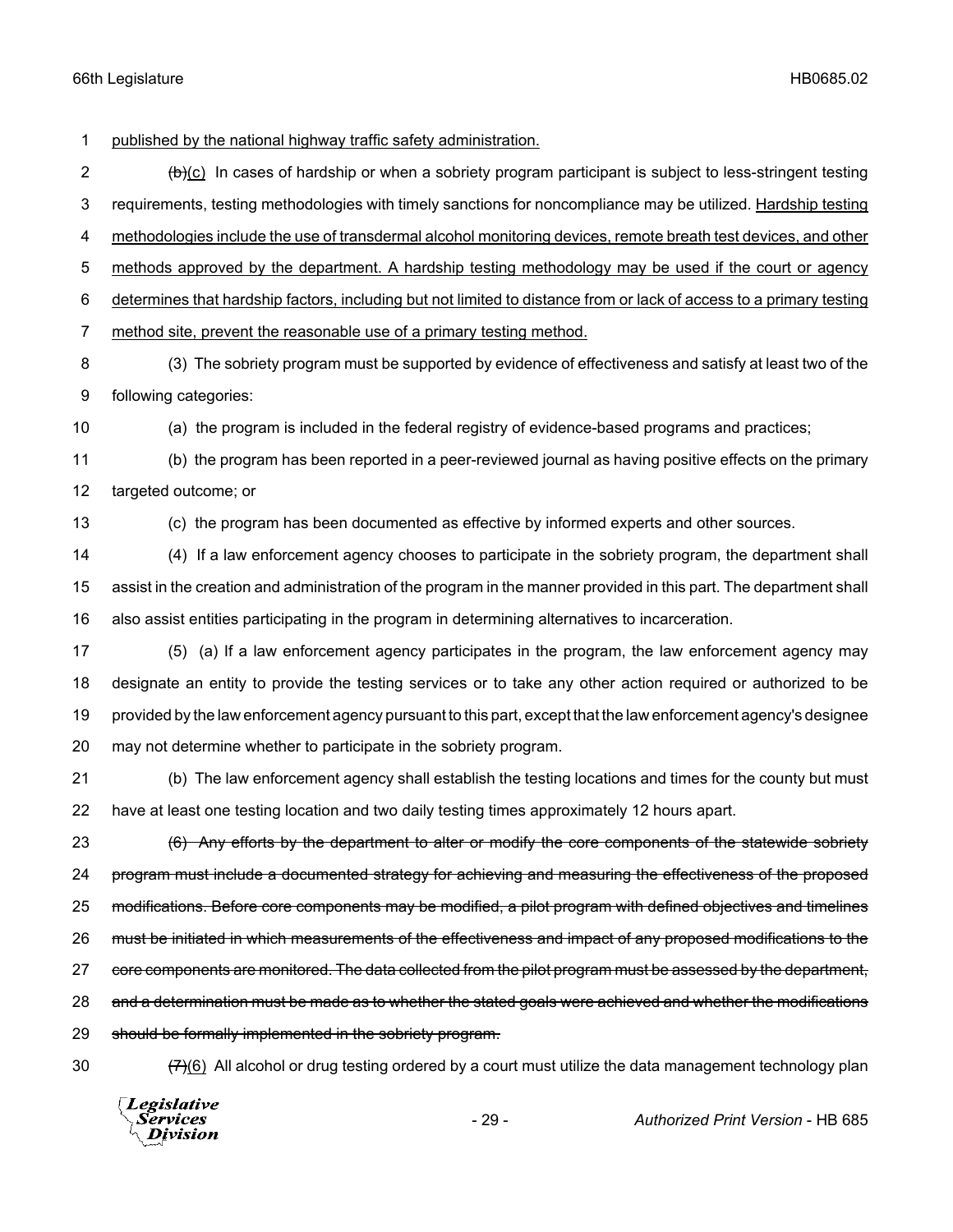published by the national highway traffic safety administration.

~~(b)~~(c) In cases of hardship or when a sobriety program participant is subject to less-stringent testing requirements, testing methodologies with timely sanctions for noncompliance may be utilized. Hardship testing methodologies include the use of transdermal alcohol monitoring devices, remote breath test devices, and other methods approved by the department. A hardship testing methodology may be used if the court or agency determines that hardship factors, including but not limited to distance from or lack of access to a primary testing method site, prevent the reasonable use of a primary testing method.

(3) The sobriety program must be supported by evidence of effectiveness and satisfy at least two of the following categories:

(a) the program is included in the federal registry of evidence-based programs and practices;

(b) the program has been reported in a peer-reviewed journal as having positive effects on the primary targeted outcome; or

(c) the program has been documented as effective by informed experts and other sources.

(4) If a law enforcement agency chooses to participate in the sobriety program, the department shall assist in the creation and administration of the program in the manner provided in this part. The department shall also assist entities participating in the program in determining alternatives to incarceration.

(5) (a) If a law enforcement agency participates in the program, the law enforcement agency may designate an entity to provide the testing services or to take any other action required or authorized to be provided by the law enforcement agency pursuant to this part, except that the law enforcement agency's designee may not determine whether to participate in the sobriety program.

(b) The law enforcement agency shall establish the testing locations and times for the county but must have at least one testing location and two daily testing times approximately 12 hours apart.

~~(6) Any efforts by the department to alter or modify the core components of the statewide sobriety program must include a documented strategy for achieving and measuring the effectiveness of the proposed modifications. Before core components may be modified, a pilot program with defined objectives and timelines must be initiated in which measurements of the effectiveness and impact of any proposed modifications to the core components are monitored. The data collected from the pilot program must be assessed by the department, and a determination must be made as to whether the stated goals were achieved and whether the modifications should be formally implemented in the sobriety program.~~

~~(7)~~(6) All alcohol or drug testing ordered by a court must utilize the data management technology plan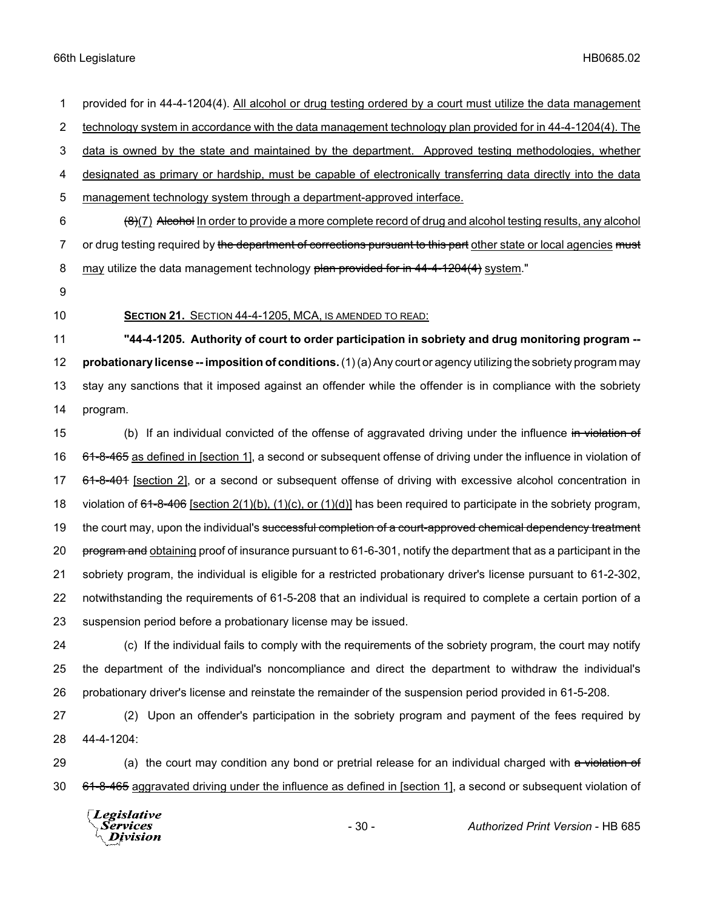provided for in 44-4-1204(4). <u>All alcohol or drug testing ordered by a court must utilize the data management technology system in accordance with the data management technology plan provided for in 44-4-1204(4). The data is owned by the state and maintained by the department. Approved testing methodologies, whether designated as primary or hardship, must be capable of electronically transferring data directly into the data management technology system through a department-approved interface.</u>

~~(8)~~<u>(7)</u> ~~Alcohol~~ <u>In order to provide a more complete record of drug and alcohol testing results, any alcohol</u> or drug testing required by ~~the department of corrections pursuant to this part~~ <u>other state or local agencies</u> ~~must~~ <u>may</u> utilize the data management technology ~~plan provided for in 44-4-1204(4)~~ <u>system</u>."

**<u>SECTION 21.</u>** <u>SECTION 44-4-1205, MCA, IS AMENDED TO READ:</u>

**"44-4-1205. Authority of court to order participation in sobriety and drug monitoring program -- probationary license -- imposition of conditions.** (1) (a) Any court or agency utilizing the sobriety program may stay any sanctions that it imposed against an offender while the offender is in compliance with the sobriety program.

(b) If an individual convicted of the offense of aggravated driving under the influence ~~in violation of 61-8-465~~ <u>as defined in [section 1]</u>, a second or subsequent offense of driving under the influence in violation of ~~61-8-401~~ <u>[section 2]</u>, or a second or subsequent offense of driving with excessive alcohol concentration in violation of ~~61-8-406~~ <u>[section 2(1)(b), (1)(c), or (1)(d)]</u> has been required to participate in the sobriety program, the court may, upon the individual's ~~successful completion of a court-approved chemical dependency treatment program and~~ <u>obtaining</u> proof of insurance pursuant to 61-6-301, notify the department that as a participant in the sobriety program, the individual is eligible for a restricted probationary driver's license pursuant to 61-2-302, notwithstanding the requirements of 61-5-208 that an individual is required to complete a certain portion of a suspension period before a probationary license may be issued.

(c) If the individual fails to comply with the requirements of the sobriety program, the court may notify the department of the individual's noncompliance and direct the department to withdraw the individual's probationary driver's license and reinstate the remainder of the suspension period provided in 61-5-208.

(2) Upon an offender's participation in the sobriety program and payment of the fees required by 44-4-1204:

(a) the court may condition any bond or pretrial release for an individual charged with ~~a violation of 61-8-465~~ <u>aggravated driving under the influence as defined in [section 1]</u>, a second or subsequent violation of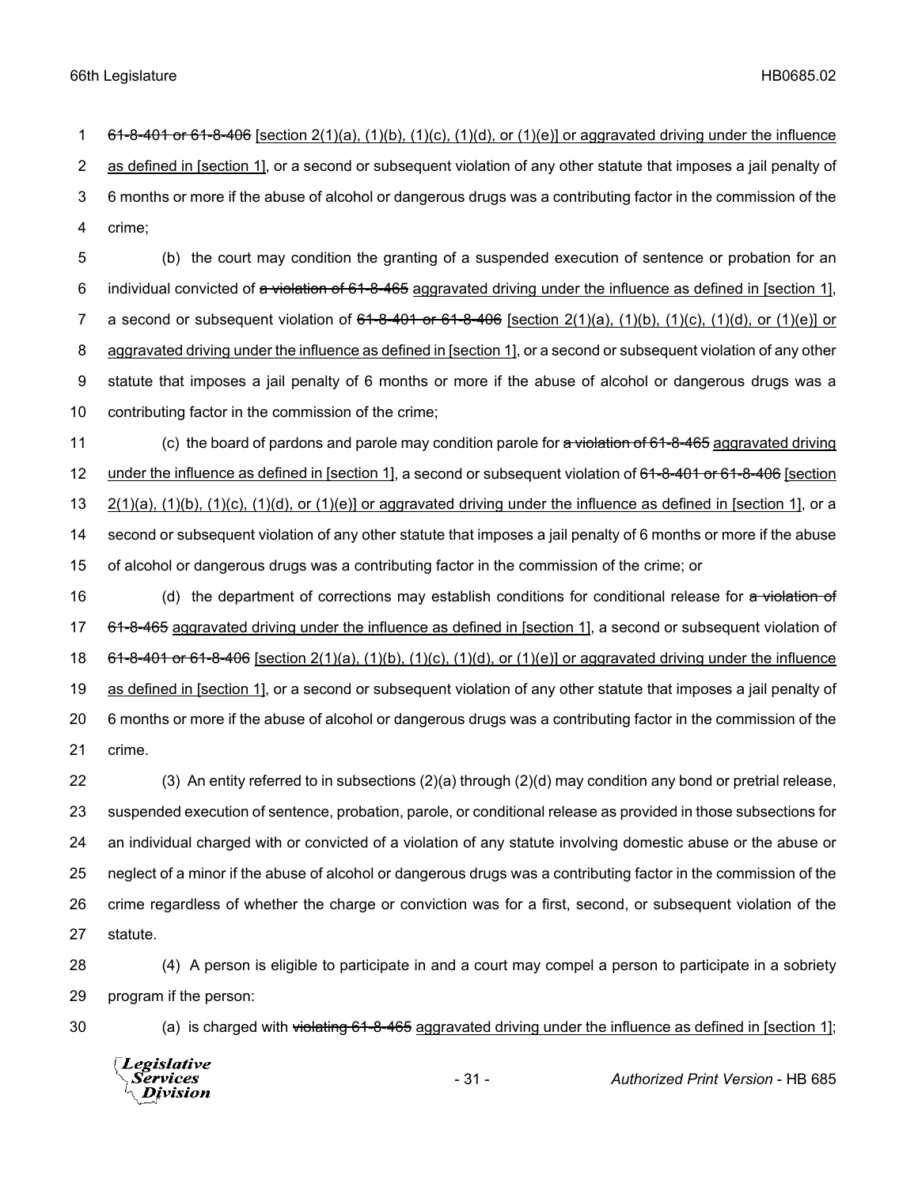61-8-401 or 61-8-406 [section 2(1)(a), (1)(b), (1)(c), (1)(d), or (1)(e)] or aggravated driving under the influence as defined in [section 1], or a second or subsequent violation of any other statute that imposes a jail penalty of 6 months or more if the abuse of alcohol or dangerous drugs was a contributing factor in the commission of the crime;

(b) the court may condition the granting of a suspended execution of sentence or probation for an individual convicted of a violation of 61-8-465 aggravated driving under the influence as defined in [section 1], a second or subsequent violation of 61-8-401 or 61-8-406 [section 2(1)(a), (1)(b), (1)(c), (1)(d), or (1)(e)] or aggravated driving under the influence as defined in [section 1], or a second or subsequent violation of any other statute that imposes a jail penalty of 6 months or more if the abuse of alcohol or dangerous drugs was a contributing factor in the commission of the crime;

(c) the board of pardons and parole may condition parole for a violation of 61-8-465 aggravated driving under the influence as defined in [section 1], a second or subsequent violation of 61-8-401 or 61-8-406 [section 2(1)(a), (1)(b), (1)(c), (1)(d), or (1)(e)] or aggravated driving under the influence as defined in [section 1], or a second or subsequent violation of any other statute that imposes a jail penalty of 6 months or more if the abuse of alcohol or dangerous drugs was a contributing factor in the commission of the crime; or

(d) the department of corrections may establish conditions for conditional release for a violation of 61-8-465 aggravated driving under the influence as defined in [section 1], a second or subsequent violation of 61-8-401 or 61-8-406 [section 2(1)(a), (1)(b), (1)(c), (1)(d), or (1)(e)] or aggravated driving under the influence as defined in [section 1], or a second or subsequent violation of any other statute that imposes a jail penalty of 6 months or more if the abuse of alcohol or dangerous drugs was a contributing factor in the commission of the crime.

(3) An entity referred to in subsections (2)(a) through (2)(d) may condition any bond or pretrial release, suspended execution of sentence, probation, parole, or conditional release as provided in those subsections for an individual charged with or convicted of a violation of any statute involving domestic abuse or the abuse or neglect of a minor if the abuse of alcohol or dangerous drugs was a contributing factor in the commission of the crime regardless of whether the charge or conviction was for a first, second, or subsequent violation of the statute.

(4) A person is eligible to participate in and a court may compel a person to participate in a sobriety program if the person:

(a) is charged with violating 61-8-465 aggravated driving under the influence as defined in [section 1];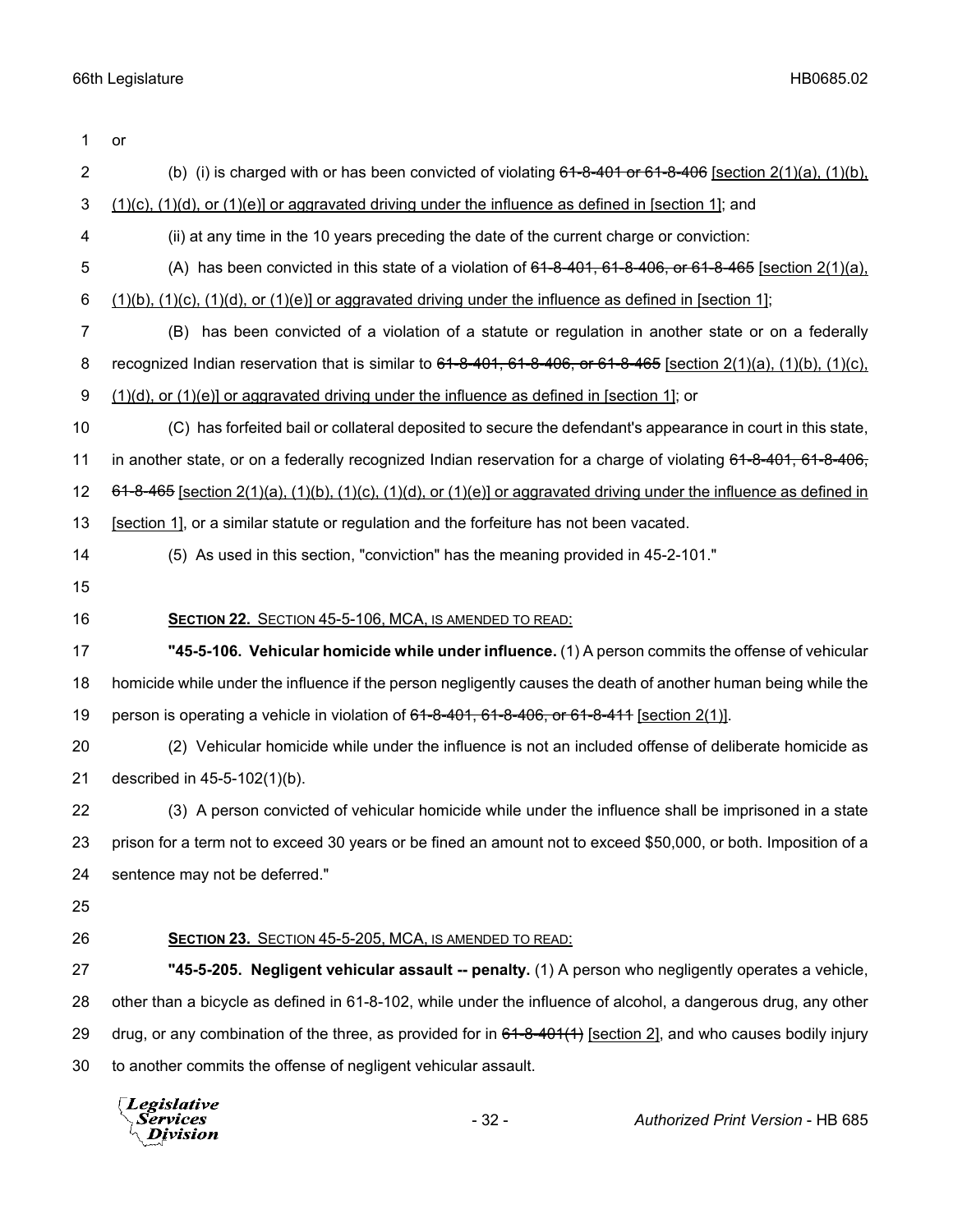or

(b) (i) is charged with or has been convicted of violating ~~61-8-401 or 61-8-406~~ [section 2(1)(a), (1)(b), (1)(c), (1)(d), or (1)(e)] or aggravated driving under the influence as defined in [section 1]; and

(ii) at any time in the 10 years preceding the date of the current charge or conviction:

(A) has been convicted in this state of a violation of ~~61-8-401, 61-8-406, or 61-8-465~~ [section 2(1)(a), (1)(b), (1)(c), (1)(d), or (1)(e)] or aggravated driving under the influence as defined in [section 1];

(B) has been convicted of a violation of a statute or regulation in another state or on a federally recognized Indian reservation that is similar to ~~61-8-401, 61-8-406, or 61-8-465~~ [section 2(1)(a), (1)(b), (1)(c), (1)(d), or (1)(e)] or aggravated driving under the influence as defined in [section 1]; or

(C) has forfeited bail or collateral deposited to secure the defendant's appearance in court in this state, in another state, or on a federally recognized Indian reservation for a charge of violating ~~61-8-401, 61-8-406, 61-8-465~~ [section 2(1)(a), (1)(b), (1)(c), (1)(d), or (1)(e)] or aggravated driving under the influence as defined in [section 1], or a similar statute or regulation and the forfeiture has not been vacated.

(5) As used in this section, "conviction" has the meaning provided in 45-2-101."

**SECTION 22.** SECTION 45-5-106, MCA, IS AMENDED TO READ:

**"45-5-106. Vehicular homicide while under influence.** (1) A person commits the offense of vehicular homicide while under the influence if the person negligently causes the death of another human being while the person is operating a vehicle in violation of ~~61-8-401, 61-8-406, or 61-8-411~~ [section 2(1)].

(2) Vehicular homicide while under the influence is not an included offense of deliberate homicide as described in 45-5-102(1)(b).

(3) A person convicted of vehicular homicide while under the influence shall be imprisoned in a state prison for a term not to exceed 30 years or be fined an amount not to exceed $50,000, or both. Imposition of a sentence may not be deferred."

**SECTION 23.** SECTION 45-5-205, MCA, IS AMENDED TO READ:

**"45-5-205. Negligent vehicular assault -- penalty.** (1) A person who negligently operates a vehicle, other than a bicycle as defined in 61-8-102, while under the influence of alcohol, a dangerous drug, any other drug, or any combination of the three, as provided for in ~~61-8-401(1)~~ [section 2], and who causes bodily injury to another commits the offense of negligent vehicular assault.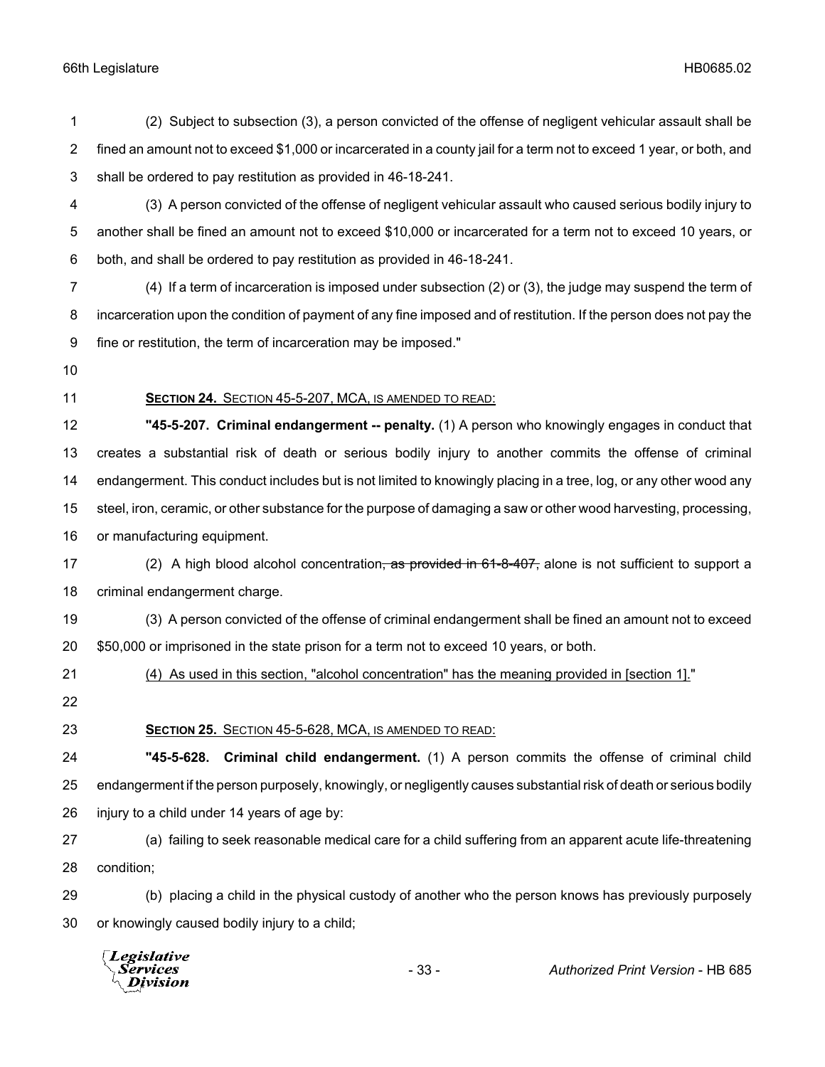(2) Subject to subsection (3), a person convicted of the offense of negligent vehicular assault shall be fined an amount not to exceed $1,000 or incarcerated in a county jail for a term not to exceed 1 year, or both, and shall be ordered to pay restitution as provided in 46-18-241.

(3) A person convicted of the offense of negligent vehicular assault who caused serious bodily injury to another shall be fined an amount not to exceed $10,000 or incarcerated for a term not to exceed 10 years, or both, and shall be ordered to pay restitution as provided in 46-18-241.

(4) If a term of incarceration is imposed under subsection (2) or (3), the judge may suspend the term of incarceration upon the condition of payment of any fine imposed and of restitution. If the person does not pay the fine or restitution, the term of incarceration may be imposed."

**SECTION 24.** SECTION 45-5-207, MCA, IS AMENDED TO READ:

**"45-5-207. Criminal endangerment -- penalty.** (1) A person who knowingly engages in conduct that creates a substantial risk of death or serious bodily injury to another commits the offense of criminal endangerment. This conduct includes but is not limited to knowingly placing in a tree, log, or any other wood any steel, iron, ceramic, or other substance for the purpose of damaging a saw or other wood harvesting, processing, or manufacturing equipment.

(2) A high blood alcohol concentration~~, as provided in 61-8-407,~~ alone is not sufficient to support a criminal endangerment charge.

(3) A person convicted of the offense of criminal endangerment shall be fined an amount not to exceed $50,000 or imprisoned in the state prison for a term not to exceed 10 years, or both.

<u>(4) As used in this section, "alcohol concentration" has the meaning provided in [section 1].</u>"

**SECTION 25.** SECTION 45-5-628, MCA, IS AMENDED TO READ:

**"45-5-628. Criminal child endangerment.** (1) A person commits the offense of criminal child endangerment if the person purposely, knowingly, or negligently causes substantial risk of death or serious bodily injury to a child under 14 years of age by:

(a) failing to seek reasonable medical care for a child suffering from an apparent acute life-threatening condition;

(b) placing a child in the physical custody of another who the person knows has previously purposely or knowingly caused bodily injury to a child;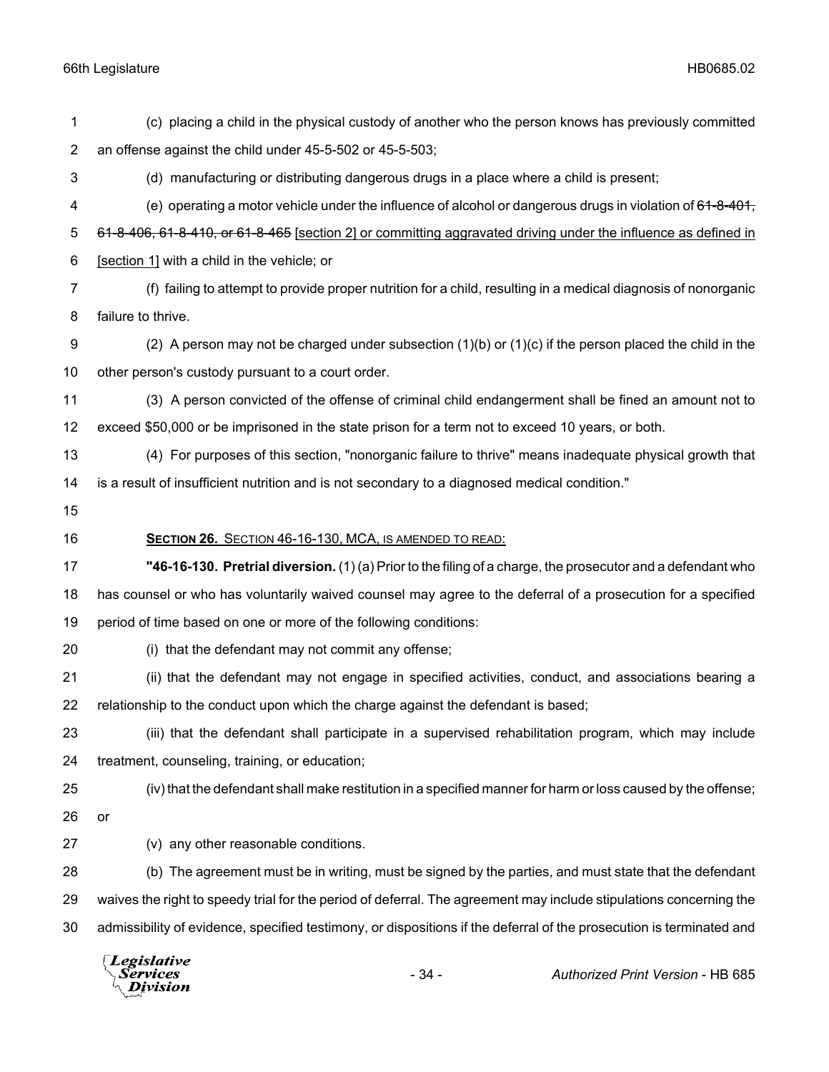(c) placing a child in the physical custody of another who the person knows has previously committed an offense against the child under 45-5-502 or 45-5-503;

(d) manufacturing or distributing dangerous drugs in a place where a child is present;

(e) operating a motor vehicle under the influence of alcohol or dangerous drugs in violation of ~~61-8-401, 61-8-406, 61-8-410, or 61-8-465~~ [section 2] or committing aggravated driving under the influence as defined in [section 1] with a child in the vehicle; or

(f) failing to attempt to provide proper nutrition for a child, resulting in a medical diagnosis of nonorganic failure to thrive.

(2) A person may not be charged under subsection (1)(b) or (1)(c) if the person placed the child in the other person's custody pursuant to a court order.

(3) A person convicted of the offense of criminal child endangerment shall be fined an amount not to exceed $50,000 or be imprisoned in the state prison for a term not to exceed 10 years, or both.

(4) For purposes of this section, "nonorganic failure to thrive" means inadequate physical growth that is a result of insufficient nutrition and is not secondary to a diagnosed medical condition."

**SECTION 26.** SECTION 46-16-130, MCA, IS AMENDED TO READ:

**"46-16-130. Pretrial diversion.** (1) (a) Prior to the filing of a charge, the prosecutor and a defendant who has counsel or who has voluntarily waived counsel may agree to the deferral of a prosecution for a specified period of time based on one or more of the following conditions:

(i) that the defendant may not commit any offense;

(ii) that the defendant may not engage in specified activities, conduct, and associations bearing a relationship to the conduct upon which the charge against the defendant is based;

(iii) that the defendant shall participate in a supervised rehabilitation program, which may include treatment, counseling, training, or education;

(iv) that the defendant shall make restitution in a specified manner for harm or loss caused by the offense; or

(v) any other reasonable conditions.

(b) The agreement must be in writing, must be signed by the parties, and must state that the defendant waives the right to speedy trial for the period of deferral. The agreement may include stipulations concerning the admissibility of evidence, specified testimony, or dispositions if the deferral of the prosecution is terminated and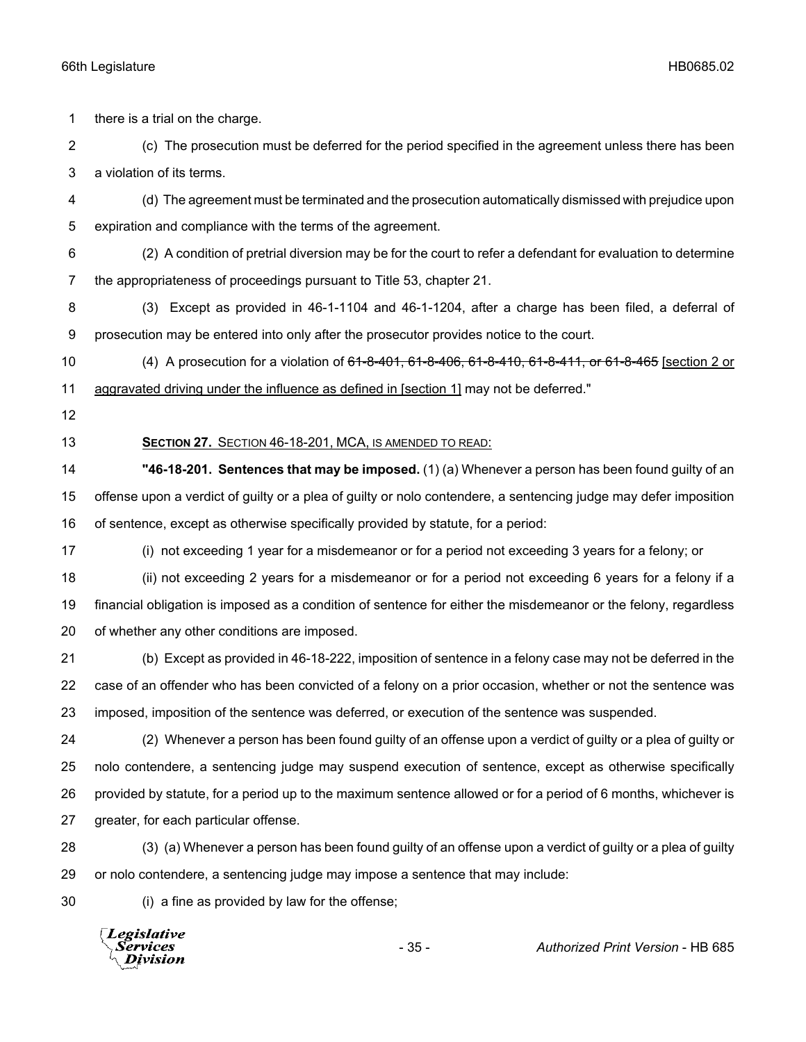there is a trial on the charge.

(c) The prosecution must be deferred for the period specified in the agreement unless there has been a violation of its terms.

(d) The agreement must be terminated and the prosecution automatically dismissed with prejudice upon expiration and compliance with the terms of the agreement.

(2) A condition of pretrial diversion may be for the court to refer a defendant for evaluation to determine the appropriateness of proceedings pursuant to Title 53, chapter 21.

(3) Except as provided in 46-1-1104 and 46-1-1204, after a charge has been filed, a deferral of prosecution may be entered into only after the prosecutor provides notice to the court.

(4) A prosecution for a violation of ~~61-8-401, 61-8-406, 61-8-410, 61-8-411, or 61-8-465~~ <u>[section 2 or aggravated driving under the influence as defined in [section 1]</u> may not be deferred."

**SECTION 27.** <u>SECTION 46-18-201, MCA, IS AMENDED TO READ:</u>

**"46-18-201. Sentences that may be imposed.** (1) (a) Whenever a person has been found guilty of an offense upon a verdict of guilty or a plea of guilty or nolo contendere, a sentencing judge may defer imposition of sentence, except as otherwise specifically provided by statute, for a period:

(i) not exceeding 1 year for a misdemeanor or for a period not exceeding 3 years for a felony; or

(ii) not exceeding 2 years for a misdemeanor or for a period not exceeding 6 years for a felony if a financial obligation is imposed as a condition of sentence for either the misdemeanor or the felony, regardless of whether any other conditions are imposed.

(b) Except as provided in 46-18-222, imposition of sentence in a felony case may not be deferred in the case of an offender who has been convicted of a felony on a prior occasion, whether or not the sentence was imposed, imposition of the sentence was deferred, or execution of the sentence was suspended.

(2) Whenever a person has been found guilty of an offense upon a verdict of guilty or a plea of guilty or nolo contendere, a sentencing judge may suspend execution of sentence, except as otherwise specifically provided by statute, for a period up to the maximum sentence allowed or for a period of 6 months, whichever is greater, for each particular offense.

(3) (a) Whenever a person has been found guilty of an offense upon a verdict of guilty or a plea of guilty or nolo contendere, a sentencing judge may impose a sentence that may include:

(i) a fine as provided by law for the offense;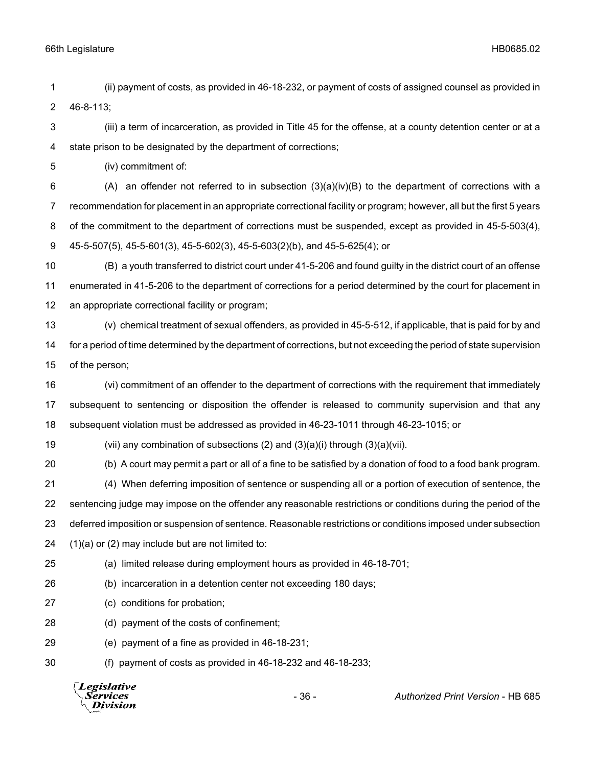(ii) payment of costs, as provided in 46-18-232, or payment of costs of assigned counsel as provided in 46-8-113;

(iii) a term of incarceration, as provided in Title 45 for the offense, at a county detention center or at a state prison to be designated by the department of corrections;

(iv) commitment of:

(A) an offender not referred to in subsection (3)(a)(iv)(B) to the department of corrections with a recommendation for placement in an appropriate correctional facility or program; however, all but the first 5 years of the commitment to the department of corrections must be suspended, except as provided in 45-5-503(4), 45-5-507(5), 45-5-601(3), 45-5-602(3), 45-5-603(2)(b), and 45-5-625(4); or

(B) a youth transferred to district court under 41-5-206 and found guilty in the district court of an offense enumerated in 41-5-206 to the department of corrections for a period determined by the court for placement in an appropriate correctional facility or program;

(v) chemical treatment of sexual offenders, as provided in 45-5-512, if applicable, that is paid for by and for a period of time determined by the department of corrections, but not exceeding the period of state supervision of the person;

(vi) commitment of an offender to the department of corrections with the requirement that immediately subsequent to sentencing or disposition the offender is released to community supervision and that any subsequent violation must be addressed as provided in 46-23-1011 through 46-23-1015; or

(vii) any combination of subsections (2) and (3)(a)(i) through (3)(a)(vii).

(b) A court may permit a part or all of a fine to be satisfied by a donation of food to a food bank program.

(4) When deferring imposition of sentence or suspending all or a portion of execution of sentence, the sentencing judge may impose on the offender any reasonable restrictions or conditions during the period of the deferred imposition or suspension of sentence. Reasonable restrictions or conditions imposed under subsection (1)(a) or (2) may include but are not limited to:

(a) limited release during employment hours as provided in 46-18-701;

(b) incarceration in a detention center not exceeding 180 days;

(c) conditions for probation;

(d) payment of the costs of confinement;

(e) payment of a fine as provided in 46-18-231;

(f) payment of costs as provided in 46-18-232 and 46-18-233;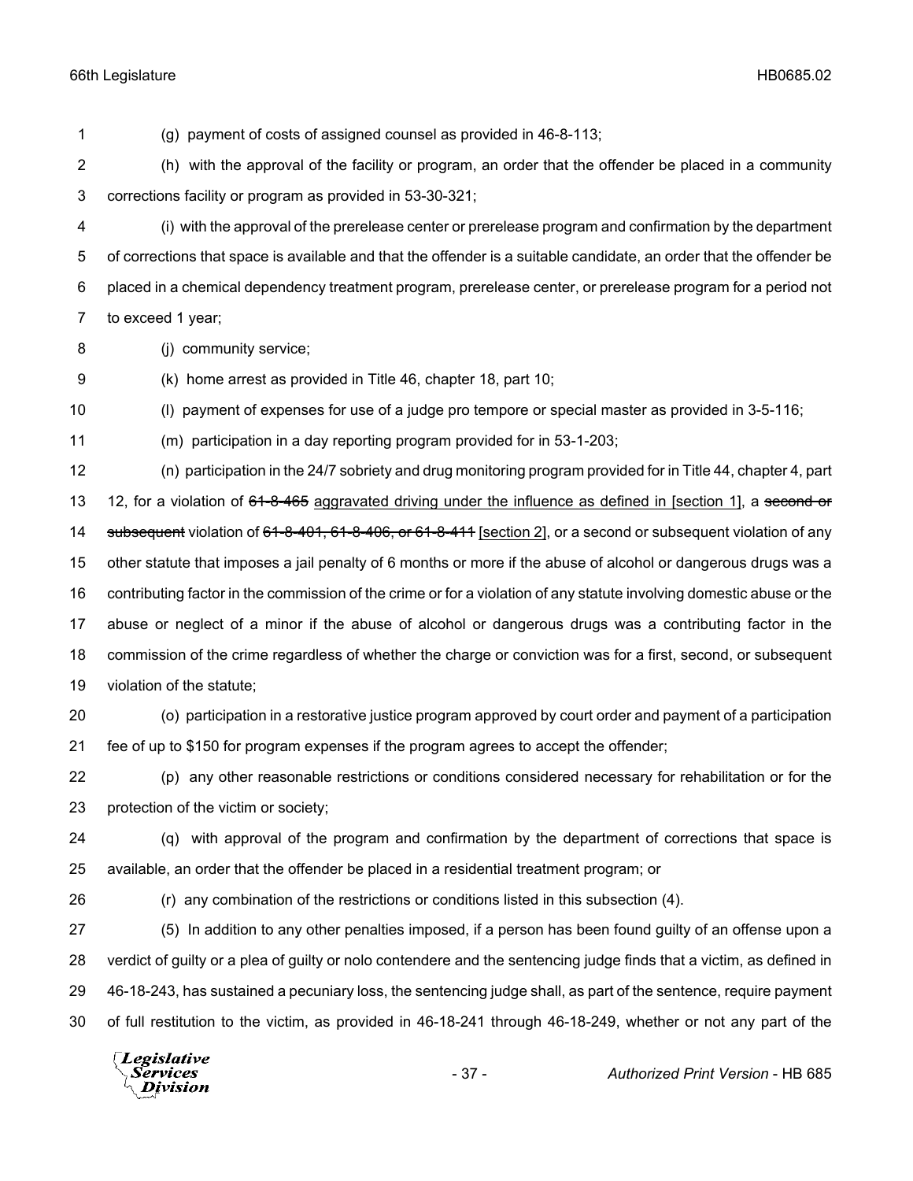(g) payment of costs of assigned counsel as provided in 46-8-113;

(h) with the approval of the facility or program, an order that the offender be placed in a community corrections facility or program as provided in 53-30-321;

(i) with the approval of the prerelease center or prerelease program and confirmation by the department of corrections that space is available and that the offender is a suitable candidate, an order that the offender be placed in a chemical dependency treatment program, prerelease center, or prerelease program for a period not to exceed 1 year;

(j) community service;

(k) home arrest as provided in Title 46, chapter 18, part 10;

(l) payment of expenses for use of a judge pro tempore or special master as provided in 3-5-116;

(m) participation in a day reporting program provided for in 53-1-203;

(n) participation in the 24/7 sobriety and drug monitoring program provided for in Title 44, chapter 4, part 12, for a violation of ~~61-8-465~~ <u>aggravated driving under the influence as defined in [section 1]</u>, a ~~second or subsequent~~ violation of ~~61-8-401, 61-8-406, or 61-8-411~~ <u>[section 2]</u>, or a second or subsequent violation of any other statute that imposes a jail penalty of 6 months or more if the abuse of alcohol or dangerous drugs was a contributing factor in the commission of the crime or for a violation of any statute involving domestic abuse or the abuse or neglect of a minor if the abuse of alcohol or dangerous drugs was a contributing factor in the commission of the crime regardless of whether the charge or conviction was for a first, second, or subsequent violation of the statute;

(o) participation in a restorative justice program approved by court order and payment of a participation fee of up to $150 for program expenses if the program agrees to accept the offender;

(p) any other reasonable restrictions or conditions considered necessary for rehabilitation or for the protection of the victim or society;

(q) with approval of the program and confirmation by the department of corrections that space is available, an order that the offender be placed in a residential treatment program; or

(r) any combination of the restrictions or conditions listed in this subsection (4).

(5) In addition to any other penalties imposed, if a person has been found guilty of an offense upon a verdict of guilty or a plea of guilty or nolo contendere and the sentencing judge finds that a victim, as defined in 46-18-243, has sustained a pecuniary loss, the sentencing judge shall, as part of the sentence, require payment of full restitution to the victim, as provided in 46-18-241 through 46-18-249, whether or not any part of the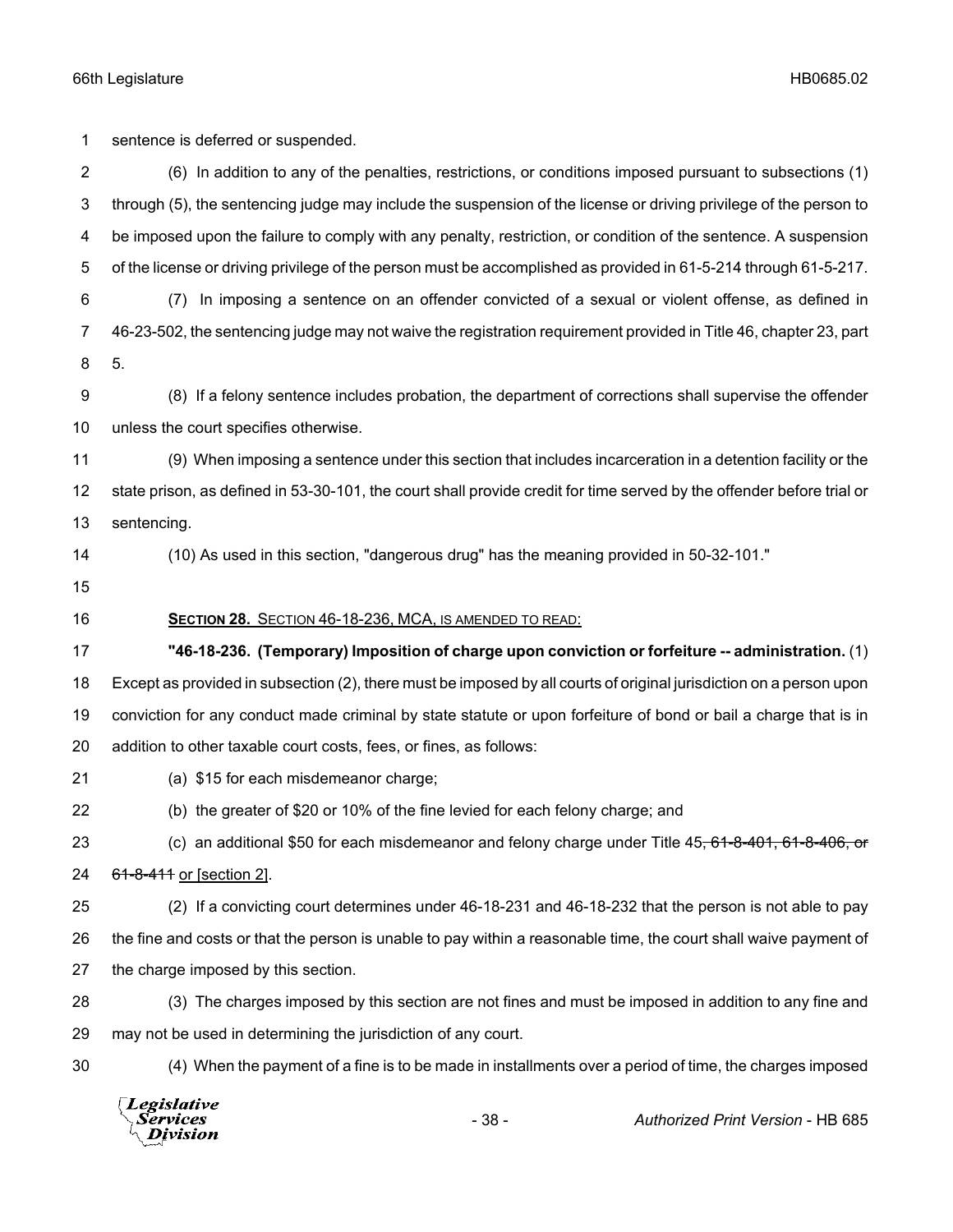sentence is deferred or suspended.

(6) In addition to any of the penalties, restrictions, or conditions imposed pursuant to subsections (1) through (5), the sentencing judge may include the suspension of the license or driving privilege of the person to be imposed upon the failure to comply with any penalty, restriction, or condition of the sentence. A suspension of the license or driving privilege of the person must be accomplished as provided in 61-5-214 through 61-5-217.

(7) In imposing a sentence on an offender convicted of a sexual or violent offense, as defined in 46-23-502, the sentencing judge may not waive the registration requirement provided in Title 46, chapter 23, part 5.

(8) If a felony sentence includes probation, the department of corrections shall supervise the offender unless the court specifies otherwise.

(9) When imposing a sentence under this section that includes incarceration in a detention facility or the state prison, as defined in 53-30-101, the court shall provide credit for time served by the offender before trial or sentencing.

(10) As used in this section, "dangerous drug" has the meaning provided in 50-32-101."

**SECTION 28.** SECTION 46-18-236, MCA, IS AMENDED TO READ:

**"46-18-236. (Temporary) Imposition of charge upon conviction or forfeiture -- administration.** (1) Except as provided in subsection (2), there must be imposed by all courts of original jurisdiction on a person upon conviction for any conduct made criminal by state statute or upon forfeiture of bond or bail a charge that is in addition to other taxable court costs, fees, or fines, as follows:

(a) $15 for each misdemeanor charge;

(b) the greater of $20 or 10% of the fine levied for each felony charge; and

(c) an additional $50 for each misdemeanor and felony charge under Title 45~~, 61-8-401, 61-8-406, or 61-8-411~~ or [section 2].

(2) If a convicting court determines under 46-18-231 and 46-18-232 that the person is not able to pay the fine and costs or that the person is unable to pay within a reasonable time, the court shall waive payment of the charge imposed by this section.

(3) The charges imposed by this section are not fines and must be imposed in addition to any fine and may not be used in determining the jurisdiction of any court.

(4) When the payment of a fine is to be made in installments over a period of time, the charges imposed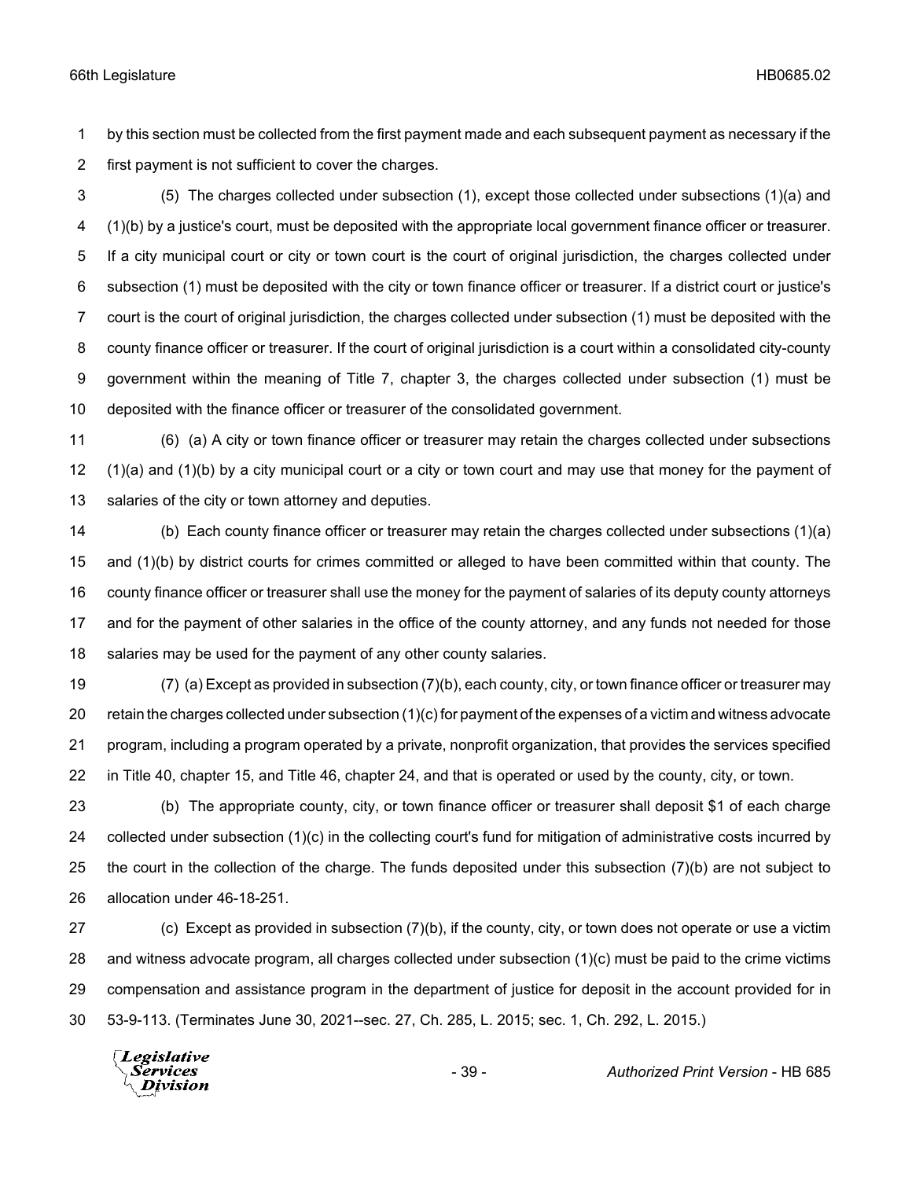by this section must be collected from the first payment made and each subsequent payment as necessary if the first payment is not sufficient to cover the charges.

(5) The charges collected under subsection (1), except those collected under subsections (1)(a) and (1)(b) by a justice's court, must be deposited with the appropriate local government finance officer or treasurer. If a city municipal court or city or town court is the court of original jurisdiction, the charges collected under subsection (1) must be deposited with the city or town finance officer or treasurer. If a district court or justice's court is the court of original jurisdiction, the charges collected under subsection (1) must be deposited with the county finance officer or treasurer. If the court of original jurisdiction is a court within a consolidated city-county government within the meaning of Title 7, chapter 3, the charges collected under subsection (1) must be deposited with the finance officer or treasurer of the consolidated government.

(6) (a) A city or town finance officer or treasurer may retain the charges collected under subsections (1)(a) and (1)(b) by a city municipal court or a city or town court and may use that money for the payment of salaries of the city or town attorney and deputies.

(b) Each county finance officer or treasurer may retain the charges collected under subsections (1)(a) and (1)(b) by district courts for crimes committed or alleged to have been committed within that county. The county finance officer or treasurer shall use the money for the payment of salaries of its deputy county attorneys and for the payment of other salaries in the office of the county attorney, and any funds not needed for those salaries may be used for the payment of any other county salaries.

(7) (a) Except as provided in subsection (7)(b), each county, city, or town finance officer or treasurer may retain the charges collected under subsection (1)(c) for payment of the expenses of a victim and witness advocate program, including a program operated by a private, nonprofit organization, that provides the services specified in Title 40, chapter 15, and Title 46, chapter 24, and that is operated or used by the county, city, or town.

(b) The appropriate county, city, or town finance officer or treasurer shall deposit $1 of each charge collected under subsection (1)(c) in the collecting court's fund for mitigation of administrative costs incurred by the court in the collection of the charge. The funds deposited under this subsection (7)(b) are not subject to allocation under 46-18-251.

(c) Except as provided in subsection (7)(b), if the county, city, or town does not operate or use a victim and witness advocate program, all charges collected under subsection (1)(c) must be paid to the crime victims compensation and assistance program in the department of justice for deposit in the account provided for in 53-9-113. (Terminates June 30, 2021--sec. 27, Ch. 285, L. 2015; sec. 1, Ch. 292, L. 2015.)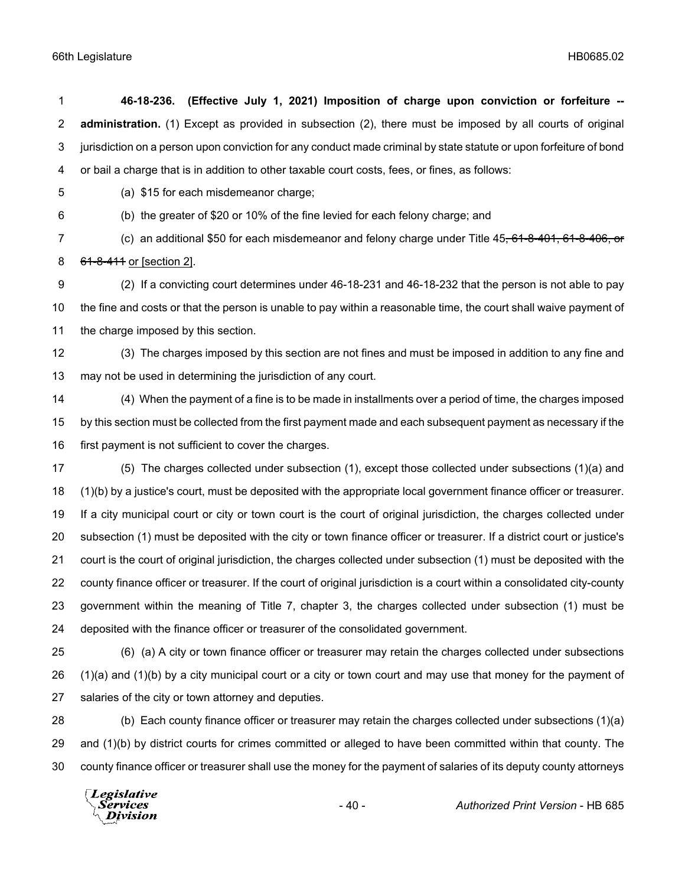**46-18-236. (Effective July 1, 2021) Imposition of charge upon conviction or forfeiture -- administration.** (1) Except as provided in subsection (2), there must be imposed by all courts of original jurisdiction on a person upon conviction for any conduct made criminal by state statute or upon forfeiture of bond or bail a charge that is in addition to other taxable court costs, fees, or fines, as follows:

(a) $15 for each misdemeanor charge;

(b) the greater of $20 or 10% of the fine levied for each felony charge; and

(c) an additional $50 for each misdemeanor and felony charge under Title 45~~, 61-8-401, 61-8-406, or 61-8-411~~ or [section 2].

(2) If a convicting court determines under 46-18-231 and 46-18-232 that the person is not able to pay the fine and costs or that the person is unable to pay within a reasonable time, the court shall waive payment of the charge imposed by this section.

(3) The charges imposed by this section are not fines and must be imposed in addition to any fine and may not be used in determining the jurisdiction of any court.

(4) When the payment of a fine is to be made in installments over a period of time, the charges imposed by this section must be collected from the first payment made and each subsequent payment as necessary if the first payment is not sufficient to cover the charges.

(5) The charges collected under subsection (1), except those collected under subsections (1)(a) and (1)(b) by a justice's court, must be deposited with the appropriate local government finance officer or treasurer. If a city municipal court or city or town court is the court of original jurisdiction, the charges collected under subsection (1) must be deposited with the city or town finance officer or treasurer. If a district court or justice's court is the court of original jurisdiction, the charges collected under subsection (1) must be deposited with the county finance officer or treasurer. If the court of original jurisdiction is a court within a consolidated city-county government within the meaning of Title 7, chapter 3, the charges collected under subsection (1) must be deposited with the finance officer or treasurer of the consolidated government.

(6) (a) A city or town finance officer or treasurer may retain the charges collected under subsections (1)(a) and (1)(b) by a city municipal court or a city or town court and may use that money for the payment of salaries of the city or town attorney and deputies.

(b) Each county finance officer or treasurer may retain the charges collected under subsections (1)(a) and (1)(b) by district courts for crimes committed or alleged to have been committed within that county. The county finance officer or treasurer shall use the money for the payment of salaries of its deputy county attorneys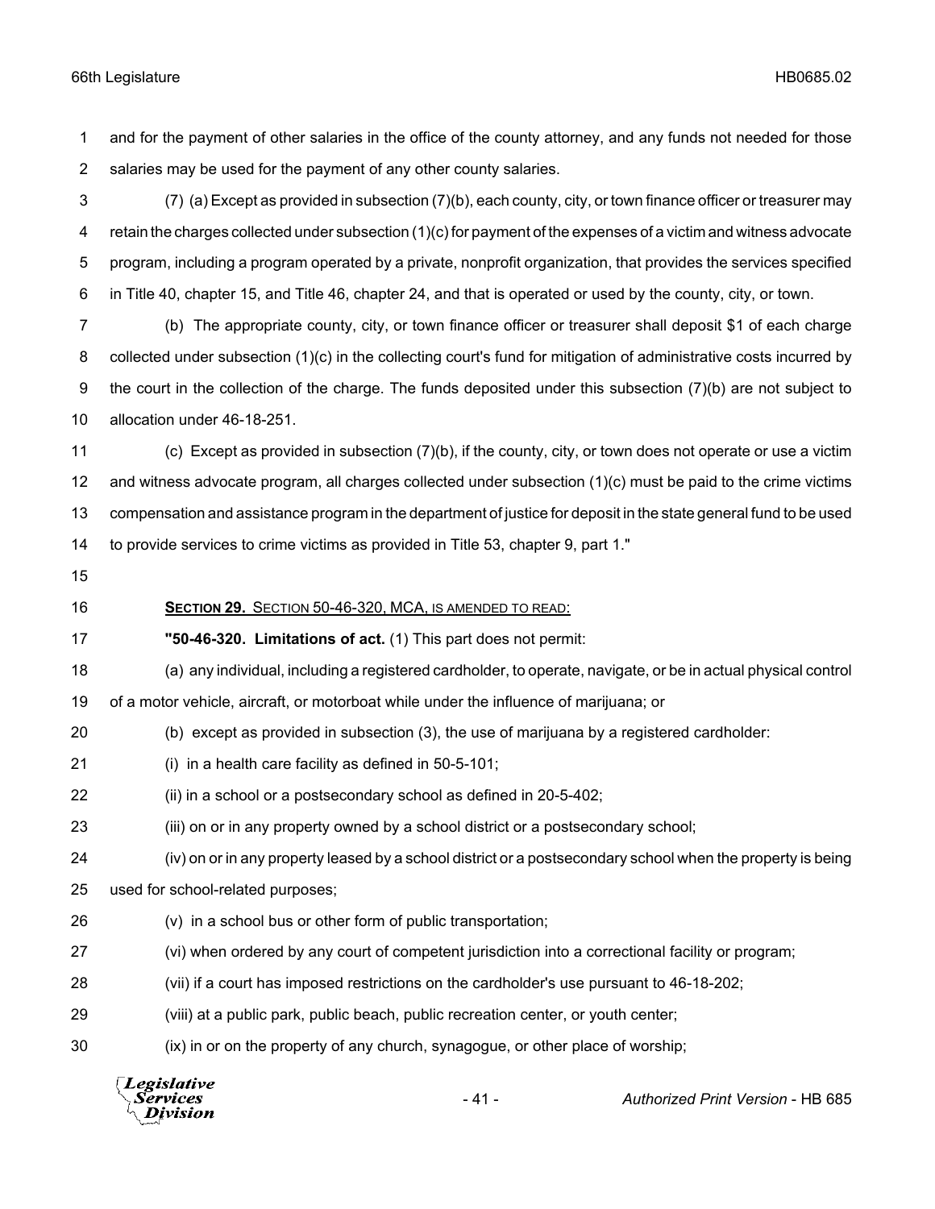and for the payment of other salaries in the office of the county attorney, and any funds not needed for those salaries may be used for the payment of any other county salaries.

(7) (a) Except as provided in subsection (7)(b), each county, city, or town finance officer or treasurer may retain the charges collected under subsection (1)(c) for payment of the expenses of a victim and witness advocate program, including a program operated by a private, nonprofit organization, that provides the services specified in Title 40, chapter 15, and Title 46, chapter 24, and that is operated or used by the county, city, or town.

(b) The appropriate county, city, or town finance officer or treasurer shall deposit $1 of each charge collected under subsection (1)(c) in the collecting court's fund for mitigation of administrative costs incurred by the court in the collection of the charge. The funds deposited under this subsection (7)(b) are not subject to allocation under 46-18-251.

(c) Except as provided in subsection (7)(b), if the county, city, or town does not operate or use a victim and witness advocate program, all charges collected under subsection (1)(c) must be paid to the crime victims compensation and assistance program in the department of justice for deposit in the state general fund to be used to provide services to crime victims as provided in Title 53, chapter 9, part 1."

**SECTION 29.** SECTION 50-46-320, MCA, IS AMENDED TO READ:

**"50-46-320. Limitations of act.** (1) This part does not permit:

(a) any individual, including a registered cardholder, to operate, navigate, or be in actual physical control of a motor vehicle, aircraft, or motorboat while under the influence of marijuana; or

(b) except as provided in subsection (3), the use of marijuana by a registered cardholder:

(i) in a health care facility as defined in 50-5-101;

(ii) in a school or a postsecondary school as defined in 20-5-402;

(iii) on or in any property owned by a school district or a postsecondary school;

(iv) on or in any property leased by a school district or a postsecondary school when the property is being used for school-related purposes;

(v) in a school bus or other form of public transportation;

(vi) when ordered by any court of competent jurisdiction into a correctional facility or program;

(vii) if a court has imposed restrictions on the cardholder's use pursuant to 46-18-202;

(viii) at a public park, public beach, public recreation center, or youth center;

(ix) in or on the property of any church, synagogue, or other place of worship;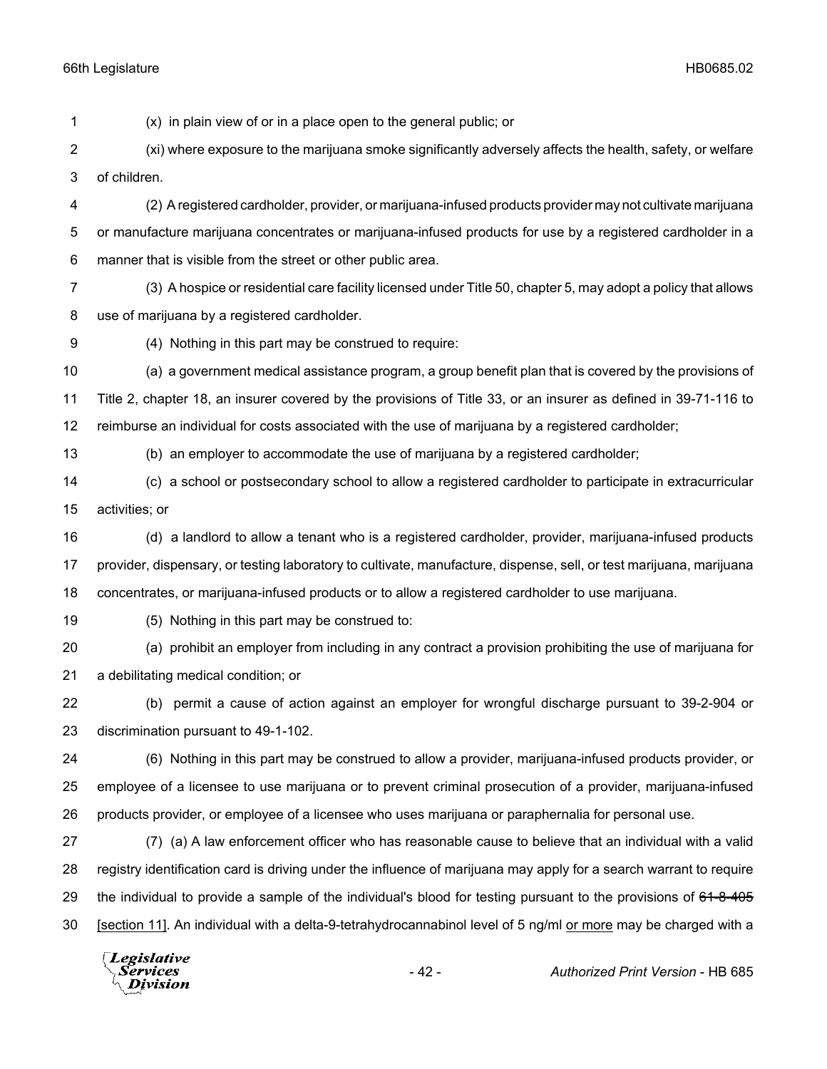(x) in plain view of or in a place open to the general public; or

(xi) where exposure to the marijuana smoke significantly adversely affects the health, safety, or welfare of children.

(2) A registered cardholder, provider, or marijuana-infused products provider may not cultivate marijuana or manufacture marijuana concentrates or marijuana-infused products for use by a registered cardholder in a manner that is visible from the street or other public area.

(3) A hospice or residential care facility licensed under Title 50, chapter 5, may adopt a policy that allows use of marijuana by a registered cardholder.

(4) Nothing in this part may be construed to require:

(a) a government medical assistance program, a group benefit plan that is covered by the provisions of Title 2, chapter 18, an insurer covered by the provisions of Title 33, or an insurer as defined in 39-71-116 to reimburse an individual for costs associated with the use of marijuana by a registered cardholder;

(b) an employer to accommodate the use of marijuana by a registered cardholder;

(c) a school or postsecondary school to allow a registered cardholder to participate in extracurricular activities; or

(d) a landlord to allow a tenant who is a registered cardholder, provider, marijuana-infused products provider, dispensary, or testing laboratory to cultivate, manufacture, dispense, sell, or test marijuana, marijuana concentrates, or marijuana-infused products or to allow a registered cardholder to use marijuana.

(5) Nothing in this part may be construed to:

(a) prohibit an employer from including in any contract a provision prohibiting the use of marijuana for a debilitating medical condition; or

(b) permit a cause of action against an employer for wrongful discharge pursuant to 39-2-904 or discrimination pursuant to 49-1-102.

(6) Nothing in this part may be construed to allow a provider, marijuana-infused products provider, or employee of a licensee to use marijuana or to prevent criminal prosecution of a provider, marijuana-infused products provider, or employee of a licensee who uses marijuana or paraphernalia for personal use.

(7) (a) A law enforcement officer who has reasonable cause to believe that an individual with a valid registry identification card is driving under the influence of marijuana may apply for a search warrant to require the individual to provide a sample of the individual's blood for testing pursuant to the provisions of ~~61-8-405~~ [section 11]. An individual with a delta-9-tetrahydrocannabinol level of 5 ng/ml <u>or more</u> may be charged with a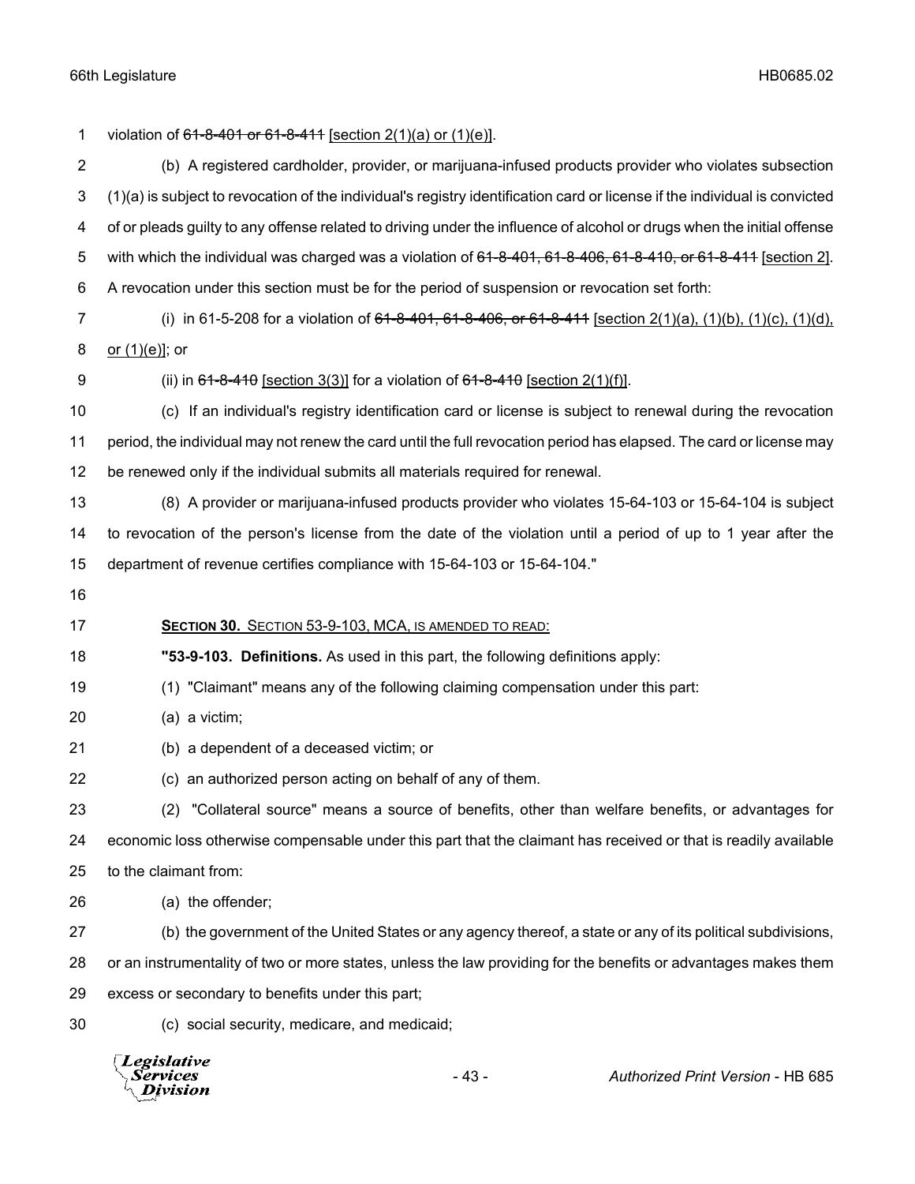violation of ~~61-8-401 or 61-8-411~~ [section 2(1)(a) or (1)(e)].

(b) A registered cardholder, provider, or marijuana-infused products provider who violates subsection (1)(a) is subject to revocation of the individual's registry identification card or license if the individual is convicted of or pleads guilty to any offense related to driving under the influence of alcohol or drugs when the initial offense with which the individual was charged was a violation of ~~61-8-401, 61-8-406, 61-8-410, or 61-8-411~~ [section 2]. A revocation under this section must be for the period of suspension or revocation set forth:

(i) in 61-5-208 for a violation of ~~61-8-401, 61-8-406, or 61-8-411~~ [section 2(1)(a), (1)(b), (1)(c), (1)(d), or (1)(e)]; or

(ii) in ~~61-8-410~~ [section 3(3)] for a violation of ~~61-8-410~~ [section 2(1)(f)].

(c) If an individual's registry identification card or license is subject to renewal during the revocation period, the individual may not renew the card until the full revocation period has elapsed. The card or license may be renewed only if the individual submits all materials required for renewal.

(8) A provider or marijuana-infused products provider who violates 15-64-103 or 15-64-104 is subject to revocation of the person's license from the date of the violation until a period of up to 1 year after the department of revenue certifies compliance with 15-64-103 or 15-64-104."

**SECTION 30.** SECTION 53-9-103, MCA, IS AMENDED TO READ:

**"53-9-103. Definitions.** As used in this part, the following definitions apply:

(1) "Claimant" means any of the following claiming compensation under this part:

(a) a victim;

(b) a dependent of a deceased victim; or

(c) an authorized person acting on behalf of any of them.

(2) "Collateral source" means a source of benefits, other than welfare benefits, or advantages for economic loss otherwise compensable under this part that the claimant has received or that is readily available to the claimant from:

(a) the offender;

(b) the government of the United States or any agency thereof, a state or any of its political subdivisions, or an instrumentality of two or more states, unless the law providing for the benefits or advantages makes them excess or secondary to benefits under this part;

(c) social security, medicare, and medicaid;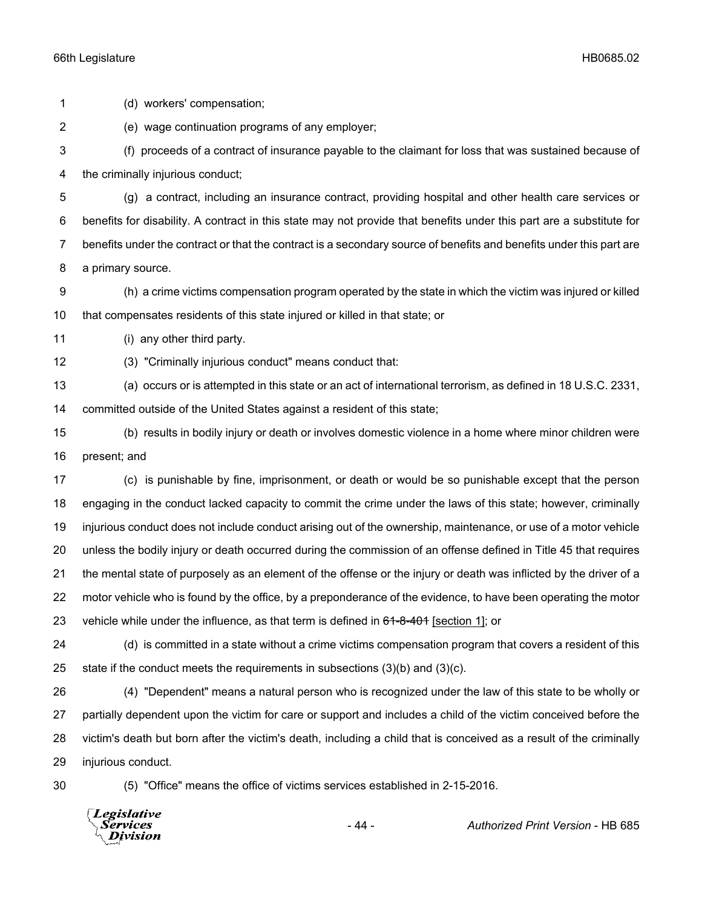(d) workers' compensation;

(e) wage continuation programs of any employer;

(f) proceeds of a contract of insurance payable to the claimant for loss that was sustained because of the criminally injurious conduct;

(g) a contract, including an insurance contract, providing hospital and other health care services or benefits for disability. A contract in this state may not provide that benefits under this part are a substitute for benefits under the contract or that the contract is a secondary source of benefits and benefits under this part are a primary source.

(h) a crime victims compensation program operated by the state in which the victim was injured or killed that compensates residents of this state injured or killed in that state; or

(i) any other third party.

(3) "Criminally injurious conduct" means conduct that:

(a) occurs or is attempted in this state or an act of international terrorism, as defined in 18 U.S.C. 2331, committed outside of the United States against a resident of this state;

(b) results in bodily injury or death or involves domestic violence in a home where minor children were present; and

(c) is punishable by fine, imprisonment, or death or would be so punishable except that the person engaging in the conduct lacked capacity to commit the crime under the laws of this state; however, criminally injurious conduct does not include conduct arising out of the ownership, maintenance, or use of a motor vehicle unless the bodily injury or death occurred during the commission of an offense defined in Title 45 that requires the mental state of purposely as an element of the offense or the injury or death was inflicted by the driver of a motor vehicle who is found by the office, by a preponderance of the evidence, to have been operating the motor vehicle while under the influence, as that term is defined in ~~61-8-401~~ [section 1]; or

(d) is committed in a state without a crime victims compensation program that covers a resident of this state if the conduct meets the requirements in subsections (3)(b) and (3)(c).

(4) "Dependent" means a natural person who is recognized under the law of this state to be wholly or partially dependent upon the victim for care or support and includes a child of the victim conceived before the victim's death but born after the victim's death, including a child that is conceived as a result of the criminally injurious conduct.

(5) "Office" means the office of victims services established in 2-15-2016.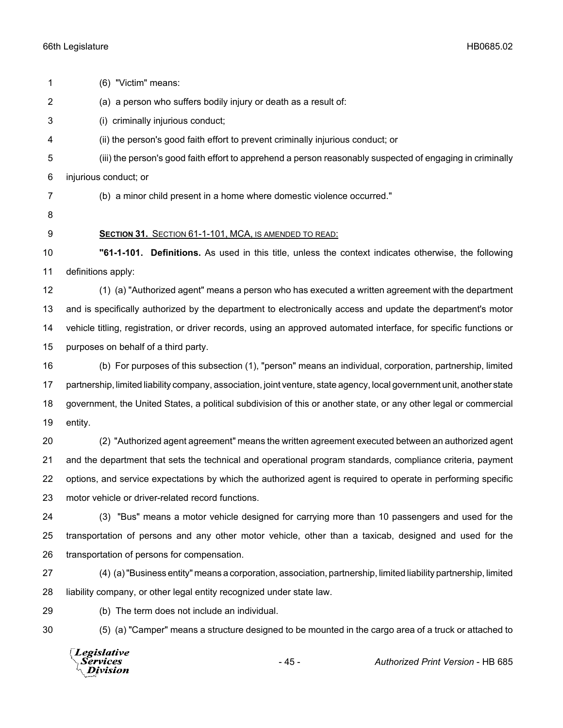(6) "Victim" means:

(a) a person who suffers bodily injury or death as a result of:

(i) criminally injurious conduct;

(ii) the person's good faith effort to prevent criminally injurious conduct; or

(iii) the person's good faith effort to apprehend a person reasonably suspected of engaging in criminally injurious conduct; or

(b) a minor child present in a home where domestic violence occurred."

**SECTION 31.** SECTION 61-1-101, MCA, IS AMENDED TO READ:

**"61-1-101. Definitions.** As used in this title, unless the context indicates otherwise, the following definitions apply:

(1) (a) "Authorized agent" means a person who has executed a written agreement with the department and is specifically authorized by the department to electronically access and update the department's motor vehicle titling, registration, or driver records, using an approved automated interface, for specific functions or purposes on behalf of a third party.

(b) For purposes of this subsection (1), "person" means an individual, corporation, partnership, limited partnership, limited liability company, association, joint venture, state agency, local government unit, another state government, the United States, a political subdivision of this or another state, or any other legal or commercial entity.

(2) "Authorized agent agreement" means the written agreement executed between an authorized agent and the department that sets the technical and operational program standards, compliance criteria, payment options, and service expectations by which the authorized agent is required to operate in performing specific motor vehicle or driver-related record functions.

(3) "Bus" means a motor vehicle designed for carrying more than 10 passengers and used for the transportation of persons and any other motor vehicle, other than a taxicab, designed and used for the transportation of persons for compensation.

(4) (a) "Business entity" means a corporation, association, partnership, limited liability partnership, limited liability company, or other legal entity recognized under state law.

(b) The term does not include an individual.

(5) (a) "Camper" means a structure designed to be mounted in the cargo area of a truck or attached to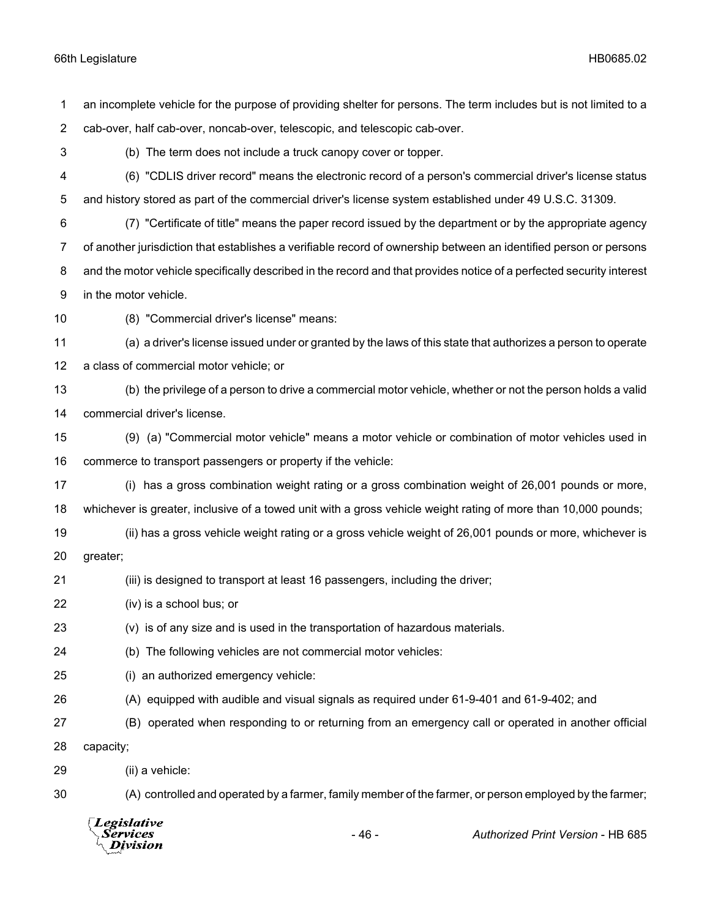an incomplete vehicle for the purpose of providing shelter for persons. The term includes but is not limited to a cab-over, half cab-over, noncab-over, telescopic, and telescopic cab-over.

(b) The term does not include a truck canopy cover or topper.

(6) "CDLIS driver record" means the electronic record of a person's commercial driver's license status and history stored as part of the commercial driver's license system established under 49 U.S.C. 31309.

(7) "Certificate of title" means the paper record issued by the department or by the appropriate agency of another jurisdiction that establishes a verifiable record of ownership between an identified person or persons and the motor vehicle specifically described in the record and that provides notice of a perfected security interest in the motor vehicle.

(8) "Commercial driver's license" means:

(a) a driver's license issued under or granted by the laws of this state that authorizes a person to operate a class of commercial motor vehicle; or

(b) the privilege of a person to drive a commercial motor vehicle, whether or not the person holds a valid commercial driver's license.

(9) (a) "Commercial motor vehicle" means a motor vehicle or combination of motor vehicles used in commerce to transport passengers or property if the vehicle:

(i) has a gross combination weight rating or a gross combination weight of 26,001 pounds or more, whichever is greater, inclusive of a towed unit with a gross vehicle weight rating of more than 10,000 pounds;

(ii) has a gross vehicle weight rating or a gross vehicle weight of 26,001 pounds or more, whichever is greater;

(iii) is designed to transport at least 16 passengers, including the driver;

(iv) is a school bus; or

(v) is of any size and is used in the transportation of hazardous materials.

(b) The following vehicles are not commercial motor vehicles:

(i) an authorized emergency vehicle:

(A) equipped with audible and visual signals as required under 61-9-401 and 61-9-402; and

(B) operated when responding to or returning from an emergency call or operated in another official capacity;

(ii) a vehicle:

(A) controlled and operated by a farmer, family member of the farmer, or person employed by the farmer;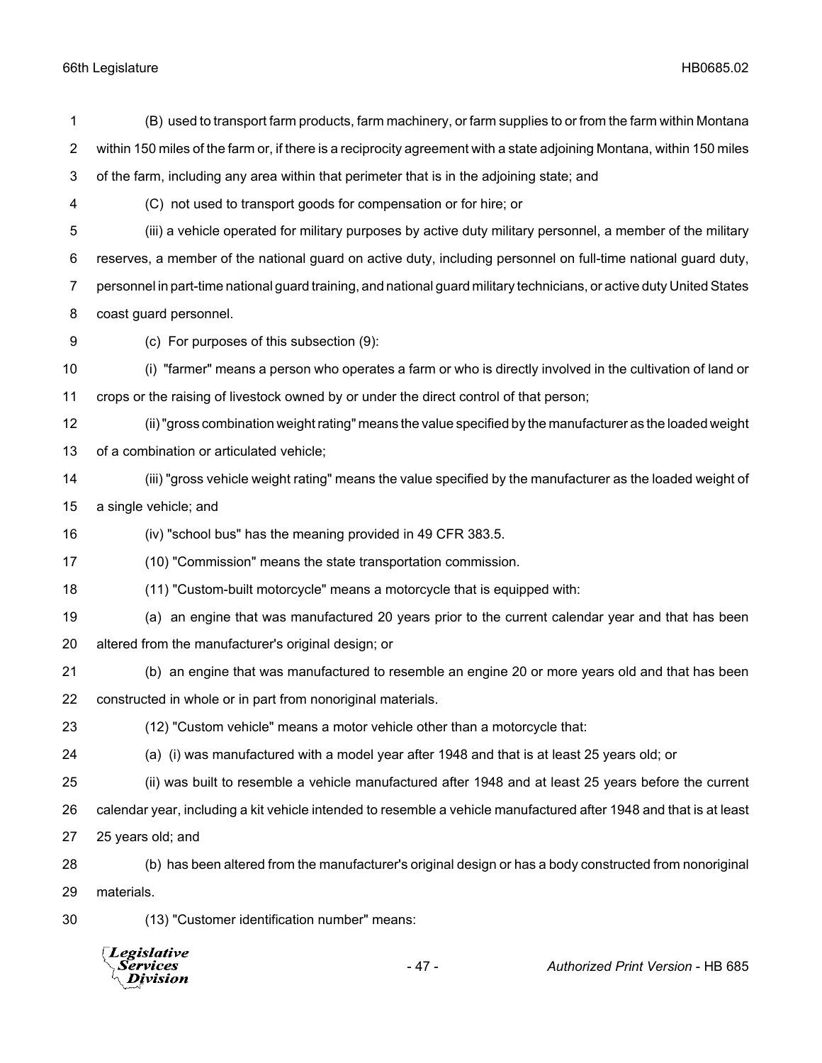(B) used to transport farm products, farm machinery, or farm supplies to or from the farm within Montana within 150 miles of the farm or, if there is a reciprocity agreement with a state adjoining Montana, within 150 miles of the farm, including any area within that perimeter that is in the adjoining state; and

(C) not used to transport goods for compensation or for hire; or

(iii) a vehicle operated for military purposes by active duty military personnel, a member of the military reserves, a member of the national guard on active duty, including personnel on full-time national guard duty, personnel in part-time national guard training, and national guard military technicians, or active duty United States coast guard personnel.

(c) For purposes of this subsection (9):

(i) "farmer" means a person who operates a farm or who is directly involved in the cultivation of land or crops or the raising of livestock owned by or under the direct control of that person;

(ii) "gross combination weight rating" means the value specified by the manufacturer as the loaded weight of a combination or articulated vehicle;

(iii) "gross vehicle weight rating" means the value specified by the manufacturer as the loaded weight of a single vehicle; and

(iv) "school bus" has the meaning provided in 49 CFR 383.5.

(10) "Commission" means the state transportation commission.

(11) "Custom-built motorcycle" means a motorcycle that is equipped with:

(a) an engine that was manufactured 20 years prior to the current calendar year and that has been altered from the manufacturer's original design; or

(b) an engine that was manufactured to resemble an engine 20 or more years old and that has been constructed in whole or in part from nonoriginal materials.

(12) "Custom vehicle" means a motor vehicle other than a motorcycle that:

(a) (i) was manufactured with a model year after 1948 and that is at least 25 years old; or

(ii) was built to resemble a vehicle manufactured after 1948 and at least 25 years before the current calendar year, including a kit vehicle intended to resemble a vehicle manufactured after 1948 and that is at least 25 years old; and

(b) has been altered from the manufacturer's original design or has a body constructed from nonoriginal materials.

(13) "Customer identification number" means: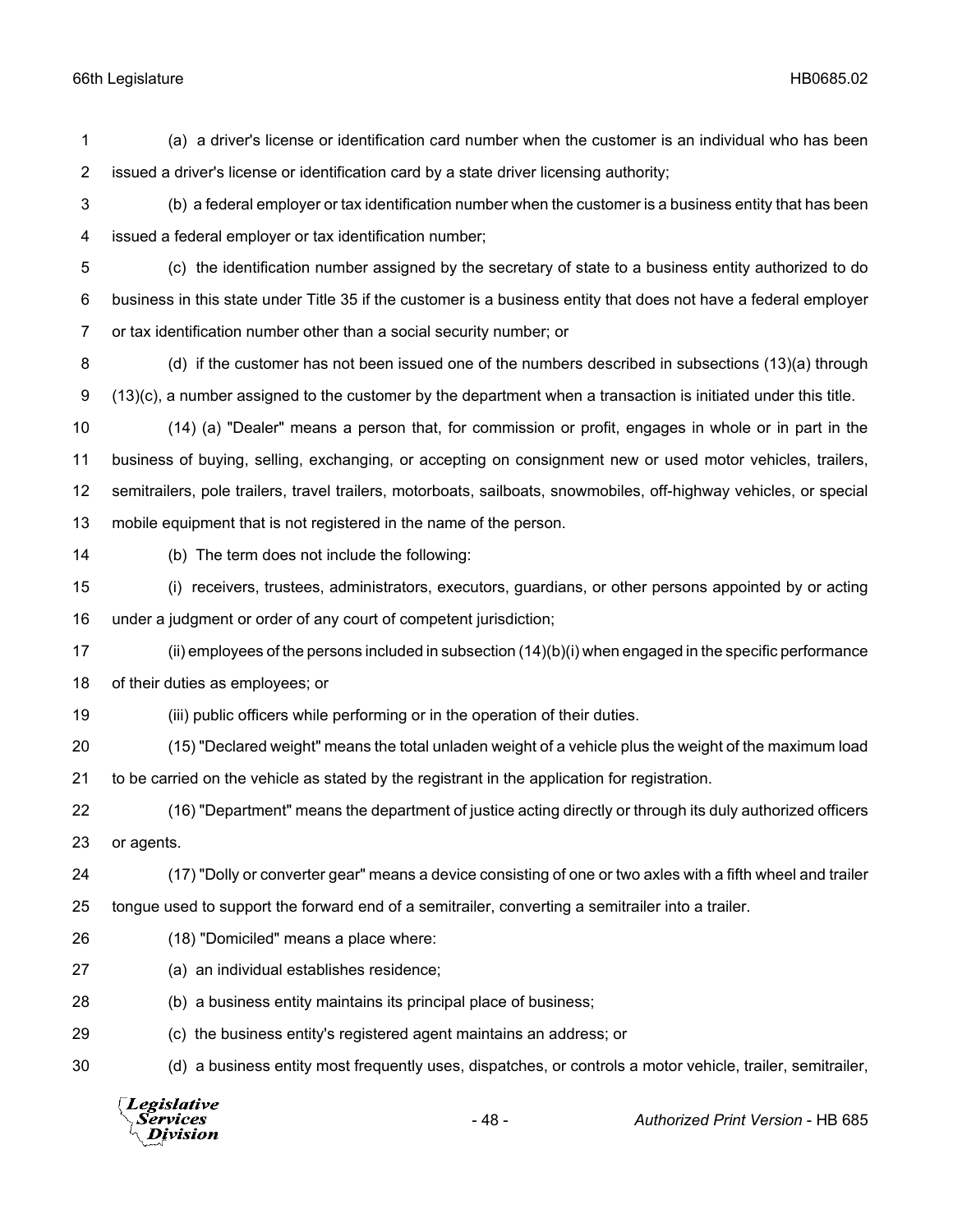(a) a driver's license or identification card number when the customer is an individual who has been issued a driver's license or identification card by a state driver licensing authority;

(b) a federal employer or tax identification number when the customer is a business entity that has been issued a federal employer or tax identification number;

(c) the identification number assigned by the secretary of state to a business entity authorized to do business in this state under Title 35 if the customer is a business entity that does not have a federal employer or tax identification number other than a social security number; or

(d) if the customer has not been issued one of the numbers described in subsections (13)(a) through (13)(c), a number assigned to the customer by the department when a transaction is initiated under this title.

(14) (a) "Dealer" means a person that, for commission or profit, engages in whole or in part in the business of buying, selling, exchanging, or accepting on consignment new or used motor vehicles, trailers, semitrailers, pole trailers, travel trailers, motorboats, sailboats, snowmobiles, off-highway vehicles, or special mobile equipment that is not registered in the name of the person.

(b) The term does not include the following:

(i) receivers, trustees, administrators, executors, guardians, or other persons appointed by or acting under a judgment or order of any court of competent jurisdiction;

(ii) employees of the persons included in subsection (14)(b)(i) when engaged in the specific performance of their duties as employees; or

(iii) public officers while performing or in the operation of their duties.

(15) "Declared weight" means the total unladen weight of a vehicle plus the weight of the maximum load to be carried on the vehicle as stated by the registrant in the application for registration.

(16) "Department" means the department of justice acting directly or through its duly authorized officers or agents.

(17) "Dolly or converter gear" means a device consisting of one or two axles with a fifth wheel and trailer tongue used to support the forward end of a semitrailer, converting a semitrailer into a trailer.

(18) "Domiciled" means a place where:

(a) an individual establishes residence;

(b) a business entity maintains its principal place of business;

(c) the business entity's registered agent maintains an address; or

(d) a business entity most frequently uses, dispatches, or controls a motor vehicle, trailer, semitrailer,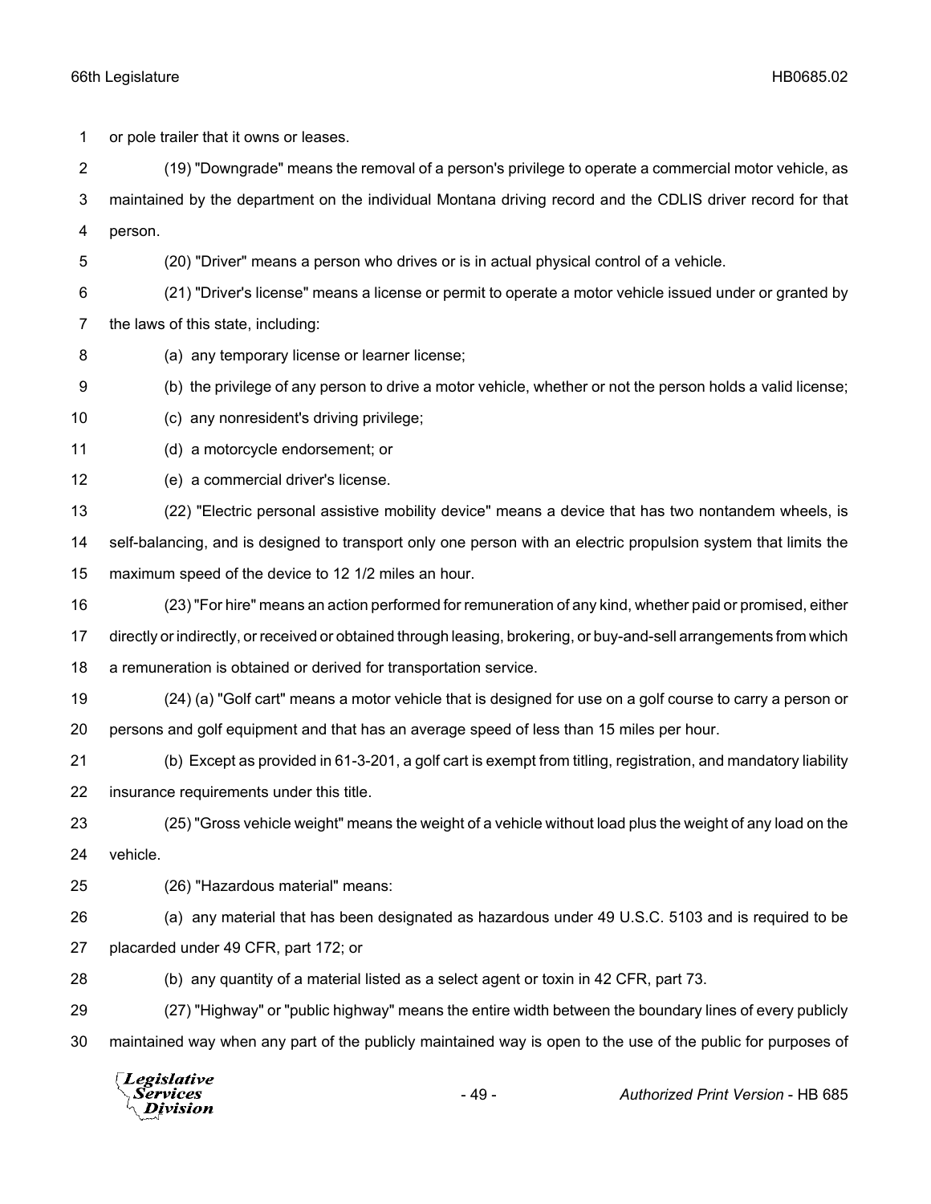or pole trailer that it owns or leases.

(19) "Downgrade" means the removal of a person's privilege to operate a commercial motor vehicle, as maintained by the department on the individual Montana driving record and the CDLIS driver record for that person.

(20) "Driver" means a person who drives or is in actual physical control of a vehicle.

(21) "Driver's license" means a license or permit to operate a motor vehicle issued under or granted by the laws of this state, including:

(a) any temporary license or learner license;

(b) the privilege of any person to drive a motor vehicle, whether or not the person holds a valid license;

(c) any nonresident's driving privilege;

(d) a motorcycle endorsement; or

(e) a commercial driver's license.

(22) "Electric personal assistive mobility device" means a device that has two nontandem wheels, is self-balancing, and is designed to transport only one person with an electric propulsion system that limits the maximum speed of the device to 12 1/2 miles an hour.

(23) "For hire" means an action performed for remuneration of any kind, whether paid or promised, either directly or indirectly, or received or obtained through leasing, brokering, or buy-and-sell arrangements from which a remuneration is obtained or derived for transportation service.

(24) (a) "Golf cart" means a motor vehicle that is designed for use on a golf course to carry a person or persons and golf equipment and that has an average speed of less than 15 miles per hour.

(b) Except as provided in 61-3-201, a golf cart is exempt from titling, registration, and mandatory liability insurance requirements under this title.

(25) "Gross vehicle weight" means the weight of a vehicle without load plus the weight of any load on the vehicle.

(26) "Hazardous material" means:

(a) any material that has been designated as hazardous under 49 U.S.C. 5103 and is required to be placarded under 49 CFR, part 172; or

(b) any quantity of a material listed as a select agent or toxin in 42 CFR, part 73.

(27) "Highway" or "public highway" means the entire width between the boundary lines of every publicly maintained way when any part of the publicly maintained way is open to the use of the public for purposes of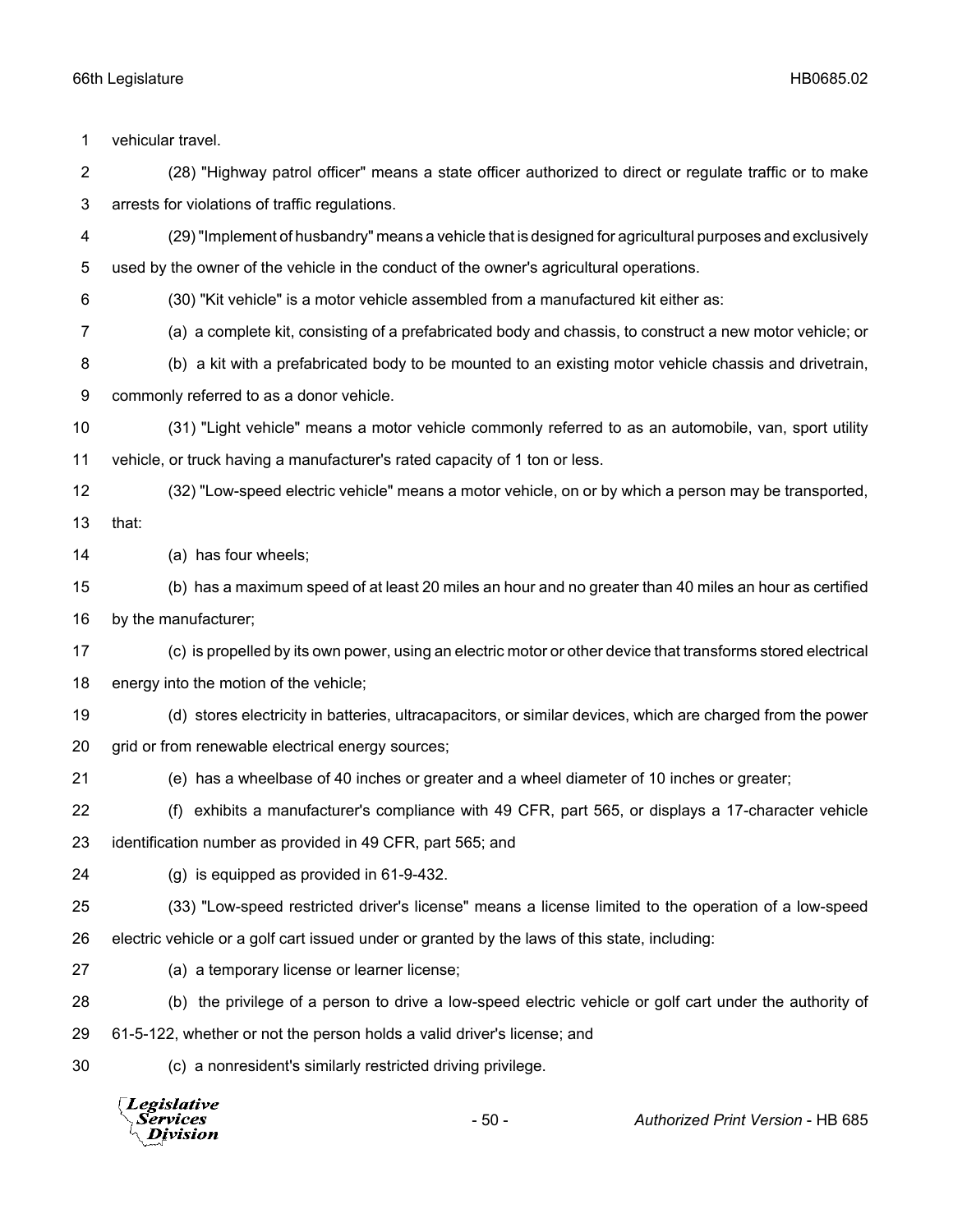vehicular travel.

(28) "Highway patrol officer" means a state officer authorized to direct or regulate traffic or to make arrests for violations of traffic regulations.

(29) "Implement of husbandry" means a vehicle that is designed for agricultural purposes and exclusively used by the owner of the vehicle in the conduct of the owner's agricultural operations.

(30) "Kit vehicle" is a motor vehicle assembled from a manufactured kit either as:

(a) a complete kit, consisting of a prefabricated body and chassis, to construct a new motor vehicle; or

(b) a kit with a prefabricated body to be mounted to an existing motor vehicle chassis and drivetrain, commonly referred to as a donor vehicle.

(31) "Light vehicle" means a motor vehicle commonly referred to as an automobile, van, sport utility vehicle, or truck having a manufacturer's rated capacity of 1 ton or less.

(32) "Low-speed electric vehicle" means a motor vehicle, on or by which a person may be transported, that:

(a) has four wheels;

(b) has a maximum speed of at least 20 miles an hour and no greater than 40 miles an hour as certified by the manufacturer;

(c) is propelled by its own power, using an electric motor or other device that transforms stored electrical energy into the motion of the vehicle;

(d) stores electricity in batteries, ultracapacitors, or similar devices, which are charged from the power grid or from renewable electrical energy sources;

(e) has a wheelbase of 40 inches or greater and a wheel diameter of 10 inches or greater;

(f) exhibits a manufacturer's compliance with 49 CFR, part 565, or displays a 17-character vehicle identification number as provided in 49 CFR, part 565; and

(g) is equipped as provided in 61-9-432.

(33) "Low-speed restricted driver's license" means a license limited to the operation of a low-speed electric vehicle or a golf cart issued under or granted by the laws of this state, including:

(a) a temporary license or learner license;

(b) the privilege of a person to drive a low-speed electric vehicle or golf cart under the authority of 61-5-122, whether or not the person holds a valid driver's license; and

(c) a nonresident's similarly restricted driving privilege.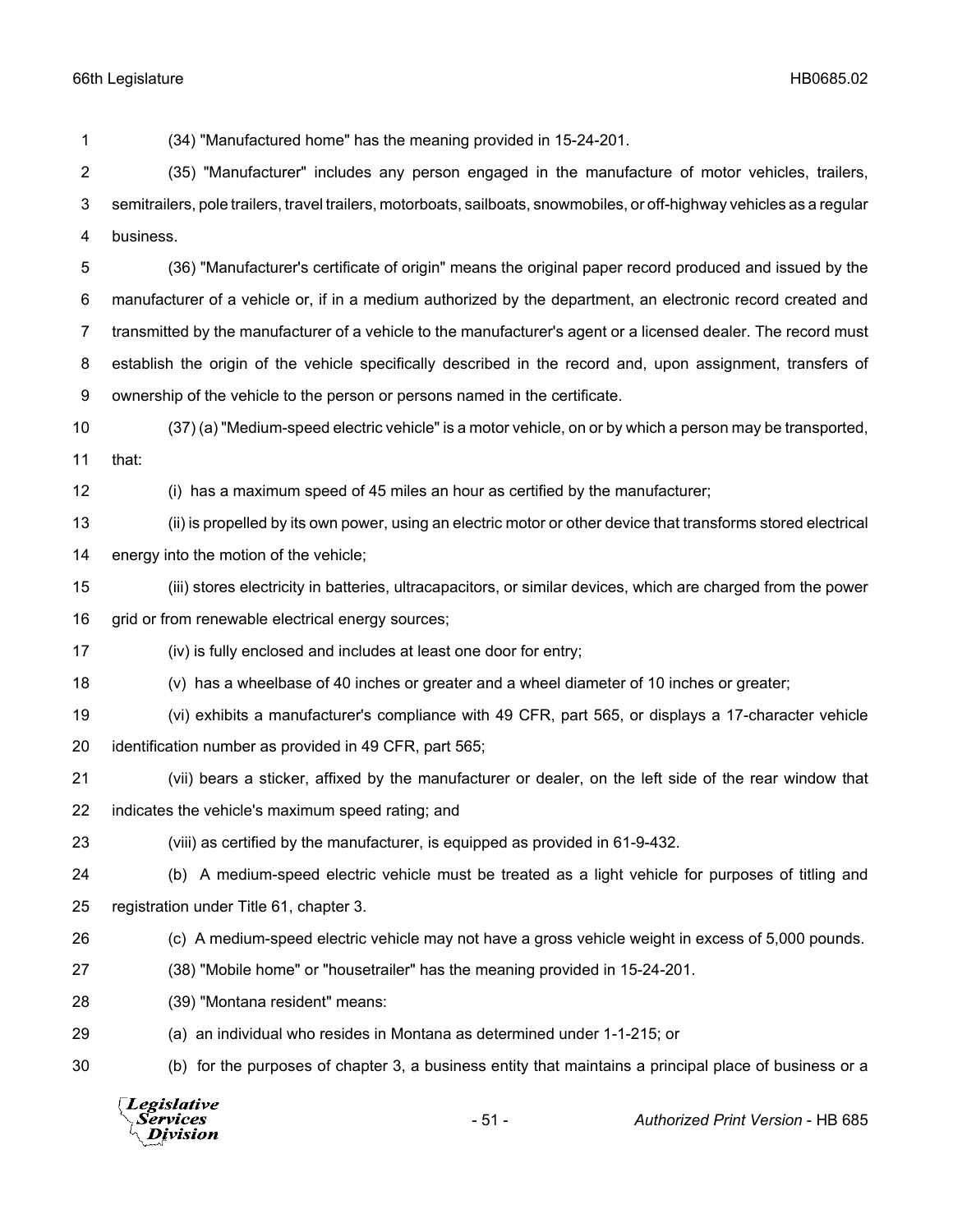(34) "Manufactured home" has the meaning provided in 15-24-201.

(35) "Manufacturer" includes any person engaged in the manufacture of motor vehicles, trailers, semitrailers, pole trailers, travel trailers, motorboats, sailboats, snowmobiles, or off-highway vehicles as a regular business.

(36) "Manufacturer's certificate of origin" means the original paper record produced and issued by the manufacturer of a vehicle or, if in a medium authorized by the department, an electronic record created and transmitted by the manufacturer of a vehicle to the manufacturer's agent or a licensed dealer. The record must establish the origin of the vehicle specifically described in the record and, upon assignment, transfers of ownership of the vehicle to the person or persons named in the certificate.

(37) (a) "Medium-speed electric vehicle" is a motor vehicle, on or by which a person may be transported, that:

(i) has a maximum speed of 45 miles an hour as certified by the manufacturer;

(ii) is propelled by its own power, using an electric motor or other device that transforms stored electrical energy into the motion of the vehicle;

(iii) stores electricity in batteries, ultracapacitors, or similar devices, which are charged from the power grid or from renewable electrical energy sources;

(iv) is fully enclosed and includes at least one door for entry;

(v) has a wheelbase of 40 inches or greater and a wheel diameter of 10 inches or greater;

(vi) exhibits a manufacturer's compliance with 49 CFR, part 565, or displays a 17-character vehicle identification number as provided in 49 CFR, part 565;

(vii) bears a sticker, affixed by the manufacturer or dealer, on the left side of the rear window that indicates the vehicle's maximum speed rating; and

(viii) as certified by the manufacturer, is equipped as provided in 61-9-432.

(b) A medium-speed electric vehicle must be treated as a light vehicle for purposes of titling and registration under Title 61, chapter 3.

(c) A medium-speed electric vehicle may not have a gross vehicle weight in excess of 5,000 pounds.

(38) "Mobile home" or "housetrailer" has the meaning provided in 15-24-201.

(39) "Montana resident" means:

(a) an individual who resides in Montana as determined under 1-1-215; or

(b) for the purposes of chapter 3, a business entity that maintains a principal place of business or a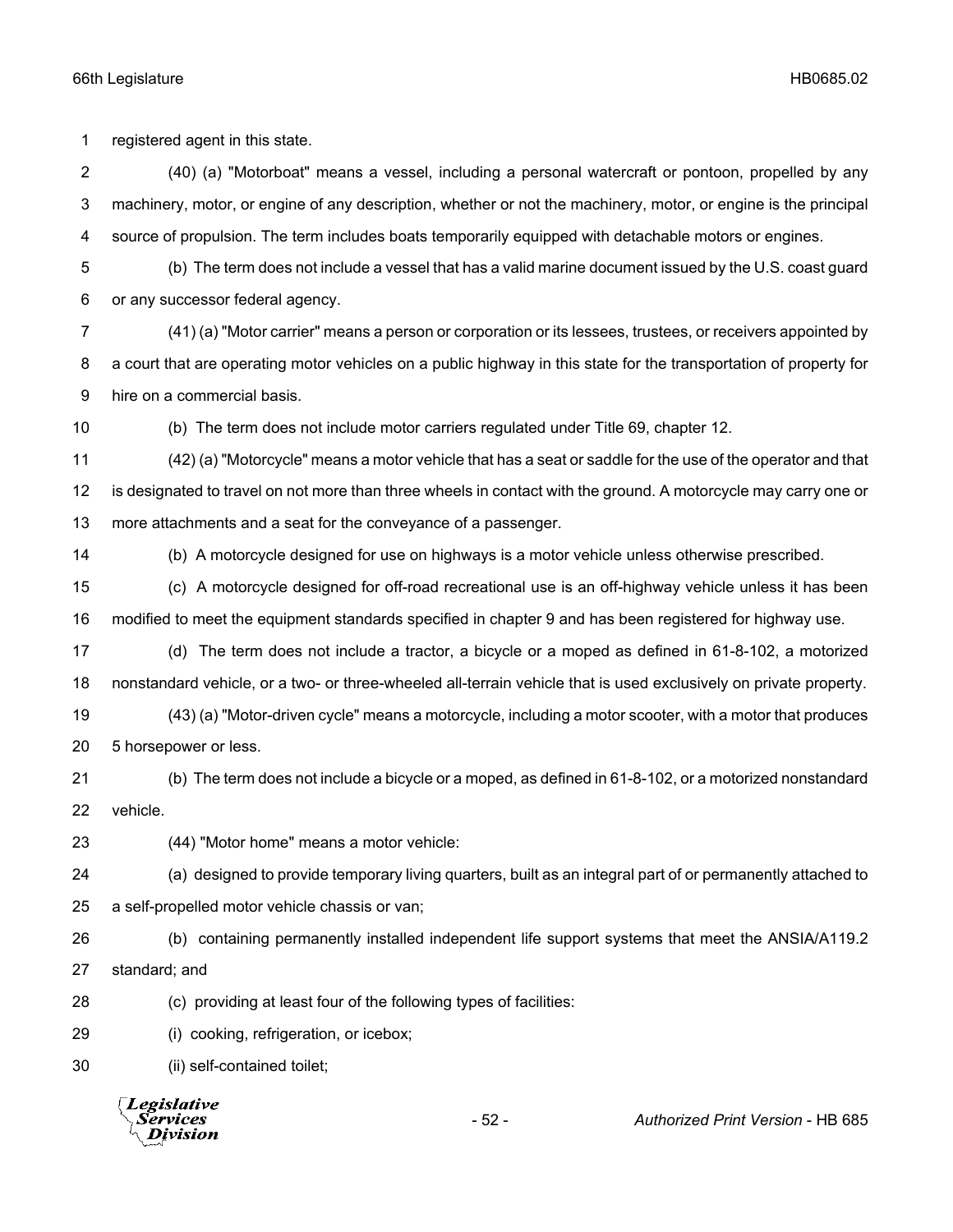registered agent in this state.

(40) (a) "Motorboat" means a vessel, including a personal watercraft or pontoon, propelled by any machinery, motor, or engine of any description, whether or not the machinery, motor, or engine is the principal source of propulsion. The term includes boats temporarily equipped with detachable motors or engines.

(b) The term does not include a vessel that has a valid marine document issued by the U.S. coast guard or any successor federal agency.

(41) (a) "Motor carrier" means a person or corporation or its lessees, trustees, or receivers appointed by a court that are operating motor vehicles on a public highway in this state for the transportation of property for hire on a commercial basis.

(b) The term does not include motor carriers regulated under Title 69, chapter 12.

(42) (a) "Motorcycle" means a motor vehicle that has a seat or saddle for the use of the operator and that is designated to travel on not more than three wheels in contact with the ground. A motorcycle may carry one or more attachments and a seat for the conveyance of a passenger.

(b) A motorcycle designed for use on highways is a motor vehicle unless otherwise prescribed.

(c) A motorcycle designed for off-road recreational use is an off-highway vehicle unless it has been modified to meet the equipment standards specified in chapter 9 and has been registered for highway use.

(d) The term does not include a tractor, a bicycle or a moped as defined in 61-8-102, a motorized nonstandard vehicle, or a two- or three-wheeled all-terrain vehicle that is used exclusively on private property.

(43) (a) "Motor-driven cycle" means a motorcycle, including a motor scooter, with a motor that produces 5 horsepower or less.

(b) The term does not include a bicycle or a moped, as defined in 61-8-102, or a motorized nonstandard vehicle.

(44) "Motor home" means a motor vehicle:

(a) designed to provide temporary living quarters, built as an integral part of or permanently attached to a self-propelled motor vehicle chassis or van;

(b) containing permanently installed independent life support systems that meet the ANSIA/A119.2 standard; and

(c) providing at least four of the following types of facilities:

(i) cooking, refrigeration, or icebox;

(ii) self-contained toilet;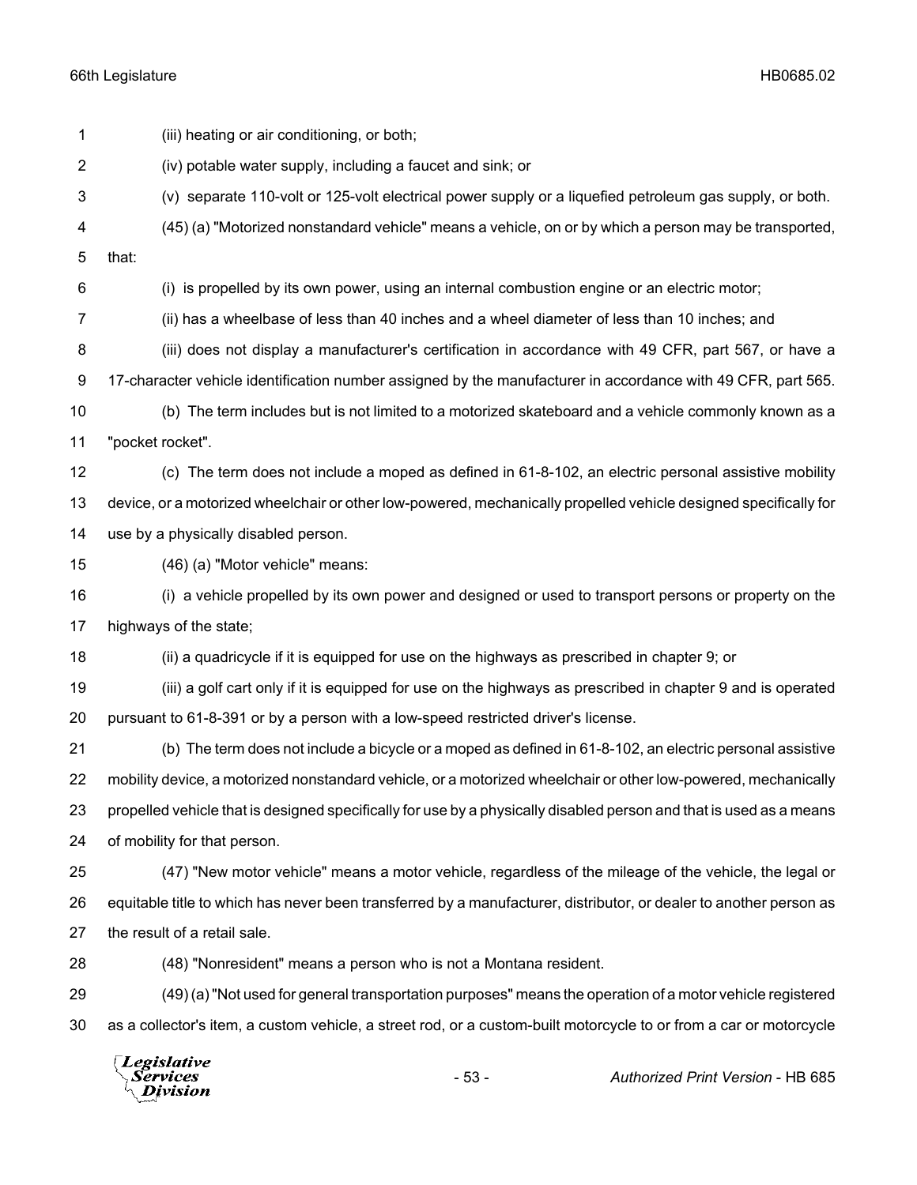(iii) heating or air conditioning, or both;

(iv) potable water supply, including a faucet and sink; or

(v) separate 110-volt or 125-volt electrical power supply or a liquefied petroleum gas supply, or both.

(45) (a) "Motorized nonstandard vehicle" means a vehicle, on or by which a person may be transported, that:

(i) is propelled by its own power, using an internal combustion engine or an electric motor;

(ii) has a wheelbase of less than 40 inches and a wheel diameter of less than 10 inches; and

(iii) does not display a manufacturer's certification in accordance with 49 CFR, part 567, or have a 17-character vehicle identification number assigned by the manufacturer in accordance with 49 CFR, part 565.

(b) The term includes but is not limited to a motorized skateboard and a vehicle commonly known as a "pocket rocket".

(c) The term does not include a moped as defined in 61-8-102, an electric personal assistive mobility device, or a motorized wheelchair or other low-powered, mechanically propelled vehicle designed specifically for use by a physically disabled person.

(46) (a) "Motor vehicle" means:

(i) a vehicle propelled by its own power and designed or used to transport persons or property on the highways of the state;

(ii) a quadricycle if it is equipped for use on the highways as prescribed in chapter 9; or

(iii) a golf cart only if it is equipped for use on the highways as prescribed in chapter 9 and is operated pursuant to 61-8-391 or by a person with a low-speed restricted driver's license.

(b) The term does not include a bicycle or a moped as defined in 61-8-102, an electric personal assistive mobility device, a motorized nonstandard vehicle, or a motorized wheelchair or other low-powered, mechanically propelled vehicle that is designed specifically for use by a physically disabled person and that is used as a means of mobility for that person.

(47) "New motor vehicle" means a motor vehicle, regardless of the mileage of the vehicle, the legal or equitable title to which has never been transferred by a manufacturer, distributor, or dealer to another person as the result of a retail sale.

(48) "Nonresident" means a person who is not a Montana resident.

(49) (a) "Not used for general transportation purposes" means the operation of a motor vehicle registered as a collector's item, a custom vehicle, a street rod, or a custom-built motorcycle to or from a car or motorcycle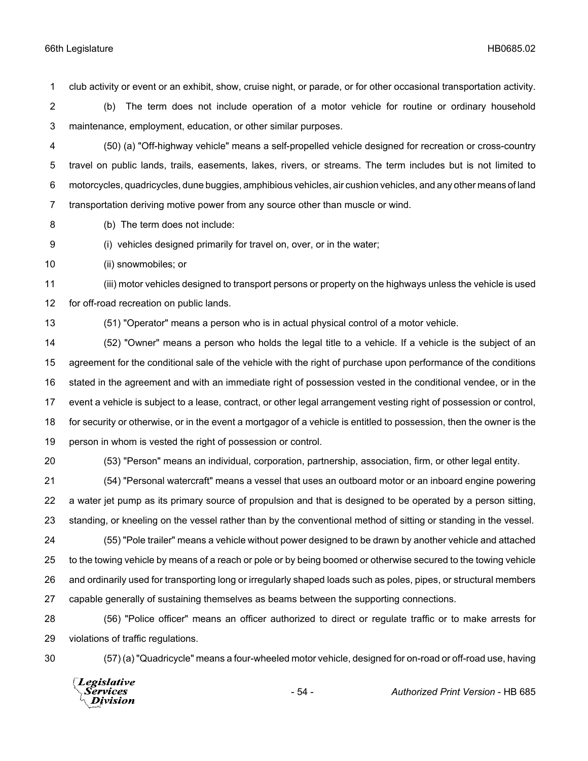club activity or event or an exhibit, show, cruise night, or parade, or for other occasional transportation activity.

(b) The term does not include operation of a motor vehicle for routine or ordinary household maintenance, employment, education, or other similar purposes.

(50) (a) "Off-highway vehicle" means a self-propelled vehicle designed for recreation or cross-country travel on public lands, trails, easements, lakes, rivers, or streams. The term includes but is not limited to motorcycles, quadricycles, dune buggies, amphibious vehicles, air cushion vehicles, and any other means of land transportation deriving motive power from any source other than muscle or wind.

(b) The term does not include:

(i) vehicles designed primarily for travel on, over, or in the water;

(ii) snowmobiles; or

(iii) motor vehicles designed to transport persons or property on the highways unless the vehicle is used for off-road recreation on public lands.

(51) "Operator" means a person who is in actual physical control of a motor vehicle.

(52) "Owner" means a person who holds the legal title to a vehicle. If a vehicle is the subject of an agreement for the conditional sale of the vehicle with the right of purchase upon performance of the conditions stated in the agreement and with an immediate right of possession vested in the conditional vendee, or in the event a vehicle is subject to a lease, contract, or other legal arrangement vesting right of possession or control, for security or otherwise, or in the event a mortgagor of a vehicle is entitled to possession, then the owner is the person in whom is vested the right of possession or control.

(53) "Person" means an individual, corporation, partnership, association, firm, or other legal entity.

(54) "Personal watercraft" means a vessel that uses an outboard motor or an inboard engine powering a water jet pump as its primary source of propulsion and that is designed to be operated by a person sitting, standing, or kneeling on the vessel rather than by the conventional method of sitting or standing in the vessel.

(55) "Pole trailer" means a vehicle without power designed to be drawn by another vehicle and attached to the towing vehicle by means of a reach or pole or by being boomed or otherwise secured to the towing vehicle and ordinarily used for transporting long or irregularly shaped loads such as poles, pipes, or structural members capable generally of sustaining themselves as beams between the supporting connections.

(56) "Police officer" means an officer authorized to direct or regulate traffic or to make arrests for violations of traffic regulations.

(57) (a) "Quadricycle" means a four-wheeled motor vehicle, designed for on-road or off-road use, having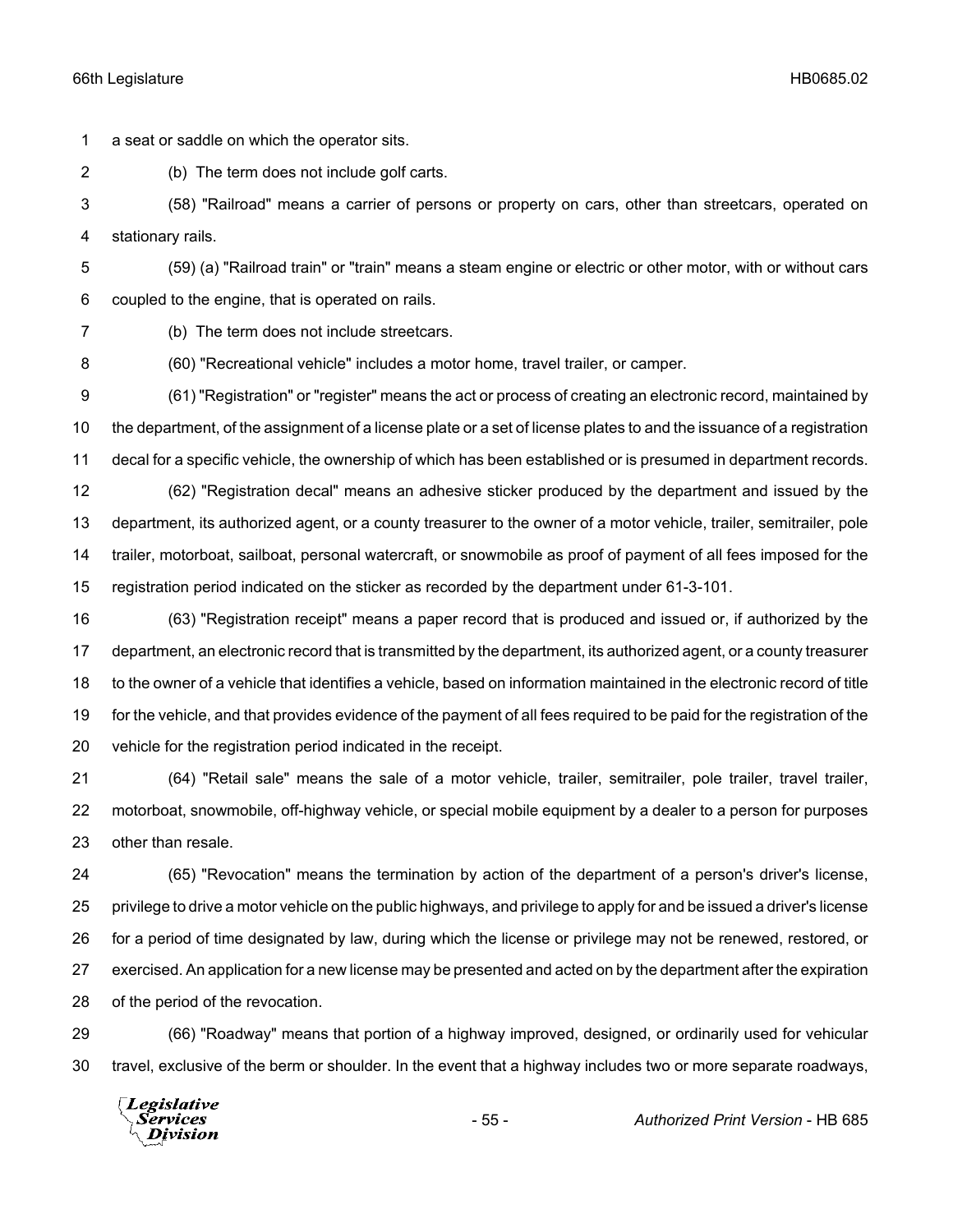a seat or saddle on which the operator sits.

(b) The term does not include golf carts.

(58) "Railroad" means a carrier of persons or property on cars, other than streetcars, operated on stationary rails.

(59) (a) "Railroad train" or "train" means a steam engine or electric or other motor, with or without cars coupled to the engine, that is operated on rails.

(b) The term does not include streetcars.

(60) "Recreational vehicle" includes a motor home, travel trailer, or camper.

(61) "Registration" or "register" means the act or process of creating an electronic record, maintained by the department, of the assignment of a license plate or a set of license plates to and the issuance of a registration decal for a specific vehicle, the ownership of which has been established or is presumed in department records.

(62) "Registration decal" means an adhesive sticker produced by the department and issued by the department, its authorized agent, or a county treasurer to the owner of a motor vehicle, trailer, semitrailer, pole trailer, motorboat, sailboat, personal watercraft, or snowmobile as proof of payment of all fees imposed for the registration period indicated on the sticker as recorded by the department under 61-3-101.

(63) "Registration receipt" means a paper record that is produced and issued or, if authorized by the department, an electronic record that is transmitted by the department, its authorized agent, or a county treasurer to the owner of a vehicle that identifies a vehicle, based on information maintained in the electronic record of title for the vehicle, and that provides evidence of the payment of all fees required to be paid for the registration of the vehicle for the registration period indicated in the receipt.

(64) "Retail sale" means the sale of a motor vehicle, trailer, semitrailer, pole trailer, travel trailer, motorboat, snowmobile, off-highway vehicle, or special mobile equipment by a dealer to a person for purposes other than resale.

(65) "Revocation" means the termination by action of the department of a person's driver's license, privilege to drive a motor vehicle on the public highways, and privilege to apply for and be issued a driver's license for a period of time designated by law, during which the license or privilege may not be renewed, restored, or exercised. An application for a new license may be presented and acted on by the department after the expiration of the period of the revocation.

(66) "Roadway" means that portion of a highway improved, designed, or ordinarily used for vehicular travel, exclusive of the berm or shoulder. In the event that a highway includes two or more separate roadways,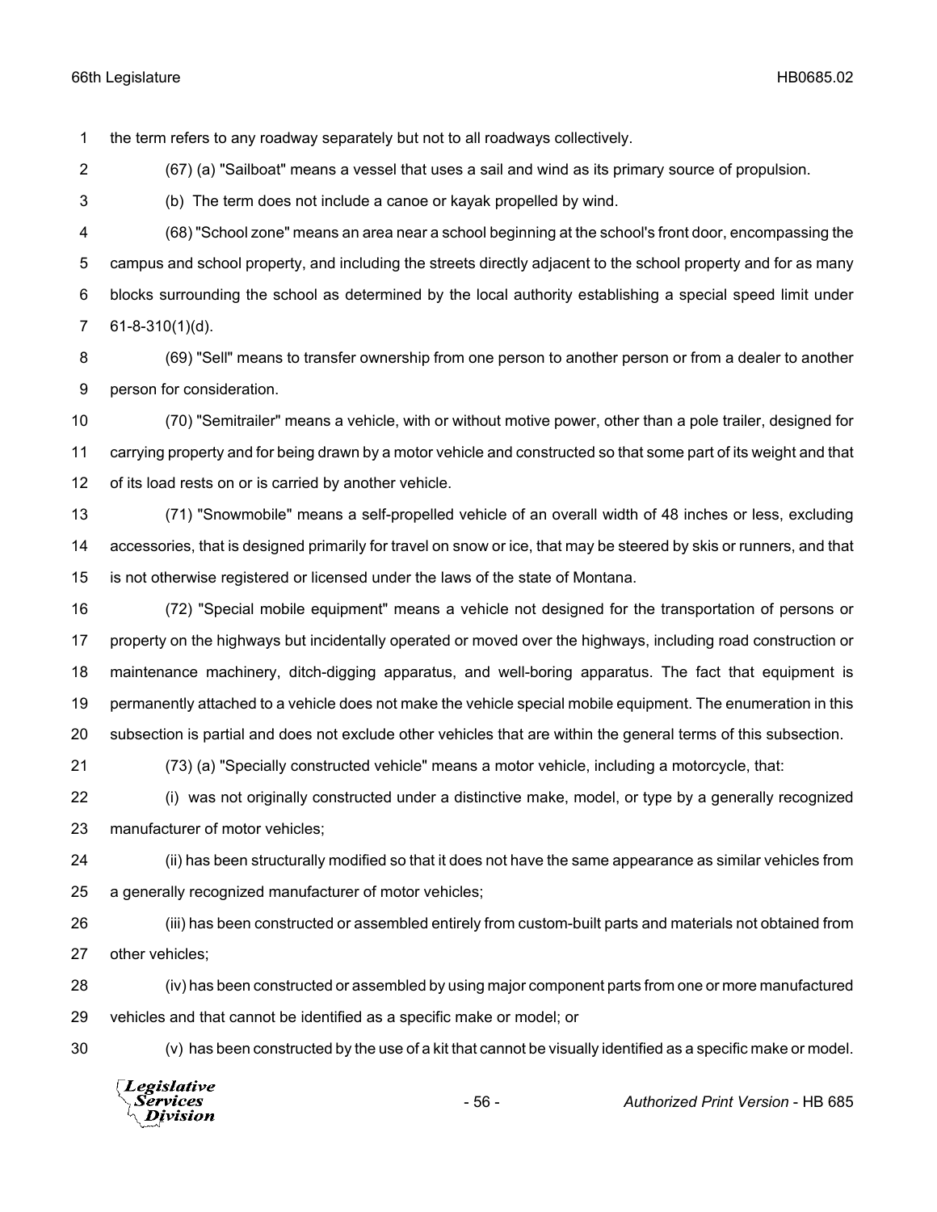the term refers to any roadway separately but not to all roadways collectively.

(67) (a) "Sailboat" means a vessel that uses a sail and wind as its primary source of propulsion.

(b) The term does not include a canoe or kayak propelled by wind.

(68) "School zone" means an area near a school beginning at the school's front door, encompassing the campus and school property, and including the streets directly adjacent to the school property and for as many blocks surrounding the school as determined by the local authority establishing a special speed limit under 61-8-310(1)(d).

(69) "Sell" means to transfer ownership from one person to another person or from a dealer to another person for consideration.

(70) "Semitrailer" means a vehicle, with or without motive power, other than a pole trailer, designed for carrying property and for being drawn by a motor vehicle and constructed so that some part of its weight and that of its load rests on or is carried by another vehicle.

(71) "Snowmobile" means a self-propelled vehicle of an overall width of 48 inches or less, excluding accessories, that is designed primarily for travel on snow or ice, that may be steered by skis or runners, and that is not otherwise registered or licensed under the laws of the state of Montana.

(72) "Special mobile equipment" means a vehicle not designed for the transportation of persons or property on the highways but incidentally operated or moved over the highways, including road construction or maintenance machinery, ditch-digging apparatus, and well-boring apparatus. The fact that equipment is permanently attached to a vehicle does not make the vehicle special mobile equipment. The enumeration in this subsection is partial and does not exclude other vehicles that are within the general terms of this subsection.

(73) (a) "Specially constructed vehicle" means a motor vehicle, including a motorcycle, that:

(i) was not originally constructed under a distinctive make, model, or type by a generally recognized manufacturer of motor vehicles;

(ii) has been structurally modified so that it does not have the same appearance as similar vehicles from a generally recognized manufacturer of motor vehicles;

(iii) has been constructed or assembled entirely from custom-built parts and materials not obtained from other vehicles;

(iv) has been constructed or assembled by using major component parts from one or more manufactured vehicles and that cannot be identified as a specific make or model; or

(v) has been constructed by the use of a kit that cannot be visually identified as a specific make or model.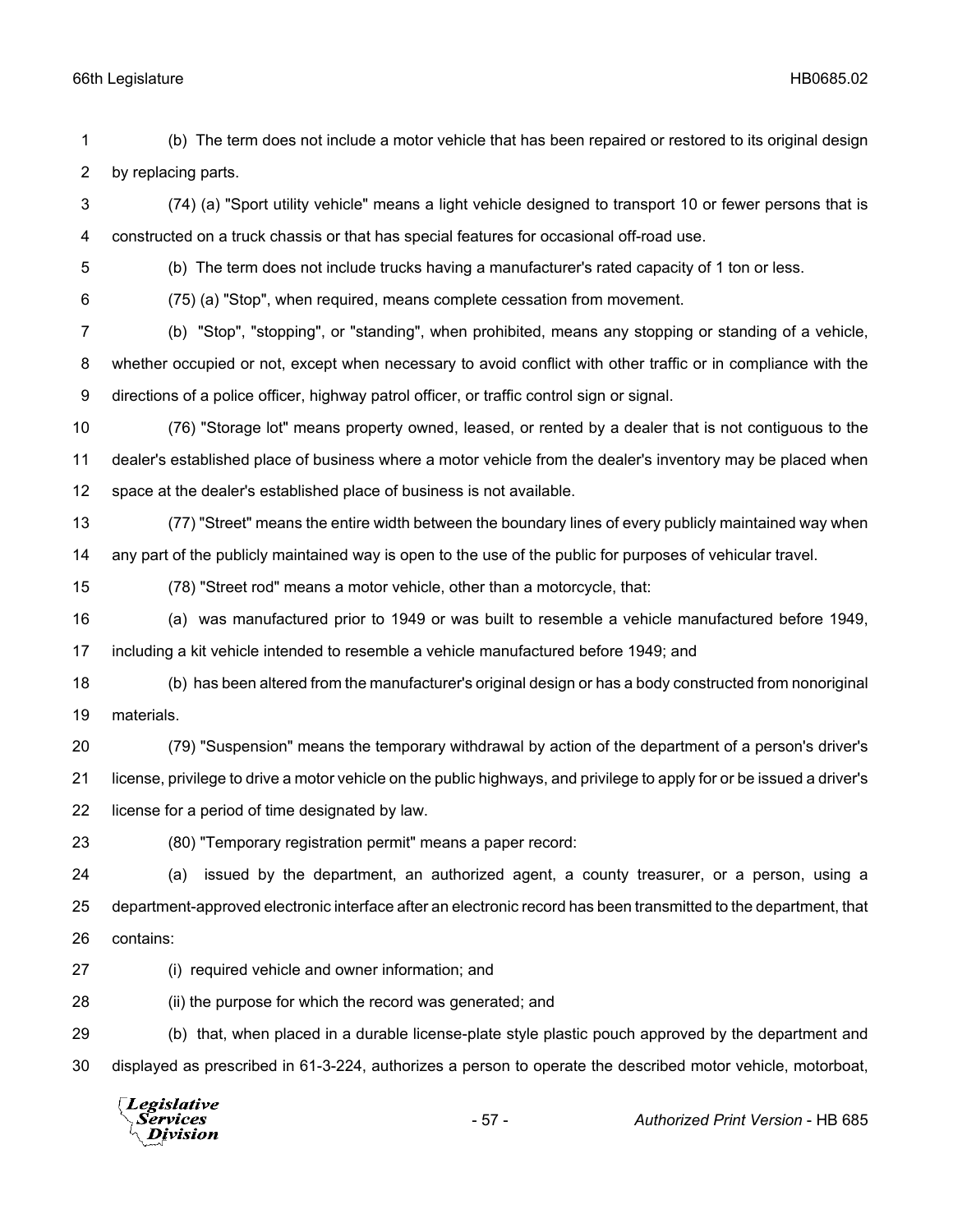(b) The term does not include a motor vehicle that has been repaired or restored to its original design by replacing parts.

(74) (a) "Sport utility vehicle" means a light vehicle designed to transport 10 or fewer persons that is constructed on a truck chassis or that has special features for occasional off-road use.

(b) The term does not include trucks having a manufacturer's rated capacity of 1 ton or less.

(75) (a) "Stop", when required, means complete cessation from movement.

(b) "Stop", "stopping", or "standing", when prohibited, means any stopping or standing of a vehicle, whether occupied or not, except when necessary to avoid conflict with other traffic or in compliance with the directions of a police officer, highway patrol officer, or traffic control sign or signal.

(76) "Storage lot" means property owned, leased, or rented by a dealer that is not contiguous to the dealer's established place of business where a motor vehicle from the dealer's inventory may be placed when space at the dealer's established place of business is not available.

(77) "Street" means the entire width between the boundary lines of every publicly maintained way when any part of the publicly maintained way is open to the use of the public for purposes of vehicular travel.

(78) "Street rod" means a motor vehicle, other than a motorcycle, that:

(a) was manufactured prior to 1949 or was built to resemble a vehicle manufactured before 1949, including a kit vehicle intended to resemble a vehicle manufactured before 1949; and

(b) has been altered from the manufacturer's original design or has a body constructed from nonoriginal materials.

(79) "Suspension" means the temporary withdrawal by action of the department of a person's driver's license, privilege to drive a motor vehicle on the public highways, and privilege to apply for or be issued a driver's license for a period of time designated by law.

(80) "Temporary registration permit" means a paper record:

(a) issued by the department, an authorized agent, a county treasurer, or a person, using a department-approved electronic interface after an electronic record has been transmitted to the department, that contains:

(i) required vehicle and owner information; and

(ii) the purpose for which the record was generated; and

(b) that, when placed in a durable license-plate style plastic pouch approved by the department and displayed as prescribed in 61-3-224, authorizes a person to operate the described motor vehicle, motorboat,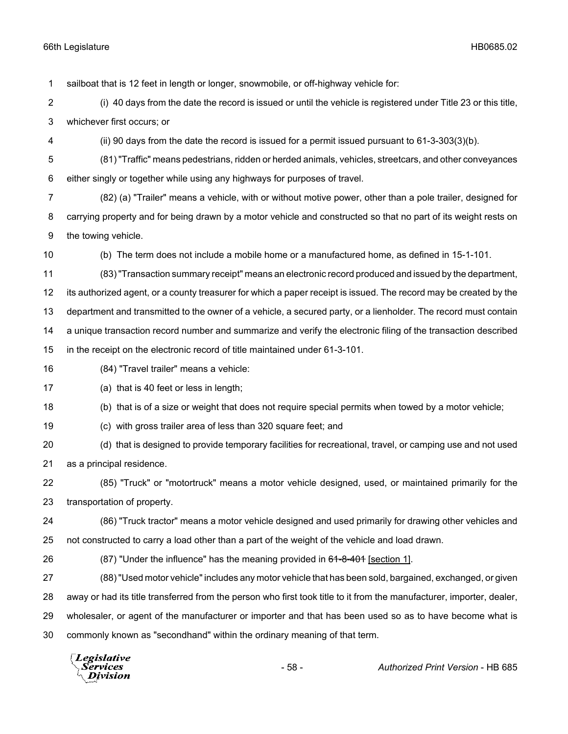sailboat that is 12 feet in length or longer, snowmobile, or off-highway vehicle for:

(i) 40 days from the date the record is issued or until the vehicle is registered under Title 23 or this title, whichever first occurs; or

(ii) 90 days from the date the record is issued for a permit issued pursuant to 61-3-303(3)(b).

(81) "Traffic" means pedestrians, ridden or herded animals, vehicles, streetcars, and other conveyances either singly or together while using any highways for purposes of travel.

(82) (a) "Trailer" means a vehicle, with or without motive power, other than a pole trailer, designed for carrying property and for being drawn by a motor vehicle and constructed so that no part of its weight rests on the towing vehicle.

(b) The term does not include a mobile home or a manufactured home, as defined in 15-1-101.

(83) "Transaction summary receipt" means an electronic record produced and issued by the department, its authorized agent, or a county treasurer for which a paper receipt is issued. The record may be created by the department and transmitted to the owner of a vehicle, a secured party, or a lienholder. The record must contain a unique transaction record number and summarize and verify the electronic filing of the transaction described in the receipt on the electronic record of title maintained under 61-3-101.

(84) "Travel trailer" means a vehicle:

(a) that is 40 feet or less in length;

(b) that is of a size or weight that does not require special permits when towed by a motor vehicle;

(c) with gross trailer area of less than 320 square feet; and

(d) that is designed to provide temporary facilities for recreational, travel, or camping use and not used as a principal residence.

(85) "Truck" or "motortruck" means a motor vehicle designed, used, or maintained primarily for the transportation of property.

(86) "Truck tractor" means a motor vehicle designed and used primarily for drawing other vehicles and not constructed to carry a load other than a part of the weight of the vehicle and load drawn.

(87) "Under the influence" has the meaning provided in ~~61-8-401~~ <u>[section 1]</u>.

(88) "Used motor vehicle" includes any motor vehicle that has been sold, bargained, exchanged, or given away or had its title transferred from the person who first took title to it from the manufacturer, importer, dealer, wholesaler, or agent of the manufacturer or importer and that has been used so as to have become what is commonly known as "secondhand" within the ordinary meaning of that term.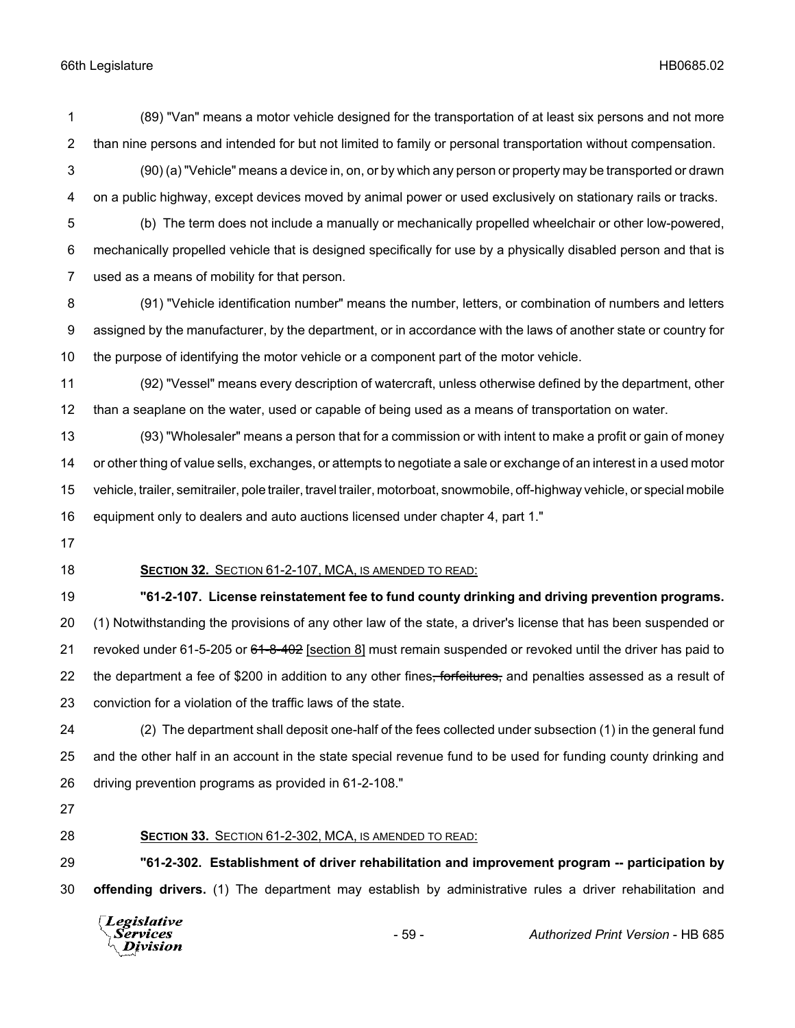(89) "Van" means a motor vehicle designed for the transportation of at least six persons and not more than nine persons and intended for but not limited to family or personal transportation without compensation.

(90) (a) "Vehicle" means a device in, on, or by which any person or property may be transported or drawn on a public highway, except devices moved by animal power or used exclusively on stationary rails or tracks.

(b) The term does not include a manually or mechanically propelled wheelchair or other low-powered, mechanically propelled vehicle that is designed specifically for use by a physically disabled person and that is used as a means of mobility for that person.

(91) "Vehicle identification number" means the number, letters, or combination of numbers and letters assigned by the manufacturer, by the department, or in accordance with the laws of another state or country for the purpose of identifying the motor vehicle or a component part of the motor vehicle.

(92) "Vessel" means every description of watercraft, unless otherwise defined by the department, other than a seaplane on the water, used or capable of being used as a means of transportation on water.

(93) "Wholesaler" means a person that for a commission or with intent to make a profit or gain of money or other thing of value sells, exchanges, or attempts to negotiate a sale or exchange of an interest in a used motor vehicle, trailer, semitrailer, pole trailer, travel trailer, motorboat, snowmobile, off-highway vehicle, or special mobile equipment only to dealers and auto auctions licensed under chapter 4, part 1."

**SECTION 32.** SECTION 61-2-107, MCA, IS AMENDED TO READ:

**"61-2-107. License reinstatement fee to fund county drinking and driving prevention programs.** (1) Notwithstanding the provisions of any other law of the state, a driver's license that has been suspended or revoked under 61-5-205 or ~~61-8-402~~ [section 8] must remain suspended or revoked until the driver has paid to the department a fee of $200 in addition to any other fines~~, forfeitures,~~ and penalties assessed as a result of conviction for a violation of the traffic laws of the state.

(2) The department shall deposit one-half of the fees collected under subsection (1) in the general fund and the other half in an account in the state special revenue fund to be used for funding county drinking and driving prevention programs as provided in 61-2-108."

**SECTION 33.** SECTION 61-2-302, MCA, IS AMENDED TO READ:

**"61-2-302. Establishment of driver rehabilitation and improvement program -- participation by offending drivers.** (1) The department may establish by administrative rules a driver rehabilitation and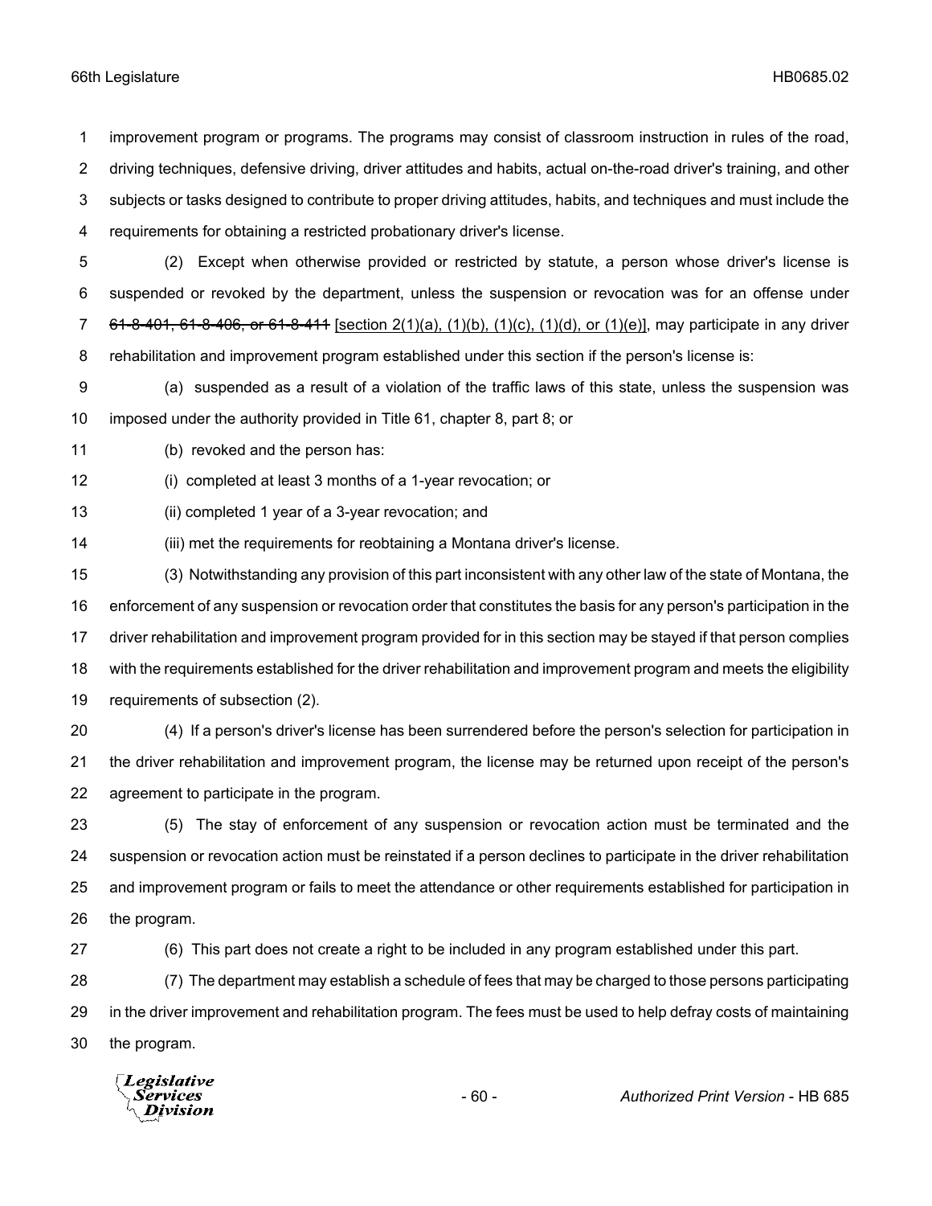improvement program or programs. The programs may consist of classroom instruction in rules of the road, driving techniques, defensive driving, driver attitudes and habits, actual on-the-road driver's training, and other subjects or tasks designed to contribute to proper driving attitudes, habits, and techniques and must include the requirements for obtaining a restricted probationary driver's license.

(2) Except when otherwise provided or restricted by statute, a person whose driver's license is suspended or revoked by the department, unless the suspension or revocation was for an offense under ~~61-8-401, 61-8-406, or 61-8-411~~ [section 2(1)(a), (1)(b), (1)(c), (1)(d), or (1)(e)], may participate in any driver rehabilitation and improvement program established under this section if the person's license is:

(a) suspended as a result of a violation of the traffic laws of this state, unless the suspension was imposed under the authority provided in Title 61, chapter 8, part 8; or

(b) revoked and the person has:

(i) completed at least 3 months of a 1-year revocation; or

(ii) completed 1 year of a 3-year revocation; and

(iii) met the requirements for reobtaining a Montana driver's license.

(3) Notwithstanding any provision of this part inconsistent with any other law of the state of Montana, the enforcement of any suspension or revocation order that constitutes the basis for any person's participation in the driver rehabilitation and improvement program provided for in this section may be stayed if that person complies with the requirements established for the driver rehabilitation and improvement program and meets the eligibility requirements of subsection (2).

(4) If a person's driver's license has been surrendered before the person's selection for participation in the driver rehabilitation and improvement program, the license may be returned upon receipt of the person's agreement to participate in the program.

(5) The stay of enforcement of any suspension or revocation action must be terminated and the suspension or revocation action must be reinstated if a person declines to participate in the driver rehabilitation and improvement program or fails to meet the attendance or other requirements established for participation in the program.

(6) This part does not create a right to be included in any program established under this part.

(7) The department may establish a schedule of fees that may be charged to those persons participating in the driver improvement and rehabilitation program. The fees must be used to help defray costs of maintaining the program.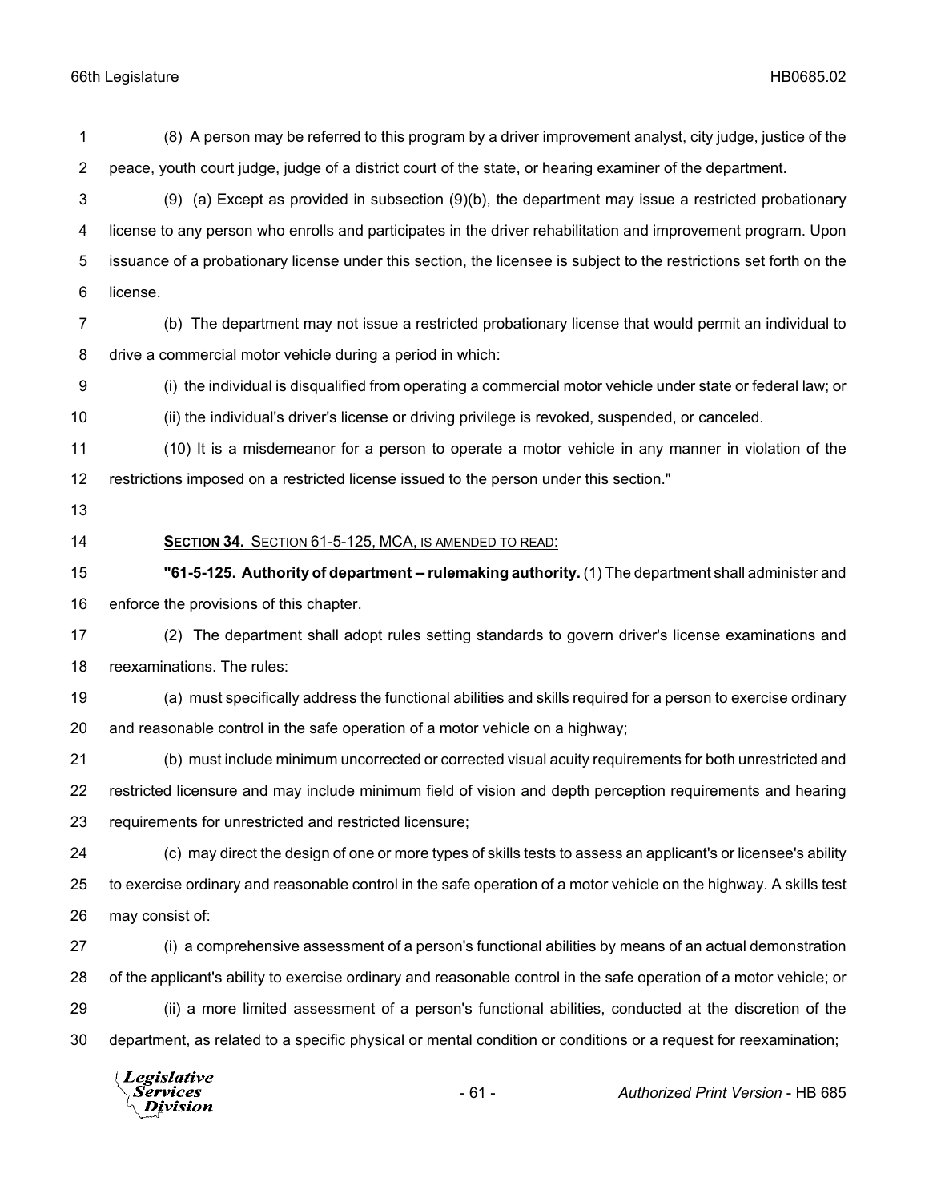(8) A person may be referred to this program by a driver improvement analyst, city judge, justice of the peace, youth court judge, judge of a district court of the state, or hearing examiner of the department.

(9) (a) Except as provided in subsection (9)(b), the department may issue a restricted probationary license to any person who enrolls and participates in the driver rehabilitation and improvement program. Upon issuance of a probationary license under this section, the licensee is subject to the restrictions set forth on the license.

(b) The department may not issue a restricted probationary license that would permit an individual to drive a commercial motor vehicle during a period in which:

(i) the individual is disqualified from operating a commercial motor vehicle under state or federal law; or

(ii) the individual's driver's license or driving privilege is revoked, suspended, or canceled.

(10) It is a misdemeanor for a person to operate a motor vehicle in any manner in violation of the restrictions imposed on a restricted license issued to the person under this section."

**SECTION 34.** SECTION 61-5-125, MCA, IS AMENDED TO READ:

**"61-5-125. Authority of department -- rulemaking authority.** (1) The department shall administer and enforce the provisions of this chapter.

(2) The department shall adopt rules setting standards to govern driver's license examinations and reexaminations. The rules:

(a) must specifically address the functional abilities and skills required for a person to exercise ordinary and reasonable control in the safe operation of a motor vehicle on a highway;

(b) must include minimum uncorrected or corrected visual acuity requirements for both unrestricted and restricted licensure and may include minimum field of vision and depth perception requirements and hearing requirements for unrestricted and restricted licensure;

(c) may direct the design of one or more types of skills tests to assess an applicant's or licensee's ability to exercise ordinary and reasonable control in the safe operation of a motor vehicle on the highway. A skills test may consist of:

(i) a comprehensive assessment of a person's functional abilities by means of an actual demonstration of the applicant's ability to exercise ordinary and reasonable control in the safe operation of a motor vehicle; or

(ii) a more limited assessment of a person's functional abilities, conducted at the discretion of the department, as related to a specific physical or mental condition or conditions or a request for reexamination;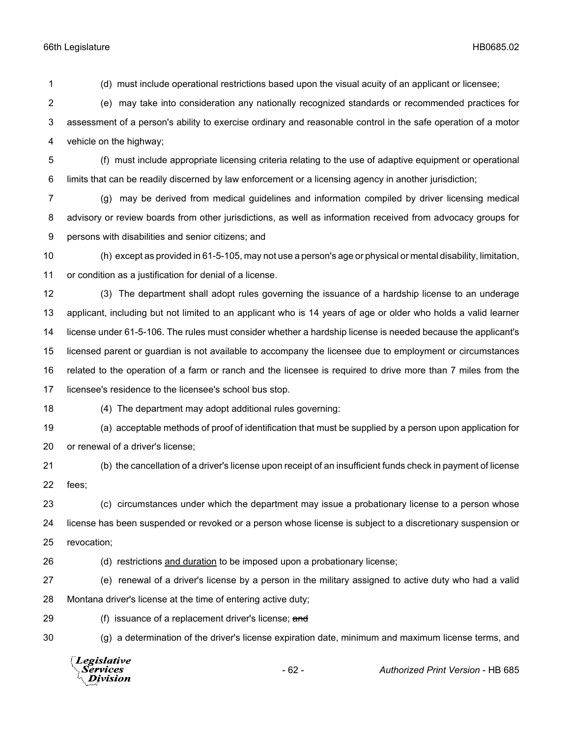(d) must include operational restrictions based upon the visual acuity of an applicant or licensee;

(e) may take into consideration any nationally recognized standards or recommended practices for assessment of a person's ability to exercise ordinary and reasonable control in the safe operation of a motor vehicle on the highway;

(f) must include appropriate licensing criteria relating to the use of adaptive equipment or operational limits that can be readily discerned by law enforcement or a licensing agency in another jurisdiction;

(g) may be derived from medical guidelines and information compiled by driver licensing medical advisory or review boards from other jurisdictions, as well as information received from advocacy groups for persons with disabilities and senior citizens; and

(h) except as provided in 61-5-105, may not use a person's age or physical or mental disability, limitation, or condition as a justification for denial of a license.

(3) The department shall adopt rules governing the issuance of a hardship license to an underage applicant, including but not limited to an applicant who is 14 years of age or older who holds a valid learner license under 61-5-106. The rules must consider whether a hardship license is needed because the applicant's licensed parent or guardian is not available to accompany the licensee due to employment or circumstances related to the operation of a farm or ranch and the licensee is required to drive more than 7 miles from the licensee's residence to the licensee's school bus stop.

(4) The department may adopt additional rules governing:

(a) acceptable methods of proof of identification that must be supplied by a person upon application for or renewal of a driver's license;

(b) the cancellation of a driver's license upon receipt of an insufficient funds check in payment of license fees;

(c) circumstances under which the department may issue a probationary license to a person whose license has been suspended or revoked or a person whose license is subject to a discretionary suspension or revocation;

(d) restrictions <u>and duration</u> to be imposed upon a probationary license;

(e) renewal of a driver's license by a person in the military assigned to active duty who had a valid Montana driver's license at the time of entering active duty;

(f) issuance of a replacement driver's license; ~~and~~

(g) a determination of the driver's license expiration date, minimum and maximum license terms, and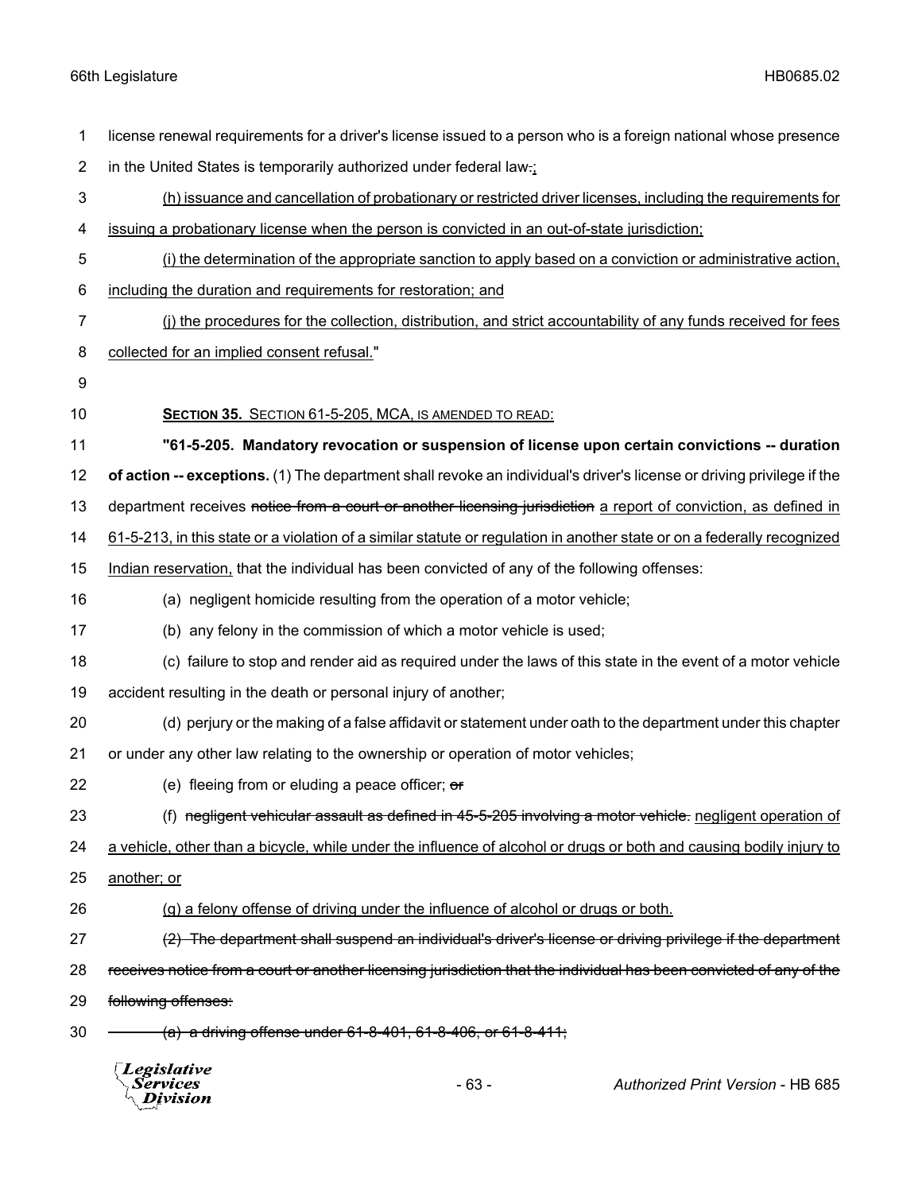license renewal requirements for a driver's license issued to a person who is a foreign national whose presence in the United States is temporarily authorized under federal law.;

(h) issuance and cancellation of probationary or restricted driver licenses, including the requirements for issuing a probationary license when the person is convicted in an out-of-state jurisdiction;

(i) the determination of the appropriate sanction to apply based on a conviction or administrative action, including the duration and requirements for restoration; and

(j) the procedures for the collection, distribution, and strict accountability of any funds received for fees collected for an implied consent refusal."

**SECTION 35.** SECTION 61-5-205, MCA, IS AMENDED TO READ:

**"61-5-205. Mandatory revocation or suspension of license upon certain convictions -- duration of action -- exceptions.** (1) The department shall revoke an individual's driver's license or driving privilege if the department receives ~~notice from a court or another licensing jurisdiction~~ a report of conviction, as defined in 61-5-213, in this state or a violation of a similar statute or regulation in another state or on a federally recognized Indian reservation, that the individual has been convicted of any of the following offenses:

(a) negligent homicide resulting from the operation of a motor vehicle;

(b) any felony in the commission of which a motor vehicle is used;

(c) failure to stop and render aid as required under the laws of this state in the event of a motor vehicle accident resulting in the death or personal injury of another;

(d) perjury or the making of a false affidavit or statement under oath to the department under this chapter or under any other law relating to the ownership or operation of motor vehicles;

(e) fleeing from or eluding a peace officer; ~~or~~

(f) ~~negligent vehicular assault as defined in 45-5-205 involving a motor vehicle.~~ negligent operation of a vehicle, other than a bicycle, while under the influence of alcohol or drugs or both and causing bodily injury to another; or

(g) a felony offense of driving under the influence of alcohol or drugs or both.

~~(2) The department shall suspend an individual's driver's license or driving privilege if the department receives notice from a court or another licensing jurisdiction that the individual has been convicted of any of the following offenses:~~

~~(a) a driving offense under 61-8-401, 61-8-406, or 61-8-411;~~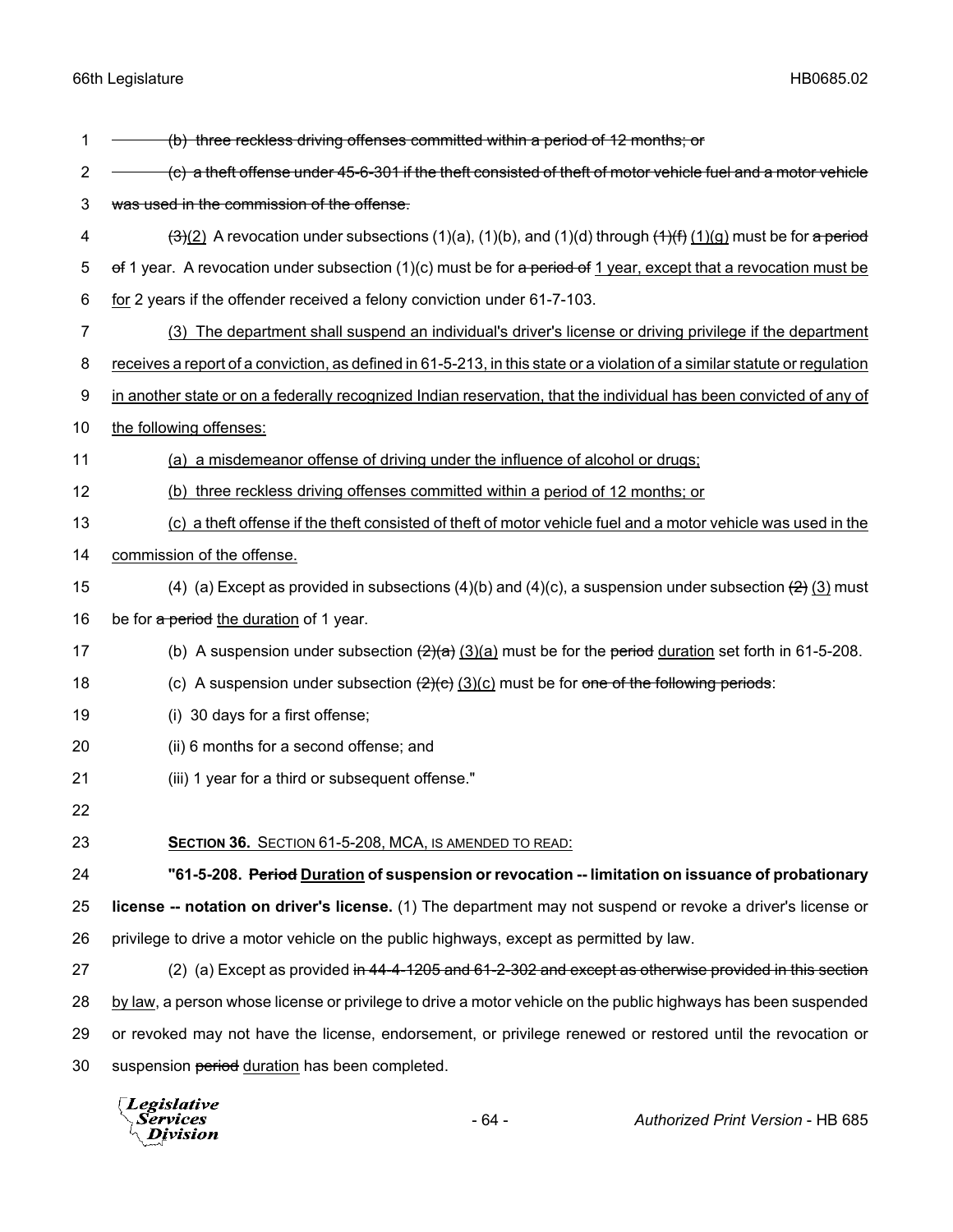~~(b) three reckless driving offenses committed within a period of 12 months; or~~

~~(c) a theft offense under 45-6-301 if the theft consisted of theft of motor vehicle fuel and a motor vehicle was used in the commission of the offense.~~

~~(3)~~(2) A revocation under subsections (1)(a), (1)(b), and (1)(d) through ~~(1)(f)~~ (1)(g) must be for ~~a period of~~ 1 year. A revocation under subsection (1)(c) must be for ~~a period of~~ 1 year, except that a revocation must be for 2 years if the offender received a felony conviction under 61-7-103.

(3) The department shall suspend an individual's driver's license or driving privilege if the department receives a report of a conviction, as defined in 61-5-213, in this state or a violation of a similar statute or regulation in another state or on a federally recognized Indian reservation, that the individual has been convicted of any of the following offenses:

(a) a misdemeanor offense of driving under the influence of alcohol or drugs;

(b) three reckless driving offenses committed within a period of 12 months; or

(c) a theft offense if the theft consisted of theft of motor vehicle fuel and a motor vehicle was used in the commission of the offense.

(4) (a) Except as provided in subsections (4)(b) and (4)(c), a suspension under subsection ~~(2)~~ (3) must be for ~~a period~~ the duration of 1 year.

(b) A suspension under subsection ~~(2)(a)~~ (3)(a) must be for the ~~period~~ duration set forth in 61-5-208.

(c) A suspension under subsection ~~(2)(c)~~ (3)(c) must be for ~~one of the following periods~~:

(i) 30 days for a first offense;

(ii) 6 months for a second offense; and

(iii) 1 year for a third or subsequent offense."

**Section 36.** Section 61-5-208, MCA, is amended to read:

**"61-5-208. ~~Period~~ Duration of suspension or revocation -- limitation on issuance of probationary license -- notation on driver's license.** (1) The department may not suspend or revoke a driver's license or privilege to drive a motor vehicle on the public highways, except as permitted by law.

(2) (a) Except as provided ~~in 44-4-1205 and 61-2-302 and except as otherwise provided in this section~~ by law, a person whose license or privilege to drive a motor vehicle on the public highways has been suspended or revoked may not have the license, endorsement, or privilege renewed or restored until the revocation or suspension ~~period~~ duration has been completed.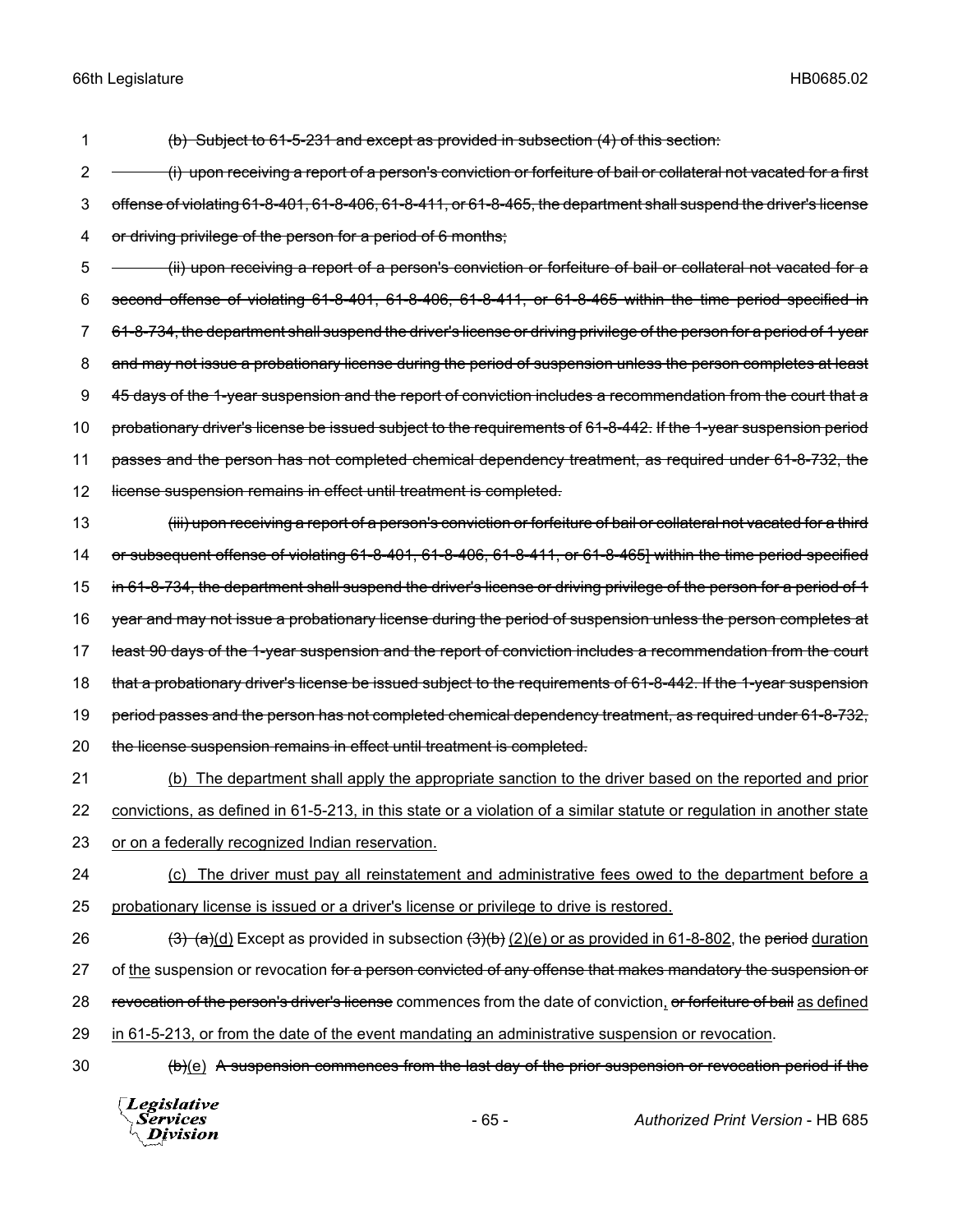(b) Subject to 61-5-231 and except as provided in subsection (4) of this section:

(i) upon receiving a report of a person's conviction or forfeiture of bail or collateral not vacated for a first offense of violating 61-8-401, 61-8-406, 61-8-411, or 61-8-465, the department shall suspend the driver's license or driving privilege of the person for a period of 6 months;

(ii) upon receiving a report of a person's conviction or forfeiture of bail or collateral not vacated for a second offense of violating 61-8-401, 61-8-406, 61-8-411, or 61-8-465 within the time period specified in 61-8-734, the department shall suspend the driver's license or driving privilege of the person for a period of 1 year and may not issue a probationary license during the period of suspension unless the person completes at least 45 days of the 1-year suspension and the report of conviction includes a recommendation from the court that a probationary driver's license be issued subject to the requirements of 61-8-442. If the 1-year suspension period passes and the person has not completed chemical dependency treatment, as required under 61-8-732, the license suspension remains in effect until treatment is completed.

(iii) upon receiving a report of a person's conviction or forfeiture of bail or collateral not vacated for a third or subsequent offense of violating 61-8-401, 61-8-406, 61-8-411, or 61-8-465] within the time period specified in 61-8-734, the department shall suspend the driver's license or driving privilege of the person for a period of 1 year and may not issue a probationary license during the period of suspension unless the person completes at least 90 days of the 1-year suspension and the report of conviction includes a recommendation from the court that a probationary driver's license be issued subject to the requirements of 61-8-442. If the 1-year suspension period passes and the person has not completed chemical dependency treatment, as required under 61-8-732, the license suspension remains in effect until treatment is completed.

(b) The department shall apply the appropriate sanction to the driver based on the reported and prior convictions, as defined in 61-5-213, in this state or a violation of a similar statute or regulation in another state or on a federally recognized Indian reservation.

(c) The driver must pay all reinstatement and administrative fees owed to the department before a probationary license is issued or a driver's license or privilege to drive is restored.

(3) (a)(d) Except as provided in subsection (3)(b) (2)(e) or as provided in 61-8-802, the period duration of the suspension or revocation for a person convicted of any offense that makes mandatory the suspension or revocation of the person's driver's license commences from the date of conviction, or forfeiture of bail as defined in 61-5-213, or from the date of the event mandating an administrative suspension or revocation.

(b)(e) A suspension commences from the last day of the prior suspension or revocation period if the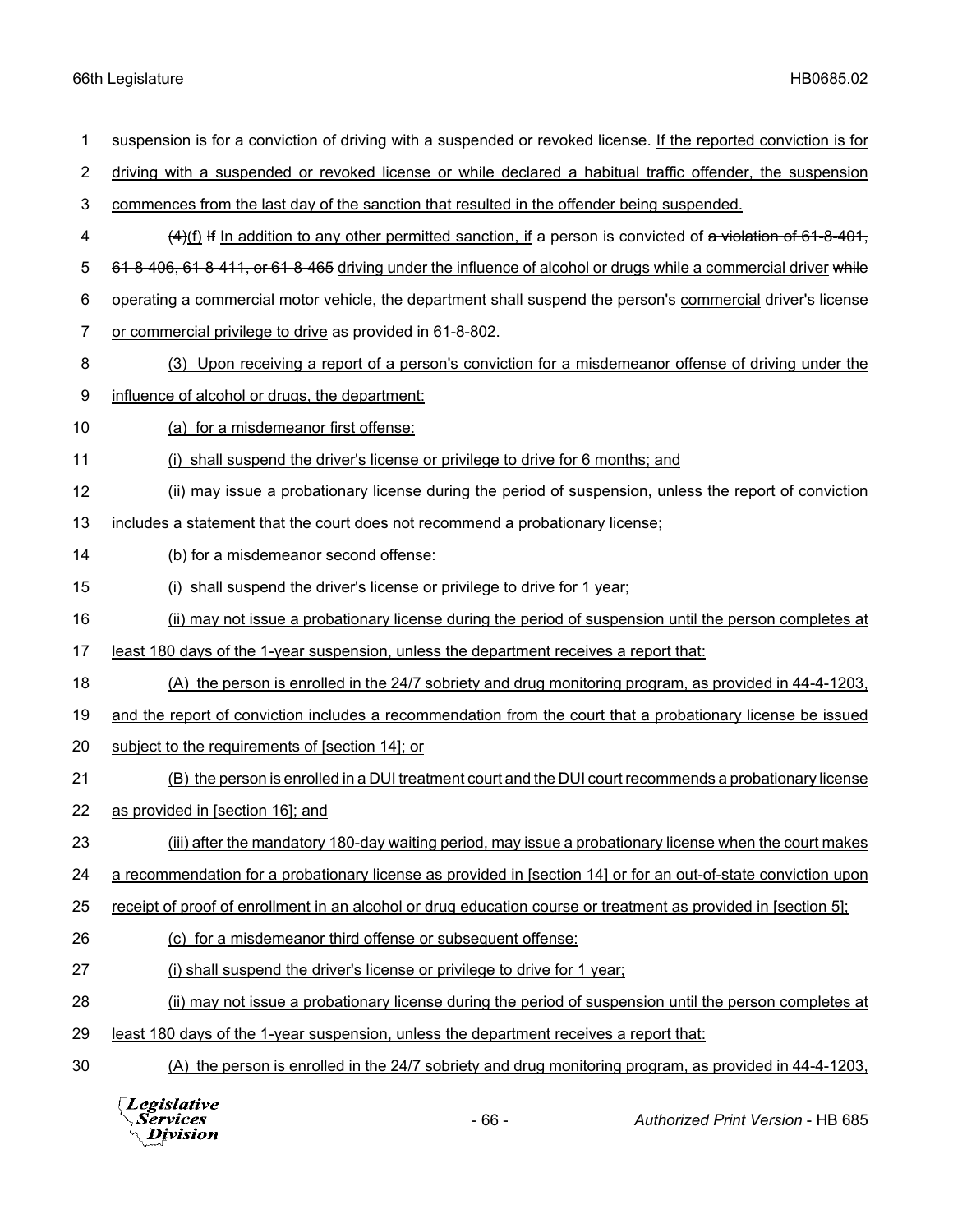~~suspension is for a conviction of driving with a suspended or revoked license.~~ If the reported conviction is for driving with a suspended or revoked license or while declared a habitual traffic offender, the suspension commences from the last day of the sanction that resulted in the offender being suspended.

~~(4)~~(f) ~~If~~ In addition to any other permitted sanction, if a person is convicted of ~~a violation of 61-8-401, 61-8-406, 61-8-411, or 61-8-465~~ driving under the influence of alcohol or drugs while a commercial driver ~~while~~ operating a commercial motor vehicle, the department shall suspend the person's commercial driver's license or commercial privilege to drive as provided in 61-8-802.

(3) Upon receiving a report of a person's conviction for a misdemeanor offense of driving under the influence of alcohol or drugs, the department:

(a) for a misdemeanor first offense:

(i) shall suspend the driver's license or privilege to drive for 6 months; and

(ii) may issue a probationary license during the period of suspension, unless the report of conviction includes a statement that the court does not recommend a probationary license;

(b) for a misdemeanor second offense:

(i) shall suspend the driver's license or privilege to drive for 1 year;

(ii) may not issue a probationary license during the period of suspension until the person completes at least 180 days of the 1-year suspension, unless the department receives a report that:

(A) the person is enrolled in the 24/7 sobriety and drug monitoring program, as provided in 44-4-1203, and the report of conviction includes a recommendation from the court that a probationary license be issued subject to the requirements of [section 14]; or

(B) the person is enrolled in a DUI treatment court and the DUI court recommends a probationary license as provided in [section 16]; and

(iii) after the mandatory 180-day waiting period, may issue a probationary license when the court makes a recommendation for a probationary license as provided in [section 14] or for an out-of-state conviction upon receipt of proof of enrollment in an alcohol or drug education course or treatment as provided in [section 5];

(c) for a misdemeanor third offense or subsequent offense:

(i) shall suspend the driver's license or privilege to drive for 1 year;

(ii) may not issue a probationary license during the period of suspension until the person completes at least 180 days of the 1-year suspension, unless the department receives a report that:

(A) the person is enrolled in the 24/7 sobriety and drug monitoring program, as provided in 44-4-1203,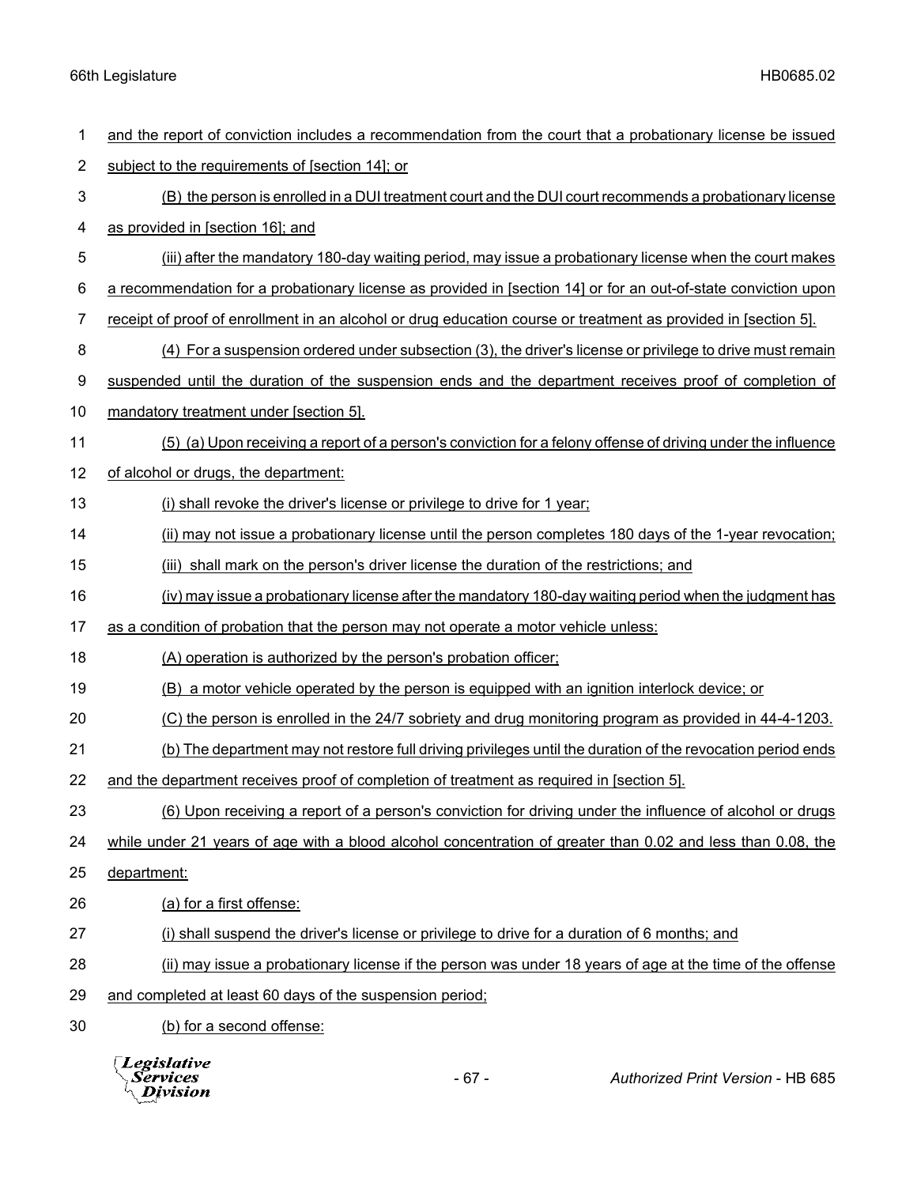and the report of conviction includes a recommendation from the court that a probationary license be issued subject to the requirements of [section 14]; or

(B) the person is enrolled in a DUI treatment court and the DUI court recommends a probationary license as provided in [section 16]; and

(iii) after the mandatory 180-day waiting period, may issue a probationary license when the court makes a recommendation for a probationary license as provided in [section 14] or for an out-of-state conviction upon receipt of proof of enrollment in an alcohol or drug education course or treatment as provided in [section 5].

(4) For a suspension ordered under subsection (3), the driver's license or privilege to drive must remain suspended until the duration of the suspension ends and the department receives proof of completion of mandatory treatment under [section 5].

(5) (a) Upon receiving a report of a person's conviction for a felony offense of driving under the influence of alcohol or drugs, the department:

(i) shall revoke the driver's license or privilege to drive for 1 year;

(ii) may not issue a probationary license until the person completes 180 days of the 1-year revocation;

(iii) shall mark on the person's driver license the duration of the restrictions; and

(iv) may issue a probationary license after the mandatory 180-day waiting period when the judgment has as a condition of probation that the person may not operate a motor vehicle unless:

(A) operation is authorized by the person's probation officer;

(B) a motor vehicle operated by the person is equipped with an ignition interlock device; or

(C) the person is enrolled in the 24/7 sobriety and drug monitoring program as provided in 44-4-1203.

(b) The department may not restore full driving privileges until the duration of the revocation period ends and the department receives proof of completion of treatment as required in [section 5].

(6) Upon receiving a report of a person's conviction for driving under the influence of alcohol or drugs while under 21 years of age with a blood alcohol concentration of greater than 0.02 and less than 0.08, the department:

(a) for a first offense:

(i) shall suspend the driver's license or privilege to drive for a duration of 6 months; and

(ii) may issue a probationary license if the person was under 18 years of age at the time of the offense and completed at least 60 days of the suspension period;

(b) for a second offense: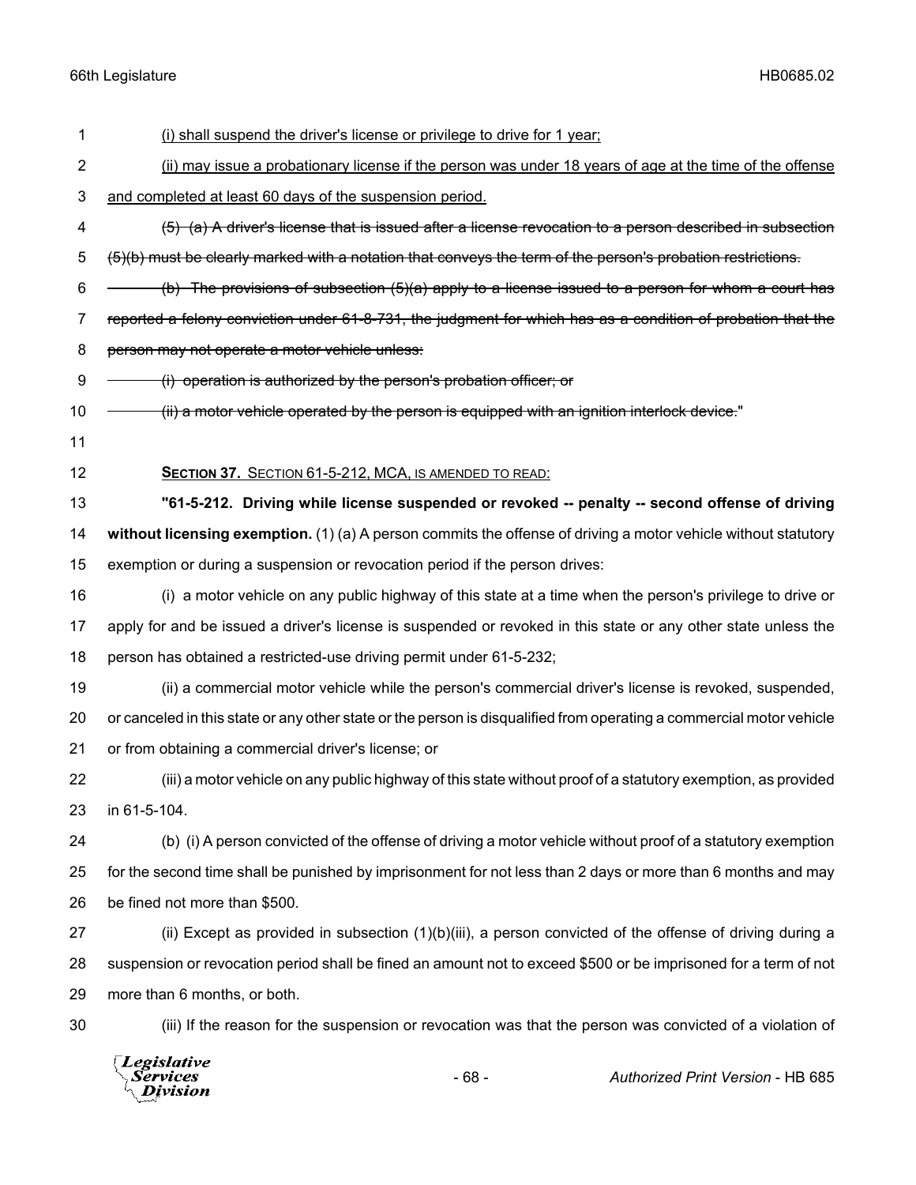(i) shall suspend the driver's license or privilege to drive for 1 year;

(ii) may issue a probationary license if the person was under 18 years of age at the time of the offense and completed at least 60 days of the suspension period.

~~(5) (a) A driver's license that is issued after a license revocation to a person described in subsection (5)(b) must be clearly marked with a notation that conveys the term of the person's probation restrictions.~~

~~(b) The provisions of subsection (5)(a) apply to a license issued to a person for whom a court has reported a felony conviction under 61-8-731, the judgment for which has as a condition of probation that the person may not operate a motor vehicle unless:~~

~~(i) operation is authorized by the person's probation officer; or~~

~~(ii) a motor vehicle operated by the person is equipped with an ignition interlock device.~~"

**SECTION 37.** SECTION 61-5-212, MCA, IS AMENDED TO READ:

**"61-5-212. Driving while license suspended or revoked -- penalty -- second offense of driving without licensing exemption.** (1) (a) A person commits the offense of driving a motor vehicle without statutory exemption or during a suspension or revocation period if the person drives:

(i) a motor vehicle on any public highway of this state at a time when the person's privilege to drive or apply for and be issued a driver's license is suspended or revoked in this state or any other state unless the person has obtained a restricted-use driving permit under 61-5-232;

(ii) a commercial motor vehicle while the person's commercial driver's license is revoked, suspended, or canceled in this state or any other state or the person is disqualified from operating a commercial motor vehicle or from obtaining a commercial driver's license; or

(iii) a motor vehicle on any public highway of this state without proof of a statutory exemption, as provided in 61-5-104.

(b) (i) A person convicted of the offense of driving a motor vehicle without proof of a statutory exemption for the second time shall be punished by imprisonment for not less than 2 days or more than 6 months and may be fined not more than $500.

(ii) Except as provided in subsection (1)(b)(iii), a person convicted of the offense of driving during a suspension or revocation period shall be fined an amount not to exceed $500 or be imprisoned for a term of not more than 6 months, or both.

(iii) If the reason for the suspension or revocation was that the person was convicted of a violation of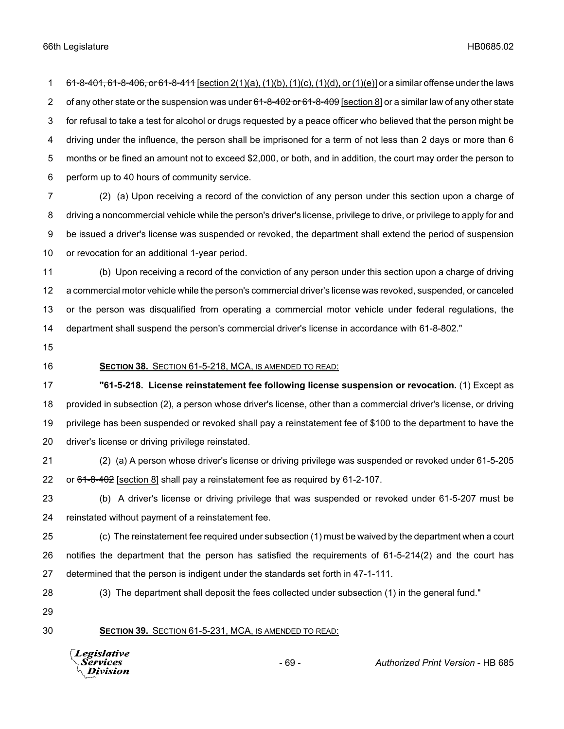~~61-8-401, 61-8-406, or 61-8-411~~ [section 2(1)(a), (1)(b), (1)(c), (1)(d), or (1)(e)] or a similar offense under the laws of any other state or the suspension was under ~~61-8-402 or 61-8-409~~ [section 8] or a similar law of any other state for refusal to take a test for alcohol or drugs requested by a peace officer who believed that the person might be driving under the influence, the person shall be imprisoned for a term of not less than 2 days or more than 6 months or be fined an amount not to exceed $2,000, or both, and in addition, the court may order the person to perform up to 40 hours of community service.

(2) (a) Upon receiving a record of the conviction of any person under this section upon a charge of driving a noncommercial vehicle while the person's driver's license, privilege to drive, or privilege to apply for and be issued a driver's license was suspended or revoked, the department shall extend the period of suspension or revocation for an additional 1-year period.

(b) Upon receiving a record of the conviction of any person under this section upon a charge of driving a commercial motor vehicle while the person's commercial driver's license was revoked, suspended, or canceled or the person was disqualified from operating a commercial motor vehicle under federal regulations, the department shall suspend the person's commercial driver's license in accordance with 61-8-802."

**SECTION 38.** SECTION 61-5-218, MCA, IS AMENDED TO READ:

**"61-5-218. License reinstatement fee following license suspension or revocation.** (1) Except as provided in subsection (2), a person whose driver's license, other than a commercial driver's license, or driving privilege has been suspended or revoked shall pay a reinstatement fee of $100 to the department to have the driver's license or driving privilege reinstated.

(2) (a) A person whose driver's license or driving privilege was suspended or revoked under 61-5-205 or ~~61-8-402~~ [section 8] shall pay a reinstatement fee as required by 61-2-107.

(b) A driver's license or driving privilege that was suspended or revoked under 61-5-207 must be reinstated without payment of a reinstatement fee.

(c) The reinstatement fee required under subsection (1) must be waived by the department when a court notifies the department that the person has satisfied the requirements of 61-5-214(2) and the court has determined that the person is indigent under the standards set forth in 47-1-111.

(3) The department shall deposit the fees collected under subsection (1) in the general fund."

**SECTION 39.** SECTION 61-5-231, MCA, IS AMENDED TO READ: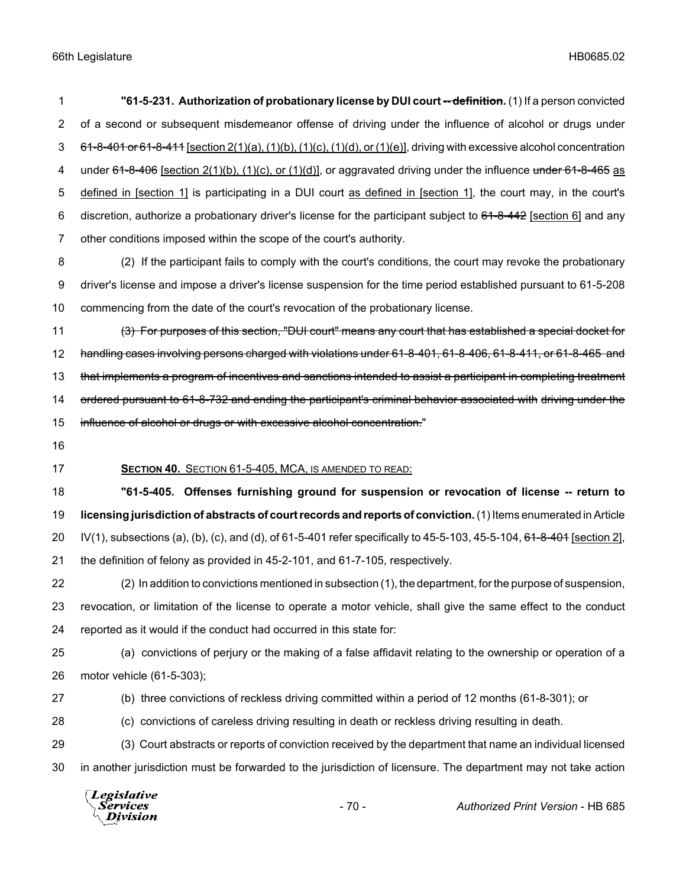**"61-5-231. Authorization of probationary license by DUI court ~~-- definition~~.** (1) If a person convicted of a second or subsequent misdemeanor offense of driving under the influence of alcohol or drugs under ~~61-8-401 or 61-8-411~~ [section 2(1)(a), (1)(b), (1)(c), (1)(d), or (1)(e)], driving with excessive alcohol concentration under ~~61-8-406~~ [section 2(1)(b), (1)(c), or (1)(d)], or aggravated driving under the influence ~~under 61-8-465~~ as defined in [section 1] is participating in a DUI court as defined in [section 1], the court may, in the court's discretion, authorize a probationary driver's license for the participant subject to ~~61-8-442~~ [section 6] and any other conditions imposed within the scope of the court's authority.

(2) If the participant fails to comply with the court's conditions, the court may revoke the probationary driver's license and impose a driver's license suspension for the time period established pursuant to 61-5-208 commencing from the date of the court's revocation of the probationary license.

~~(3) For purposes of this section, "DUI court" means any court that has established a special docket for handling cases involving persons charged with violations under 61-8-401, 61-8-406, 61-8-411, or 61-8-465 and that implements a program of incentives and sanctions intended to assist a participant in completing treatment ordered pursuant to 61-8-732 and ending the participant's criminal behavior associated with driving under the influence of alcohol or drugs or with excessive alcohol concentration.~~"

**SECTION 40.** SECTION 61-5-405, MCA, IS AMENDED TO READ:

**"61-5-405. Offenses furnishing ground for suspension or revocation of license -- return to licensing jurisdiction of abstracts of court records and reports of conviction.** (1) Items enumerated in Article IV(1), subsections (a), (b), (c), and (d), of 61-5-401 refer specifically to 45-5-103, 45-5-104, ~~61-8-401~~ [section 2], the definition of felony as provided in 45-2-101, and 61-7-105, respectively.

(2) In addition to convictions mentioned in subsection (1), the department, for the purpose of suspension, revocation, or limitation of the license to operate a motor vehicle, shall give the same effect to the conduct reported as it would if the conduct had occurred in this state for:

(a) convictions of perjury or the making of a false affidavit relating to the ownership or operation of a motor vehicle (61-5-303);

(b) three convictions of reckless driving committed within a period of 12 months (61-8-301); or

(c) convictions of careless driving resulting in death or reckless driving resulting in death.

(3) Court abstracts or reports of conviction received by the department that name an individual licensed in another jurisdiction must be forwarded to the jurisdiction of licensure. The department may not take action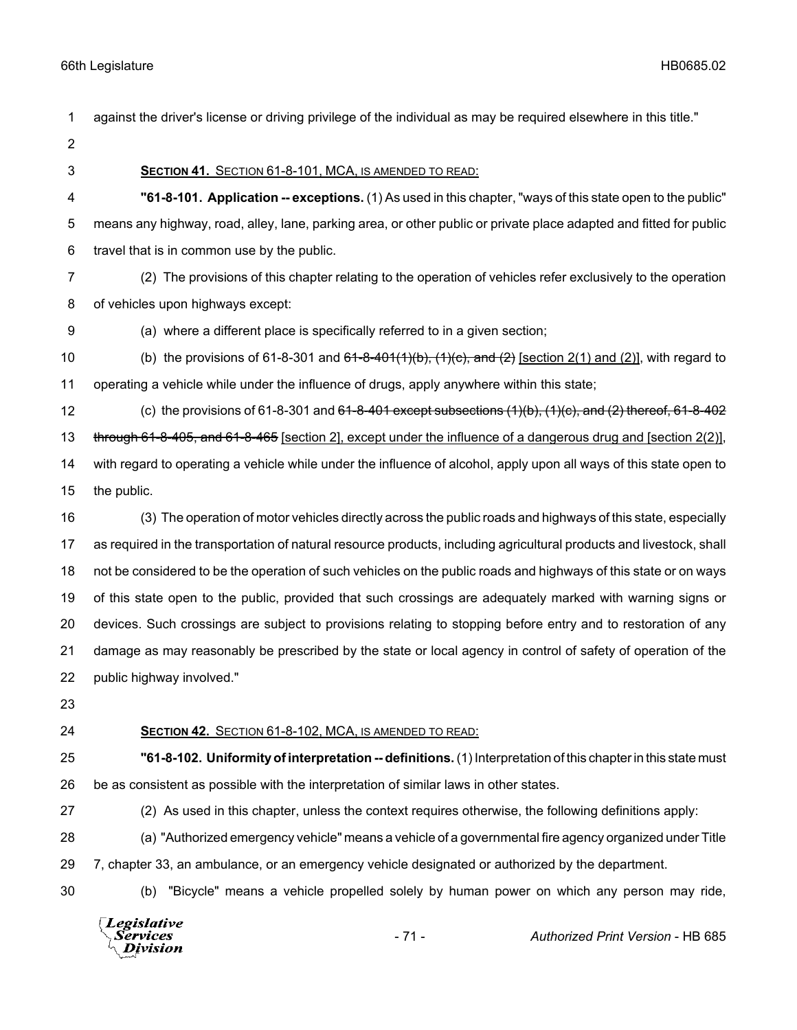against the driver's license or driving privilege of the individual as may be required elsewhere in this title."

**SECTION 41.** SECTION 61-8-101, MCA, IS AMENDED TO READ:

**"61-8-101. Application -- exceptions.** (1) As used in this chapter, "ways of this state open to the public" means any highway, road, alley, lane, parking area, or other public or private place adapted and fitted for public travel that is in common use by the public.

(2) The provisions of this chapter relating to the operation of vehicles refer exclusively to the operation of vehicles upon highways except:

(a) where a different place is specifically referred to in a given section;

(b) the provisions of 61-8-301 and ~~61-8-401(1)(b), (1)(c), and (2)~~ [section 2(1) and (2)], with regard to operating a vehicle while under the influence of drugs, apply anywhere within this state;

(c) the provisions of 61-8-301 and ~~61-8-401 except subsections (1)(b), (1)(c), and (2) thereof, 61-8-402 through 61-8-405, and 61-8-465~~ [section 2], except under the influence of a dangerous drug and [section 2(2)], with regard to operating a vehicle while under the influence of alcohol, apply upon all ways of this state open to the public.

(3) The operation of motor vehicles directly across the public roads and highways of this state, especially as required in the transportation of natural resource products, including agricultural products and livestock, shall not be considered to be the operation of such vehicles on the public roads and highways of this state or on ways of this state open to the public, provided that such crossings are adequately marked with warning signs or devices. Such crossings are subject to provisions relating to stopping before entry and to restoration of any damage as may reasonably be prescribed by the state or local agency in control of safety of operation of the public highway involved."

**SECTION 42.** SECTION 61-8-102, MCA, IS AMENDED TO READ:

**"61-8-102. Uniformity of interpretation -- definitions.** (1) Interpretation of this chapter in this state must be as consistent as possible with the interpretation of similar laws in other states.

(2) As used in this chapter, unless the context requires otherwise, the following definitions apply:

(a) "Authorized emergency vehicle" means a vehicle of a governmental fire agency organized under Title 7, chapter 33, an ambulance, or an emergency vehicle designated or authorized by the department.

(b) "Bicycle" means a vehicle propelled solely by human power on which any person may ride,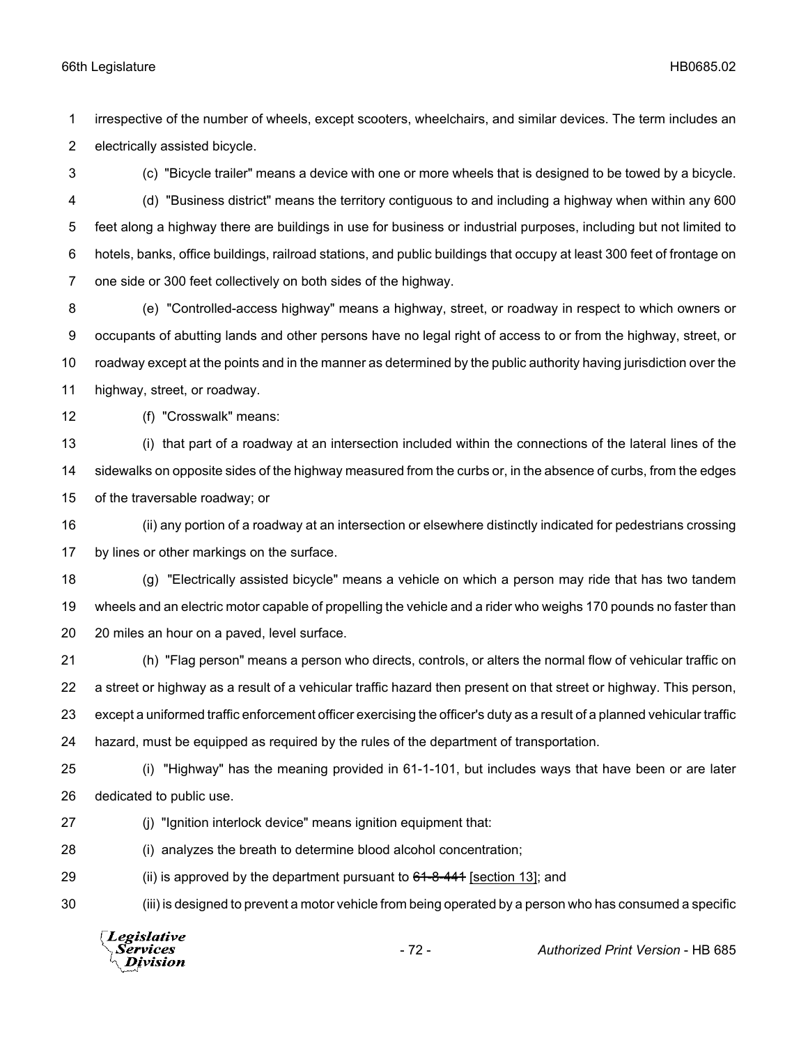irrespective of the number of wheels, except scooters, wheelchairs, and similar devices. The term includes an electrically assisted bicycle.

(c) "Bicycle trailer" means a device with one or more wheels that is designed to be towed by a bicycle.

(d) "Business district" means the territory contiguous to and including a highway when within any 600 feet along a highway there are buildings in use for business or industrial purposes, including but not limited to hotels, banks, office buildings, railroad stations, and public buildings that occupy at least 300 feet of frontage on one side or 300 feet collectively on both sides of the highway.

(e) "Controlled-access highway" means a highway, street, or roadway in respect to which owners or occupants of abutting lands and other persons have no legal right of access to or from the highway, street, or roadway except at the points and in the manner as determined by the public authority having jurisdiction over the highway, street, or roadway.

(f) "Crosswalk" means:

(i) that part of a roadway at an intersection included within the connections of the lateral lines of the sidewalks on opposite sides of the highway measured from the curbs or, in the absence of curbs, from the edges of the traversable roadway; or

(ii) any portion of a roadway at an intersection or elsewhere distinctly indicated for pedestrians crossing by lines or other markings on the surface.

(g) "Electrically assisted bicycle" means a vehicle on which a person may ride that has two tandem wheels and an electric motor capable of propelling the vehicle and a rider who weighs 170 pounds no faster than 20 miles an hour on a paved, level surface.

(h) "Flag person" means a person who directs, controls, or alters the normal flow of vehicular traffic on a street or highway as a result of a vehicular traffic hazard then present on that street or highway. This person, except a uniformed traffic enforcement officer exercising the officer's duty as a result of a planned vehicular traffic hazard, must be equipped as required by the rules of the department of transportation.

(i) "Highway" has the meaning provided in 61-1-101, but includes ways that have been or are later dedicated to public use.

(j) "Ignition interlock device" means ignition equipment that:

(i) analyzes the breath to determine blood alcohol concentration;

(ii) is approved by the department pursuant to ~~61-8-441~~ [section 13]; and

(iii) is designed to prevent a motor vehicle from being operated by a person who has consumed a specific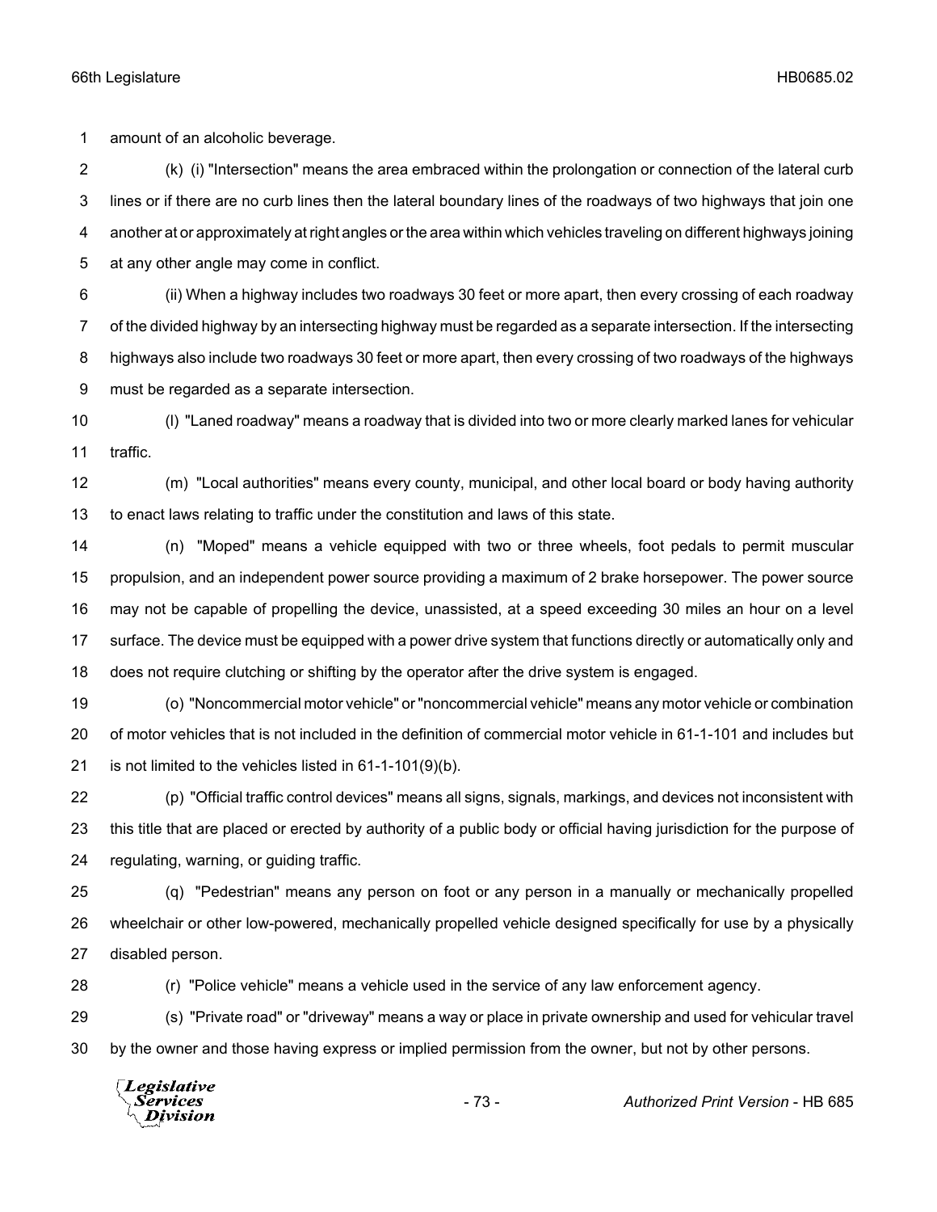amount of an alcoholic beverage.

(k) (i) "Intersection" means the area embraced within the prolongation or connection of the lateral curb lines or if there are no curb lines then the lateral boundary lines of the roadways of two highways that join one another at or approximately at right angles or the area within which vehicles traveling on different highways joining at any other angle may come in conflict.

(ii) When a highway includes two roadways 30 feet or more apart, then every crossing of each roadway of the divided highway by an intersecting highway must be regarded as a separate intersection. If the intersecting highways also include two roadways 30 feet or more apart, then every crossing of two roadways of the highways must be regarded as a separate intersection.

(l) "Laned roadway" means a roadway that is divided into two or more clearly marked lanes for vehicular traffic.

(m) "Local authorities" means every county, municipal, and other local board or body having authority to enact laws relating to traffic under the constitution and laws of this state.

(n) "Moped" means a vehicle equipped with two or three wheels, foot pedals to permit muscular propulsion, and an independent power source providing a maximum of 2 brake horsepower. The power source may not be capable of propelling the device, unassisted, at a speed exceeding 30 miles an hour on a level surface. The device must be equipped with a power drive system that functions directly or automatically only and does not require clutching or shifting by the operator after the drive system is engaged.

(o) "Noncommercial motor vehicle" or "noncommercial vehicle" means any motor vehicle or combination of motor vehicles that is not included in the definition of commercial motor vehicle in 61-1-101 and includes but is not limited to the vehicles listed in 61-1-101(9)(b).

(p) "Official traffic control devices" means all signs, signals, markings, and devices not inconsistent with this title that are placed or erected by authority of a public body or official having jurisdiction for the purpose of regulating, warning, or guiding traffic.

(q) "Pedestrian" means any person on foot or any person in a manually or mechanically propelled wheelchair or other low-powered, mechanically propelled vehicle designed specifically for use by a physically disabled person.

(r) "Police vehicle" means a vehicle used in the service of any law enforcement agency.

(s) "Private road" or "driveway" means a way or place in private ownership and used for vehicular travel by the owner and those having express or implied permission from the owner, but not by other persons.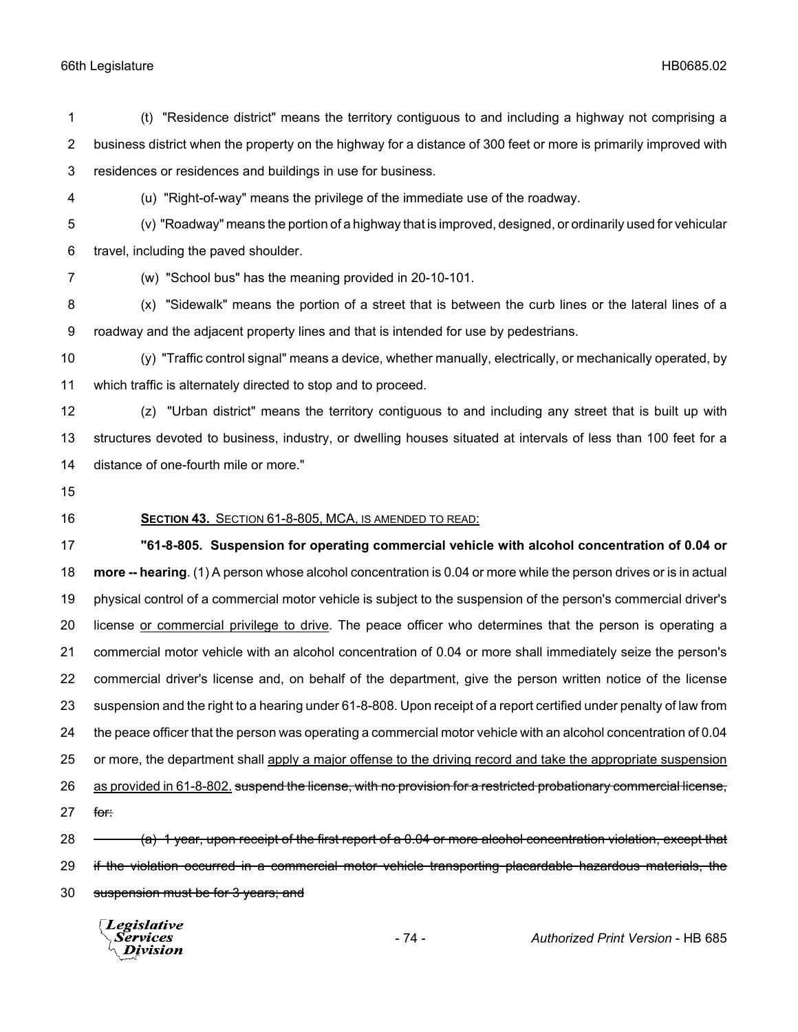(t) "Residence district" means the territory contiguous to and including a highway not comprising a business district when the property on the highway for a distance of 300 feet or more is primarily improved with residences or residences and buildings in use for business.

(u) "Right-of-way" means the privilege of the immediate use of the roadway.

(v) "Roadway" means the portion of a highway that is improved, designed, or ordinarily used for vehicular travel, including the paved shoulder.

(w) "School bus" has the meaning provided in 20-10-101.

(x) "Sidewalk" means the portion of a street that is between the curb lines or the lateral lines of a roadway and the adjacent property lines and that is intended for use by pedestrians.

(y) "Traffic control signal" means a device, whether manually, electrically, or mechanically operated, by which traffic is alternately directed to stop and to proceed.

(z) "Urban district" means the territory contiguous to and including any street that is built up with structures devoted to business, industry, or dwelling houses situated at intervals of less than 100 feet for a distance of one-fourth mile or more."

**SECTION 43.** SECTION 61-8-805, MCA, IS AMENDED TO READ:

**"61-8-805. Suspension for operating commercial vehicle with alcohol concentration of 0.04 or more -- hearing**. (1) A person whose alcohol concentration is 0.04 or more while the person drives or is in actual physical control of a commercial motor vehicle is subject to the suspension of the person's commercial driver's license <u>or commercial privilege to drive</u>. The peace officer who determines that the person is operating a commercial motor vehicle with an alcohol concentration of 0.04 or more shall immediately seize the person's commercial driver's license and, on behalf of the department, give the person written notice of the license suspension and the right to a hearing under 61-8-808. Upon receipt of a report certified under penalty of law from the peace officer that the person was operating a commercial motor vehicle with an alcohol concentration of 0.04 or more, the department shall <u>apply a major offense to the driving record and take the appropriate suspension as provided in 61-8-802.</u> ~~suspend the license, with no provision for a restricted probationary commercial license, for:~~

~~(a) 1 year, upon receipt of the first report of a 0.04 or more alcohol concentration violation, except that if the violation occurred in a commercial motor vehicle transporting placardable hazardous materials, the suspension must be for 3 years; and~~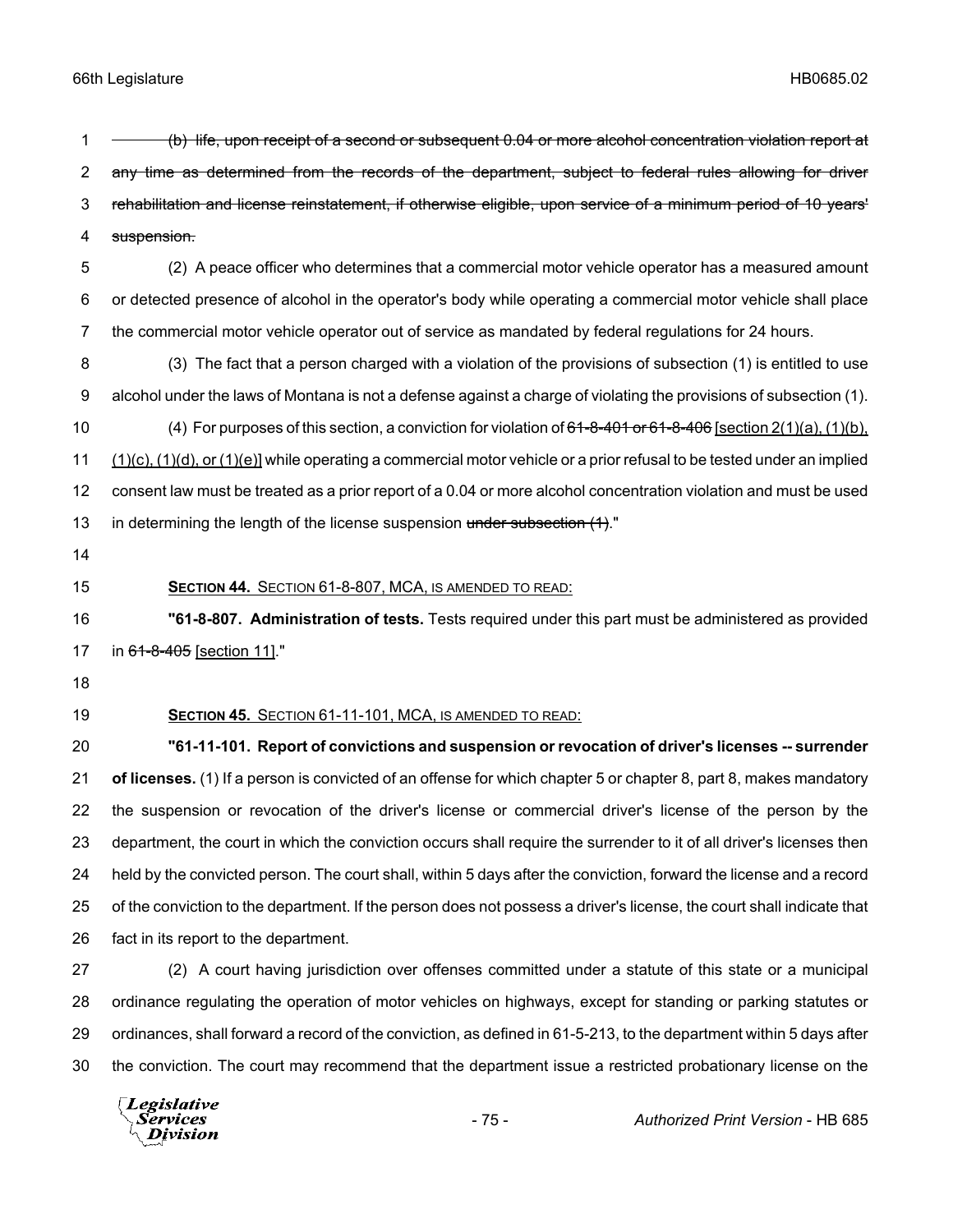~~(b) life, upon receipt of a second or subsequent 0.04 or more alcohol concentration violation report at any time as determined from the records of the department, subject to federal rules allowing for driver rehabilitation and license reinstatement, if otherwise eligible, upon service of a minimum period of 10 years' suspension.~~

(2) A peace officer who determines that a commercial motor vehicle operator has a measured amount or detected presence of alcohol in the operator's body while operating a commercial motor vehicle shall place the commercial motor vehicle operator out of service as mandated by federal regulations for 24 hours.

(3) The fact that a person charged with a violation of the provisions of subsection (1) is entitled to use alcohol under the laws of Montana is not a defense against a charge of violating the provisions of subsection (1).

(4) For purposes of this section, a conviction for violation of ~~61-8-401 or 61-8-406~~ <u>[section 2(1)(a), (1)(b), (1)(c), (1)(d), or (1)(e)]</u> while operating a commercial motor vehicle or a prior refusal to be tested under an implied consent law must be treated as a prior report of a 0.04 or more alcohol concentration violation and must be used in determining the length of the license suspension ~~under subsection (1)~~."

**SECTION 44.** SECTION 61-8-807, MCA, IS AMENDED TO READ:

**"61-8-807. Administration of tests.** Tests required under this part must be administered as provided in ~~61-8-405~~ <u>[section 11]</u>."

**SECTION 45.** SECTION 61-11-101, MCA, IS AMENDED TO READ:

**"61-11-101. Report of convictions and suspension or revocation of driver's licenses -- surrender of licenses.** (1) If a person is convicted of an offense for which chapter 5 or chapter 8, part 8, makes mandatory the suspension or revocation of the driver's license or commercial driver's license of the person by the department, the court in which the conviction occurs shall require the surrender to it of all driver's licenses then held by the convicted person. The court shall, within 5 days after the conviction, forward the license and a record of the conviction to the department. If the person does not possess a driver's license, the court shall indicate that fact in its report to the department.

(2) A court having jurisdiction over offenses committed under a statute of this state or a municipal ordinance regulating the operation of motor vehicles on highways, except for standing or parking statutes or ordinances, shall forward a record of the conviction, as defined in 61-5-213, to the department within 5 days after the conviction. The court may recommend that the department issue a restricted probationary license on the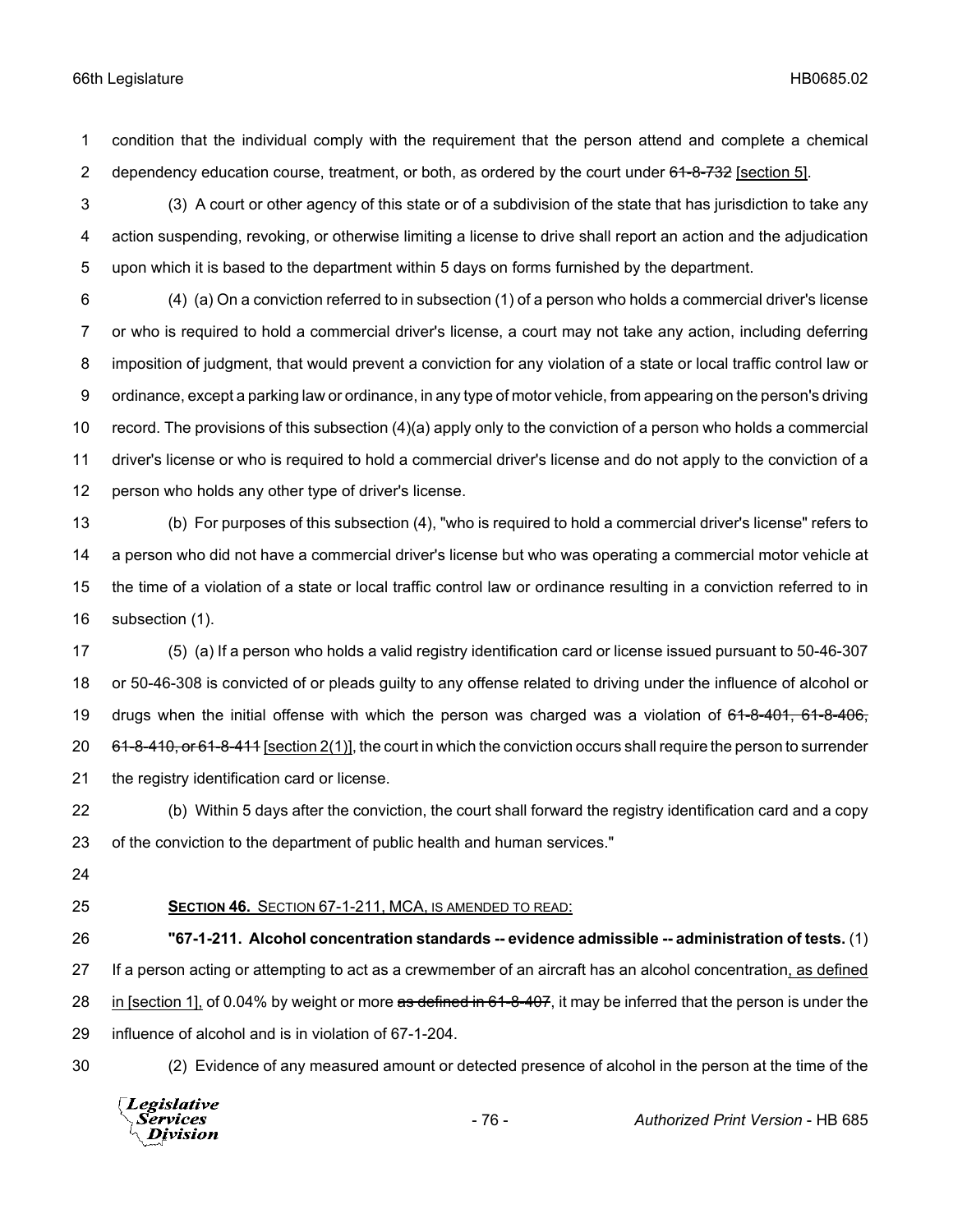condition that the individual comply with the requirement that the person attend and complete a chemical dependency education course, treatment, or both, as ordered by the court under ~~61-8-732~~ [section 5].

(3) A court or other agency of this state or of a subdivision of the state that has jurisdiction to take any action suspending, revoking, or otherwise limiting a license to drive shall report an action and the adjudication upon which it is based to the department within 5 days on forms furnished by the department.

(4) (a) On a conviction referred to in subsection (1) of a person who holds a commercial driver's license or who is required to hold a commercial driver's license, a court may not take any action, including deferring imposition of judgment, that would prevent a conviction for any violation of a state or local traffic control law or ordinance, except a parking law or ordinance, in any type of motor vehicle, from appearing on the person's driving record. The provisions of this subsection (4)(a) apply only to the conviction of a person who holds a commercial driver's license or who is required to hold a commercial driver's license and do not apply to the conviction of a person who holds any other type of driver's license.

(b) For purposes of this subsection (4), "who is required to hold a commercial driver's license" refers to a person who did not have a commercial driver's license but who was operating a commercial motor vehicle at the time of a violation of a state or local traffic control law or ordinance resulting in a conviction referred to in subsection (1).

(5) (a) If a person who holds a valid registry identification card or license issued pursuant to 50-46-307 or 50-46-308 is convicted of or pleads guilty to any offense related to driving under the influence of alcohol or drugs when the initial offense with which the person was charged was a violation of ~~61-8-401, 61-8-406, 61-8-410, or 61-8-411~~ [section 2(1)], the court in which the conviction occurs shall require the person to surrender the registry identification card or license.

(b) Within 5 days after the conviction, the court shall forward the registry identification card and a copy of the conviction to the department of public health and human services."

**SECTION 46.** SECTION 67-1-211, MCA, IS AMENDED TO READ:

**"67-1-211. Alcohol concentration standards -- evidence admissible -- administration of tests.** (1) If a person acting or attempting to act as a crewmember of an aircraft has an alcohol concentration, as defined in [section 1], of 0.04% by weight or more ~~as defined in 61-8-407~~, it may be inferred that the person is under the influence of alcohol and is in violation of 67-1-204.

(2) Evidence of any measured amount or detected presence of alcohol in the person at the time of the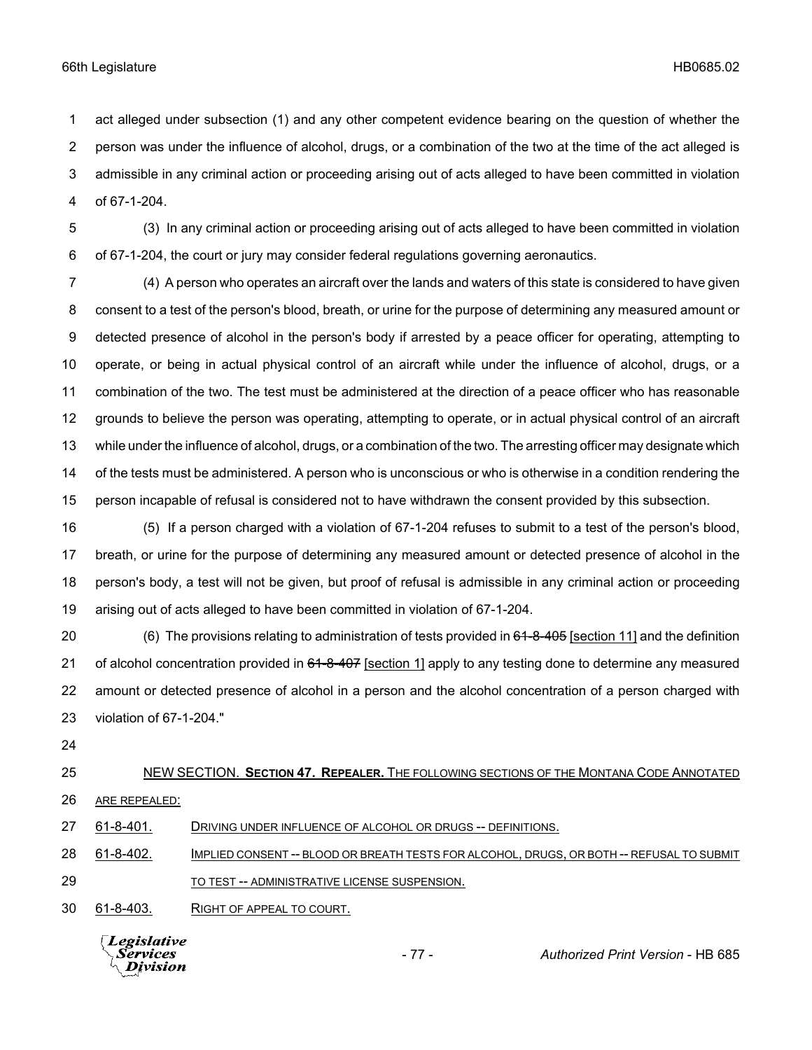act alleged under subsection (1) and any other competent evidence bearing on the question of whether the person was under the influence of alcohol, drugs, or a combination of the two at the time of the act alleged is admissible in any criminal action or proceeding arising out of acts alleged to have been committed in violation of 67-1-204.

(3) In any criminal action or proceeding arising out of acts alleged to have been committed in violation of 67-1-204, the court or jury may consider federal regulations governing aeronautics.

(4) A person who operates an aircraft over the lands and waters of this state is considered to have given consent to a test of the person's blood, breath, or urine for the purpose of determining any measured amount or detected presence of alcohol in the person's body if arrested by a peace officer for operating, attempting to operate, or being in actual physical control of an aircraft while under the influence of alcohol, drugs, or a combination of the two. The test must be administered at the direction of a peace officer who has reasonable grounds to believe the person was operating, attempting to operate, or in actual physical control of an aircraft while under the influence of alcohol, drugs, or a combination of the two. The arresting officer may designate which of the tests must be administered. A person who is unconscious or who is otherwise in a condition rendering the person incapable of refusal is considered not to have withdrawn the consent provided by this subsection.

(5) If a person charged with a violation of 67-1-204 refuses to submit to a test of the person's blood, breath, or urine for the purpose of determining any measured amount or detected presence of alcohol in the person's body, a test will not be given, but proof of refusal is admissible in any criminal action or proceeding arising out of acts alleged to have been committed in violation of 67-1-204.

(6) The provisions relating to administration of tests provided in ~~61-8-405~~ [section 11] and the definition of alcohol concentration provided in ~~61-8-407~~ [section 1] apply to any testing done to determine any measured amount or detected presence of alcohol in a person and the alcohol concentration of a person charged with violation of 67-1-204."

NEW SECTION. **SECTION 47. REPEALER.** THE FOLLOWING SECTIONS OF THE MONTANA CODE ANNOTATED ARE REPEALED:

61-8-401. DRIVING UNDER INFLUENCE OF ALCOHOL OR DRUGS -- DEFINITIONS.

61-8-402. IMPLIED CONSENT -- BLOOD OR BREATH TESTS FOR ALCOHOL, DRUGS, OR BOTH -- REFUSAL TO SUBMIT TO TEST -- ADMINISTRATIVE LICENSE SUSPENSION.

61-8-403. RIGHT OF APPEAL TO COURT.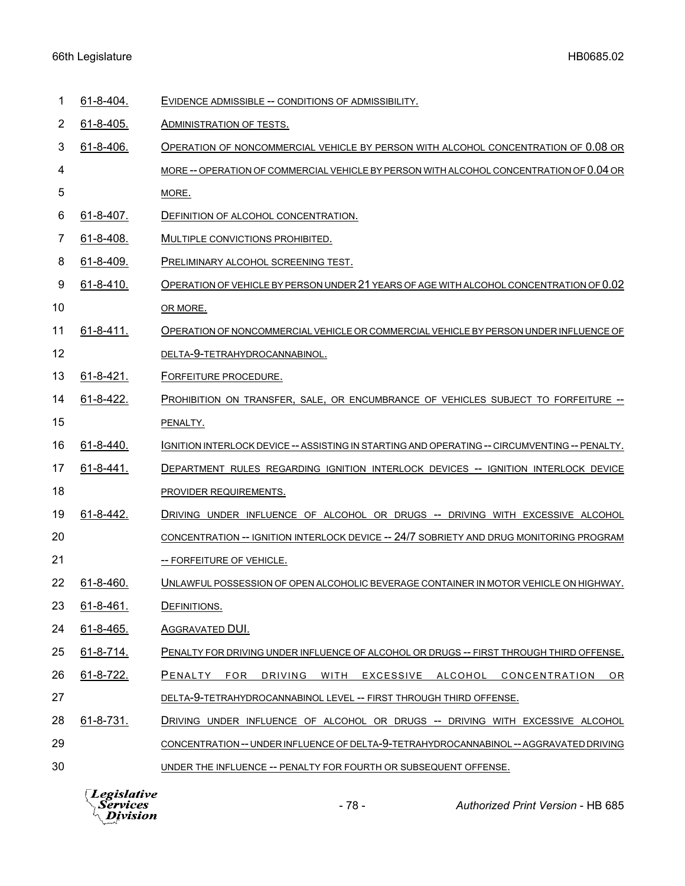61-8-404. EVIDENCE ADMISSIBLE -- CONDITIONS OF ADMISSIBILITY.

61-8-405. ADMINISTRATION OF TESTS.

61-8-406. OPERATION OF NONCOMMERCIAL VEHICLE BY PERSON WITH ALCOHOL CONCENTRATION OF 0.08 OR MORE -- OPERATION OF COMMERCIAL VEHICLE BY PERSON WITH ALCOHOL CONCENTRATION OF 0.04 OR MORE.

61-8-407. DEFINITION OF ALCOHOL CONCENTRATION.

61-8-408. MULTIPLE CONVICTIONS PROHIBITED.

61-8-409. PRELIMINARY ALCOHOL SCREENING TEST.

61-8-410. OPERATION OF VEHICLE BY PERSON UNDER 21 YEARS OF AGE WITH ALCOHOL CONCENTRATION OF 0.02 OR MORE.

61-8-411. OPERATION OF NONCOMMERCIAL VEHICLE OR COMMERCIAL VEHICLE BY PERSON UNDER INFLUENCE OF DELTA-9-TETRAHYDROCANNABINOL.

61-8-421. FORFEITURE PROCEDURE.

61-8-422. PROHIBITION ON TRANSFER, SALE, OR ENCUMBRANCE OF VEHICLES SUBJECT TO FORFEITURE -- PENALTY.

61-8-440. IGNITION INTERLOCK DEVICE -- ASSISTING IN STARTING AND OPERATING -- CIRCUMVENTING -- PENALTY.

61-8-441. DEPARTMENT RULES REGARDING IGNITION INTERLOCK DEVICES -- IGNITION INTERLOCK DEVICE PROVIDER REQUIREMENTS.

61-8-442. DRIVING UNDER INFLUENCE OF ALCOHOL OR DRUGS -- DRIVING WITH EXCESSIVE ALCOHOL CONCENTRATION -- IGNITION INTERLOCK DEVICE -- 24/7 SOBRIETY AND DRUG MONITORING PROGRAM -- FORFEITURE OF VEHICLE.

61-8-460. UNLAWFUL POSSESSION OF OPEN ALCOHOLIC BEVERAGE CONTAINER IN MOTOR VEHICLE ON HIGHWAY.

61-8-461. DEFINITIONS.

61-8-465. AGGRAVATED DUI.

61-8-714. PENALTY FOR DRIVING UNDER INFLUENCE OF ALCOHOL OR DRUGS -- FIRST THROUGH THIRD OFFENSE.

61-8-722. PENALTY FOR DRIVING WITH EXCESSIVE ALCOHOL CONCENTRATION OR DELTA-9-TETRAHYDROCANNABINOL LEVEL -- FIRST THROUGH THIRD OFFENSE.

61-8-731. DRIVING UNDER INFLUENCE OF ALCOHOL OR DRUGS -- DRIVING WITH EXCESSIVE ALCOHOL CONCENTRATION -- UNDER INFLUENCE OF DELTA-9-TETRAHYDROCANNABINOL -- AGGRAVATED DRIVING UNDER THE INFLUENCE -- PENALTY FOR FOURTH OR SUBSEQUENT OFFENSE.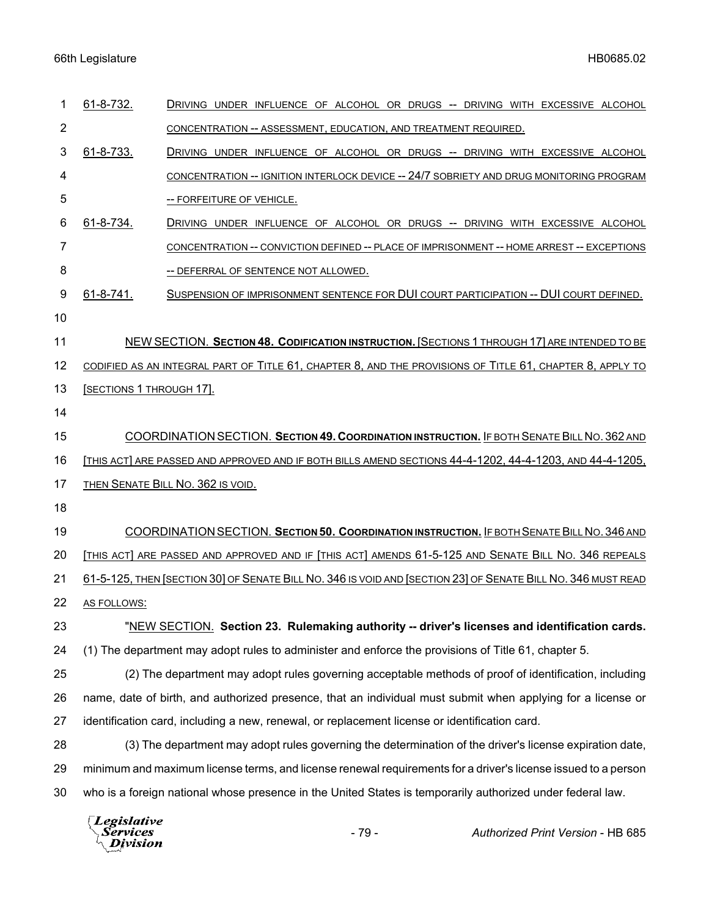61-8-732. DRIVING UNDER INFLUENCE OF ALCOHOL OR DRUGS -- DRIVING WITH EXCESSIVE ALCOHOL CONCENTRATION -- ASSESSMENT, EDUCATION, AND TREATMENT REQUIRED.

61-8-733. DRIVING UNDER INFLUENCE OF ALCOHOL OR DRUGS -- DRIVING WITH EXCESSIVE ALCOHOL CONCENTRATION -- IGNITION INTERLOCK DEVICE -- 24/7 SOBRIETY AND DRUG MONITORING PROGRAM -- FORFEITURE OF VEHICLE.

61-8-734. DRIVING UNDER INFLUENCE OF ALCOHOL OR DRUGS -- DRIVING WITH EXCESSIVE ALCOHOL CONCENTRATION -- CONVICTION DEFINED -- PLACE OF IMPRISONMENT -- HOME ARREST -- EXCEPTIONS -- DEFERRAL OF SENTENCE NOT ALLOWED.

61-8-741. SUSPENSION OF IMPRISONMENT SENTENCE FOR DUI COURT PARTICIPATION -- DUI COURT DEFINED.

NEW SECTION. **SECTION 48. CODIFICATION INSTRUCTION.** [SECTIONS 1 THROUGH 17] ARE INTENDED TO BE CODIFIED AS AN INTEGRAL PART OF TITLE 61, CHAPTER 8, AND THE PROVISIONS OF TITLE 61, CHAPTER 8, APPLY TO [SECTIONS 1 THROUGH 17].

COORDINATION SECTION. **SECTION 49. COORDINATION INSTRUCTION.** IF BOTH SENATE BILL NO. 362 AND [THIS ACT] ARE PASSED AND APPROVED AND IF BOTH BILLS AMEND SECTIONS 44-4-1202, 44-4-1203, AND 44-4-1205, THEN SENATE BILL NO. 362 IS VOID.

COORDINATION SECTION. **SECTION 50. COORDINATION INSTRUCTION.** IF BOTH SENATE BILL NO. 346 AND [THIS ACT] ARE PASSED AND APPROVED AND IF [THIS ACT] AMENDS 61-5-125 AND SENATE BILL NO. 346 REPEALS 61-5-125, THEN [SECTION 30] OF SENATE BILL NO. 346 IS VOID AND [SECTION 23] OF SENATE BILL NO. 346 MUST READ AS FOLLOWS:

"NEW SECTION. **Section 23. Rulemaking authority -- driver's licenses and identification cards.** (1) The department may adopt rules to administer and enforce the provisions of Title 61, chapter 5.

(2) The department may adopt rules governing acceptable methods of proof of identification, including name, date of birth, and authorized presence, that an individual must submit when applying for a license or identification card, including a new, renewal, or replacement license or identification card.

(3) The department may adopt rules governing the determination of the driver's license expiration date, minimum and maximum license terms, and license renewal requirements for a driver's license issued to a person who is a foreign national whose presence in the United States is temporarily authorized under federal law.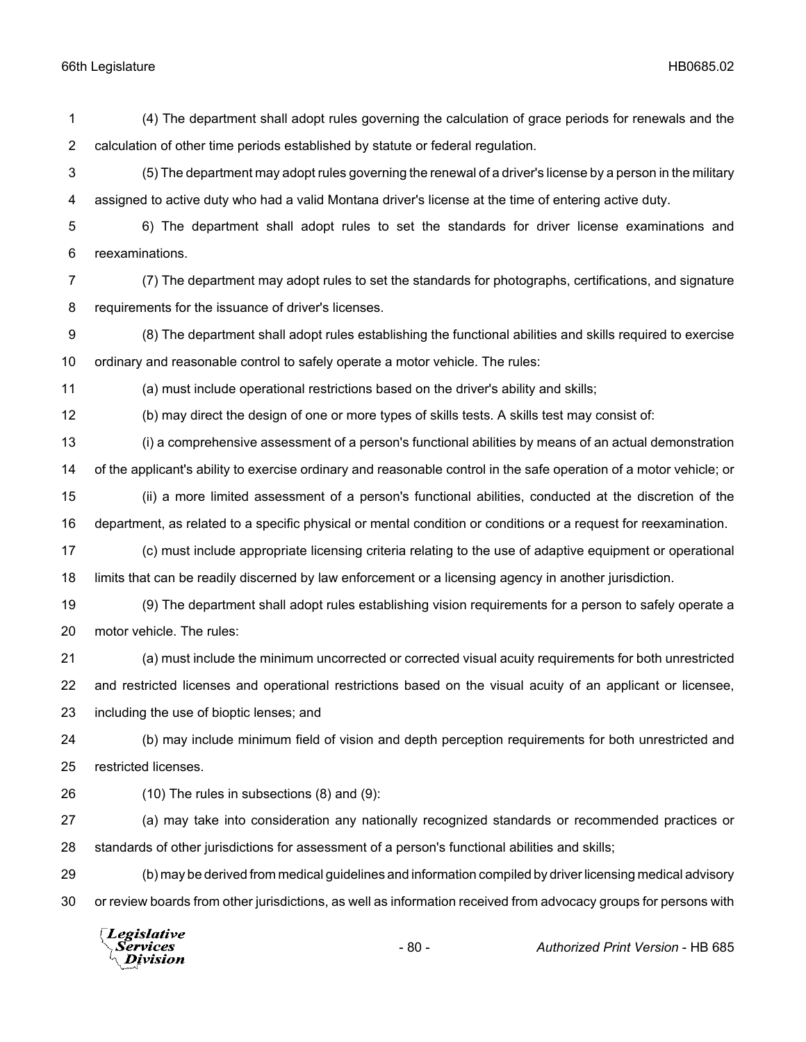(4) The department shall adopt rules governing the calculation of grace periods for renewals and the calculation of other time periods established by statute or federal regulation.

(5) The department may adopt rules governing the renewal of a driver's license by a person in the military assigned to active duty who had a valid Montana driver's license at the time of entering active duty.

6) The department shall adopt rules to set the standards for driver license examinations and reexaminations.

(7) The department may adopt rules to set the standards for photographs, certifications, and signature requirements for the issuance of driver's licenses.

(8) The department shall adopt rules establishing the functional abilities and skills required to exercise ordinary and reasonable control to safely operate a motor vehicle. The rules:

(a) must include operational restrictions based on the driver's ability and skills;

(b) may direct the design of one or more types of skills tests. A skills test may consist of:

(i) a comprehensive assessment of a person's functional abilities by means of an actual demonstration of the applicant's ability to exercise ordinary and reasonable control in the safe operation of a motor vehicle; or

(ii) a more limited assessment of a person's functional abilities, conducted at the discretion of the department, as related to a specific physical or mental condition or conditions or a request for reexamination.

(c) must include appropriate licensing criteria relating to the use of adaptive equipment or operational limits that can be readily discerned by law enforcement or a licensing agency in another jurisdiction.

(9) The department shall adopt rules establishing vision requirements for a person to safely operate a motor vehicle. The rules:

(a) must include the minimum uncorrected or corrected visual acuity requirements for both unrestricted and restricted licenses and operational restrictions based on the visual acuity of an applicant or licensee, including the use of bioptic lenses; and

(b) may include minimum field of vision and depth perception requirements for both unrestricted and restricted licenses.

(10) The rules in subsections (8) and (9):

(a) may take into consideration any nationally recognized standards or recommended practices or standards of other jurisdictions for assessment of a person's functional abilities and skills;

(b) may be derived from medical guidelines and information compiled by driver licensing medical advisory or review boards from other jurisdictions, as well as information received from advocacy groups for persons with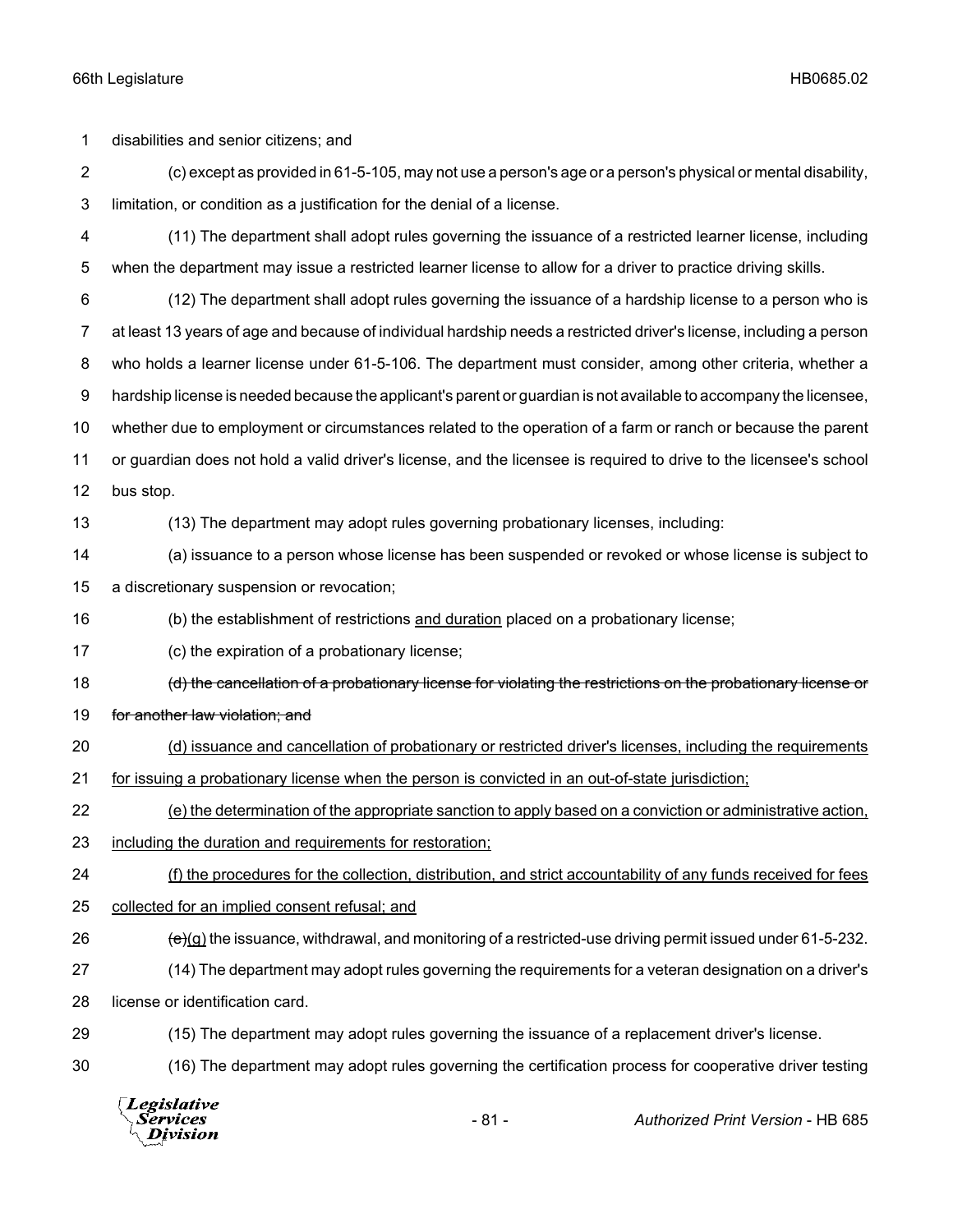disabilities and senior citizens; and

(c) except as provided in 61-5-105, may not use a person's age or a person's physical or mental disability, limitation, or condition as a justification for the denial of a license.

(11) The department shall adopt rules governing the issuance of a restricted learner license, including when the department may issue a restricted learner license to allow for a driver to practice driving skills.

(12) The department shall adopt rules governing the issuance of a hardship license to a person who is at least 13 years of age and because of individual hardship needs a restricted driver's license, including a person who holds a learner license under 61-5-106. The department must consider, among other criteria, whether a hardship license is needed because the applicant's parent or guardian is not available to accompany the licensee, whether due to employment or circumstances related to the operation of a farm or ranch or because the parent or guardian does not hold a valid driver's license, and the licensee is required to drive to the licensee's school bus stop.

(13) The department may adopt rules governing probationary licenses, including:

(a) issuance to a person whose license has been suspended or revoked or whose license is subject to a discretionary suspension or revocation;

(b) the establishment of restrictions <u>and duration</u> placed on a probationary license;

(c) the expiration of a probationary license;

~~(d) the cancellation of a probationary license for violating the restrictions on the probationary license or for another law violation; and~~

<u>(d) issuance and cancellation of probationary or restricted driver's licenses, including the requirements for issuing a probationary license when the person is convicted in an out-of-state jurisdiction;</u>

<u>(e) the determination of the appropriate sanction to apply based on a conviction or administrative action, including the duration and requirements for restoration;</u>

<u>(f) the procedures for the collection, distribution, and strict accountability of any funds received for fees collected for an implied consent refusal; and</u>

~~(e)~~<u>(g)</u> the issuance, withdrawal, and monitoring of a restricted-use driving permit issued under 61-5-232.

(14) The department may adopt rules governing the requirements for a veteran designation on a driver's license or identification card.

(15) The department may adopt rules governing the issuance of a replacement driver's license.

(16) The department may adopt rules governing the certification process for cooperative driver testing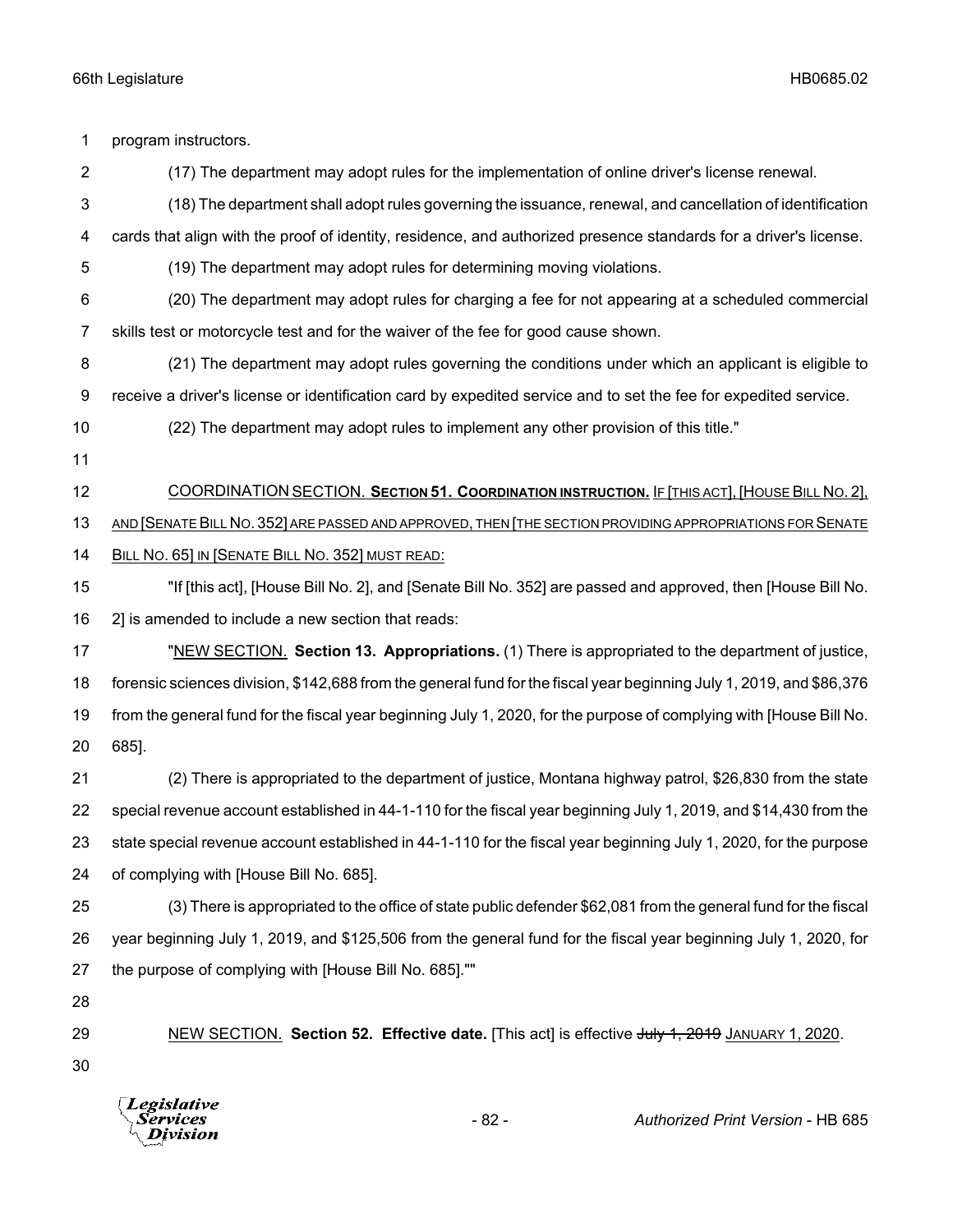program instructors.

(17) The department may adopt rules for the implementation of online driver's license renewal.

(18) The department shall adopt rules governing the issuance, renewal, and cancellation of identification cards that align with the proof of identity, residence, and authorized presence standards for a driver's license.

(19) The department may adopt rules for determining moving violations.

(20) The department may adopt rules for charging a fee for not appearing at a scheduled commercial skills test or motorcycle test and for the waiver of the fee for good cause shown.

(21) The department may adopt rules governing the conditions under which an applicant is eligible to receive a driver's license or identification card by expedited service and to set the fee for expedited service.

(22) The department may adopt rules to implement any other provision of this title."

COORDINATION SECTION. **SECTION 51. COORDINATION INSTRUCTION.** IF [THIS ACT], [HOUSE BILL NO. 2], AND [SENATE BILL NO. 352] ARE PASSED AND APPROVED, THEN [THE SECTION PROVIDING APPROPRIATIONS FOR SENATE BILL NO. 65] IN [SENATE BILL NO. 352] MUST READ:

"If [this act], [House Bill No. 2], and [Senate Bill No. 352] are passed and approved, then [House Bill No. 2] is amended to include a new section that reads:

"NEW SECTION. **Section 13. Appropriations.** (1) There is appropriated to the department of justice, forensic sciences division, $142,688 from the general fund for the fiscal year beginning July 1, 2019, and $86,376 from the general fund for the fiscal year beginning July 1, 2020, for the purpose of complying with [House Bill No. 685].

(2) There is appropriated to the department of justice, Montana highway patrol, $26,830 from the state special revenue account established in 44-1-110 for the fiscal year beginning July 1, 2019, and $14,430 from the state special revenue account established in 44-1-110 for the fiscal year beginning July 1, 2020, for the purpose of complying with [House Bill No. 685].

(3) There is appropriated to the office of state public defender $62,081 from the general fund for the fiscal year beginning July 1, 2019, and $125,506 from the general fund for the fiscal year beginning July 1, 2020, for the purpose of complying with [House Bill No. 685].""

NEW SECTION. **Section 52. Effective date.** [This act] is effective ~~July 1, 2019~~ JANUARY 1, 2020.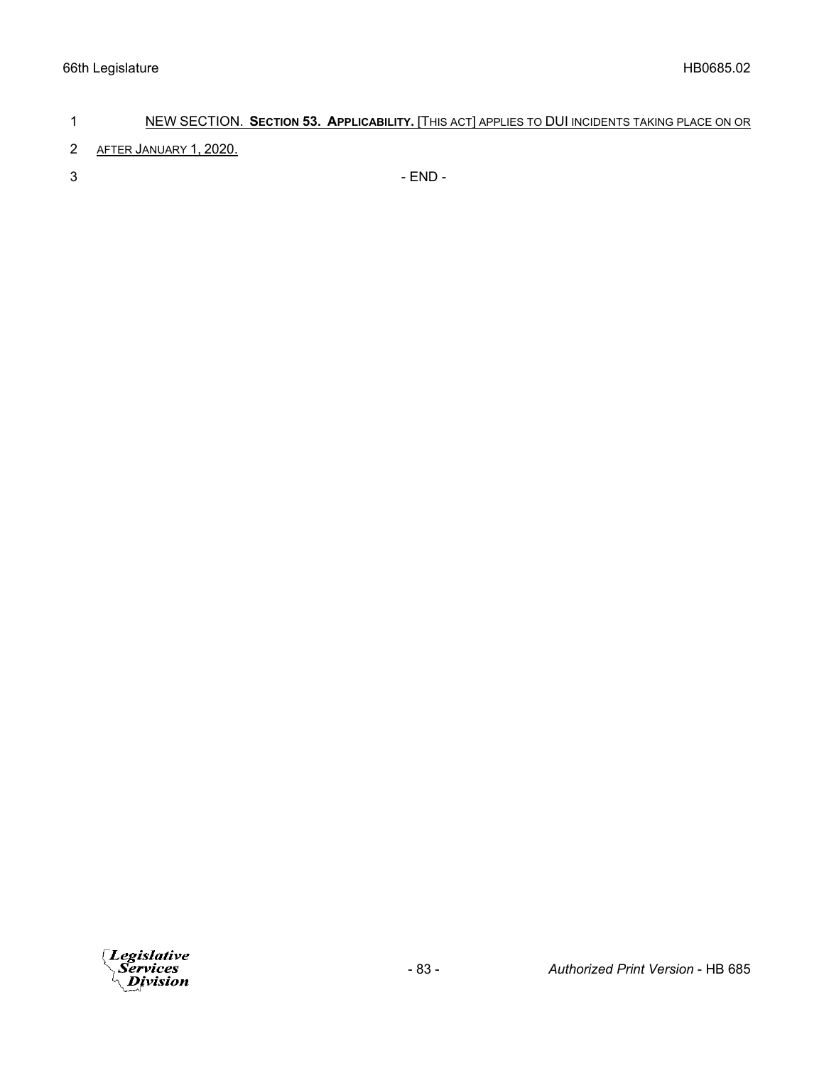NEW SECTION. **Section 53. Applicability.** [This act] applies to DUI incidents taking place on or after January 1, 2020.

- END -